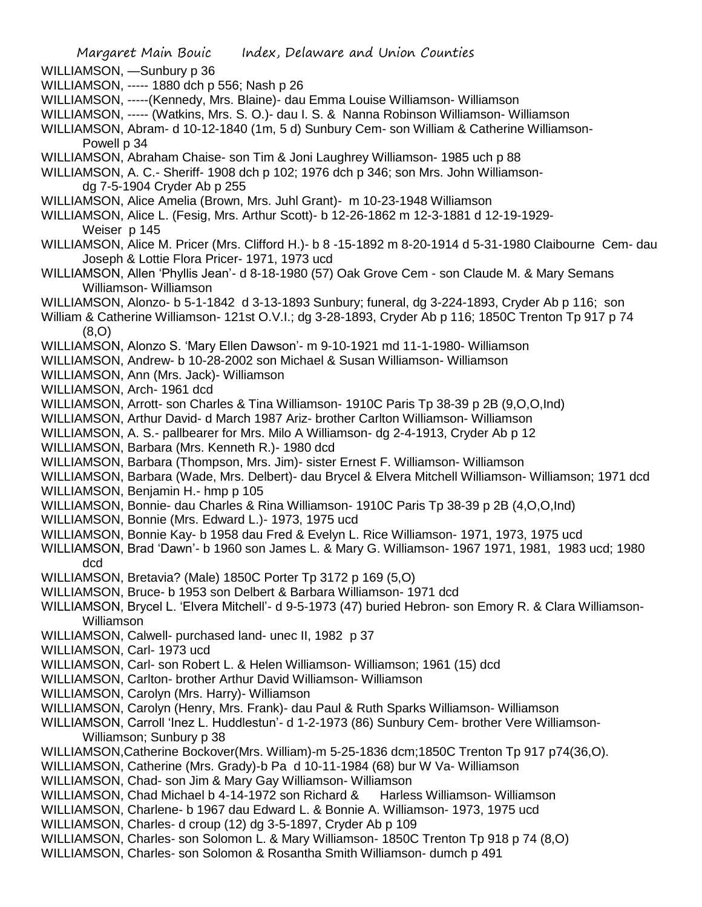WILLIAMSON, —Sunbury p 36

WILLIAMSON, ----- 1880 dch p 556; Nash p 26

WILLIAMSON, -----(Kennedy, Mrs. Blaine)- dau Emma Louise Williamson- Williamson

WILLIAMSON, ----- (Watkins, Mrs. S. O.)- dau I. S. & Nanna Robinson Williamson- Williamson

WILLIAMSON, Abram- d 10-12-1840 (1m, 5 d) Sunbury Cem- son William & Catherine Williamson- Powell p 34

WILLIAMSON, Abraham Chaise- son Tim & Joni Laughrey Williamson- 1985 uch p 88

WILLIAMSON, A. C.- Sheriff- 1908 dch p 102; 1976 dch p 346; son Mrs. John Williamson- dg 7-5-1904 Cryder Ab p 255

WILLIAMSON, Alice Amelia (Brown, Mrs. Juhl Grant)- m 10-23-1948 Williamson

WILLIAMSON, Alice L. (Fesig, Mrs. Arthur Scott)- b 12-26-1862 m 12-3-1881 d 12-19-1929- Weiser p 145

WILLIAMSON, Alice M. Pricer (Mrs. Clifford H.)- b 8 -15-1892 m 8-20-1914 d 5-31-1980 Claibourne Cem- dau Joseph & Lottie Flora Pricer- 1971, 1973 ucd

WILLIAMSON, Allen 'Phyllis Jean'- d 8-18-1980 (57) Oak Grove Cem - son Claude M. & Mary Semans Williamson- Williamson

WILLIAMSON, Alonzo- b 5-1-1842 d 3-13-1893 Sunbury; funeral, dg 3-224-1893, Cryder Ab p 116; son William & Catherine Williamson- 121st O.V.I.; dg 3-28-1893, Cryder Ab p 116; 1850C Trenton Tp 917 p 74 (8,O)

WILLIAMSON, Alonzo S. 'Mary Ellen Dawson'- m 9-10-1921 md 11-1-1980- Williamson

WILLIAMSON, Andrew- b 10-28-2002 son Michael & Susan Williamson- Williamson

WILLIAMSON, Ann (Mrs. Jack)- Williamson

WILLIAMSON, Arch- 1961 dcd

WILLIAMSON, Arrott- son Charles & Tina Williamson- 1910C Paris Tp 38-39 p 2B (9,O,O,Ind)

WILLIAMSON, Arthur David- d March 1987 Ariz- brother Carlton Williamson- Williamson

WILLIAMSON, A. S.- pallbearer for Mrs. Milo A Williamson- dg 2-4-1913, Cryder Ab p 12

WILLIAMSON, Barbara (Mrs. Kenneth R.)- 1980 dcd

WILLIAMSON, Barbara (Thompson, Mrs. Jim)- sister Ernest F. Williamson- Williamson

WILLIAMSON, Barbara (Wade, Mrs. Delbert)- dau Brycel & Elvera Mitchell Williamson- Williamson; 1971 dcd

WILLIAMSON, Benjamin H.- hmp p 105

WILLIAMSON, Bonnie- dau Charles & Rina Williamson- 1910C Paris Tp 38-39 p 2B (4,O,O,Ind)

WILLIAMSON, Bonnie (Mrs. Edward L.)- 1973, 1975 ucd

WILLIAMSON, Bonnie Kay- b 1958 dau Fred & Evelyn L. Rice Williamson- 1971, 1973, 1975 ucd

WILLIAMSON, Brad 'Dawn'- b 1960 son James L. & Mary G. Williamson- 1967 1971, 1981, 1983 ucd; 1980 dcd

WILLIAMSON, Bretavia? (Male) 1850C Porter Tp 3172 p 169 (5,O)

WILLIAMSON, Bruce- b 1953 son Delbert & Barbara Williamson- 1971 dcd

WILLIAMSON, Brycel L. 'Elvera Mitchell'- d 9-5-1973 (47) buried Hebron- son Emory R. & Clara Williamson- Williamson

WILLIAMSON, Calwell- purchased land- unec II, 1982 p 37

WILLIAMSON, Carl- 1973 ucd

WILLIAMSON, Carl- son Robert L. & Helen Williamson- Williamson; 1961 (15) dcd

WILLIAMSON, Carlton- brother Arthur David Williamson- Williamson

WILLIAMSON, Carolyn (Mrs. Harry)- Williamson

WILLIAMSON, Carolyn (Henry, Mrs. Frank)- dau Paul & Ruth Sparks Williamson- Williamson

WILLIAMSON, Carroll 'Inez L. Huddlestun'- d 1-2-1973 (86) Sunbury Cem- brother Vere Williamson- Williamson; Sunbury p 38

WILLIAMSON,Catherine Bockover(Mrs. William)-m 5-25-1836 dcm;1850C Trenton Tp 917 p74(36,O).

WILLIAMSON, Catherine (Mrs. Grady)-b Pa d 10-11-1984 (68) bur W Va- Williamson

WILLIAMSON, Chad- son Jim & Mary Gay Williamson- Williamson

WILLIAMSON, Chad Michael b 4-14-1972 son Richard & Harless Williamson- Williamson

WILLIAMSON, Charlene- b 1967 dau Edward L. & Bonnie A. Williamson- 1973, 1975 ucd

WILLIAMSON, Charles- d croup (12) dg 3-5-1897, Cryder Ab p 109

WILLIAMSON, Charles- son Solomon L. & Mary Williamson- 1850C Trenton Tp 918 p 74 (8,O)

WILLIAMSON, Charles- son Solomon & Rosantha Smith Williamson- dumch p 491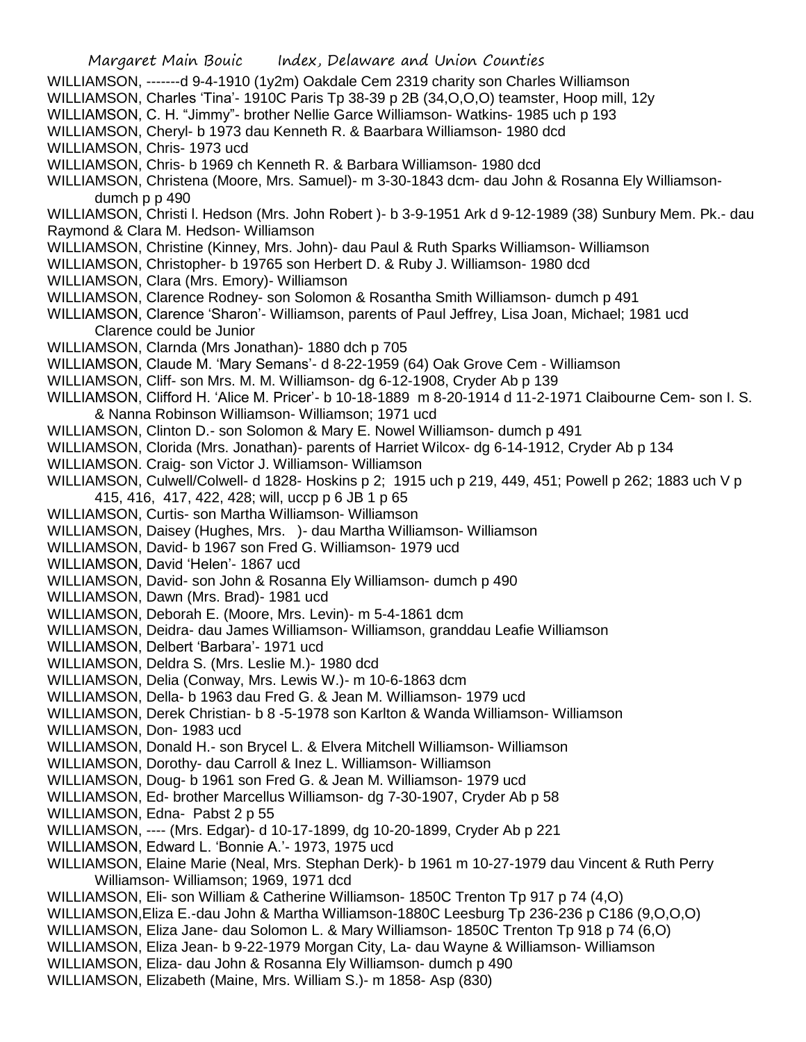WILLIAMSON, -------d 9-4-1910 (1y2m) Oakdale Cem 2319 charity son Charles Williamson

WILLIAMSON, Charles 'Tina'- 1910C Paris Tp 38-39 p 2B (34,O,O,O) teamster, Hoop mill, 12y

WILLIAMSON, C. H. "Jimmy"- brother Nellie Garce Williamson- Watkins- 1985 uch p 193

WILLIAMSON, Cheryl- b 1973 dau Kenneth R. & Baarbara Williamson- 1980 dcd

WILLIAMSON, Chris- 1973 ucd

WILLIAMSON, Chris- b 1969 ch Kenneth R. & Barbara Williamson- 1980 dcd

WILLIAMSON, Christena (Moore, Mrs. Samuel)- m 3-30-1843 dcm- dau John & Rosanna Ely Williamson- dumch p p 490

WILLIAMSON, Christi l. Hedson (Mrs. John Robert )- b 3-9-1951 Ark d 9-12-1989 (38) Sunbury Mem. Pk.- dau Raymond & Clara M. Hedson- Williamson

WILLIAMSON, Christine (Kinney, Mrs. John)- dau Paul & Ruth Sparks Williamson- Williamson

WILLIAMSON, Christopher- b 19765 son Herbert D. & Ruby J. Williamson- 1980 dcd

WILLIAMSON, Clara (Mrs. Emory)- Williamson

WILLIAMSON, Clarence Rodney- son Solomon & Rosantha Smith Williamson- dumch p 491

WILLIAMSON, Clarence 'Sharon'- Williamson, parents of Paul Jeffrey, Lisa Joan, Michael; 1981 ucd Clarence could be Junior

WILLIAMSON, Clarnda (Mrs Jonathan)- 1880 dch p 705

WILLIAMSON, Claude M. 'Mary Semans'- d 8-22-1959 (64) Oak Grove Cem - Williamson

WILLIAMSON, Cliff- son Mrs. M. M. Williamson- dg 6-12-1908, Cryder Ab p 139

WILLIAMSON, Clifford H. 'Alice M. Pricer'- b 10-18-1889 m 8-20-1914 d 11-2-1971 Claibourne Cem- son I. S. & Nanna Robinson Williamson- Williamson; 1971 ucd

WILLIAMSON, Clinton D.- son Solomon & Mary E. Nowel Williamson- dumch p 491

WILLIAMSON, Clorida (Mrs. Jonathan)- parents of Harriet Wilcox- dg 6-14-1912, Cryder Ab p 134

WILLIAMSON. Craig- son Victor J. Williamson- Williamson

WILLIAMSON, Culwell/Colwell- d 1828- Hoskins p 2; 1915 uch p 219, 449, 451; Powell p 262; 1883 uch V p 415, 416, 417, 422, 428; will, uccp p 6 JB 1 p 65

WILLIAMSON, Curtis- son Martha Williamson- Williamson

WILLIAMSON, Daisey (Hughes, Mrs. )- dau Martha Williamson- Williamson

WILLIAMSON, David- b 1967 son Fred G. Williamson- 1979 ucd

WILLIAMSON, David 'Helen'- 1867 ucd

WILLIAMSON, David- son John & Rosanna Ely Williamson- dumch p 490

WILLIAMSON, Dawn (Mrs. Brad)- 1981 ucd

WILLIAMSON, Deborah E. (Moore, Mrs. Levin)- m 5-4-1861 dcm

WILLIAMSON, Deidra- dau James Williamson- Williamson, granddau Leafie Williamson

WILLIAMSON, Delbert 'Barbara'- 1971 ucd

WILLIAMSON, Deldra S. (Mrs. Leslie M.)- 1980 dcd

WILLIAMSON, Delia (Conway, Mrs. Lewis W.)- m 10-6-1863 dcm

WILLIAMSON, Della- b 1963 dau Fred G. & Jean M. Williamson- 1979 ucd

WILLIAMSON, Derek Christian- b 8 -5-1978 son Karlton & Wanda Williamson- Williamson

WILLIAMSON, Don- 1983 ucd

WILLIAMSON, Donald H.- son Brycel L. & Elvera Mitchell Williamson- Williamson

WILLIAMSON, Dorothy- dau Carroll & Inez L. Williamson- Williamson

WILLIAMSON, Doug- b 1961 son Fred G. & Jean M. Williamson- 1979 ucd

WILLIAMSON, Ed- brother Marcellus Williamson- dg 7-30-1907, Cryder Ab p 58

WILLIAMSON, Edna- Pabst 2 p 55

WILLIAMSON, ---- (Mrs. Edgar)- d 10-17-1899, dg 10-20-1899, Cryder Ab p 221

WILLIAMSON, Edward L. 'Bonnie A.'- 1973, 1975 ucd

WILLIAMSON, Elaine Marie (Neal, Mrs. Stephan Derk)- b 1961 m 10-27-1979 dau Vincent & Ruth Perry Williamson- Williamson; 1969, 1971 dcd

WILLIAMSON, Eli- son William & Catherine Williamson- 1850C Trenton Tp 917 p 74 (4,O)

WILLIAMSON,Eliza E.-dau John & Martha Williamson-1880C Leesburg Tp 236-236 p C186 (9,O,O,O)

WILLIAMSON, Eliza Jane- dau Solomon L. & Mary Williamson- 1850C Trenton Tp 918 p 74 (6,O)

WILLIAMSON, Eliza Jean- b 9-22-1979 Morgan City, La- dau Wayne & Williamson- Williamson

WILLIAMSON, Eliza- dau John & Rosanna Ely Williamson- dumch p 490

WILLIAMSON, Elizabeth (Maine, Mrs. William S.)- m 1858- Asp (830)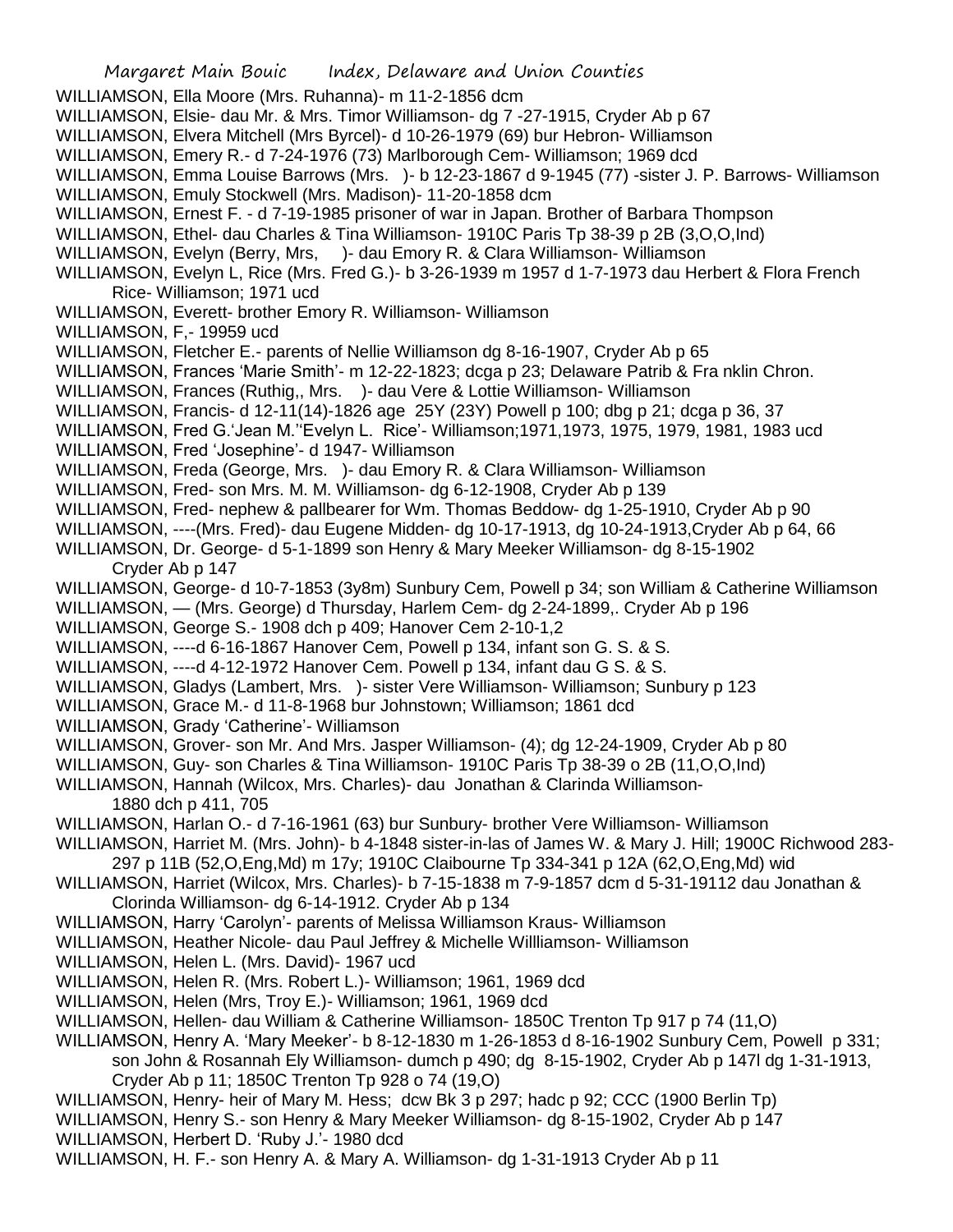WILLIAMSON, Ella Moore (Mrs. Ruhanna)- m 11-2-1856 dcm

WILLIAMSON, Elsie- dau Mr. & Mrs. Timor Williamson- dg 7 -27-1915, Cryder Ab p 67

WILLIAMSON, Elvera Mitchell (Mrs Byrcel)- d 10-26-1979 (69) bur Hebron- Williamson

WILLIAMSON, Emery R.- d 7-24-1976 (73) Marlborough Cem- Williamson; 1969 dcd

WILLIAMSON, Emma Louise Barrows (Mrs. )- b 12-23-1867 d 9-1945 (77) -sister J. P. Barrows- Williamson

WILLIAMSON, Emuly Stockwell (Mrs. Madison)- 11-20-1858 dcm

WILLIAMSON, Ernest F. - d 7-19-1985 prisoner of war in Japan. Brother of Barbara Thompson

WILLIAMSON, Ethel- dau Charles & Tina Williamson- 1910C Paris Tp 38-39 p 2B (3,O,O,Ind)

WILLIAMSON, Evelyn (Berry, Mrs, )- dau Emory R. & Clara Williamson- Williamson

WILLIAMSON, Evelyn L, Rice (Mrs. Fred G.)- b 3-26-1939 m 1957 d 1-7-1973 dau Herbert & Flora French Rice- Williamson; 1971 ucd

WILLIAMSON, Everett- brother Emory R. Williamson- Williamson

WILLIAMSON, F,- 19959 ucd

WILLIAMSON, Fletcher E.- parents of Nellie Williamson dg 8-16-1907, Cryder Ab p 65

WILLIAMSON, Frances 'Marie Smith'- m 12-22-1823; dcga p 23; Delaware Patrib & Fra nklin Chron.

WILLIAMSON, Frances (Ruthig,, Mrs. )- dau Vere & Lottie Williamson- Williamson

WILLIAMSON, Francis- d 12-11(14)-1826 age 25Y (23Y) Powell p 100; dbg p 21; dcga p 36, 37

WILLIAMSON, Fred G.'Jean M.''Evelyn L. Rice'- Williamson;1971,1973, 1975, 1979, 1981, 1983 ucd

WILLIAMSON, Fred 'Josephine'- d 1947- Williamson

WILLIAMSON, Freda (George, Mrs. )- dau Emory R. & Clara Williamson- Williamson

WILLIAMSON, Fred- son Mrs. M. M. Williamson- dg 6-12-1908, Cryder Ab p 139

WILLIAMSON, Fred- nephew & pallbearer for Wm. Thomas Beddow- dg 1-25-1910, Cryder Ab p 90

WILLIAMSON, ----(Mrs. Fred)- dau Eugene Midden- dg 10-17-1913, dg 10-24-1913,Cryder Ab p 64, 66

WILLIAMSON, Dr. George- d 5-1-1899 son Henry & Mary Meeker Williamson- dg 8-15-1902 Cryder Ab p 147

WILLIAMSON, George- d 10-7-1853 (3y8m) Sunbury Cem, Powell p 34; son William & Catherine Williamson

WILLIAMSON, — (Mrs. George) d Thursday, Harlem Cem- dg 2-24-1899,. Cryder Ab p 196

WILLIAMSON, George S.- 1908 dch p 409; Hanover Cem 2-10-1,2

WILLIAMSON, ----d 6-16-1867 Hanover Cem, Powell p 134, infant son G. S. & S.

WILLIAMSON, ----d 4-12-1972 Hanover Cem. Powell p 134, infant dau G S. & S.

WILLIAMSON, Gladys (Lambert, Mrs. )- sister Vere Williamson- Williamson; Sunbury p 123

WILLIAMSON, Grace M.- d 11-8-1968 bur Johnstown; Williamson; 1861 dcd

WILLIAMSON, Grady 'Catherine'- Williamson

WILLIAMSON, Grover- son Mr. And Mrs. Jasper Williamson- (4); dg 12-24-1909, Cryder Ab p 80

WILLIAMSON, Guy- son Charles & Tina Williamson- 1910C Paris Tp 38-39 o 2B (11,O,O,Ind)

WILLIAMSON, Hannah (Wilcox, Mrs. Charles)- dau Jonathan & Clarinda Williamson- 1880 dch p 411, 705

WILLIAMSON, Harlan O.- d 7-16-1961 (63) bur Sunbury- brother Vere Williamson- Williamson

WILLIAMSON, Harriet M. (Mrs. John)- b 4-1848 sister-in-las of James W. & Mary J. Hill; 1900C Richwood 283-297 p 11B (52,O,Eng,Md) m 17y; 1910C Claibourne Tp 334-341 p 12A (62,O,Eng,Md) wid

WILLIAMSON, Harriet (Wilcox, Mrs. Charles)- b 7-15-1838 m 7-9-1857 dcm d 5-31-19112 dau Jonathan & Clorinda Williamson- dg 6-14-1912. Cryder Ab p 134

WILLIAMSON, Harry 'Carolyn'- parents of Melissa Williamson Kraus- Williamson

WILLIAMSON, Heather Nicole- dau Paul Jeffrey & Michelle Willliamson- Williamson

WILLIAMSON, Helen L. (Mrs. David)- 1967 ucd

WILLIAMSON, Helen R. (Mrs. Robert L.)- Williamson; 1961, 1969 dcd

WILLIAMSON, Helen (Mrs, Troy E.)- Williamson; 1961, 1969 dcd

WILLIAMSON, Hellen- dau William & Catherine Williamson- 1850C Trenton Tp 917 p 74 (11,O)

WILLIAMSON, Henry A. 'Mary Meeker'- b 8-12-1830 m 1-26-1853 d 8-16-1902 Sunbury Cem, Powell p 331; son John & Rosannah Ely Williamson- dumch p 490; dg 8-15-1902, Cryder Ab p 147l dg 1-31-1913, Cryder Ab p 11; 1850C Trenton Tp 928 o 74 (19,O)

WILLIAMSON, Henry- heir of Mary M. Hess; dcw Bk 3 p 297; hadc p 92; CCC (1900 Berlin Tp)

WILLIAMSON, Henry S.- son Henry & Mary Meeker Williamson- dg 8-15-1902, Cryder Ab p 147

WILLIAMSON, Herbert D. 'Ruby J.'- 1980 dcd

WILLIAMSON, H. F.- son Henry A. & Mary A. Williamson- dg 1-31-1913 Cryder Ab p 11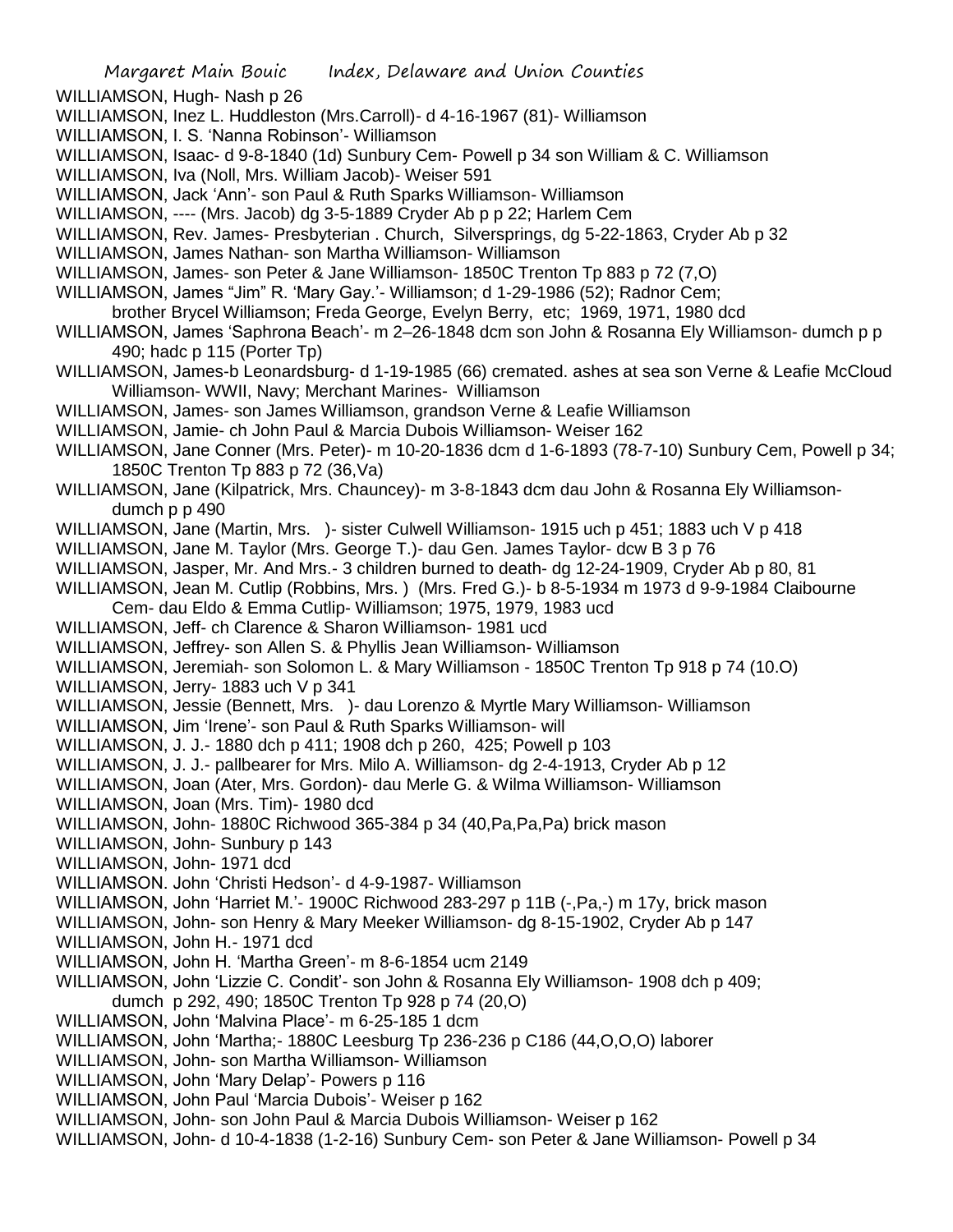WILLIAMSON, Hugh- Nash p 26

WILLIAMSON, Inez L. Huddleston (Mrs.Carroll)- d 4-16-1967 (81)- Williamson

WILLIAMSON, I. S. 'Nanna Robinson'- Williamson

WILLIAMSON, Isaac- d 9-8-1840 (1d) Sunbury Cem- Powell p 34 son William & C. Williamson

WILLIAMSON, Iva (Noll, Mrs. William Jacob)- Weiser 591

WILLIAMSON, Jack 'Ann'- son Paul & Ruth Sparks Williamson- Williamson

WILLIAMSON, ---- (Mrs. Jacob) dg 3-5-1889 Cryder Ab p p 22; Harlem Cem

WILLIAMSON, Rev. James- Presbyterian . Church, Silversprings, dg 5-22-1863, Cryder Ab p 32

WILLIAMSON, James Nathan- son Martha Williamson- Williamson

WILLIAMSON, James- son Peter & Jane Williamson- 1850C Trenton Tp 883 p 72 (7,O)

WILLIAMSON, James "Jim" R. 'Mary Gay.'- Williamson; d 1-29-1986 (52); Radnor Cem; brother Brycel Williamson; Freda George, Evelyn Berry, etc; 1969, 1971, 1980 dcd

WILLIAMSON, James 'Saphrona Beach'- m 2–26-1848 dcm son John & Rosanna Ely Williamson- dumch p p 490; hadc p 115 (Porter Tp)

WILLIAMSON, James-b Leonardsburg- d 1-19-1985 (66) cremated. ashes at sea son Verne & Leafie McCloud Williamson- WWII, Navy; Merchant Marines- Williamson

WILLIAMSON, James- son James Williamson, grandson Verne & Leafie Williamson

WILLIAMSON, Jamie- ch John Paul & Marcia Dubois Williamson- Weiser 162

WILLIAMSON, Jane Conner (Mrs. Peter)- m 10-20-1836 dcm d 1-6-1893 (78-7-10) Sunbury Cem, Powell p 34; 1850C Trenton Tp 883 p 72 (36,Va)

WILLIAMSON, Jane (Kilpatrick, Mrs. Chauncey)- m 3-8-1843 dcm dau John & Rosanna Ely Williamson- dumch p p 490

WILLIAMSON, Jane (Martin, Mrs. )- sister Culwell Williamson- 1915 uch p 451; 1883 uch V p 418

WILLIAMSON, Jane M. Taylor (Mrs. George T.)- dau Gen. James Taylor- dcw B 3 p 76

WILLIAMSON, Jasper, Mr. And Mrs.- 3 children burned to death- dg 12-24-1909, Cryder Ab p 80, 81

WILLIAMSON, Jean M. Cutlip (Robbins, Mrs. ) (Mrs. Fred G.)- b 8-5-1934 m 1973 d 9-9-1984 Claibourne Cem- dau Eldo & Emma Cutlip- Williamson; 1975, 1979, 1983 ucd

WILLIAMSON, Jeff- ch Clarence & Sharon Williamson- 1981 ucd

WILLIAMSON, Jeffrey- son Allen S. & Phyllis Jean Williamson- Williamson

WILLIAMSON, Jeremiah- son Solomon L. & Mary Williamson - 1850C Trenton Tp 918 p 74 (10.O)

WILLIAMSON, Jerry- 1883 uch V p 341

WILLIAMSON, Jessie (Bennett, Mrs. )- dau Lorenzo & Myrtle Mary Williamson- Williamson

WILLIAMSON, Jim 'Irene'- son Paul & Ruth Sparks Williamson- will

WILLIAMSON, J. J.- 1880 dch p 411; 1908 dch p 260, 425; Powell p 103

WILLIAMSON, J. J.- pallbearer for Mrs. Milo A. Williamson- dg 2-4-1913, Cryder Ab p 12

WILLIAMSON, Joan (Ater, Mrs. Gordon)- dau Merle G. & Wilma Williamson- Williamson

WILLIAMSON, Joan (Mrs. Tim)- 1980 dcd

WILLIAMSON, John- 1880C Richwood 365-384 p 34 (40,Pa,Pa,Pa) brick mason

WILLIAMSON, John- Sunbury p 143

WILLIAMSON, John- 1971 dcd

WILLIAMSON. John 'Christi Hedson'- d 4-9-1987- Williamson

WILLIAMSON, John 'Harriet M.'- 1900C Richwood 283-297 p 11B (-,Pa,-) m 17y, brick mason

WILLIAMSON, John- son Henry & Mary Meeker Williamson- dg 8-15-1902, Cryder Ab p 147

WILLIAMSON, John H.- 1971 dcd

WILLIAMSON, John H. 'Martha Green'- m 8-6-1854 ucm 2149

WILLIAMSON, John 'Lizzie C. Condit'- son John & Rosanna Ely Williamson- 1908 dch p 409; dumch p 292, 490; 1850C Trenton Tp 928 p 74 (20,O)

WILLIAMSON, John 'Malvina Place'- m 6-25-185 1 dcm

WILLIAMSON, John 'Martha;- 1880C Leesburg Tp 236-236 p C186 (44,O,O,O) laborer

WILLIAMSON, John- son Martha Williamson- Williamson

WILLIAMSON, John 'Mary Delap'- Powers p 116

WILLIAMSON, John Paul 'Marcia Dubois'- Weiser p 162

WILLIAMSON, John- son John Paul & Marcia Dubois Williamson- Weiser p 162

WILLIAMSON, John- d 10-4-1838 (1-2-16) Sunbury Cem- son Peter & Jane Williamson- Powell p 34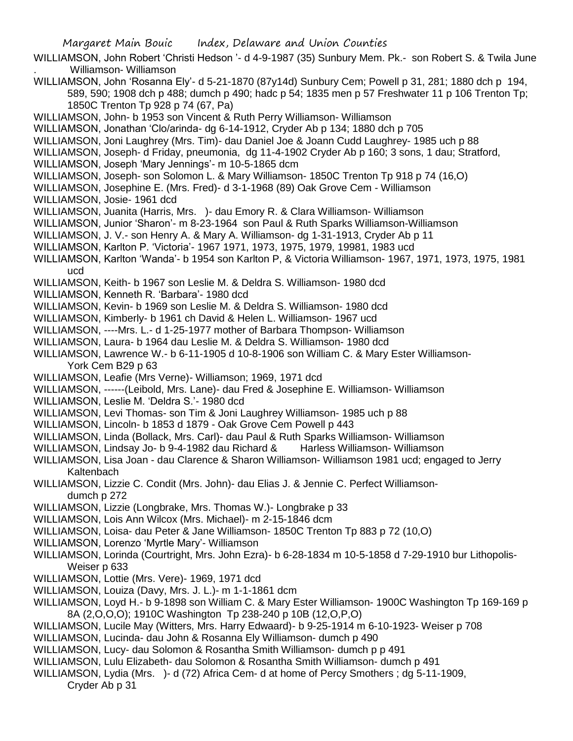WILLIAMSON, John Robert 'Christi Hedson '- d 4-9-1987 (35) Sunbury Mem. Pk.- son Robert S. & Twila June . Williamson- Williamson

WILLIAMSON, John 'Rosanna Ely'- d 5-21-1870 (87y14d) Sunbury Cem; Powell p 31, 281; 1880 dch p 194, 589, 590; 1908 dch p 488; dumch p 490; hadc p 54; 1835 men p 57 Freshwater 11 p 106 Trenton Tp; 1850C Trenton Tp 928 p 74 (67, Pa)

WILLIAMSON, John- b 1953 son Vincent & Ruth Perry Williamson- Williamson

WILLIAMSON, Jonathan 'Clo/arinda- dg 6-14-1912, Cryder Ab p 134; 1880 dch p 705

WILLIAMSON, Joni Laughrey (Mrs. Tim)- dau Daniel Joe & Joann Cudd Laughrey- 1985 uch p 88

WILLIAMSON, Joseph- d Friday, pneumonia, dg 11-4-1902 Cryder Ab p 160; 3 sons, 1 dau; Stratford,

WILLIAMSON, Joseph 'Mary Jennings'- m 10-5-1865 dcm

WILLIAMSON, Joseph- son Solomon L. & Mary Williamson- 1850C Trenton Tp 918 p 74 (16,O)

WILLIAMSON, Josephine E. (Mrs. Fred)- d 3-1-1968 (89) Oak Grove Cem - Williamson

WILLIAMSON, Josie- 1961 dcd

WILLIAMSON, Juanita (Harris, Mrs. )- dau Emory R. & Clara Williamson- Williamson

WILLIAMSON, Junior 'Sharon'- m 8-23-1964 son Paul & Ruth Sparks Williamson-Williamson

WILLIAMSON, J. V.- son Henry A. & Mary A. Williamson- dg 1-31-1913, Cryder Ab p 11

WILLIAMSON, Karlton P. 'Victoria'- 1967 1971, 1973, 1975, 1979, 19981, 1983 ucd

WILLIAMSON, Karlton 'Wanda'- b 1954 son Karlton P, & Victoria Williamson- 1967, 1971, 1973, 1975, 1981 ucd

WILLIAMSON, Keith- b 1967 son Leslie M. & Deldra S. Williamson- 1980 dcd

WILLIAMSON, Kenneth R. 'Barbara'- 1980 dcd

WILLIAMSON, Kevin- b 1969 son Leslie M. & Deldra S. Williamson- 1980 dcd

WILLIAMSON, Kimberly- b 1961 ch David & Helen L. Williamson- 1967 ucd

WILLIAMSON, ----Mrs. L.- d 1-25-1977 mother of Barbara Thompson- Williamson

WILLIAMSON, Laura- b 1964 dau Leslie M. & Deldra S. Williamson- 1980 dcd

WILLIAMSON, Lawrence W.- b 6-11-1905 d 10-8-1906 son William C. & Mary Ester Williamson- York Cem B29 p 63

WILLIAMSON, Leafie (Mrs Verne)- Williamson; 1969, 1971 dcd

WILLIAMSON, ------(Leibold, Mrs. Lane)- dau Fred & Josephine E. Williamson- Williamson

WILLIAMSON, Leslie M. 'Deldra S.'- 1980 dcd

WILLIAMSON, Levi Thomas- son Tim & Joni Laughrey Williamson- 1985 uch p 88

WILLIAMSON, Lincoln- b 1853 d 1879 - Oak Grove Cem Powell p 443

WILLIAMSON, Linda (Bollack, Mrs. Carl)- dau Paul & Ruth Sparks Williamson- Williamson

WILLIAMSON, Lindsay Jo- b 9-4-1982 dau Richard & Harless Williamson- Williamson

WILLIAMSON, Lisa Joan - dau Clarence & Sharon Williamson- Williamson 1981 ucd; engaged to Jerry Kaltenbach

WILLIAMSON, Lizzie C. Condit (Mrs. John)- dau Elias J. & Jennie C. Perfect Williamson- dumch p 272

WILLIAMSON, Lizzie (Longbrake, Mrs. Thomas W.)- Longbrake p 33

WILLIAMSON, Lois Ann Wilcox (Mrs. Michael)- m 2-15-1846 dcm

WILLIAMSON, Loisa- dau Peter & Jane Williamson- 1850C Trenton Tp 883 p 72 (10,O)

WILLIAMSON, Lorenzo 'Myrtle Mary'- Williamson

WILLIAMSON, Lorinda (Courtright, Mrs. John Ezra)- b 6-28-1834 m 10-5-1858 d 7-29-1910 bur Lithopolis- Weiser p 633

WILLIAMSON, Lottie (Mrs. Vere)- 1969, 1971 dcd

WILLIAMSON, Louiza (Davy, Mrs. J. L.)- m 1-1-1861 dcm

WILLIAMSON, Loyd H.- b 9-1898 son William C. & Mary Ester Williamson- 1900C Washington Tp 169-169 p 8A (2,O,O,O); 1910C Washington Tp 238-240 p 10B (12,O,P,O)

WILLIAMSON, Lucile May (Witters, Mrs. Harry Edwaard)- b 9-25-1914 m 6-10-1923- Weiser p 708

WILLIAMSON, Lucinda- dau John & Rosanna Ely Williamson- dumch p 490

WILLIAMSON, Lucy- dau Solomon & Rosantha Smith Williamson- dumch p p 491

WILLIAMSON, Lulu Elizabeth- dau Solomon & Rosantha Smith Williamson- dumch p 491

WILLIAMSON, Lydia (Mrs. )- d (72) Africa Cem- d at home of Percy Smothers ; dg 5-11-1909, Cryder Ab p 31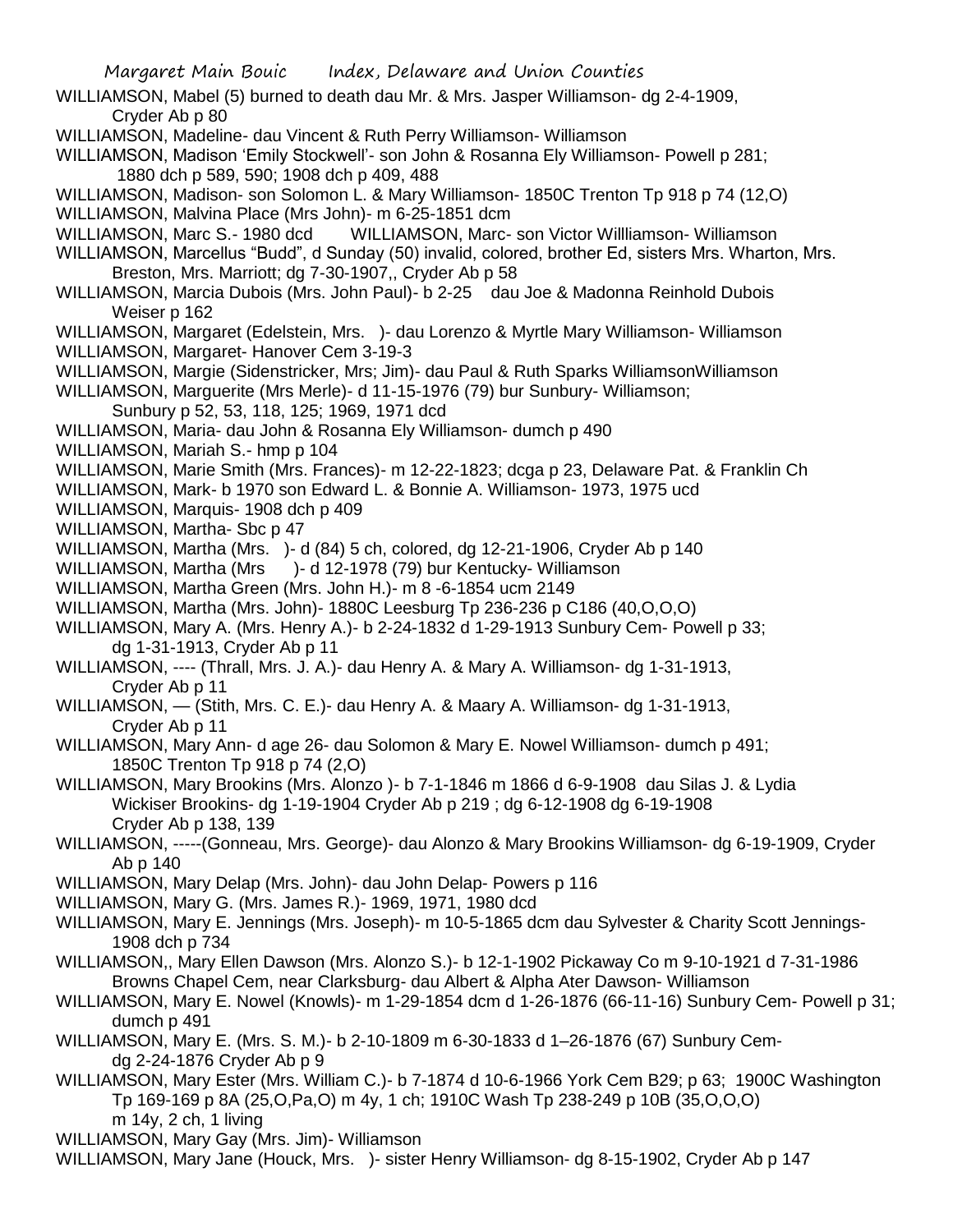WILLIAMSON, Mabel (5) burned to death dau Mr. & Mrs. Jasper Williamson- dg 2-4-1909, Cryder Ab p 80

WILLIAMSON, Madeline- dau Vincent & Ruth Perry Williamson- Williamson

WILLIAMSON, Madison 'Emily Stockwell'- son John & Rosanna Ely Williamson- Powell p 281; 1880 dch p 589, 590; 1908 dch p 409, 488

WILLIAMSON, Madison- son Solomon L. & Mary Williamson- 1850C Trenton Tp 918 p 74 (12,O)

WILLIAMSON, Malvina Place (Mrs John)- m 6-25-1851 dcm

WILLIAMSON, Marc S.- 1980 dcd     WILLIAMSON, Marc- son Victor Willliamson- Williamson

WILLIAMSON, Marcellus "Budd", d Sunday (50) invalid, colored, brother Ed, sisters Mrs. Wharton, Mrs. Breston, Mrs. Marriott; dg 7-30-1907,, Cryder Ab p 58

WILLIAMSON, Marcia Dubois (Mrs. John Paul)- b 2-25   dau Joe & Madonna Reinhold Dubois Weiser p 162

WILLIAMSON, Margaret (Edelstein, Mrs.   )- dau Lorenzo & Myrtle Mary Williamson- Williamson

WILLIAMSON, Margaret- Hanover Cem 3-19-3

WILLIAMSON, Margie (Sidenstricker, Mrs; Jim)- dau Paul & Ruth Sparks WilliamsonWilliamson

WILLIAMSON, Marguerite (Mrs Merle)- d 11-15-1976 (79) bur Sunbury- Williamson; Sunbury p 52, 53, 118, 125; 1969, 1971 dcd

WILLIAMSON, Maria- dau John & Rosanna Ely Williamson- dumch p 490

WILLIAMSON, Mariah S.- hmp p 104

WILLIAMSON, Marie Smith (Mrs. Frances)- m 12-22-1823; dcga p 23, Delaware Pat. & Franklin Ch

WILLIAMSON, Mark- b 1970 son Edward L. & Bonnie A. Williamson- 1973, 1975 ucd

WILLIAMSON, Marquis- 1908 dch p 409

WILLIAMSON, Martha- Sbc p 47

WILLIAMSON, Martha (Mrs.   )- d (84) 5 ch, colored, dg 12-21-1906, Cryder Ab p 140

WILLIAMSON, Martha (Mrs     )- d 12-1978 (79) bur Kentucky- Williamson

WILLIAMSON, Martha Green (Mrs. John H.)- m 8 -6-1854 ucm 2149

WILLIAMSON, Martha (Mrs. John)- 1880C Leesburg Tp 236-236 p C186 (40,O,O,O)

WILLIAMSON, Mary A. (Mrs. Henry A.)- b 2-24-1832 d 1-29-1913 Sunbury Cem- Powell p 33; dg 1-31-1913, Cryder Ab p 11

WILLIAMSON, ---- (Thrall, Mrs. J. A.)- dau Henry A. & Mary A. Williamson- dg 1-31-1913, Cryder Ab p 11

WILLIAMSON, — (Stith, Mrs. C. E.)- dau Henry A. & Maary A. Williamson- dg 1-31-1913, Cryder Ab p 11

WILLIAMSON, Mary Ann- d age 26- dau Solomon & Mary E. Nowel Williamson- dumch p 491; 1850C Trenton Tp 918 p 74 (2,O)

WILLIAMSON, Mary Brookins (Mrs. Alonzo )- b 7-1-1846 m 1866 d 6-9-1908 dau Silas J. & Lydia Wickiser Brookins- dg 1-19-1904 Cryder Ab p 219 ; dg 6-12-1908 dg 6-19-1908 Cryder Ab p 138, 139

WILLIAMSON, -----(Gonneau, Mrs. George)- dau Alonzo & Mary Brookins Williamson- dg 6-19-1909, Cryder Ab p 140

WILLIAMSON, Mary Delap (Mrs. John)- dau John Delap- Powers p 116

WILLIAMSON, Mary G. (Mrs. James R.)- 1969, 1971, 1980 dcd

WILLIAMSON, Mary E. Jennings (Mrs. Joseph)- m 10-5-1865 dcm dau Sylvester & Charity Scott Jennings- 1908 dch p 734

WILLIAMSON,, Mary Ellen Dawson (Mrs. Alonzo S.)- b 12-1-1902 Pickaway Co m 9-10-1921 d 7-31-1986 Browns Chapel Cem, near Clarksburg- dau Albert & Alpha Ater Dawson- Williamson

WILLIAMSON, Mary E. Nowel (Knowls)- m 1-29-1854 dcm d 1-26-1876 (66-11-16) Sunbury Cem- Powell p 31; dumch p 491

WILLIAMSON, Mary E. (Mrs. S. M.)- b 2-10-1809 m 6-30-1833 d 1–26-1876 (67) Sunbury Cem- dg 2-24-1876 Cryder Ab p 9

WILLIAMSON, Mary Ester (Mrs. William C.)- b 7-1874 d 10-6-1966 York Cem B29; p 63; 1900C Washington Tp 169-169 p 8A (25,O,Pa,O) m 4y, 1 ch; 1910C Wash Tp 238-249 p 10B (35,O,O,O) m 14y, 2 ch, 1 living

WILLIAMSON, Mary Gay (Mrs. Jim)- Williamson

WILLIAMSON, Mary Jane (Houck, Mrs.   )- sister Henry Williamson- dg 8-15-1902, Cryder Ab p 147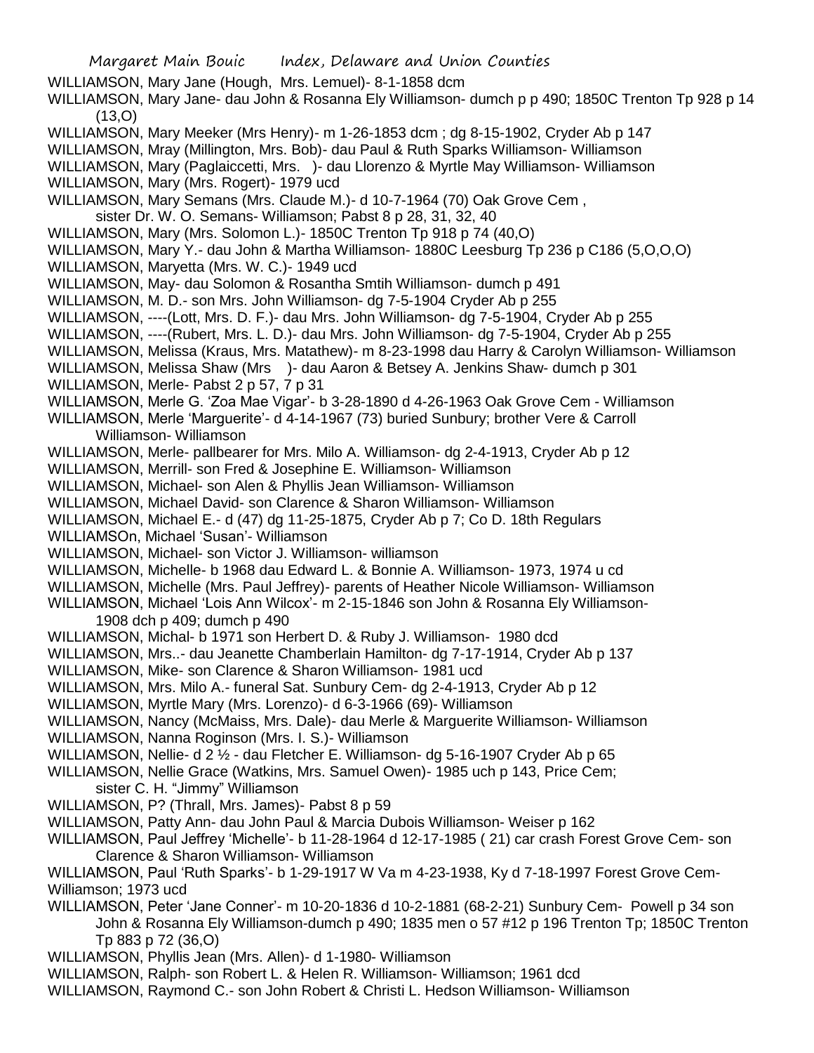WILLIAMSON, Mary Jane (Hough, Mrs. Lemuel)- 8-1-1858 dcm

WILLIAMSON, Mary Jane- dau John & Rosanna Ely Williamson- dumch p p 490; 1850C Trenton Tp 928 p 14 (13,O)

WILLIAMSON, Mary Meeker (Mrs Henry)- m 1-26-1853 dcm ; dg 8-15-1902, Cryder Ab p 147

WILLIAMSON, Mray (Millington, Mrs. Bob)- dau Paul & Ruth Sparks Williamson- Williamson

WILLIAMSON, Mary (Paglaiccetti, Mrs. )- dau Llorenzo & Myrtle May Williamson- Williamson

WILLIAMSON, Mary (Mrs. Rogert)- 1979 ucd

WILLIAMSON, Mary Semans (Mrs. Claude M.)- d 10-7-1964 (70) Oak Grove Cem , sister Dr. W. O. Semans- Williamson; Pabst 8 p 28, 31, 32, 40

WILLIAMSON, Mary (Mrs. Solomon L.)- 1850C Trenton Tp 918 p 74 (40,O)

WILLIAMSON, Mary Y.- dau John & Martha Williamson- 1880C Leesburg Tp 236 p C186 (5,O,O,O)

WILLIAMSON, Maryetta (Mrs. W. C.)- 1949 ucd

WILLIAMSON, May- dau Solomon & Rosantha Smtih Williamson- dumch p 491

WILLIAMSON, M. D.- son Mrs. John Williamson- dg 7-5-1904 Cryder Ab p 255

WILLIAMSON, ----(Lott, Mrs. D. F.)- dau Mrs. John Williamson- dg 7-5-1904, Cryder Ab p 255

WILLIAMSON, ----(Rubert, Mrs. L. D.)- dau Mrs. John Williamson- dg 7-5-1904, Cryder Ab p 255

WILLIAMSON, Melissa (Kraus, Mrs. Matathew)- m 8-23-1998 dau Harry & Carolyn Williamson- Williamson

WILLIAMSON, Melissa Shaw (Mrs )- dau Aaron & Betsey A. Jenkins Shaw- dumch p 301

WILLIAMSON, Merle- Pabst 2 p 57, 7 p 31

WILLIAMSON, Merle G. 'Zoa Mae Vigar'- b 3-28-1890 d 4-26-1963 Oak Grove Cem - Williamson

WILLIAMSON, Merle 'Marguerite'- d 4-14-1967 (73) buried Sunbury; brother Vere & Carroll Williamson- Williamson

WILLIAMSON, Merle- pallbearer for Mrs. Milo A. Williamson- dg 2-4-1913, Cryder Ab p 12

WILLIAMSON, Merrill- son Fred & Josephine E. Williamson- Williamson

WILLIAMSON, Michael- son Alen & Phyllis Jean Williamson- Williamson

WILLIAMSON, Michael David- son Clarence & Sharon Williamson- Williamson

WILLIAMSON, Michael E.- d (47) dg 11-25-1875, Cryder Ab p 7; Co D. 18th Regulars

WILLIAMSOn, Michael 'Susan'- Williamson

WILLIAMSON, Michael- son Victor J. Williamson- williamson

WILLIAMSON, Michelle- b 1968 dau Edward L. & Bonnie A. Williamson- 1973, 1974 u cd

WILLIAMSON, Michelle (Mrs. Paul Jeffrey)- parents of Heather Nicole Williamson- Williamson

WILLIAMSON, Michael 'Lois Ann Wilcox'- m 2-15-1846 son John & Rosanna Ely Williamson- 1908 dch p 409; dumch p 490

WILLIAMSON, Michal- b 1971 son Herbert D. & Ruby J. Williamson- 1980 dcd

WILLIAMSON, Mrs..- dau Jeanette Chamberlain Hamilton- dg 7-17-1914, Cryder Ab p 137

WILLIAMSON, Mike- son Clarence & Sharon Williamson- 1981 ucd

WILLIAMSON, Mrs. Milo A.- funeral Sat. Sunbury Cem- dg 2-4-1913, Cryder Ab p 12

WILLIAMSON, Myrtle Mary (Mrs. Lorenzo)- d 6-3-1966 (69)- Williamson

WILLIAMSON, Nancy (McMaiss, Mrs. Dale)- dau Merle & Marguerite Williamson- Williamson

WILLIAMSON, Nanna Roginson (Mrs. I. S.)- Williamson

WILLIAMSON, Nellie- d 2 ½ - dau Fletcher E. Williamson- dg 5-16-1907 Cryder Ab p 65

WILLIAMSON, Nellie Grace (Watkins, Mrs. Samuel Owen)- 1985 uch p 143, Price Cem; sister C. H. "Jimmy" Williamson

WILLIAMSON, P? (Thrall, Mrs. James)- Pabst 8 p 59

WILLIAMSON, Patty Ann- dau John Paul & Marcia Dubois Williamson- Weiser p 162

WILLIAMSON, Paul Jeffrey 'Michelle'- b 11-28-1964 d 12-17-1985 ( 21) car crash Forest Grove Cem- son Clarence & Sharon Williamson- Williamson

WILLIAMSON, Paul 'Ruth Sparks'- b 1-29-1917 W Va m 4-23-1938, Ky d 7-18-1997 Forest Grove Cem- Williamson; 1973 ucd

WILLIAMSON, Peter 'Jane Conner'- m 10-20-1836 d 10-2-1881 (68-2-21) Sunbury Cem- Powell p 34 son John & Rosanna Ely Williamson-dumch p 490; 1835 men o 57 #12 p 196 Trenton Tp; 1850C Trenton Tp 883 p 72 (36,O)

WILLIAMSON, Phyllis Jean (Mrs. Allen)- d 1-1980- Williamson

WILLIAMSON, Ralph- son Robert L. & Helen R. Williamson- Williamson; 1961 dcd

WILLIAMSON, Raymond C.- son John Robert & Christi L. Hedson Williamson- Williamson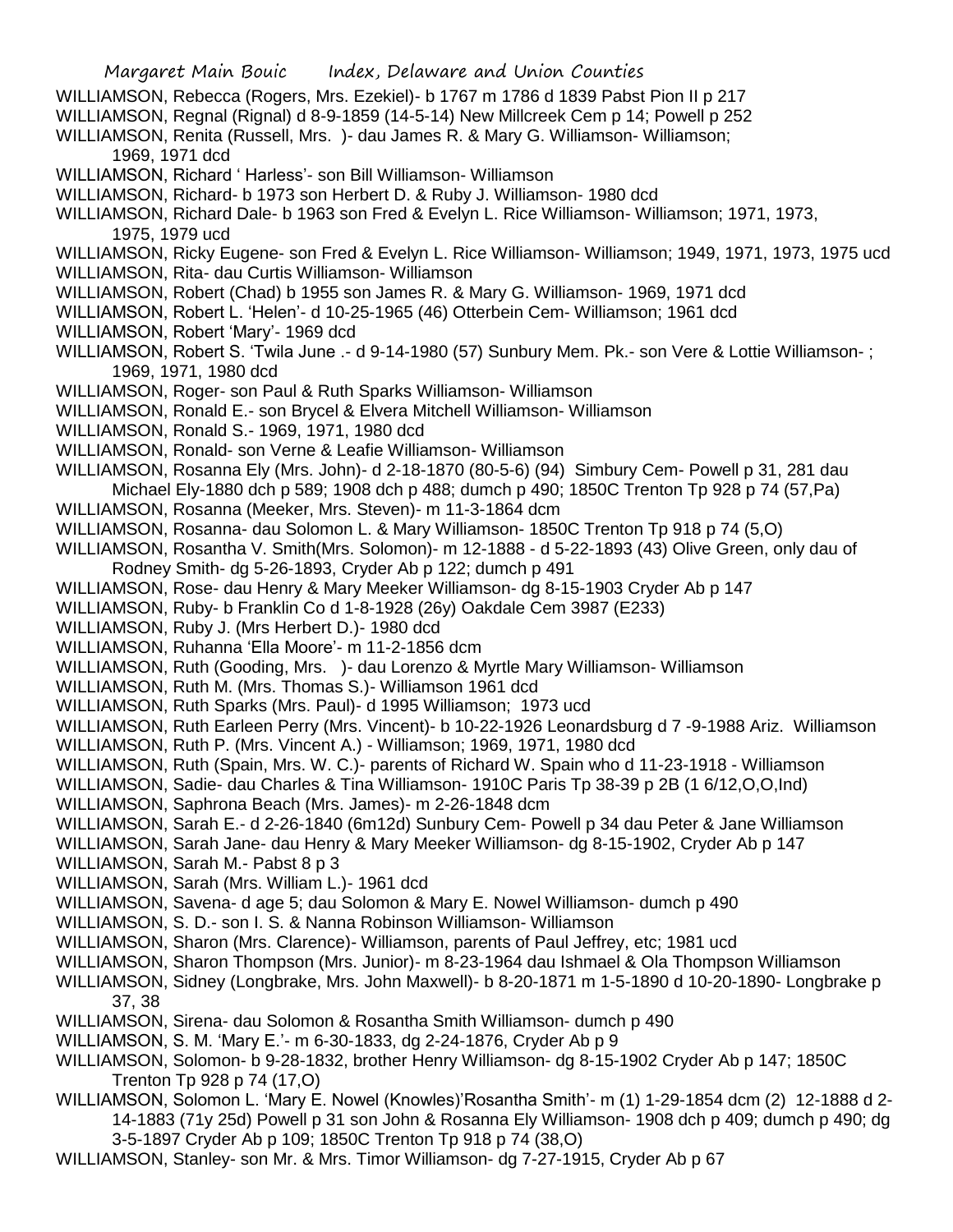WILLIAMSON, Rebecca (Rogers, Mrs. Ezekiel)- b 1767 m 1786 d 1839 Pabst Pion II p 217

WILLIAMSON, Regnal (Rignal) d 8-9-1859 (14-5-14) New Millcreek Cem p 14; Powell p 252

WILLIAMSON, Renita (Russell, Mrs. )- dau James R. & Mary G. Williamson- Williamson; 1969, 1971 dcd

WILLIAMSON, Richard ' Harless'- son Bill Williamson- Williamson

WILLIAMSON, Richard- b 1973 son Herbert D. & Ruby J. Williamson- 1980 dcd

WILLIAMSON, Richard Dale- b 1963 son Fred & Evelyn L. Rice Williamson- Williamson; 1971, 1973, 1975, 1979 ucd

WILLIAMSON, Ricky Eugene- son Fred & Evelyn L. Rice Williamson- Williamson; 1949, 1971, 1973, 1975 ucd

WILLIAMSON, Rita- dau Curtis Williamson- Williamson

WILLIAMSON, Robert (Chad) b 1955 son James R. & Mary G. Williamson- 1969, 1971 dcd

WILLIAMSON, Robert L. 'Helen'- d 10-25-1965 (46) Otterbein Cem- Williamson; 1961 dcd

WILLIAMSON, Robert 'Mary'- 1969 dcd

WILLIAMSON, Robert S. 'Twila June .- d 9-14-1980 (57) Sunbury Mem. Pk.- son Vere & Lottie Williamson- ; 1969, 1971, 1980 dcd

WILLIAMSON, Roger- son Paul & Ruth Sparks Williamson- Williamson

WILLIAMSON, Ronald E.- son Brycel & Elvera Mitchell Williamson- Williamson

WILLIAMSON, Ronald S.- 1969, 1971, 1980 dcd

WILLIAMSON, Ronald- son Verne & Leafie Williamson- Williamson

WILLIAMSON, Rosanna Ely (Mrs. John)- d 2-18-1870 (80-5-6) (94) Simbury Cem- Powell p 31, 281 dau Michael Ely-1880 dch p 589; 1908 dch p 488; dumch p 490; 1850C Trenton Tp 928 p 74 (57,Pa)

WILLIAMSON, Rosanna (Meeker, Mrs. Steven)- m 11-3-1864 dcm

WILLIAMSON, Rosanna- dau Solomon L. & Mary Williamson- 1850C Trenton Tp 918 p 74 (5,O)

WILLIAMSON, Rosantha V. Smith(Mrs. Solomon)- m 12-1888 - d 5-22-1893 (43) Olive Green, only dau of Rodney Smith- dg 5-26-1893, Cryder Ab p 122; dumch p 491

WILLIAMSON, Rose- dau Henry & Mary Meeker Williamson- dg 8-15-1903 Cryder Ab p 147

WILLIAMSON, Ruby- b Franklin Co d 1-8-1928 (26y) Oakdale Cem 3987 (E233)

WILLIAMSON, Ruby J. (Mrs Herbert D.)- 1980 dcd

WILLIAMSON, Ruhanna 'Ella Moore'- m 11-2-1856 dcm

WILLIAMSON, Ruth (Gooding, Mrs. )- dau Lorenzo & Myrtle Mary Williamson- Williamson

WILLIAMSON, Ruth M. (Mrs. Thomas S.)- Williamson 1961 dcd

WILLIAMSON, Ruth Sparks (Mrs. Paul)- d 1995 Williamson; 1973 ucd

WILLIAMSON, Ruth Earleen Perry (Mrs. Vincent)- b 10-22-1926 Leonardsburg d 7 -9-1988 Ariz. Williamson

WILLIAMSON, Ruth P. (Mrs. Vincent A.) - Williamson; 1969, 1971, 1980 dcd

WILLIAMSON, Ruth (Spain, Mrs. W. C.)- parents of Richard W. Spain who d 11-23-1918 - Williamson

WILLIAMSON, Sadie- dau Charles & Tina Williamson- 1910C Paris Tp 38-39 p 2B (1 6/12,O,O,Ind)

WILLIAMSON, Saphrona Beach (Mrs. James)- m 2-26-1848 dcm

WILLIAMSON, Sarah E.- d 2-26-1840 (6m12d) Sunbury Cem- Powell p 34 dau Peter & Jane Williamson

WILLIAMSON, Sarah Jane- dau Henry & Mary Meeker Williamson- dg 8-15-1902, Cryder Ab p 147

WILLIAMSON, Sarah M.- Pabst 8 p 3

WILLIAMSON, Sarah (Mrs. William L.)- 1961 dcd

WILLIAMSON, Savena- d age 5; dau Solomon & Mary E. Nowel Williamson- dumch p 490

WILLIAMSON, S. D.- son I. S. & Nanna Robinson Williamson- Williamson

WILLIAMSON, Sharon (Mrs. Clarence)- Williamson, parents of Paul Jeffrey, etc; 1981 ucd

WILLIAMSON, Sharon Thompson (Mrs. Junior)- m 8-23-1964 dau Ishmael & Ola Thompson Williamson

WILLIAMSON, Sidney (Longbrake, Mrs. John Maxwell)- b 8-20-1871 m 1-5-1890 d 10-20-1890- Longbrake p 37, 38

WILLIAMSON, Sirena- dau Solomon & Rosantha Smith Williamson- dumch p 490

WILLIAMSON, S. M. 'Mary E.'- m 6-30-1833, dg 2-24-1876, Cryder Ab p 9

WILLIAMSON, Solomon- b 9-28-1832, brother Henry Williamson- dg 8-15-1902 Cryder Ab p 147; 1850C Trenton Tp 928 p 74 (17,O)

WILLIAMSON, Solomon L. 'Mary E. Nowel (Knowles)'Rosantha Smith'- m (1) 1-29-1854 dcm (2) 12-1888 d 2-14-1883 (71y 25d) Powell p 31 son John & Rosanna Ely Williamson- 1908 dch p 409; dumch p 490; dg 3-5-1897 Cryder Ab p 109; 1850C Trenton Tp 918 p 74 (38,O)

WILLIAMSON, Stanley- son Mr. & Mrs. Timor Williamson- dg 7-27-1915, Cryder Ab p 67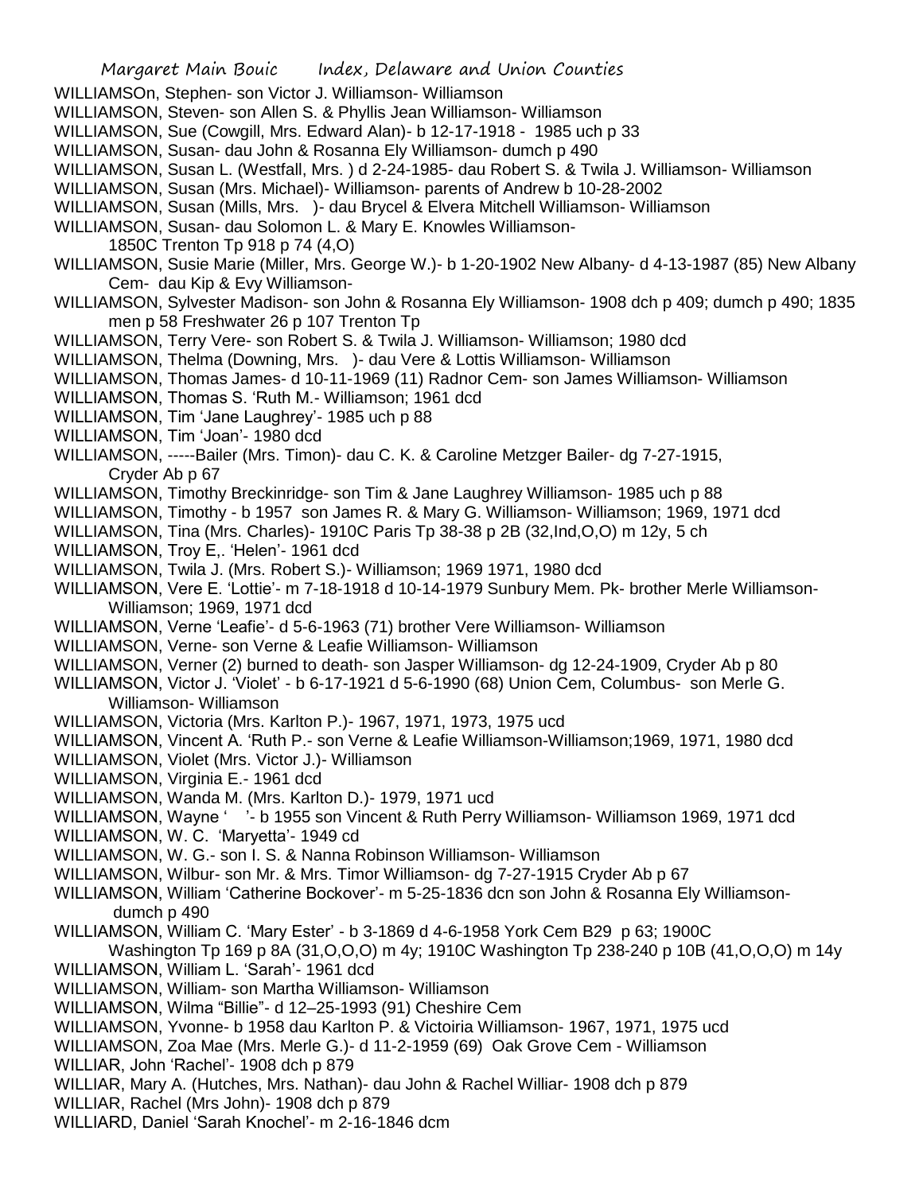WILLIAMSOn, Stephen- son Victor J. Williamson- Williamson

WILLIAMSON, Steven- son Allen S. & Phyllis Jean Williamson- Williamson

WILLIAMSON, Sue (Cowgill, Mrs. Edward Alan)- b 12-17-1918 - 1985 uch p 33

WILLIAMSON, Susan- dau John & Rosanna Ely Williamson- dumch p 490

WILLIAMSON, Susan L. (Westfall, Mrs. ) d 2-24-1985- dau Robert S. & Twila J. Williamson- Williamson

WILLIAMSON, Susan (Mrs. Michael)- Williamson- parents of Andrew b 10-28-2002

WILLIAMSON, Susan (Mills, Mrs. )- dau Brycel & Elvera Mitchell Williamson- Williamson

WILLIAMSON, Susan- dau Solomon L. & Mary E. Knowles Williamson- 1850C Trenton Tp 918 p 74 (4,O)

WILLIAMSON, Susie Marie (Miller, Mrs. George W.)- b 1-20-1902 New Albany- d 4-13-1987 (85) New Albany Cem- dau Kip & Evy Williamson-

WILLIAMSON, Sylvester Madison- son John & Rosanna Ely Williamson- 1908 dch p 409; dumch p 490; 1835 men p 58 Freshwater 26 p 107 Trenton Tp

WILLIAMSON, Terry Vere- son Robert S. & Twila J. Williamson- Williamson; 1980 dcd

WILLIAMSON, Thelma (Downing, Mrs. )- dau Vere & Lottis Williamson- Williamson

WILLIAMSON, Thomas James- d 10-11-1969 (11) Radnor Cem- son James Williamson- Williamson

WILLIAMSON, Thomas S. 'Ruth M.- Williamson; 1961 dcd

WILLIAMSON, Tim 'Jane Laughrey'- 1985 uch p 88

WILLIAMSON, Tim 'Joan'- 1980 dcd

WILLIAMSON, -----Bailer (Mrs. Timon)- dau C. K. & Caroline Metzger Bailer- dg 7-27-1915, Cryder Ab p 67

WILLIAMSON, Timothy Breckinridge- son Tim & Jane Laughrey Williamson- 1985 uch p 88

WILLIAMSON, Timothy - b 1957 son James R. & Mary G. Williamson- Williamson; 1969, 1971 dcd

WILLIAMSON, Tina (Mrs. Charles)- 1910C Paris Tp 38-38 p 2B (32,Ind,O,O) m 12y, 5 ch

WILLIAMSON, Troy E,. 'Helen'- 1961 dcd

WILLIAMSON, Twila J. (Mrs. Robert S.)- Williamson; 1969 1971, 1980 dcd

WILLIAMSON, Vere E. 'Lottie'- m 7-18-1918 d 10-14-1979 Sunbury Mem. Pk- brother Merle Williamson- Williamson; 1969, 1971 dcd

WILLIAMSON, Verne 'Leafie'- d 5-6-1963 (71) brother Vere Williamson- Williamson

WILLIAMSON, Verne- son Verne & Leafie Williamson- Williamson

WILLIAMSON, Verner (2) burned to death- son Jasper Williamson- dg 12-24-1909, Cryder Ab p 80

WILLIAMSON, Victor J. 'Violet' - b 6-17-1921 d 5-6-1990 (68) Union Cem, Columbus- son Merle G. Williamson- Williamson

WILLIAMSON, Victoria (Mrs. Karlton P.)- 1967, 1971, 1973, 1975 ucd

WILLIAMSON, Vincent A. 'Ruth P.- son Verne & Leafie Williamson-Williamson;1969, 1971, 1980 dcd

WILLIAMSON, Violet (Mrs. Victor J.)- Williamson

WILLIAMSON, Virginia E.- 1961 dcd

WILLIAMSON, Wanda M. (Mrs. Karlton D.)- 1979, 1971 ucd

WILLIAMSON, Wayne ' '- b 1955 son Vincent & Ruth Perry Williamson- Williamson 1969, 1971 dcd

WILLIAMSON, W. C. 'Maryetta'- 1949 cd

WILLIAMSON, W. G.- son I. S. & Nanna Robinson Williamson- Williamson

WILLIAMSON, Wilbur- son Mr. & Mrs. Timor Williamson- dg 7-27-1915 Cryder Ab p 67

WILLIAMSON, William 'Catherine Bockover'- m 5-25-1836 dcn son John & Rosanna Ely Williamson- dumch p 490

WILLIAMSON, William C. 'Mary Ester' - b 3-1869 d 4-6-1958 York Cem B29 p 63; 1900C Washington Tp 169 p 8A (31,O,O,O) m 4y; 1910C Washington Tp 238-240 p 10B (41,O,O,O) m 14y

WILLIAMSON, William L. 'Sarah'- 1961 dcd

WILLIAMSON, William- son Martha Williamson- Williamson

WILLIAMSON, Wilma "Billie"- d 12–25-1993 (91) Cheshire Cem

WILLIAMSON, Yvonne- b 1958 dau Karlton P. & Victoiria Williamson- 1967, 1971, 1975 ucd

WILLIAMSON, Zoa Mae (Mrs. Merle G.)- d 11-2-1959 (69) Oak Grove Cem - Williamson

WILLIAR, John 'Rachel'- 1908 dch p 879

WILLIAR, Mary A. (Hutches, Mrs. Nathan)- dau John & Rachel Williar- 1908 dch p 879

WILLIAR, Rachel (Mrs John)- 1908 dch p 879

WILLIARD, Daniel 'Sarah Knochel'- m 2-16-1846 dcm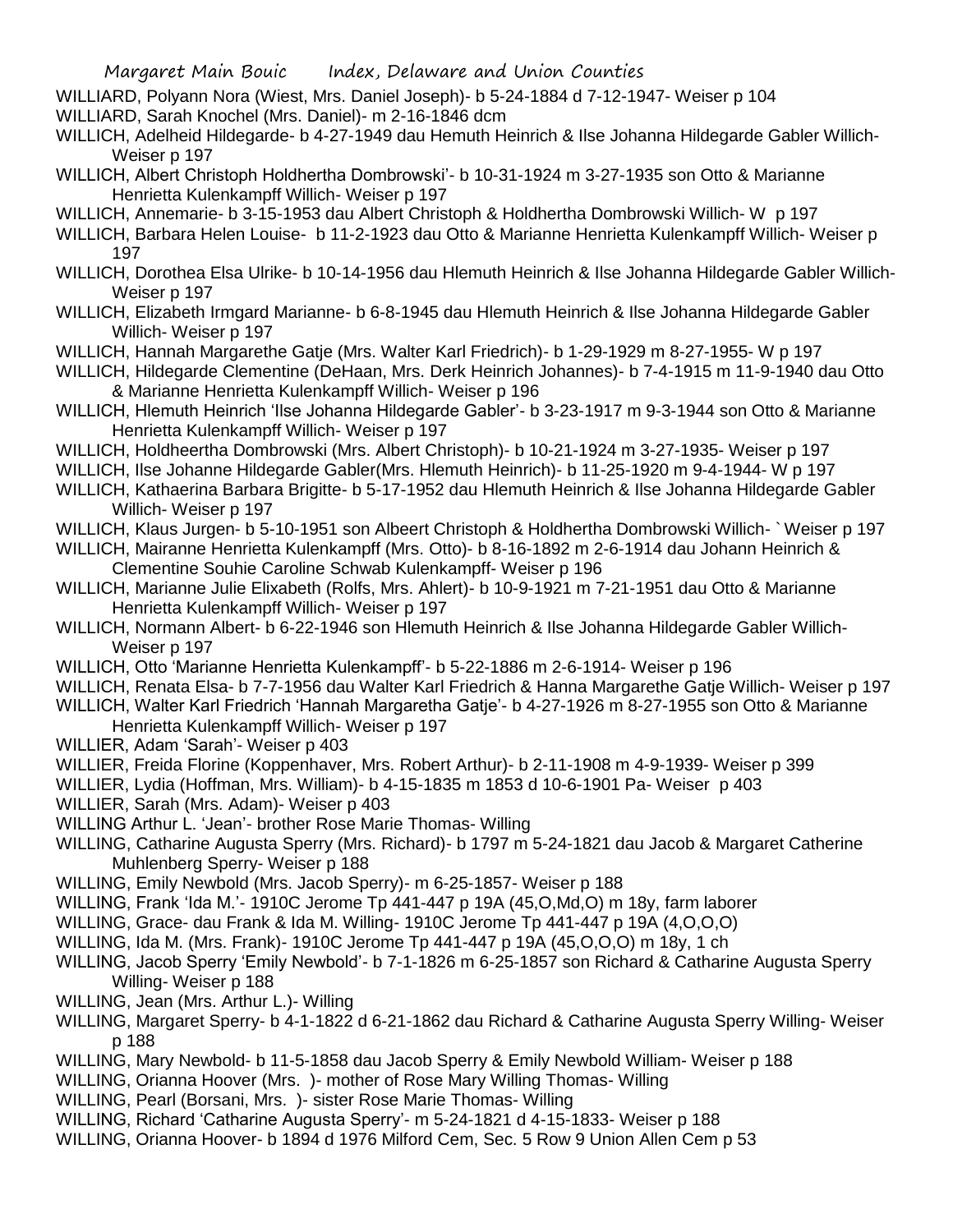WILLIARD, Polyann Nora (Wiest, Mrs. Daniel Joseph)- b 5-24-1884 d 7-12-1947- Weiser p 104

WILLIARD, Sarah Knochel (Mrs. Daniel)- m 2-16-1846 dcm

WILLICH, Adelheid Hildegarde- b 4-27-1949 dau Hemuth Heinrich & Ilse Johanna Hildegarde Gabler Willich- Weiser p 197

WILLICH, Albert Christoph Holdhertha Dombrowski'- b 10-31-1924 m 3-27-1935 son Otto & Marianne Henrietta Kulenkampff Willich- Weiser p 197

WILLICH, Annemarie- b 3-15-1953 dau Albert Christoph & Holdhertha Dombrowski Willich- W p 197

WILLICH, Barbara Helen Louise- b 11-2-1923 dau Otto & Marianne Henrietta Kulenkampff Willich- Weiser p 197

WILLICH, Dorothea Elsa Ulrike- b 10-14-1956 dau Hlemuth Heinrich & Ilse Johanna Hildegarde Gabler Willich- Weiser p 197

WILLICH, Elizabeth Irmgard Marianne- b 6-8-1945 dau Hlemuth Heinrich & Ilse Johanna Hildegarde Gabler Willich- Weiser p 197

WILLICH, Hannah Margarethe Gatje (Mrs. Walter Karl Friedrich)- b 1-29-1929 m 8-27-1955- W p 197

WILLICH, Hildegarde Clementine (DeHaan, Mrs. Derk Heinrich Johannes)- b 7-4-1915 m 11-9-1940 dau Otto & Marianne Henrietta Kulenkampff Willich- Weiser p 196

WILLICH, Hlemuth Heinrich 'Ilse Johanna Hildegarde Gabler'- b 3-23-1917 m 9-3-1944 son Otto & Marianne Henrietta Kulenkampff Willich- Weiser p 197

WILLICH, Holdheertha Dombrowski (Mrs. Albert Christoph)- b 10-21-1924 m 3-27-1935- Weiser p 197

WILLICH, Ilse Johanne Hildegarde Gabler(Mrs. Hlemuth Heinrich)- b 11-25-1920 m 9-4-1944- W p 197

WILLICH, Katharina Barbara Brigitte- b 5-17-1952 dau Hlemuth Heinrich & Ilse Johanna Hildegarde Gabler Willich- Weiser p 197

WILLICH, Klaus Jurgen- b 5-10-1951 son Albeert Christoph & Holdhertha Dombrowski Willich- `Weiser p 197

WILLICH, Mairanne Henrietta Kulenkampff (Mrs. Otto)- b 8-16-1892 m 2-6-1914 dau Johann Heinrich & Clementine Souhie Caroline Schwab Kulenkampff- Weiser p 196

WILLICH, Marianne Julie Elixabeth (Rolfs, Mrs. Ahlert)- b 10-9-1921 m 7-21-1951 dau Otto & Marianne Henrietta Kulenkampff Willich- Weiser p 197

WILLICH, Normann Albert- b 6-22-1946 son Hlemuth Heinrich & Ilse Johanna Hildegarde Gabler Willich- Weiser p 197

WILLICH, Otto 'Marianne Henrietta Kulenkampff'- b 5-22-1886 m 2-6-1914- Weiser p 196

WILLICH, Renata Elsa- b 7-7-1956 dau Walter Karl Friedrich & Hanna Margarethe Gatje Willich- Weiser p 197

WILLICH, Walter Karl Friedrich 'Hannah Margaretha Gatje'- b 4-27-1926 m 8-27-1955 son Otto & Marianne Henrietta Kulenkampff Willich- Weiser p 197

WILLIER, Adam 'Sarah'- Weiser p 403

WILLIER, Freida Florine (Koppenhaver, Mrs. Robert Arthur)- b 2-11-1908 m 4-9-1939- Weiser p 399

WILLIER, Lydia (Hoffman, Mrs. William)- b 4-15-1835 m 1853 d 10-6-1901 Pa- Weiser p 403

WILLIER, Sarah (Mrs. Adam)- Weiser p 403

WILLING Arthur L. 'Jean'- brother Rose Marie Thomas- Willing

WILLING, Catharine Augusta Sperry (Mrs. Richard)- b 1797 m 5-24-1821 dau Jacob & Margaret Catherine Muhlenberg Sperry- Weiser p 188

WILLING, Emily Newbold (Mrs. Jacob Sperry)- m 6-25-1857- Weiser p 188

WILLING, Frank 'Ida M.'- 1910C Jerome Tp 441-447 p 19A (45,O,Md,O) m 18y, farm laborer

WILLING, Grace- dau Frank & Ida M. Willing- 1910C Jerome Tp 441-447 p 19A (4,O,O,O)

WILLING, Ida M. (Mrs. Frank)- 1910C Jerome Tp 441-447 p 19A (45,O,O,O) m 18y, 1 ch

WILLING, Jacob Sperry 'Emily Newbold'- b 7-1-1826 m 6-25-1857 son Richard & Catharine Augusta Sperry Willing- Weiser p 188

WILLING, Jean (Mrs. Arthur L.)- Willing

WILLING, Margaret Sperry- b 4-1-1822 d 6-21-1862 dau Richard & Catharine Augusta Sperry Willing- Weiser p 188

WILLING, Mary Newbold- b 11-5-1858 dau Jacob Sperry & Emily Newbold William- Weiser p 188

WILLING, Orianna Hoover (Mrs. )- mother of Rose Mary Willing Thomas- Willing

WILLING, Pearl (Borsani, Mrs. )- sister Rose Marie Thomas- Willing

WILLING, Richard 'Catharine Augusta Sperry'- m 5-24-1821 d 4-15-1833- Weiser p 188

WILLING, Orianna Hoover- b 1894 d 1976 Milford Cem, Sec. 5 Row 9 Union Allen Cem p 53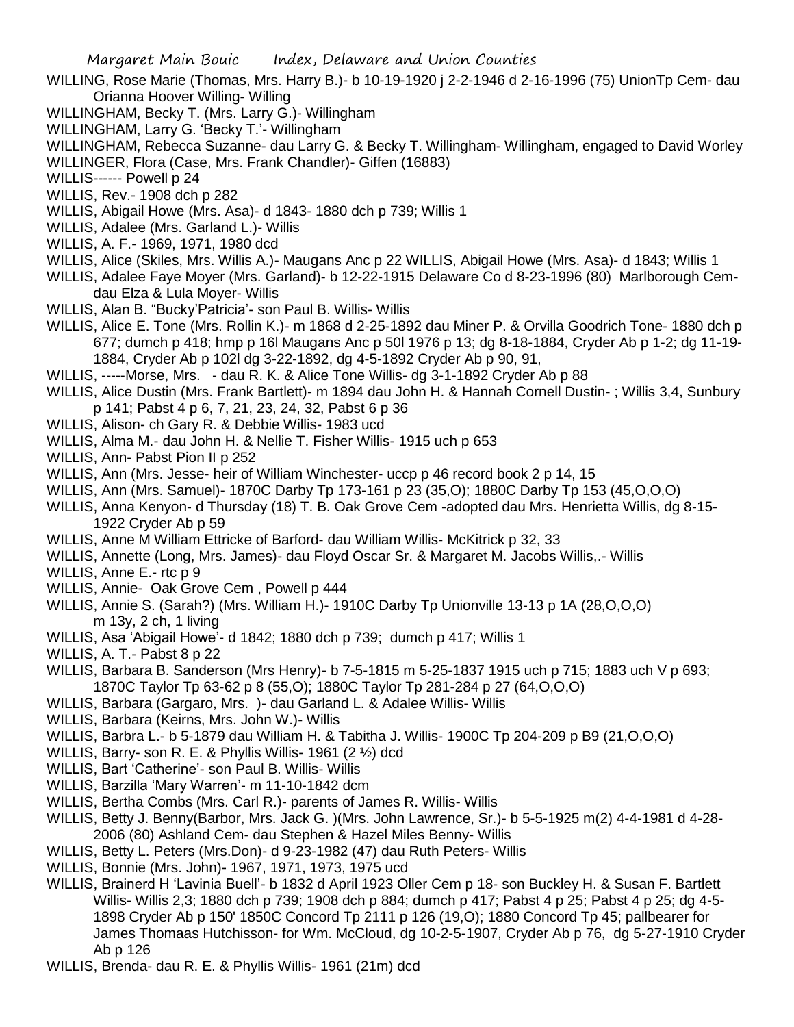WILLING, Rose Marie (Thomas, Mrs. Harry B.)- b 10-19-1920 j 2-2-1946 d 2-16-1996 (75) UnionTp Cem- dau Orianna Hoover Willing- Willing

WILLINGHAM, Becky T. (Mrs. Larry G.)- Willingham

WILLINGHAM, Larry G. 'Becky T.'- Willingham

WILLINGHAM, Rebecca Suzanne- dau Larry G. & Becky T. Willingham- Willingham, engaged to David Worley

WILLINGER, Flora (Case, Mrs. Frank Chandler)- Giffen (16883)

WILLIS------ Powell p 24

WILLIS, Rev.- 1908 dch p 282

WILLIS, Abigail Howe (Mrs. Asa)- d 1843- 1880 dch p 739; Willis 1

WILLIS, Adalee (Mrs. Garland L.)- Willis

WILLIS, A. F.- 1969, 1971, 1980 dcd

WILLIS, Alice (Skiles, Mrs. Willis A.)- Maugans Anc p 22 WILLIS, Abigail Howe (Mrs. Asa)- d 1843; Willis 1

WILLIS, Adalee Faye Moyer (Mrs. Garland)- b 12-22-1915 Delaware Co d 8-23-1996 (80) Marlborough Cem- dau Elza & Lula Moyer- Willis

WILLIS, Alan B. "Bucky'Patricia'- son Paul B. Willis- Willis

WILLIS, Alice E. Tone (Mrs. Rollin K.)- m 1868 d 2-25-1892 dau Miner P. & Orvilla Goodrich Tone- 1880 dch p 677; dumch p 418; hmp p 16l Maugans Anc p 50l 1976 p 13; dg 8-18-1884, Cryder Ab p 1-2; dg 11-19-1884, Cryder Ab p 102l dg 3-22-1892, dg 4-5-1892 Cryder Ab p 90, 91,

WILLIS, -----Morse, Mrs. - dau R. K. & Alice Tone Willis- dg 3-1-1892 Cryder Ab p 88

WILLIS, Alice Dustin (Mrs. Frank Bartlett)- m 1894 dau John H. & Hannah Cornell Dustin- ; Willis 3,4, Sunbury p 141; Pabst 4 p 6, 7, 21, 23, 24, 32, Pabst 6 p 36

WILLIS, Alison- ch Gary R. & Debbie Willis- 1983 ucd

WILLIS, Alma M.- dau John H. & Nellie T. Fisher Willis- 1915 uch p 653

WILLIS, Ann- Pabst Pion II p 252

WILLIS, Ann (Mrs. Jesse- heir of William Winchester- uccp p 46 record book 2 p 14, 15

WILLIS, Ann (Mrs. Samuel)- 1870C Darby Tp 173-161 p 23 (35,O); 1880C Darby Tp 153 (45,O,O,O)

WILLIS, Anna Kenyon- d Thursday (18) T. B. Oak Grove Cem -adopted dau Mrs. Henrietta Willis, dg 8-15-1922 Cryder Ab p 59

WILLIS, Anne M William Ettricke of Barford- dau William Willis- McKitrick p 32, 33

WILLIS, Annette (Long, Mrs. James)- dau Floyd Oscar Sr. & Margaret M. Jacobs Willis,.- Willis

WILLIS, Anne E.- rtc p 9

WILLIS, Annie- Oak Grove Cem , Powell p 444

WILLIS, Annie S. (Sarah?) (Mrs. William H.)- 1910C Darby Tp Unionville 13-13 p 1A (28,O,O,O) m 13y, 2 ch, 1 living

WILLIS, Asa 'Abigail Howe'- d 1842; 1880 dch p 739; dumch p 417; Willis 1

WILLIS, A. T.- Pabst 8 p 22

WILLIS, Barbara B. Sanderson (Mrs Henry)- b 7-5-1815 m 5-25-1837 1915 uch p 715; 1883 uch V p 693; 1870C Taylor Tp 63-62 p 8 (55,O); 1880C Taylor Tp 281-284 p 27 (64,O,O,O)

WILLIS, Barbara (Gargaro, Mrs. )- dau Garland L. & Adalee Willis- Willis

WILLIS, Barbara (Keirns, Mrs. John W.)- Willis

WILLIS, Barbra L.- b 5-1879 dau William H. & Tabitha J. Willis- 1900C Tp 204-209 p B9 (21,O,O,O)

WILLIS, Barry- son R. E. & Phyllis Willis- 1961 (2 ½) dcd

WILLIS, Bart 'Catherine'- son Paul B. Willis- Willis

WILLIS, Barzilla 'Mary Warren'- m 11-10-1842 dcm

WILLIS, Bertha Combs (Mrs. Carl R.)- parents of James R. Willis- Willis

WILLIS, Betty J. Benny(Barbor, Mrs. Jack G. )(Mrs. John Lawrence, Sr.)- b 5-5-1925 m(2) 4-4-1981 d 4-28-2006 (80) Ashland Cem- dau Stephen & Hazel Miles Benny- Willis

WILLIS, Betty L. Peters (Mrs.Don)- d 9-23-1982 (47) dau Ruth Peters- Willis

WILLIS, Bonnie (Mrs. John)- 1967, 1971, 1973, 1975 ucd

WILLIS, Brainerd H 'Lavinia Buell'- b 1832 d April 1923 Oller Cem p 18- son Buckley H. & Susan F. Bartlett Willis- Willis 2,3; 1880 dch p 739; 1908 dch p 884; dumch p 417; Pabst 4 p 25; Pabst 4 p 25; dg 4-5-1898 Cryder Ab p 150' 1850C Concord Tp 2111 p 126 (19,O); 1880 Concord Tp 45; pallbearer for James Thomaas Hutchisson- for Wm. McCloud, dg 10-2-5-1907, Cryder Ab p 76, dg 5-27-1910 Cryder Ab p 126

WILLIS, Brenda- dau R. E. & Phyllis Willis- 1961 (21m) dcd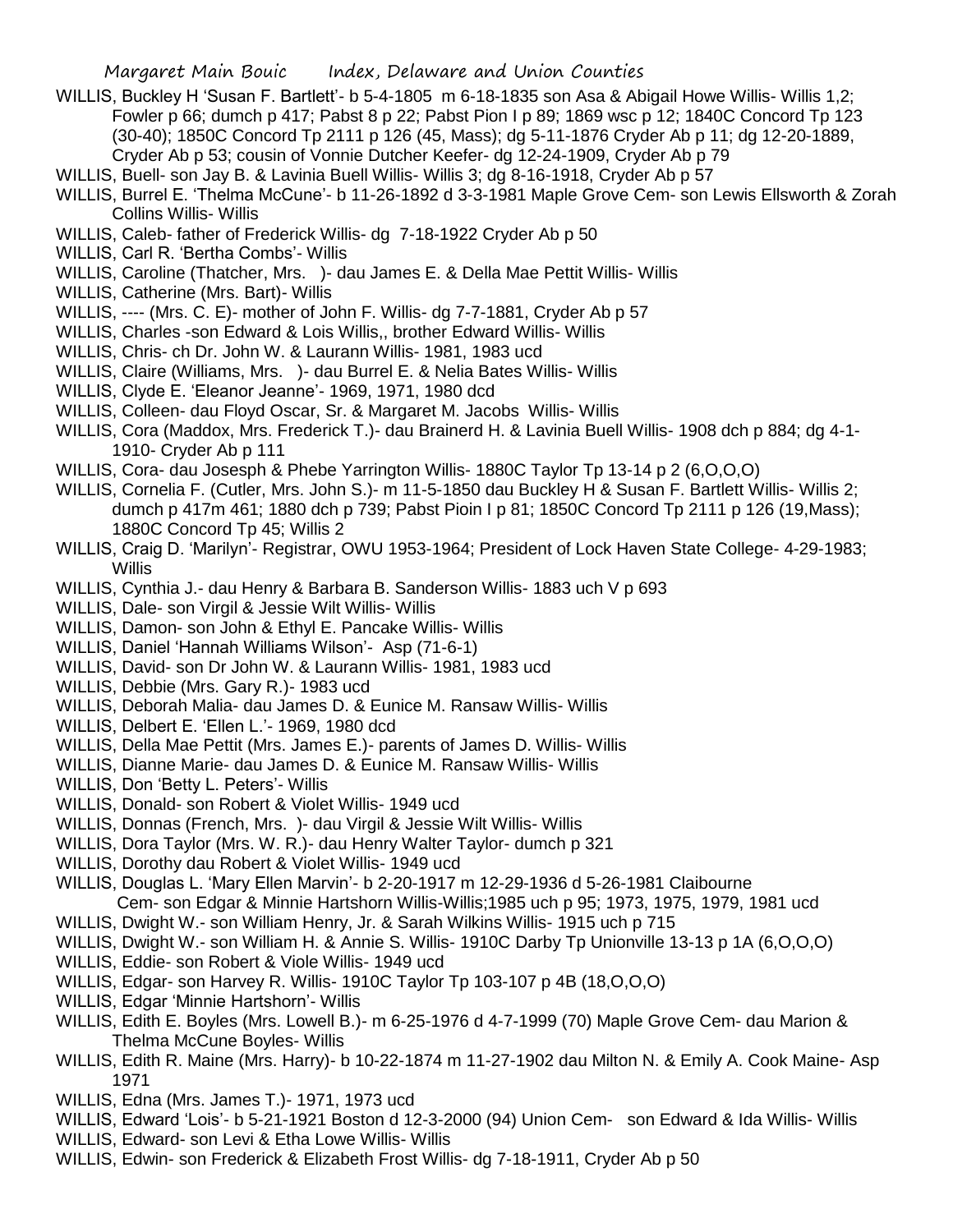WILLIS, Buckley H 'Susan F. Bartlett'- b 5-4-1805 m 6-18-1835 son Asa & Abigail Howe Willis- Willis 1,2; Fowler p 66; dumch p 417; Pabst 8 p 22; Pabst Pion I p 89; 1869 wsc p 12; 1840C Concord Tp 123 (30-40); 1850C Concord Tp 2111 p 126 (45, Mass); dg 5-11-1876 Cryder Ab p 11; dg 12-20-1889, Cryder Ab p 53; cousin of Vonnie Dutcher Keefer- dg 12-24-1909, Cryder Ab p 79

WILLIS, Buell- son Jay B. & Lavinia Buell Willis- Willis 3; dg 8-16-1918, Cryder Ab p 57

WILLIS, Burrel E. 'Thelma McCune'- b 11-26-1892 d 3-3-1981 Maple Grove Cem- son Lewis Ellsworth & Zorah Collins Willis- Willis

WILLIS, Caleb- father of Frederick Willis- dg 7-18-1922 Cryder Ab p 50

WILLIS, Carl R. 'Bertha Combs'- Willis

WILLIS, Caroline (Thatcher, Mrs. )- dau James E. & Della Mae Pettit Willis- Willis

WILLIS, Catherine (Mrs. Bart)- Willis

WILLIS, ---- (Mrs. C. E)- mother of John F. Willis- dg 7-7-1881, Cryder Ab p 57

WILLIS, Charles -son Edward & Lois Willis,, brother Edward Willis- Willis

WILLIS, Chris- ch Dr. John W. & Laurann Willis- 1981, 1983 ucd

WILLIS, Claire (Williams, Mrs. )- dau Burrel E. & Nelia Bates Willis- Willis

WILLIS, Clyde E. 'Eleanor Jeanne'- 1969, 1971, 1980 dcd

WILLIS, Colleen- dau Floyd Oscar, Sr. & Margaret M. Jacobs Willis- Willis

WILLIS, Cora (Maddox, Mrs. Frederick T.)- dau Brainerd H. & Lavinia Buell Willis- 1908 dch p 884; dg 4-1-1910- Cryder Ab p 111

WILLIS, Cora- dau Josesph & Phebe Yarrington Willis- 1880C Taylor Tp 13-14 p 2 (6,O,O,O)

WILLIS, Cornelia F. (Cutler, Mrs. John S.)- m 11-5-1850 dau Buckley H & Susan F. Bartlett Willis- Willis 2; dumch p 417m 461; 1880 dch p 739; Pabst Pioin I p 81; 1850C Concord Tp 2111 p 126 (19,Mass); 1880C Concord Tp 45; Willis 2

WILLIS, Craig D. 'Marilyn'- Registrar, OWU 1953-1964; President of Lock Haven State College- 4-29-1983; Willis

WILLIS, Cynthia J.- dau Henry & Barbara B. Sanderson Willis- 1883 uch V p 693

WILLIS, Dale- son Virgil & Jessie Wilt Willis- Willis

WILLIS, Damon- son John & Ethyl E. Pancake Willis- Willis

WILLIS, Daniel 'Hannah Williams Wilson'- Asp (71-6-1)

WILLIS, David- son Dr John W. & Laurann Willis- 1981, 1983 ucd

WILLIS, Debbie (Mrs. Gary R.)- 1983 ucd

WILLIS, Deborah Malia- dau James D. & Eunice M. Ransaw Willis- Willis

WILLIS, Delbert E. 'Ellen L.'- 1969, 1980 dcd

WILLIS, Della Mae Pettit (Mrs. James E.)- parents of James D. Willis- Willis

WILLIS, Dianne Marie- dau James D. & Eunice M. Ransaw Willis- Willis

WILLIS, Don 'Betty L. Peters'- Willis

WILLIS, Donald- son Robert & Violet Willis- 1949 ucd

WILLIS, Donnas (French, Mrs. )- dau Virgil & Jessie Wilt Willis- Willis

WILLIS, Dora Taylor (Mrs. W. R.)- dau Henry Walter Taylor- dumch p 321

WILLIS, Dorothy dau Robert & Violet Willis- 1949 ucd

WILLIS, Douglas L. 'Mary Ellen Marvin'- b 2-20-1917 m 12-29-1936 d 5-26-1981 Claibourne Cem- son Edgar & Minnie Hartshorn Willis-Willis;1985 uch p 95; 1973, 1975, 1979, 1981 ucd

WILLIS, Dwight W.- son William Henry, Jr. & Sarah Wilkins Willis- 1915 uch p 715

WILLIS, Dwight W.- son William H. & Annie S. Willis- 1910C Darby Tp Unionville 13-13 p 1A (6,O,O,O)

WILLIS, Eddie- son Robert & Viole Willis- 1949 ucd

WILLIS, Edgar- son Harvey R. Willis- 1910C Taylor Tp 103-107 p 4B (18,O,O,O)

WILLIS, Edgar 'Minnie Hartshorn'- Willis

WILLIS, Edith E. Boyles (Mrs. Lowell B.)- m 6-25-1976 d 4-7-1999 (70) Maple Grove Cem- dau Marion & Thelma McCune Boyles- Willis

WILLIS, Edith R. Maine (Mrs. Harry)- b 10-22-1874 m 11-27-1902 dau Milton N. & Emily A. Cook Maine- Asp 1971

WILLIS, Edna (Mrs. James T.)- 1971, 1973 ucd

WILLIS, Edward 'Lois'- b 5-21-1921 Boston d 12-3-2000 (94) Union Cem- son Edward & Ida Willis- Willis

WILLIS, Edward- son Levi & Etha Lowe Willis- Willis

WILLIS, Edwin- son Frederick & Elizabeth Frost Willis- dg 7-18-1911, Cryder Ab p 50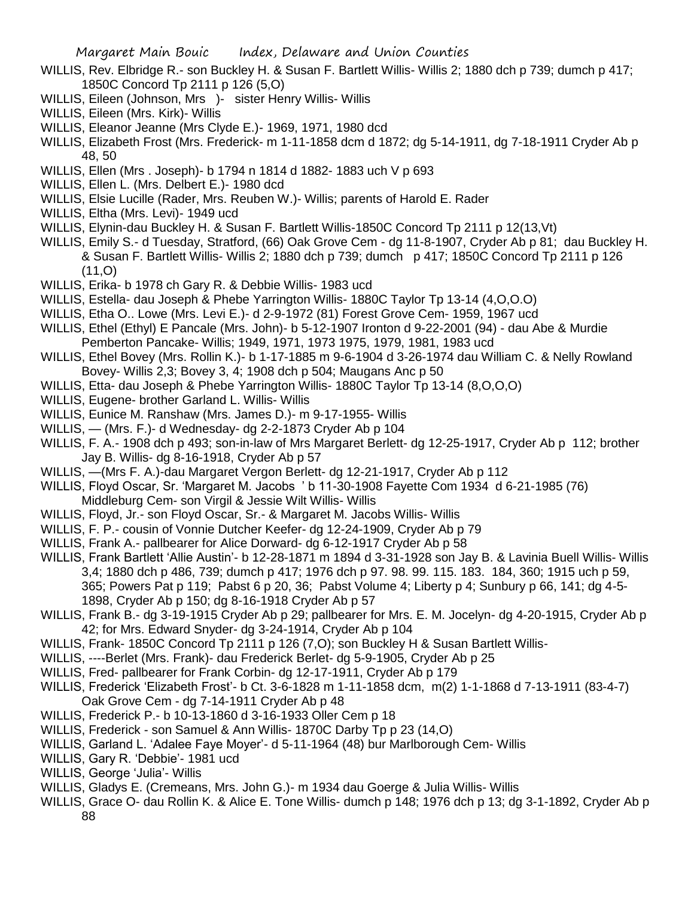WILLIS, Rev. Elbridge R.- son Buckley H. & Susan F. Bartlett Willis- Willis 2; 1880 dch p 739; dumch p 417; 1850C Concord Tp 2111 p 126 (5,O)

WILLIS, Eileen (Johnson, Mrs )- sister Henry Willis- Willis

WILLIS, Eileen (Mrs. Kirk)- Willis

WILLIS, Eleanor Jeanne (Mrs Clyde E.)- 1969, 1971, 1980 dcd

WILLIS, Elizabeth Frost (Mrs. Frederick- m 1-11-1858 dcm d 1872; dg 5-14-1911, dg 7-18-1911 Cryder Ab p 48, 50

WILLIS, Ellen (Mrs . Joseph)- b 1794 n 1814 d 1882- 1883 uch V p 693

WILLIS, Ellen L. (Mrs. Delbert E.)- 1980 dcd

WILLIS, Elsie Lucille (Rader, Mrs. Reuben W.)- Willis; parents of Harold E. Rader

WILLIS, Eltha (Mrs. Levi)- 1949 ucd

WILLIS, Elynin-dau Buckley H. & Susan F. Bartlett Willis-1850C Concord Tp 2111 p 12(13,Vt)

WILLIS, Emily S.- d Tuesday, Stratford, (66) Oak Grove Cem - dg 11-8-1907, Cryder Ab p 81; dau Buckley H. & Susan F. Bartlett Willis- Willis 2; 1880 dch p 739; dumch p 417; 1850C Concord Tp 2111 p 126 (11,O)

WILLIS, Erika- b 1978 ch Gary R. & Debbie Willis- 1983 ucd

WILLIS, Estella- dau Joseph & Phebe Yarrington Willis- 1880C Taylor Tp 13-14 (4,O,O.O)

WILLIS, Etha O.. Lowe (Mrs. Levi E.)- d 2-9-1972 (81) Forest Grove Cem- 1959, 1967 ucd

WILLIS, Ethel (Ethyl) E Pancale (Mrs. John)- b 5-12-1907 Ironton d 9-22-2001 (94) - dau Abe & Murdie Pemberton Pancake- Willis; 1949, 1971, 1973 1975, 1979, 1981, 1983 ucd

WILLIS, Ethel Bovey (Mrs. Rollin K.)- b 1-17-1885 m 9-6-1904 d 3-26-1974 dau William C. & Nelly Rowland Bovey- Willis 2,3; Bovey 3, 4; 1908 dch p 504; Maugans Anc p 50

WILLIS, Etta- dau Joseph & Phebe Yarrington Willis- 1880C Taylor Tp 13-14 (8,O,O,O)

WILLIS, Eugene- brother Garland L. Willis- Willis

WILLIS, Eunice M. Ranshaw (Mrs. James D.)- m 9-17-1955- Willis

WILLIS, — (Mrs. F.)- d Wednesday- dg 2-2-1873 Cryder Ab p 104

WILLIS, F. A.- 1908 dch p 493; son-in-law of Mrs Margaret Berlett- dg 12-25-1917, Cryder Ab p 112; brother Jay B. Willis- dg 8-16-1918, Cryder Ab p 57

WILLIS, —(Mrs F. A.)-dau Margaret Vergon Berlett- dg 12-21-1917, Cryder Ab p 112

WILLIS, Floyd Oscar, Sr. 'Margaret M. Jacobs ' b 11-30-1908 Fayette Com 1934 d 6-21-1985 (76) Middleburg Cem- son Virgil & Jessie Wilt Willis- Willis

WILLIS, Floyd, Jr.- son Floyd Oscar, Sr.- & Margaret M. Jacobs Willis- Willis

WILLIS, F. P.- cousin of Vonnie Dutcher Keefer- dg 12-24-1909, Cryder Ab p 79

WILLIS, Frank A.- pallbearer for Alice Dorward- dg 6-12-1917 Cryder Ab p 58

WILLIS, Frank Bartlett 'Allie Austin'- b 12-28-1871 m 1894 d 3-31-1928 son Jay B. & Lavinia Buell Willis- Willis 3,4; 1880 dch p 486, 739; dumch p 417; 1976 dch p 97. 98. 99. 115. 183. 184, 360; 1915 uch p 59, 365; Powers Pat p 119; Pabst 6 p 20, 36; Pabst Volume 4; Liberty p 4; Sunbury p 66, 141; dg 4-5-1898, Cryder Ab p 150; dg 8-16-1918 Cryder Ab p 57

WILLIS, Frank B.- dg 3-19-1915 Cryder Ab p 29; pallbearer for Mrs. E. M. Jocelyn- dg 4-20-1915, Cryder Ab p 42; for Mrs. Edward Snyder- dg 3-24-1914, Cryder Ab p 104

WILLIS, Frank- 1850C Concord Tp 2111 p 126 (7,O); son Buckley H & Susan Bartlett Willis-

WILLIS, ----Berlet (Mrs. Frank)- dau Frederick Berlet- dg 5-9-1905, Cryder Ab p 25

WILLIS, Fred- pallbearer for Frank Corbin- dg 12-17-1911, Cryder Ab p 179

WILLIS, Frederick 'Elizabeth Frost'- b Ct. 3-6-1828 m 1-11-1858 dcm, m(2) 1-1-1868 d 7-13-1911 (83-4-7) Oak Grove Cem - dg 7-14-1911 Cryder Ab p 48

WILLIS, Frederick P.- b 10-13-1860 d 3-16-1933 Oller Cem p 18

WILLIS, Frederick - son Samuel & Ann Willis- 1870C Darby Tp p 23 (14,O)

WILLIS, Garland L. 'Adalee Faye Moyer'- d 5-11-1964 (48) bur Marlborough Cem- Willis

WILLIS, Gary R. 'Debbie'- 1981 ucd

WILLIS, George 'Julia'- Willis

WILLIS, Gladys E. (Cremeans, Mrs. John G.)- m 1934 dau Goerge & Julia Willis- Willis

WILLIS, Grace O- dau Rollin K. & Alice E. Tone Willis- dumch p 148; 1976 dch p 13; dg 3-1-1892, Cryder Ab p 88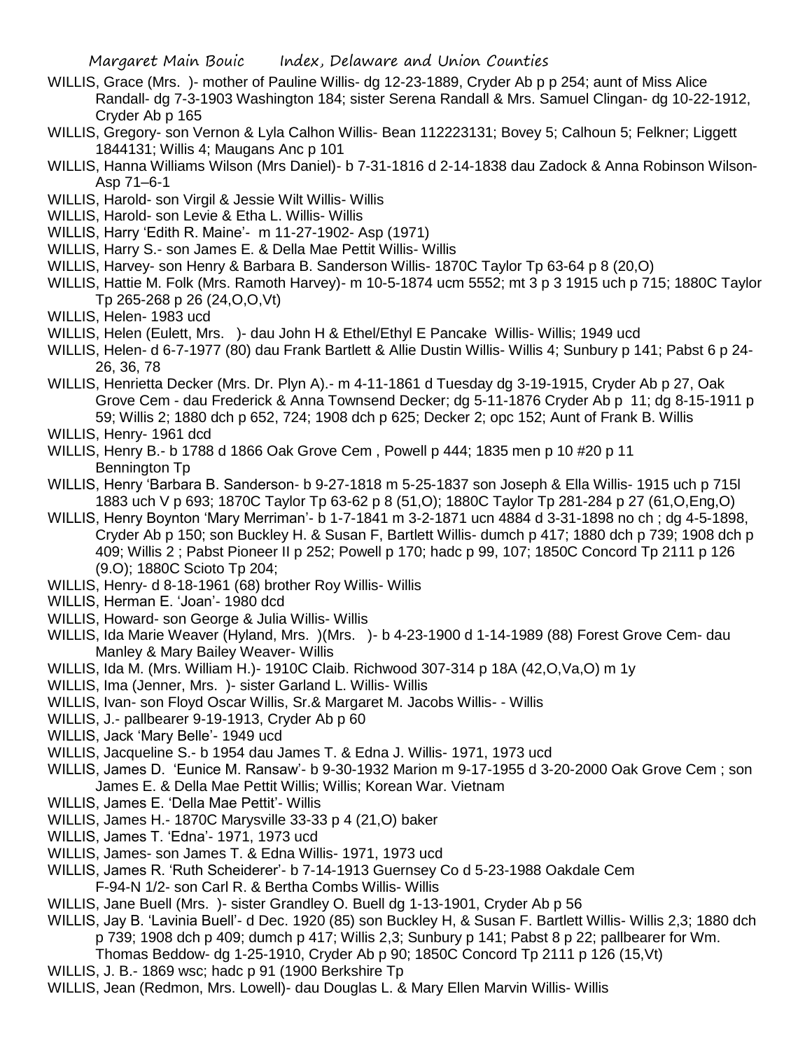WILLIS, Grace (Mrs. )- mother of Pauline Willis- dg 12-23-1889, Cryder Ab p p 254; aunt of Miss Alice Randall- dg 7-3-1903 Washington 184; sister Serena Randall & Mrs. Samuel Clingan- dg 10-22-1912, Cryder Ab p 165

WILLIS, Gregory- son Vernon & Lyla Calhon Willis- Bean 112223131; Bovey 5; Calhoun 5; Felkner; Liggett 1844131; Willis 4; Maugans Anc p 101

WILLIS, Hanna Williams Wilson (Mrs Daniel)- b 7-31-1816 d 2-14-1838 dau Zadock & Anna Robinson Wilson- Asp 71–6-1

WILLIS, Harold- son Virgil & Jessie Wilt Willis- Willis

WILLIS, Harold- son Levie & Etha L. Willis- Willis

WILLIS, Harry 'Edith R. Maine'- m 11-27-1902- Asp (1971)

WILLIS, Harry S.- son James E. & Della Mae Pettit Willis- Willis

WILLIS, Harvey- son Henry & Barbara B. Sanderson Willis- 1870C Taylor Tp 63-64 p 8 (20,O)

WILLIS, Hattie M. Folk (Mrs. Ramoth Harvey)- m 10-5-1874 ucm 5552; mt 3 p 3 1915 uch p 715; 1880C Taylor Tp 265-268 p 26 (24,O,O,Vt)

WILLIS, Helen- 1983 ucd

WILLIS, Helen (Eulett, Mrs. )- dau John H & Ethel/Ethyl E Pancake Willis- Willis; 1949 ucd

WILLIS, Helen- d 6-7-1977 (80) dau Frank Bartlett & Allie Dustin Willis- Willis 4; Sunbury p 141; Pabst 6 p 24-26, 36, 78

WILLIS, Henrietta Decker (Mrs. Dr. Plyn A).- m 4-11-1861 d Tuesday dg 3-19-1915, Cryder Ab p 27, Oak Grove Cem - dau Frederick & Anna Townsend Decker; dg 5-11-1876 Cryder Ab p 11; dg 8-15-1911 p 59; Willis 2; 1880 dch p 652, 724; 1908 dch p 625; Decker 2; opc 152; Aunt of Frank B. Willis

WILLIS, Henry- 1961 dcd

WILLIS, Henry B.- b 1788 d 1866 Oak Grove Cem , Powell p 444; 1835 men p 10 #20 p 11 Bennington Tp

WILLIS, Henry 'Barbara B. Sanderson- b 9-27-1818 m 5-25-1837 son Joseph & Ella Willis- 1915 uch p 715l 1883 uch V p 693; 1870C Taylor Tp 63-62 p 8 (51,O); 1880C Taylor Tp 281-284 p 27 (61,O,Eng,O)

WILLIS, Henry Boynton 'Mary Merriman'- b 1-7-1841 m 3-2-1871 ucn 4884 d 3-31-1898 no ch ; dg 4-5-1898, Cryder Ab p 150; son Buckley H. & Susan F, Bartlett Willis- dumch p 417; 1880 dch p 739; 1908 dch p 409; Willis 2 ; Pabst Pioneer II p 252; Powell p 170; hadc p 99, 107; 1850C Concord Tp 2111 p 126 (9.O); 1880C Scioto Tp 204;

WILLIS, Henry- d 8-18-1961 (68) brother Roy Willis- Willis

WILLIS, Herman E. 'Joan'- 1980 dcd

WILLIS, Howard- son George & Julia Willis- Willis

WILLIS, Ida Marie Weaver (Hyland, Mrs. )(Mrs. )- b 4-23-1900 d 1-14-1989 (88) Forest Grove Cem- dau Manley & Mary Bailey Weaver- Willis

WILLIS, Ida M. (Mrs. William H.)- 1910C Claib. Richwood 307-314 p 18A (42,O,Va,O) m 1y

WILLIS, Ima (Jenner, Mrs. )- sister Garland L. Willis- Willis

WILLIS, Ivan- son Floyd Oscar Willis, Sr.& Margaret M. Jacobs Willis- - Willis

WILLIS, J.- pallbearer 9-19-1913, Cryder Ab p 60

WILLIS, Jack 'Mary Belle'- 1949 ucd

WILLIS, Jacqueline S.- b 1954 dau James T. & Edna J. Willis- 1971, 1973 ucd

WILLIS, James D. 'Eunice M. Ransaw'- b 9-30-1932 Marion m 9-17-1955 d 3-20-2000 Oak Grove Cem ; son James E. & Della Mae Pettit Willis; Willis; Korean War. Vietnam

WILLIS, James E. 'Della Mae Pettit'- Willis

WILLIS, James H.- 1870C Marysville 33-33 p 4 (21,O) baker

WILLIS, James T. 'Edna'- 1971, 1973 ucd

WILLIS, James- son James T. & Edna Willis- 1971, 1973 ucd

WILLIS, James R. 'Ruth Scheiderer'- b 7-14-1913 Guernsey Co d 5-23-1988 Oakdale Cem F-94-N 1/2- son Carl R. & Bertha Combs Willis- Willis

WILLIS, Jane Buell (Mrs. )- sister Grandley O. Buell dg 1-13-1901, Cryder Ab p 56

WILLIS, Jay B. 'Lavinia Buell'- d Dec. 1920 (85) son Buckley H, & Susan F. Bartlett Willis- Willis 2,3; 1880 dch p 739; 1908 dch p 409; dumch p 417; Willis 2,3; Sunbury p 141; Pabst 8 p 22; pallbearer for Wm. Thomas Beddow- dg 1-25-1910, Cryder Ab p 90; 1850C Concord Tp 2111 p 126 (15,Vt)

WILLIS, J. B.- 1869 wsc; hadc p 91 (1900 Berkshire Tp

WILLIS, Jean (Redmon, Mrs. Lowell)- dau Douglas L. & Mary Ellen Marvin Willis- Willis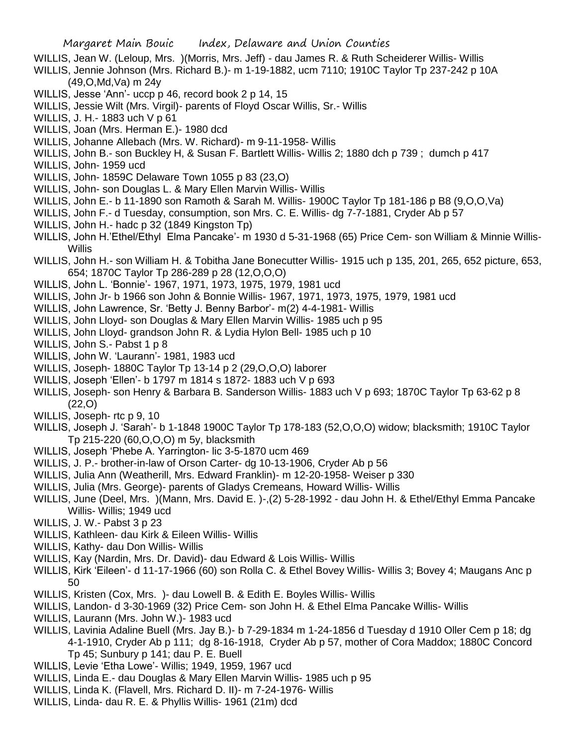WILLIS, Jean W. (Leloup, Mrs. )(Morris, Mrs. Jeff) - dau James R. & Ruth Scheiderer Willis- Willis

WILLIS, Jennie Johnson (Mrs. Richard B.)- m 1-19-1882, ucm 7110; 1910C Taylor Tp 237-242 p 10A (49,O,Md,Va) m 24y

WILLIS, Jesse 'Ann'- uccp p 46, record book 2 p 14, 15

WILLIS, Jessie Wilt (Mrs. Virgil)- parents of Floyd Oscar Willis, Sr.- Willis

WILLIS, J. H.- 1883 uch V p 61

WILLIS, Joan (Mrs. Herman E.)- 1980 dcd

WILLIS, Johanne Allebach (Mrs. W. Richard)- m 9-11-1958- Willis

WILLIS, John B.- son Buckley H, & Susan F. Bartlett Willis- Willis 2; 1880 dch p 739 ; dumch p 417

WILLIS, John- 1959 ucd

WILLIS, John- 1859C Delaware Town 1055 p 83 (23,O)

WILLIS, John- son Douglas L. & Mary Ellen Marvin Willis- Willis

WILLIS, John E.- b 11-1890 son Ramoth & Sarah M. Willis- 1900C Taylor Tp 181-186 p B8 (9,O,O,Va)

WILLIS, John F.- d Tuesday, consumption, son Mrs. C. E. Willis- dg 7-7-1881, Cryder Ab p 57

WILLIS, John H.- hadc p 32 (1849 Kingston Tp)

WILLIS, John H.'Ethel/Ethyl Elma Pancake'- m 1930 d 5-31-1968 (65) Price Cem- son William & Minnie Willis- Willis

WILLIS, John H.- son William H. & Tobitha Jane Bonecutter Willis- 1915 uch p 135, 201, 265, 652 picture, 653, 654; 1870C Taylor Tp 286-289 p 28 (12,O,O,O)

WILLIS, John L. 'Bonnie'- 1967, 1971, 1973, 1975, 1979, 1981 ucd

WILLIS, John Jr- b 1966 son John & Bonnie Willis- 1967, 1971, 1973, 1975, 1979, 1981 ucd

WILLIS, John Lawrence, Sr. 'Betty J. Benny Barbor'- m(2) 4-4-1981- Willis

WILLIS, John Lloyd- son Douglas & Mary Ellen Marvin Willis- 1985 uch p 95

WILLIS, John Lloyd- grandson John R. & Lydia Hylon Bell- 1985 uch p 10

WILLIS, John S.- Pabst 1 p 8

WILLIS, John W. 'Laurann'- 1981, 1983 ucd

WILLIS, Joseph- 1880C Taylor Tp 13-14 p 2 (29,O,O,O) laborer

WILLIS, Joseph 'Ellen'- b 1797 m 1814 s 1872- 1883 uch V p 693

WILLIS, Joseph- son Henry & Barbara B. Sanderson Willis- 1883 uch V p 693; 1870C Taylor Tp 63-62 p 8 (22,O)

WILLIS, Joseph- rtc p 9, 10

WILLIS, Joseph J. 'Sarah'- b 1-1848 1900C Taylor Tp 178-183 (52,O,O,O) widow; blacksmith; 1910C Taylor Tp 215-220 (60,O,O,O) m 5y, blacksmith

WILLIS, Joseph 'Phebe A. Yarrington- lic 3-5-1870 ucm 469

WILLIS, J. P.- brother-in-law of Orson Carter- dg 10-13-1906, Cryder Ab p 56

WILLIS, Julia Ann (Weatherill, Mrs. Edward Franklin)- m 12-20-1958- Weiser p 330

WILLIS, Julia (Mrs. George)- parents of Gladys Cremeans, Howard Willis- Willis

WILLIS, June (Deel, Mrs. )(Mann, Mrs. David E. )-,(2) 5-28-1992 - dau John H. & Ethel/Ethyl Emma Pancake Willis- Willis; 1949 ucd

WILLIS, J. W.- Pabst 3 p 23

WILLIS, Kathleen- dau Kirk & Eileen Willis- Willis

WILLIS, Kathy- dau Don Willis- Willis

WILLIS, Kay (Nardin, Mrs. Dr. David)- dau Edward & Lois Willis- Willis

WILLIS, Kirk 'Eileen'- d 11-17-1966 (60) son Rolla C. & Ethel Bovey Willis- Willis 3; Bovey 4; Maugans Anc p 50

WILLIS, Kristen (Cox, Mrs. )- dau Lowell B. & Edith E. Boyles Willis- Willis

WILLIS, Landon- d 3-30-1969 (32) Price Cem- son John H. & Ethel Elma Pancake Willis- Willis

WILLIS, Laurann (Mrs. John W.)- 1983 ucd

WILLIS, Lavinia Adaline Buell (Mrs. Jay B.)- b 7-29-1834 m 1-24-1856 d Tuesday d 1910 Oller Cem p 18; dg 4-1-1910, Cryder Ab p 111; dg 8-16-1918, Cryder Ab p 57, mother of Cora Maddox; 1880C Concord Tp 45; Sunbury p 141; dau P. E. Buell

WILLIS, Levie 'Etha Lowe'- Willis; 1949, 1959, 1967 ucd

WILLIS, Linda E.- dau Douglas & Mary Ellen Marvin Willis- 1985 uch p 95

WILLIS, Linda K. (Flavell, Mrs. Richard D. II)- m 7-24-1976- Willis

WILLIS, Linda- dau R. E. & Phyllis Willis- 1961 (21m) dcd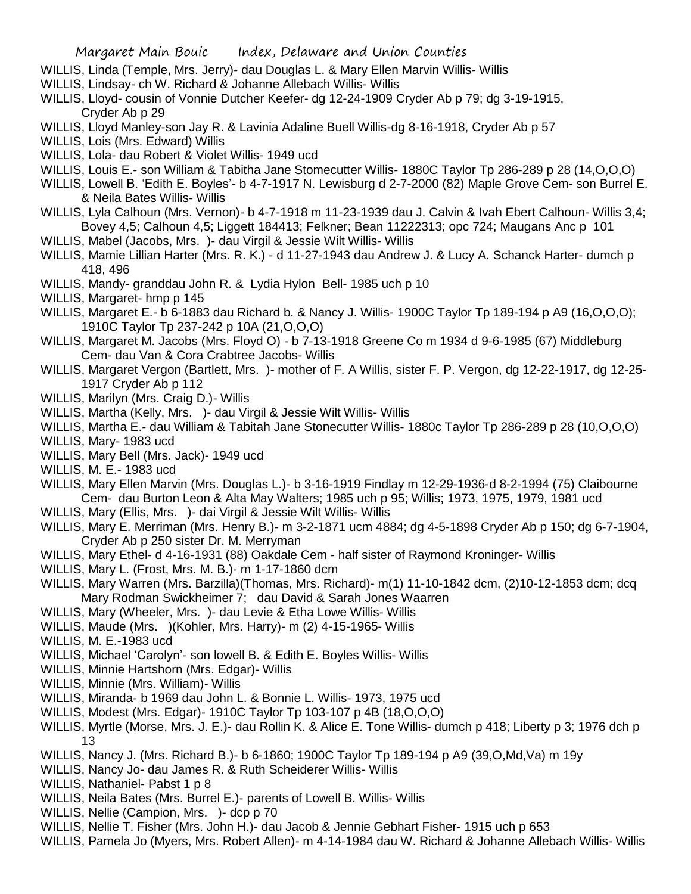WILLIS, Linda (Temple, Mrs. Jerry)- dau Douglas L. & Mary Ellen Marvin Willis- Willis

WILLIS, Lindsay- ch W. Richard & Johanne Allebach Willis- Willis

WILLIS, Lloyd- cousin of Vonnie Dutcher Keefer- dg 12-24-1909 Cryder Ab p 79; dg 3-19-1915, Cryder Ab p 29

WILLIS, Lloyd Manley-son Jay R. & Lavinia Adaline Buell Willis-dg 8-16-1918, Cryder Ab p 57

WILLIS, Lois (Mrs. Edward) Willis

WILLIS, Lola- dau Robert & Violet Willis- 1949 ucd

WILLIS, Louis E.- son William & Tabitha Jane Stomecutter Willis- 1880C Taylor Tp 286-289 p 28 (14,O,O,O)

WILLIS, Lowell B. 'Edith E. Boyles'- b 4-7-1917 N. Lewisburg d 2-7-2000 (82) Maple Grove Cem- son Burrel E. & Neila Bates Willis- Willis

WILLIS, Lyla Calhoun (Mrs. Vernon)- b 4-7-1918 m 11-23-1939 dau J. Calvin & Ivah Ebert Calhoun- Willis 3,4; Bovey 4,5; Calhoun 4,5; Liggett 184413; Felkner; Bean 11222313; opc 724; Maugans Anc p 101

WILLIS, Mabel (Jacobs, Mrs. )- dau Virgil & Jessie Wilt Willis- Willis

WILLIS, Mamie Lillian Harter (Mrs. R. K.) - d 11-27-1943 dau Andrew J. & Lucy A. Schanck Harter- dumch p 418, 496

WILLIS, Mandy- granddau John R. & Lydia Hylon Bell- 1985 uch p 10

WILLIS, Margaret- hmp p 145

WILLIS, Margaret E.- b 6-1883 dau Richard b. & Nancy J. Willis- 1900C Taylor Tp 189-194 p A9 (16,O,O,O); 1910C Taylor Tp 237-242 p 10A (21,O,O,O)

WILLIS, Margaret M. Jacobs (Mrs. Floyd O) - b 7-13-1918 Greene Co m 1934 d 9-6-1985 (67) Middleburg Cem- dau Van & Cora Crabtree Jacobs- Willis

WILLIS, Margaret Vergon (Bartlett, Mrs. )- mother of F. A Willis, sister F. P. Vergon, dg 12-22-1917, dg 12-25-1917 Cryder Ab p 112

WILLIS, Marilyn (Mrs. Craig D.)- Willis

WILLIS, Martha (Kelly, Mrs. )- dau Virgil & Jessie Wilt Willis- Willis

WILLIS, Martha E.- dau William & Tabitah Jane Stonecutter Willis- 1880c Taylor Tp 286-289 p 28 (10,O,O,O)

WILLIS, Mary- 1983 ucd

WILLIS, Mary Bell (Mrs. Jack)- 1949 ucd

WILLIS, M. E.- 1983 ucd

WILLIS, Mary Ellen Marvin (Mrs. Douglas L.)- b 3-16-1919 Findlay m 12-29-1936-d 8-2-1994 (75) Claibourne Cem- dau Burton Leon & Alta May Walters; 1985 uch p 95; Willis; 1973, 1975, 1979, 1981 ucd

WILLIS, Mary (Ellis, Mrs. )- dai Virgil & Jessie Wilt Willis- Willis

WILLIS, Mary E. Merriman (Mrs. Henry B.)- m 3-2-1871 ucm 4884; dg 4-5-1898 Cryder Ab p 150; dg 6-7-1904, Cryder Ab p 250 sister Dr. M. Merryman

WILLIS, Mary Ethel- d 4-16-1931 (88) Oakdale Cem - half sister of Raymond Kroninger- Willis

WILLIS, Mary L. (Frost, Mrs. M. B.)- m 1-17-1860 dcm

WILLIS, Mary Warren (Mrs. Barzilla)(Thomas, Mrs. Richard)- m(1) 11-10-1842 dcm, (2)10-12-1853 dcm; dcq Mary Rodman Swickheimer 7; dau David & Sarah Jones Waarren

WILLIS, Mary (Wheeler, Mrs. )- dau Levie & Etha Lowe Willis- Willis

WILLIS, Maude (Mrs. )(Kohler, Mrs. Harry)- m (2) 4-15-1965- Willis

WILLIS, M. E.-1983 ucd

WILLIS, Michael 'Carolyn'- son lowell B. & Edith E. Boyles Willis- Willis

WILLIS, Minnie Hartshorn (Mrs. Edgar)- Willis

WILLIS, Minnie (Mrs. William)- Willis

WILLIS, Miranda- b 1969 dau John L. & Bonnie L. Willis- 1973, 1975 ucd

WILLIS, Modest (Mrs. Edgar)- 1910C Taylor Tp 103-107 p 4B (18,O,O,O)

WILLIS, Myrtle (Morse, Mrs. J. E.)- dau Rollin K. & Alice E. Tone Willis- dumch p 418; Liberty p 3; 1976 dch p 13

WILLIS, Nancy J. (Mrs. Richard B.)- b 6-1860; 1900C Taylor Tp 189-194 p A9 (39,O,Md,Va) m 19y

WILLIS, Nancy Jo- dau James R. & Ruth Scheiderer Willis- Willis

WILLIS, Nathaniel- Pabst 1 p 8

WILLIS, Neila Bates (Mrs. Burrel E.)- parents of Lowell B. Willis- Willis

WILLIS, Nellie (Campion, Mrs. )- dcp p 70

WILLIS, Nellie T. Fisher (Mrs. John H.)- dau Jacob & Jennie Gebhart Fisher- 1915 uch p 653

WILLIS, Pamela Jo (Myers, Mrs. Robert Allen)- m 4-14-1984 dau W. Richard & Johanne Allebach Willis- Willis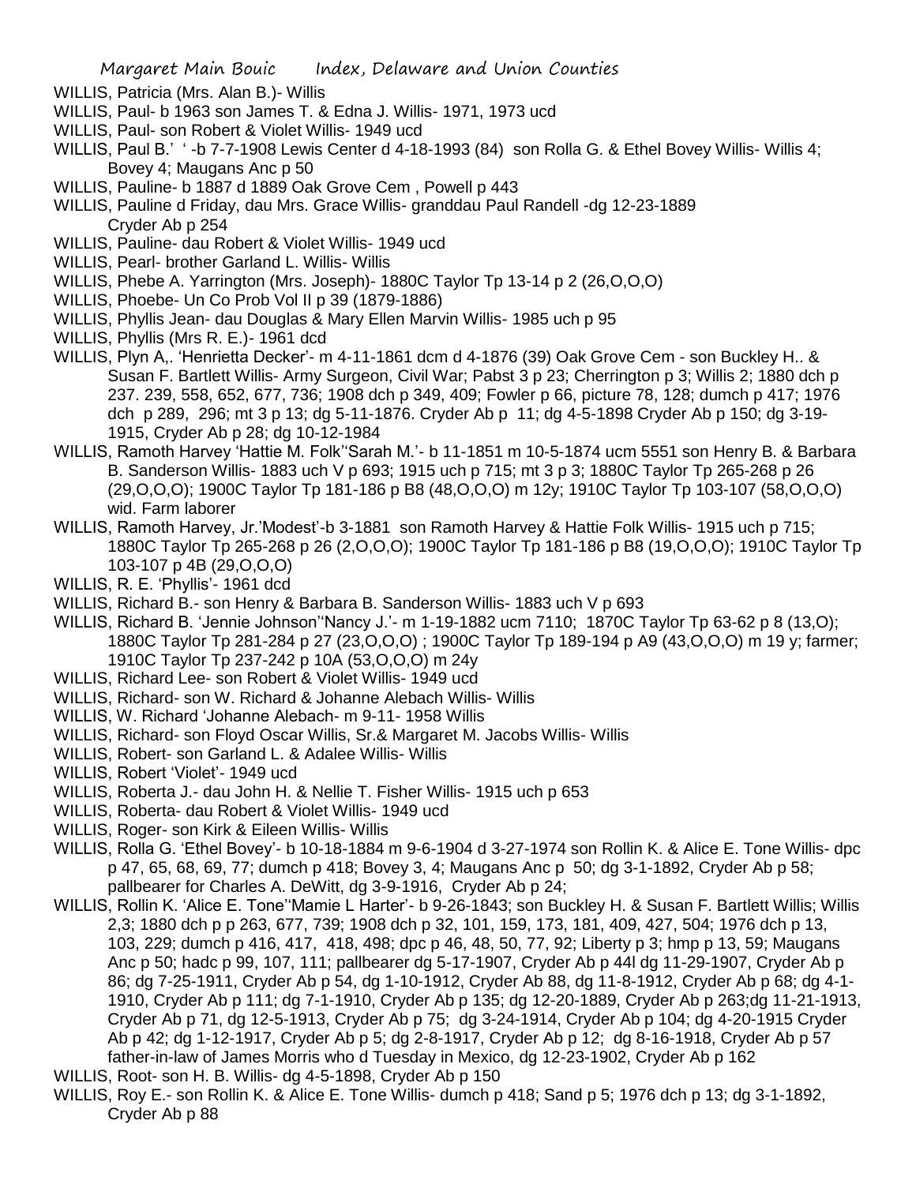WILLIS, Patricia (Mrs. Alan B.)- Willis

WILLIS, Paul- b 1963 son James T. & Edna J. Willis- 1971, 1973 ucd

WILLIS, Paul- son Robert & Violet Willis- 1949 ucd

WILLIS, Paul B.' ' -b 7-7-1908 Lewis Center d 4-18-1993 (84) son Rolla G. & Ethel Bovey Willis- Willis 4; Bovey 4; Maugans Anc p 50

WILLIS, Pauline- b 1887 d 1889 Oak Grove Cem , Powell p 443

WILLIS, Pauline d Friday, dau Mrs. Grace Willis- granddau Paul Randell -dg 12-23-1889 Cryder Ab p 254

WILLIS, Pauline- dau Robert & Violet Willis- 1949 ucd

WILLIS, Pearl- brother Garland L. Willis- Willis

WILLIS, Phebe A. Yarrington (Mrs. Joseph)- 1880C Taylor Tp 13-14 p 2 (26,O,O,O)

WILLIS, Phoebe- Un Co Prob Vol II p 39 (1879-1886)

WILLIS, Phyllis Jean- dau Douglas & Mary Ellen Marvin Willis- 1985 uch p 95

WILLIS, Phyllis (Mrs R. E.)- 1961 dcd

WILLIS, Plyn A,. 'Henrietta Decker'- m 4-11-1861 dcm d 4-1876 (39) Oak Grove Cem - son Buckley H.. & Susan F. Bartlett Willis- Army Surgeon, Civil War; Pabst 3 p 23; Cherrington p 3; Willis 2; 1880 dch p 237. 239, 558, 652, 677, 736; 1908 dch p 349, 409; Fowler p 66, picture 78, 128; dumch p 417; 1976 dch p 289, 296; mt 3 p 13; dg 5-11-1876. Cryder Ab p 11; dg 4-5-1898 Cryder Ab p 150; dg 3-19-1915, Cryder Ab p 28; dg 10-12-1984

WILLIS, Ramoth Harvey 'Hattie M. Folk''Sarah M.'- b 11-1851 m 10-5-1874 ucm 5551 son Henry B. & Barbara B. Sanderson Willis- 1883 uch V p 693; 1915 uch p 715; mt 3 p 3; 1880C Taylor Tp 265-268 p 26 (29,O,O,O); 1900C Taylor Tp 181-186 p B8 (48,O,O,O) m 12y; 1910C Taylor Tp 103-107 (58,O,O,O) wid. Farm laborer

WILLIS, Ramoth Harvey, Jr.'Modest'-b 3-1881 son Ramoth Harvey & Hattie Folk Willis- 1915 uch p 715; 1880C Taylor Tp 265-268 p 26 (2,O,O,O); 1900C Taylor Tp 181-186 p B8 (19,O,O,O); 1910C Taylor Tp 103-107 p 4B (29,O,O,O)

WILLIS, R. E. 'Phyllis'- 1961 dcd

WILLIS, Richard B.- son Henry & Barbara B. Sanderson Willis- 1883 uch V p 693

WILLIS, Richard B. 'Jennie Johnson''Nancy J.'- m 1-19-1882 ucm 7110; 1870C Taylor Tp 63-62 p 8 (13,O); 1880C Taylor Tp 281-284 p 27 (23,O,O,O) ; 1900C Taylor Tp 189-194 p A9 (43,O,O,O) m 19 y; farmer; 1910C Taylor Tp 237-242 p 10A (53,O,O,O) m 24y

WILLIS, Richard Lee- son Robert & Violet Willis- 1949 ucd

WILLIS, Richard- son W. Richard & Johanne Alebach Willis- Willis

WILLIS, W. Richard 'Johanne Alebach- m 9-11- 1958 Willis

WILLIS, Richard- son Floyd Oscar Willis, Sr.& Margaret M. Jacobs Willis- Willis

WILLIS, Robert- son Garland L. & Adalee Willis- Willis

WILLIS, Robert 'Violet'- 1949 ucd

WILLIS, Roberta J.- dau John H. & Nellie T. Fisher Willis- 1915 uch p 653

WILLIS, Roberta- dau Robert & Violet Willis- 1949 ucd

WILLIS, Roger- son Kirk & Eileen Willis- Willis

WILLIS, Rolla G. 'Ethel Bovey'- b 10-18-1884 m 9-6-1904 d 3-27-1974 son Rollin K. & Alice E. Tone Willis- dpc p 47, 65, 68, 69, 77; dumch p 418; Bovey 3, 4; Maugans Anc p 50; dg 3-1-1892, Cryder Ab p 58; pallbearer for Charles A. DeWitt, dg 3-9-1916, Cryder Ab p 24;

WILLIS, Rollin K. 'Alice E. Tone''Mamie L Harter'- b 9-26-1843; son Buckley H. & Susan F. Bartlett Willis; Willis 2,3; 1880 dch p p 263, 677, 739; 1908 dch p 32, 101, 159, 173, 181, 409, 427, 504; 1976 dch p 13, 103, 229; dumch p 416, 417, 418, 498; dpc p 46, 48, 50, 77, 92; Liberty p 3; hmp p 13, 59; Maugans Anc p 50; hadc p 99, 107, 111; pallbearer dg 5-17-1907, Cryder Ab p 44l dg 11-29-1907, Cryder Ab p 86; dg 7-25-1911, Cryder Ab p 54, dg 1-10-1912, Cryder Ab 88, dg 11-8-1912, Cryder Ab p 68; dg 4-1-1910, Cryder Ab p 111; dg 7-1-1910, Cryder Ab p 135; dg 12-20-1889, Cryder Ab p 263;dg 11-21-1913, Cryder Ab p 71, dg 12-5-1913, Cryder Ab p 75; dg 3-24-1914, Cryder Ab p 104; dg 4-20-1915 Cryder Ab p 42; dg 1-12-1917, Cryder Ab p 5; dg 2-8-1917, Cryder Ab p 12; dg 8-16-1918, Cryder Ab p 57 father-in-law of James Morris who d Tuesday in Mexico, dg 12-23-1902, Cryder Ab p 162

WILLIS, Root- son H. B. Willis- dg 4-5-1898, Cryder Ab p 150

WILLIS, Roy E.- son Rollin K. & Alice E. Tone Willis- dumch p 418; Sand p 5; 1976 dch p 13; dg 3-1-1892, Cryder Ab p 88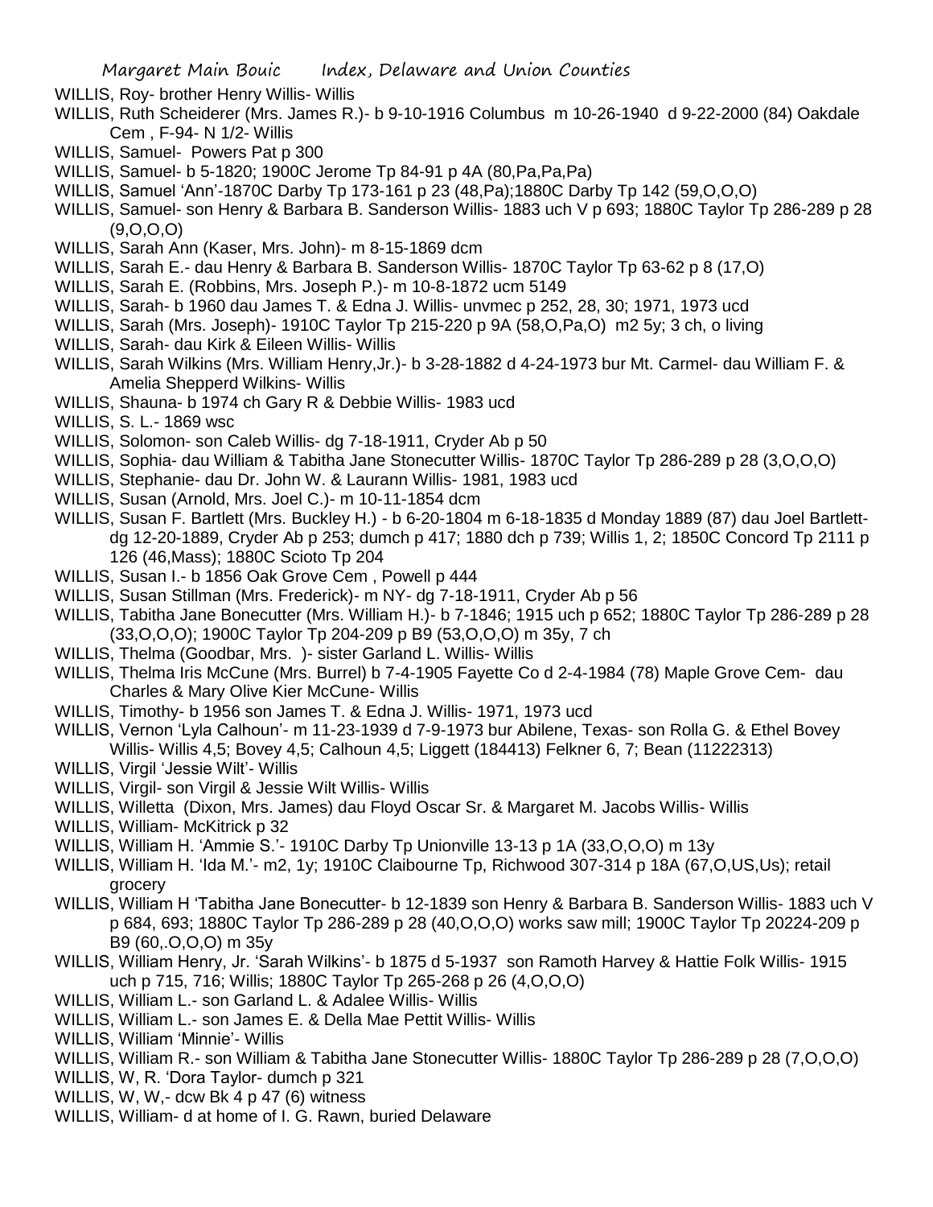WILLIS, Roy- brother Henry Willis- Willis

WILLIS, Ruth Scheiderer (Mrs. James R.)- b 9-10-1916 Columbus m 10-26-1940 d 9-22-2000 (84) Oakdale Cem , F-94- N 1/2- Willis

WILLIS, Samuel- Powers Pat p 300

WILLIS, Samuel- b 5-1820; 1900C Jerome Tp 84-91 p 4A (80,Pa,Pa,Pa)

WILLIS, Samuel 'Ann'-1870C Darby Tp 173-161 p 23 (48,Pa);1880C Darby Tp 142 (59,O,O,O)

WILLIS, Samuel- son Henry & Barbara B. Sanderson Willis- 1883 uch V p 693; 1880C Taylor Tp 286-289 p 28 (9,O,O,O)

WILLIS, Sarah Ann (Kaser, Mrs. John)- m 8-15-1869 dcm

WILLIS, Sarah E.- dau Henry & Barbara B. Sanderson Willis- 1870C Taylor Tp 63-62 p 8 (17,O)

WILLIS, Sarah E. (Robbins, Mrs. Joseph P.)- m 10-8-1872 ucm 5149

WILLIS, Sarah- b 1960 dau James T. & Edna J. Willis- unvmec p 252, 28, 30; 1971, 1973 ucd

WILLIS, Sarah (Mrs. Joseph)- 1910C Taylor Tp 215-220 p 9A (58,O,Pa,O) m2 5y; 3 ch, o living

WILLIS, Sarah- dau Kirk & Eileen Willis- Willis

WILLIS, Sarah Wilkins (Mrs. William Henry,Jr.)- b 3-28-1882 d 4-24-1973 bur Mt. Carmel- dau William F. & Amelia Shepperd Wilkins- Willis

WILLIS, Shauna- b 1974 ch Gary R & Debbie Willis- 1983 ucd

WILLIS, S. L.- 1869 wsc

WILLIS, Solomon- son Caleb Willis- dg 7-18-1911, Cryder Ab p 50

WILLIS, Sophia- dau William & Tabitha Jane Stonecutter Willis- 1870C Taylor Tp 286-289 p 28 (3,O,O,O)

WILLIS, Stephanie- dau Dr. John W. & Laurann Willis- 1981, 1983 ucd

WILLIS, Susan (Arnold, Mrs. Joel C.)- m 10-11-1854 dcm

WILLIS, Susan F. Bartlett (Mrs. Buckley H.) - b 6-20-1804 m 6-18-1835 d Monday 1889 (87) dau Joel Bartlett- dg 12-20-1889, Cryder Ab p 253; dumch p 417; 1880 dch p 739; Willis 1, 2; 1850C Concord Tp 2111 p 126 (46,Mass); 1880C Scioto Tp 204

WILLIS, Susan I.- b 1856 Oak Grove Cem , Powell p 444

WILLIS, Susan Stillman (Mrs. Frederick)- m NY- dg 7-18-1911, Cryder Ab p 56

WILLIS, Tabitha Jane Bonecutter (Mrs. William H.)- b 7-1846; 1915 uch p 652; 1880C Taylor Tp 286-289 p 28 (33,O,O,O); 1900C Taylor Tp 204-209 p B9 (53,O,O,O) m 35y, 7 ch

WILLIS, Thelma (Goodbar, Mrs. )- sister Garland L. Willis- Willis

WILLIS, Thelma Iris McCune (Mrs. Burrel) b 7-4-1905 Fayette Co d 2-4-1984 (78) Maple Grove Cem- dau Charles & Mary Olive Kier McCune- Willis

WILLIS, Timothy- b 1956 son James T. & Edna J. Willis- 1971, 1973 ucd

WILLIS, Vernon 'Lyla Calhoun'- m 11-23-1939 d 7-9-1973 bur Abilene, Texas- son Rolla G. & Ethel Bovey Willis- Willis 4,5; Bovey 4,5; Calhoun 4,5; Liggett (184413) Felkner 6, 7; Bean (11222313)

WILLIS, Virgil 'Jessie Wilt'- Willis

WILLIS, Virgil- son Virgil & Jessie Wilt Willis- Willis

WILLIS, Willetta (Dixon, Mrs. James) dau Floyd Oscar Sr. & Margaret M. Jacobs Willis- Willis

WILLIS, William- McKitrick p 32

WILLIS, William H. 'Ammie S.'- 1910C Darby Tp Unionville 13-13 p 1A (33,O,O,O) m 13y

WILLIS, William H. 'Ida M.'- m2, 1y; 1910C Claibourne Tp, Richwood 307-314 p 18A (67,O,US,Us); retail grocery

WILLIS, William H 'Tabitha Jane Bonecutter- b 12-1839 son Henry & Barbara B. Sanderson Willis- 1883 uch V p 684, 693; 1880C Taylor Tp 286-289 p 28 (40,O,O,O) works saw mill; 1900C Taylor Tp 20224-209 p B9 (60,.O,O,O) m 35y

WILLIS, William Henry, Jr. 'Sarah Wilkins'- b 1875 d 5-1937 son Ramoth Harvey & Hattie Folk Willis- 1915 uch p 715, 716; Willis; 1880C Taylor Tp 265-268 p 26 (4,O,O,O)

WILLIS, William L.- son Garland L. & Adalee Willis- Willis

WILLIS, William L.- son James E. & Della Mae Pettit Willis- Willis

WILLIS, William 'Minnie'- Willis

WILLIS, William R.- son William & Tabitha Jane Stonecutter Willis- 1880C Taylor Tp 286-289 p 28 (7,O,O,O)

WILLIS, W, R. 'Dora Taylor- dumch p 321

WILLIS, W, W,- dcw Bk 4 p 47 (6) witness

WILLIS, William- d at home of I. G. Rawn, buried Delaware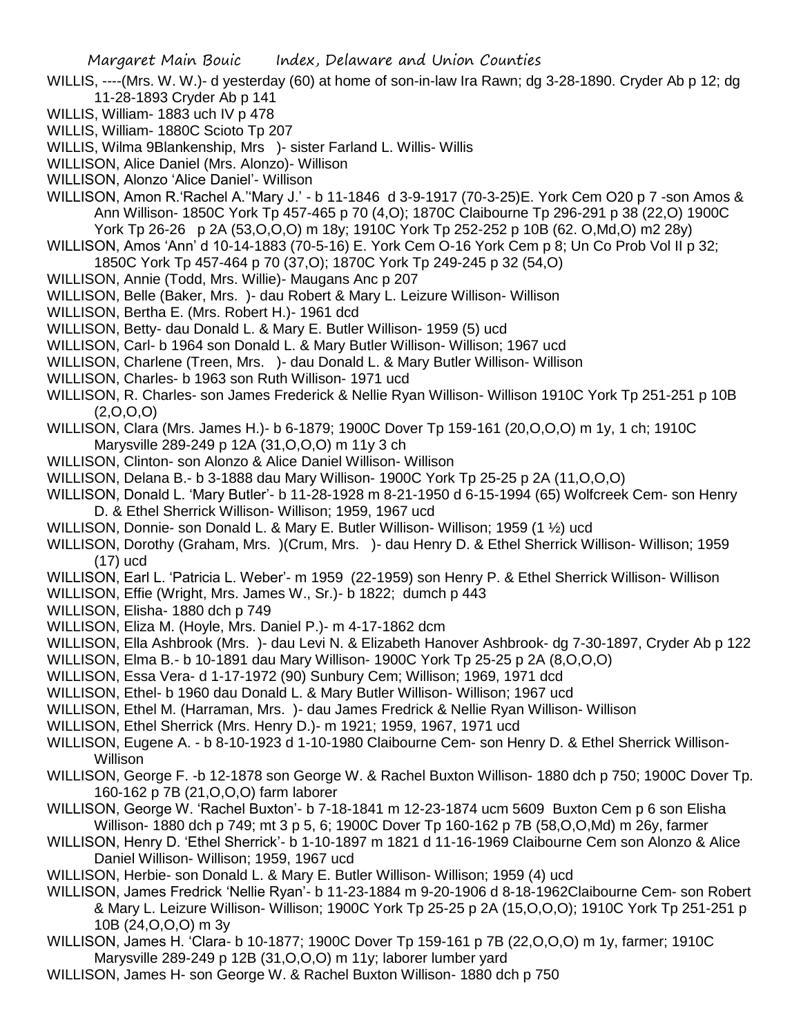WILLIS, ----(Mrs. W. W.)- d yesterday (60) at home of son-in-law Ira Rawn; dg 3-28-1890. Cryder Ab p 12; dg 11-28-1893 Cryder Ab p 141

WILLIS, William- 1883 uch IV p 478

WILLIS, William- 1880C Scioto Tp 207

WILLIS, Wilma 9Blankenship, Mrs )- sister Farland L. Willis- Willis

WILLISON, Alice Daniel (Mrs. Alonzo)- Willison

WILLISON, Alonzo 'Alice Daniel'- Willison

WILLISON, Amon R.'Rachel A.''Mary J.' - b 11-1846 d 3-9-1917 (70-3-25)E. York Cem O20 p 7 -son Amos & Ann Willison- 1850C York Tp 457-465 p 70 (4,O); 1870C Claibourne Tp 296-291 p 38 (22,O) 1900C York Tp 26-26 p 2A (53,O,O,O) m 18y; 1910C York Tp 252-252 p 10B (62. O,Md,O) m2 28y)

WILLISON, Amos 'Ann' d 10-14-1883 (70-5-16) E. York Cem O-16 York Cem p 8; Un Co Prob Vol II p 32; 1850C York Tp 457-464 p 70 (37,O); 1870C York Tp 249-245 p 32 (54,O)

WILLISON, Annie (Todd, Mrs. Willie)- Maugans Anc p 207

WILLISON, Belle (Baker, Mrs. )- dau Robert & Mary L. Leizure Willison- Willison

WILLISON, Bertha E. (Mrs. Robert H.)- 1961 dcd

WILLISON, Betty- dau Donald L. & Mary E. Butler Willison- 1959 (5) ucd

WILLISON, Carl- b 1964 son Donald L. & Mary Butler Willison- Willison; 1967 ucd

WILLISON, Charlene (Treen, Mrs. )- dau Donald L. & Mary Butler Willison- Willison

WILLISON, Charles- b 1963 son Ruth Willison- 1971 ucd

WILLISON, R. Charles- son James Frederick & Nellie Ryan Willison- Willison 1910C York Tp 251-251 p 10B (2,O,O,O)

WILLISON, Clara (Mrs. James H.)- b 6-1879; 1900C Dover Tp 159-161 (20,O,O,O) m 1y, 1 ch; 1910C Marysville 289-249 p 12A (31,O,O,O) m 11y 3 ch

WILLISON, Clinton- son Alonzo & Alice Daniel Willison- Willison

WILLISON, Delana B.- b 3-1888 dau Mary Willison- 1900C York Tp 25-25 p 2A (11,O,O,O)

WILLISON, Donald L. 'Mary Butler'- b 11-28-1928 m 8-21-1950 d 6-15-1994 (65) Wolfcreek Cem- son Henry D. & Ethel Sherrick Willison- Willison; 1959, 1967 ucd

WILLISON, Donnie- son Donald L. & Mary E. Butler Willison- Willison; 1959 (1 ½) ucd

WILLISON, Dorothy (Graham, Mrs. )(Crum, Mrs. )- dau Henry D. & Ethel Sherrick Willison- Willison; 1959 (17) ucd

WILLISON, Earl L. 'Patricia L. Weber'- m 1959 (22-1959) son Henry P. & Ethel Sherrick Willison- Willison

WILLISON, Effie (Wright, Mrs. James W., Sr.)- b 1822; dumch p 443

WILLISON, Elisha- 1880 dch p 749

WILLISON, Eliza M. (Hoyle, Mrs. Daniel P.)- m 4-17-1862 dcm

WILLISON, Ella Ashbrook (Mrs. )- dau Levi N. & Elizabeth Hanover Ashbrook- dg 7-30-1897, Cryder Ab p 122

WILLISON, Elma B.- b 10-1891 dau Mary Willison- 1900C York Tp 25-25 p 2A (8,O,O,O)

WILLISON, Essa Vera- d 1-17-1972 (90) Sunbury Cem; Willison; 1969, 1971 dcd

WILLISON, Ethel- b 1960 dau Donald L. & Mary Butler Willison- Willison; 1967 ucd

WILLISON, Ethel M. (Harraman, Mrs. )- dau James Fredrick & Nellie Ryan Willison- Willison

WILLISON, Ethel Sherrick (Mrs. Henry D.)- m 1921; 1959, 1967, 1971 ucd

WILLISON, Eugene A. - b 8-10-1923 d 1-10-1980 Claibourne Cem- son Henry D. & Ethel Sherrick Willison- Willison

WILLISON, George F. -b 12-1878 son George W. & Rachel Buxton Willison- 1880 dch p 750; 1900C Dover Tp. 160-162 p 7B (21,O,O,O) farm laborer

WILLISON, George W. 'Rachel Buxton'- b 7-18-1841 m 12-23-1874 ucm 5609 Buxton Cem p 6 son Elisha Willison- 1880 dch p 749; mt 3 p 5, 6; 1900C Dover Tp 160-162 p 7B (58,O,O,Md) m 26y, farmer

WILLISON, Henry D. 'Ethel Sherrick'- b 1-10-1897 m 1821 d 11-16-1969 Claibourne Cem son Alonzo & Alice Daniel Willison- Willison; 1959, 1967 ucd

WILLISON, Herbie- son Donald L. & Mary E. Butler Willison- Willison; 1959 (4) ucd

WILLISON, James Fredrick 'Nellie Ryan'- b 11-23-1884 m 9-20-1906 d 8-18-1962Claibourne Cem- son Robert & Mary L. Leizure Willison- Willison; 1900C York Tp 25-25 p 2A (15,O,O,O); 1910C York Tp 251-251 p 10B (24,O,O,O) m 3y

WILLISON, James H. 'Clara- b 10-1877; 1900C Dover Tp 159-161 p 7B (22,O,O,O) m 1y, farmer; 1910C Marysville 289-249 p 12B (31,O,O,O) m 11y; laborer lumber yard

WILLISON, James H- son George W. & Rachel Buxton Willison- 1880 dch p 750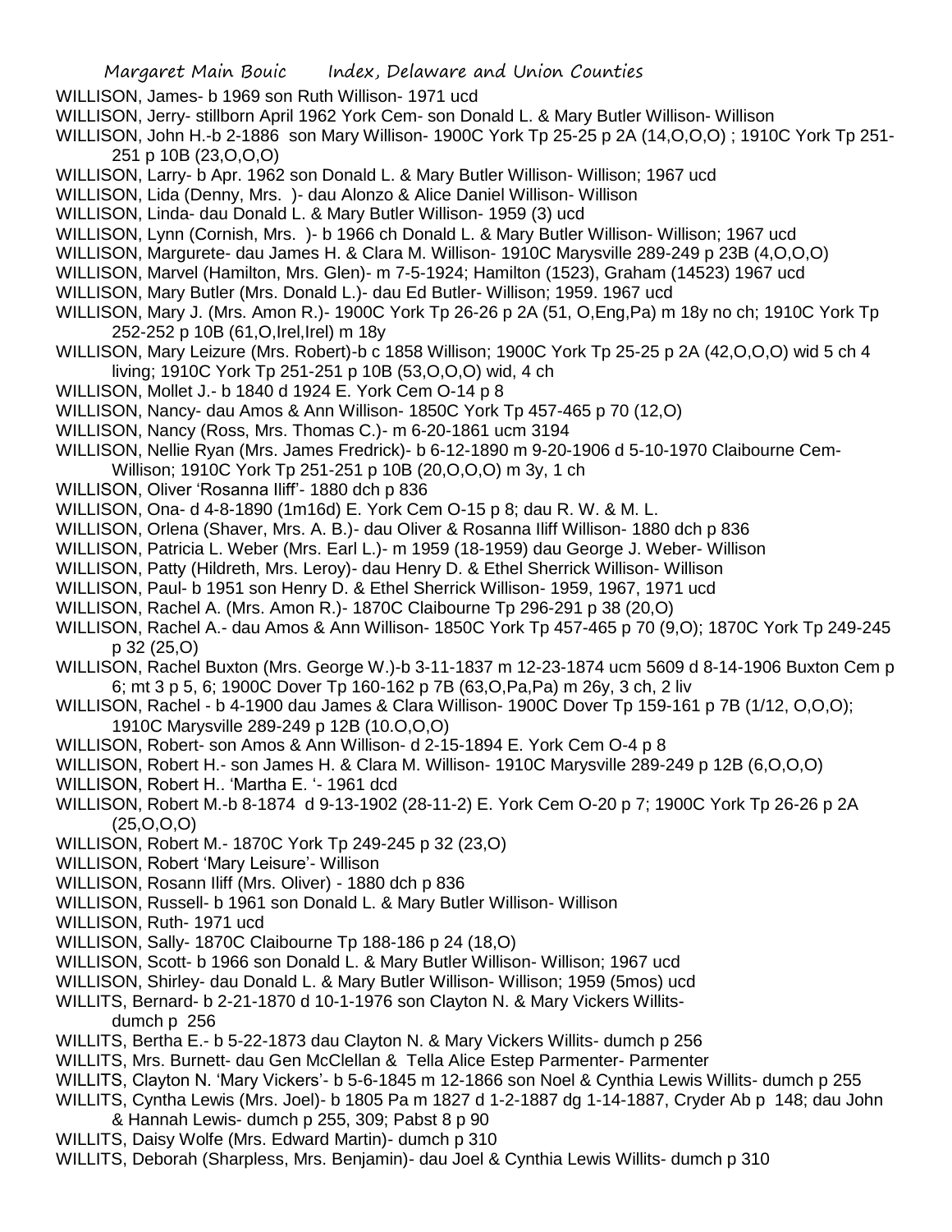WILLISON, James- b 1969 son Ruth Willison- 1971 ucd

WILLISON, Jerry- stillborn April 1962 York Cem- son Donald L. & Mary Butler Willison- Willison

WILLISON, John H.-b 2-1886 son Mary Willison- 1900C York Tp 25-25 p 2A (14,O,O,O) ; 1910C York Tp 251-251 p 10B (23,O,O,O)

WILLISON, Larry- b Apr. 1962 son Donald L. & Mary Butler Willison- Willison; 1967 ucd

WILLISON, Lida (Denny, Mrs. )- dau Alonzo & Alice Daniel Willison- Willison

WILLISON, Linda- dau Donald L. & Mary Butler Willison- 1959 (3) ucd

WILLISON, Lynn (Cornish, Mrs. )- b 1966 ch Donald L. & Mary Butler Willison- Willison; 1967 ucd

WILLISON, Margurete- dau James H. & Clara M. Willison- 1910C Marysville 289-249 p 23B (4,O,O,O)

WILLISON, Marvel (Hamilton, Mrs. Glen)- m 7-5-1924; Hamilton (1523), Graham (14523) 1967 ucd

WILLISON, Mary Butler (Mrs. Donald L.)- dau Ed Butler- Willison; 1959. 1967 ucd

WILLISON, Mary J. (Mrs. Amon R.)- 1900C York Tp 26-26 p 2A (51, O,Eng,Pa) m 18y no ch; 1910C York Tp 252-252 p 10B (61,O,Irel,Irel) m 18y

WILLISON, Mary Leizure (Mrs. Robert)-b c 1858 Willison; 1900C York Tp 25-25 p 2A (42,O,O,O) wid 5 ch 4 living; 1910C York Tp 251-251 p 10B (53,O,O,O) wid, 4 ch

WILLISON, Mollet J.- b 1840 d 1924 E. York Cem O-14 p 8

WILLISON, Nancy- dau Amos & Ann Willison- 1850C York Tp 457-465 p 70 (12,O)

WILLISON, Nancy (Ross, Mrs. Thomas C.)- m 6-20-1861 ucm 3194

WILLISON, Nellie Ryan (Mrs. James Fredrick)- b 6-12-1890 m 9-20-1906 d 5-10-1970 Claibourne Cem- Willison; 1910C York Tp 251-251 p 10B (20,O,O,O) m 3y, 1 ch

WILLISON, Oliver 'Rosanna Iliff'- 1880 dch p 836

WILLISON, Ona- d 4-8-1890 (1m16d) E. York Cem O-15 p 8; dau R. W. & M. L.

WILLISON, Orlena (Shaver, Mrs. A. B.)- dau Oliver & Rosanna Iliff Willison- 1880 dch p 836

WILLISON, Patricia L. Weber (Mrs. Earl L.)- m 1959 (18-1959) dau George J. Weber- Willison

WILLISON, Patty (Hildreth, Mrs. Leroy)- dau Henry D. & Ethel Sherrick Willison- Willison

WILLISON, Paul- b 1951 son Henry D. & Ethel Sherrick Willison- 1959, 1967, 1971 ucd

WILLISON, Rachel A. (Mrs. Amon R.)- 1870C Claibourne Tp 296-291 p 38 (20,O)

WILLISON, Rachel A.- dau Amos & Ann Willison- 1850C York Tp 457-465 p 70 (9,O); 1870C York Tp 249-245 p 32 (25,O)

WILLISON, Rachel Buxton (Mrs. George W.)-b 3-11-1837 m 12-23-1874 ucm 5609 d 8-14-1906 Buxton Cem p 6; mt 3 p 5, 6; 1900C Dover Tp 160-162 p 7B (63,O,Pa,Pa) m 26y, 3 ch, 2 liv

WILLISON, Rachel - b 4-1900 dau James & Clara Willison- 1900C Dover Tp 159-161 p 7B (1/12, O,O,O); 1910C Marysville 289-249 p 12B (10.O,O,O)

WILLISON, Robert- son Amos & Ann Willison- d 2-15-1894 E. York Cem O-4 p 8

WILLISON, Robert H.- son James H. & Clara M. Willison- 1910C Marysville 289-249 p 12B (6,O,O,O)

WILLISON, Robert H.. 'Martha E. '- 1961 dcd

WILLISON, Robert M.-b 8-1874 d 9-13-1902 (28-11-2) E. York Cem O-20 p 7; 1900C York Tp 26-26 p 2A (25,O,O,O)

WILLISON, Robert M.- 1870C York Tp 249-245 p 32 (23,O)

WILLISON, Robert 'Mary Leisure'- Willison

WILLISON, Rosann Iliff (Mrs. Oliver) - 1880 dch p 836

WILLISON, Russell- b 1961 son Donald L. & Mary Butler Willison- Willison

WILLISON, Ruth- 1971 ucd

WILLISON, Sally- 1870C Claibourne Tp 188-186 p 24 (18,O)

WILLISON, Scott- b 1966 son Donald L. & Mary Butler Willison- Willison; 1967 ucd

WILLISON, Shirley- dau Donald L. & Mary Butler Willison- Willison; 1959 (5mos) ucd

WILLITS, Bernard- b 2-21-1870 d 10-1-1976 son Clayton N. & Mary Vickers Willits- dumch p 256

WILLITS, Bertha E.- b 5-22-1873 dau Clayton N. & Mary Vickers Willits- dumch p 256

WILLITS, Mrs. Burnett- dau Gen McClellan & Tella Alice Estep Parmenter- Parmenter

WILLITS, Clayton N. 'Mary Vickers'- b 5-6-1845 m 12-1866 son Noel & Cynthia Lewis Willits- dumch p 255

WILLITS, Cyntha Lewis (Mrs. Joel)- b 1805 Pa m 1827 d 1-2-1887 dg 1-14-1887, Cryder Ab p 148; dau John & Hannah Lewis- dumch p 255, 309; Pabst 8 p 90

WILLITS, Daisy Wolfe (Mrs. Edward Martin)- dumch p 310

WILLITS, Deborah (Sharpless, Mrs. Benjamin)- dau Joel & Cynthia Lewis Willits- dumch p 310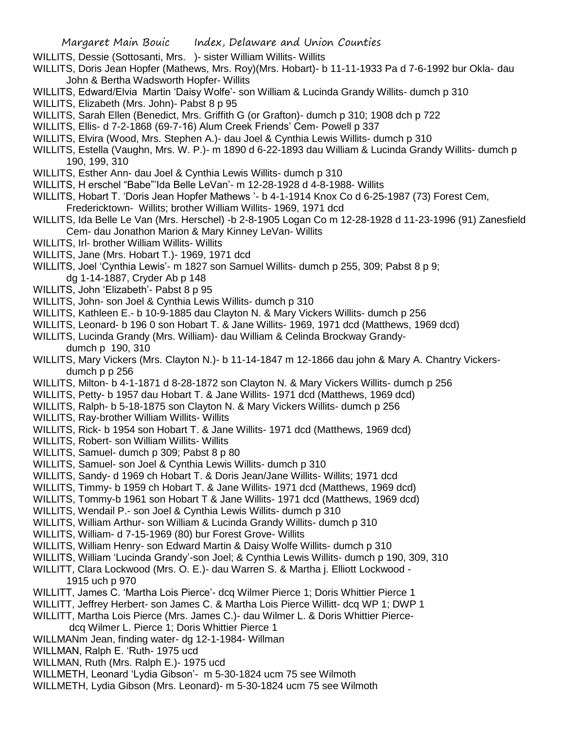WILLITS, Dessie (Sottosanti, Mrs. )- sister William Willits- Willits

WILLITS, Doris Jean Hopfer (Mathews, Mrs. Roy)(Mrs. Hobart)- b 11-11-1933 Pa d 7-6-1992 bur Okla- dau John & Bertha Wadsworth Hopfer- Willits

WILLITS, Edward/Elvia Martin 'Daisy Wolfe'- son William & Lucinda Grandy Willits- dumch p 310

WILLITS, Elizabeth (Mrs. John)- Pabst 8 p 95

WILLITS, Sarah Ellen (Benedict, Mrs. Griffith G (or Grafton)- dumch p 310; 1908 dch p 722

WILLITS, Ellis- d 7-2-1868 (69-7-16) Alum Creek Friends' Cem- Powell p 337

WILLITS, Elvira (Wood, Mrs. Stephen A.)- dau Joel & Cynthia Lewis Willits- dumch p 310

WILLITS, Estella (Vaughn, Mrs. W. P.)- m 1890 d 6-22-1893 dau William & Lucinda Grandy Willits- dumch p 190, 199, 310

WILLITS, Esther Ann- dau Joel & Cynthia Lewis Willits- dumch p 310

WILLITS, H erschel "Babe"'Ida Belle LeVan'- m 12-28-1928 d 4-8-1988- Willits

WILLITS, Hobart T. 'Doris Jean Hopfer Mathews '- b 4-1-1914 Knox Co d 6-25-1987 (73) Forest Cem, Fredericktown- Willits; brother William Willits- 1969, 1971 dcd

WILLITS, Ida Belle Le Van (Mrs. Herschel) -b 2-8-1905 Logan Co m 12-28-1928 d 11-23-1996 (91) Zanesfield Cem- dau Jonathon Marion & Mary Kinney LeVan- Willits

WILLITS, Irl- brother William Willits- Willits

WILLITS, Jane (Mrs. Hobart T.)- 1969, 1971 dcd

WILLITS, Joel 'Cynthia Lewis'- m 1827 son Samuel Willits- dumch p 255, 309; Pabst 8 p 9; dg 1-14-1887, Cryder Ab p 148

WILLITS, John 'Elizabeth'- Pabst 8 p 95

WILLITS, John- son Joel & Cynthia Lewis Willits- dumch p 310

WILLITS, Kathleen E.- b 10-9-1885 dau Clayton N. & Mary Vickers Willits- dumch p 256

WILLITS, Leonard- b 196 0 son Hobart T. & Jane Willits- 1969, 1971 dcd (Matthews, 1969 dcd)

WILLITS, Lucinda Grandy (Mrs. William)- dau William & Celinda Brockway Grandy- dumch p 190, 310

WILLITS, Mary Vickers (Mrs. Clayton N.)- b 11-14-1847 m 12-1866 dau john & Mary A. Chantry Vickers- dumch p p 256

WILLITS, Milton- b 4-1-1871 d 8-28-1872 son Clayton N. & Mary Vickers Willits- dumch p 256

WILLITS, Petty- b 1957 dau Hobart T. & Jane Willits- 1971 dcd (Matthews, 1969 dcd)

WILLITS, Ralph- b 5-18-1875 son Clayton N. & Mary Vickers Willits- dumch p 256

WILLITS, Ray-brother William Willits- Willits

WILLITS, Rick- b 1954 son Hobart T. & Jane Willits- 1971 dcd (Matthews, 1969 dcd)

WILLITS, Robert- son William Willits- Willits

WILLITS, Samuel- dumch p 309; Pabst 8 p 80

WILLITS, Samuel- son Joel & Cynthia Lewis Willits- dumch p 310

WILLITS, Sandy- d 1969 ch Hobart T. & Doris Jean/Jane Willits- Willits; 1971 dcd

WILLITS, Timmy- b 1959 ch Hobart T. & Jane Willits- 1971 dcd (Matthews, 1969 dcd)

WILLITS, Tommy-b 1961 son Hobart T & Jane Willits- 1971 dcd (Matthews, 1969 dcd)

WILLITS, Wendail P.- son Joel & Cynthia Lewis Willits- dumch p 310

WILLITS, William Arthur- son William & Lucinda Grandy Willits- dumch p 310

WILLITS, William- d 7-15-1969 (80) bur Forest Grove- Willits

WILLITS, William Henry- son Edward Martin & Daisy Wolfe Willits- dumch p 310

WILLITS, William 'Lucinda Grandy'-son Joel; & Cynthia Lewis Willits- dumch p 190, 309, 310

WILLITT, Clara Lockwood (Mrs. O. E.)- dau Warren S. & Martha j. Elliott Lockwood - 1915 uch p 970

WILLITT, James C. 'Martha Lois Pierce'- dcq Wilmer Pierce 1; Doris Whittier Pierce 1

WILLITT, Jeffrey Herbert- son James C. & Martha Lois Pierce Willitt- dcq WP 1; DWP 1

WILLITT, Martha Lois Pierce (Mrs. James C.)- dau Wilmer L. & Doris Whittier Pierce- dcq Wilmer L. Pierce 1; Doris Whittier Pierce 1

WILLMANm Jean, finding water- dg 12-1-1984- Willman

WILLMAN, Ralph E. 'Ruth- 1975 ucd

WILLMAN, Ruth (Mrs. Ralph E.)- 1975 ucd

WILLMETH, Leonard 'Lydia Gibson'- m 5-30-1824 ucm 75 see Wilmoth

WILLMETH, Lydia Gibson (Mrs. Leonard)- m 5-30-1824 ucm 75 see Wilmoth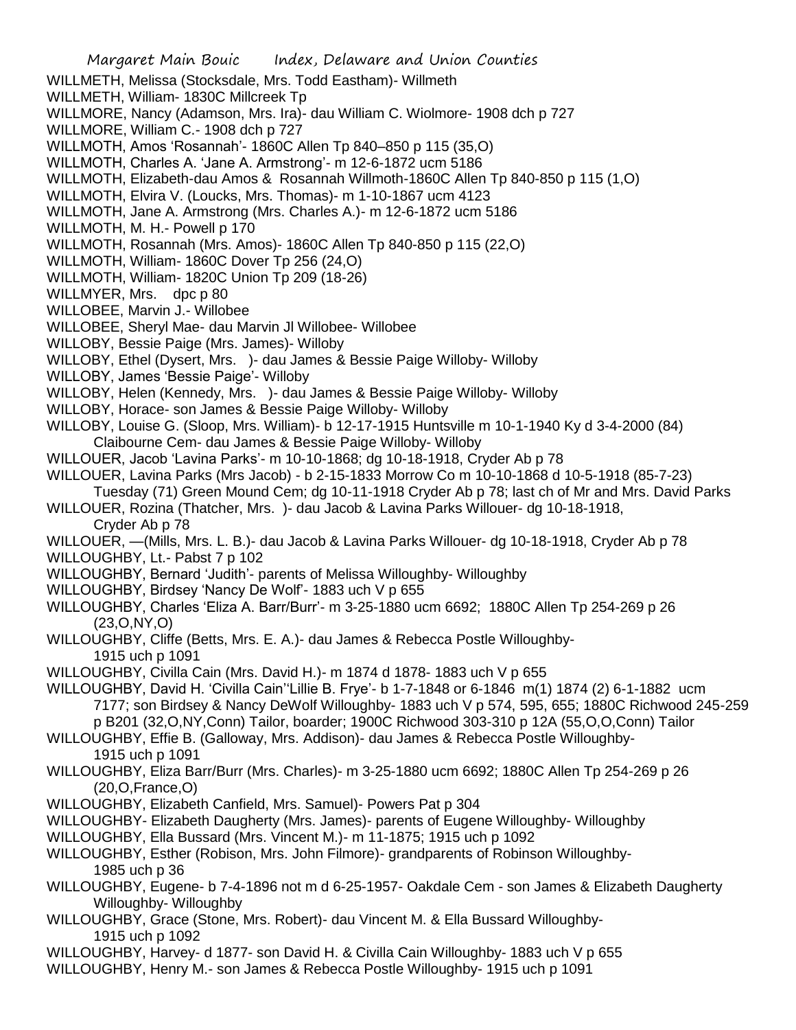WILLMETH, Melissa (Stocksdale, Mrs. Todd Eastham)- Willmeth
WILLMETH, William- 1830C Millcreek Tp
WILLMORE, Nancy (Adamson, Mrs. Ira)- dau William C. Wiolmore- 1908 dch p 727
WILLMORE, William C.- 1908 dch p 727
WILLMOTH, Amos 'Rosannah'- 1860C Allen Tp 840–850 p 115 (35,O)
WILLMOTH, Charles A. 'Jane A. Armstrong'- m 12-6-1872 ucm 5186
WILLMOTH, Elizabeth-dau Amos & Rosannah Willmoth-1860C Allen Tp 840-850 p 115 (1,O)
WILLMOTH, Elvira V. (Loucks, Mrs. Thomas)- m 1-10-1867 ucm 4123
WILLMOTH, Jane A. Armstrong (Mrs. Charles A.)- m 12-6-1872 ucm 5186
WILLMOTH, M. H.- Powell p 170
WILLMOTH, Rosannah (Mrs. Amos)- 1860C Allen Tp 840-850 p 115 (22,O)
WILLMOTH, William- 1860C Dover Tp 256 (24,O)
WILLMOTH, William- 1820C Union Tp 209 (18-26)
WILLMYER, Mrs. dpc p 80
WILLOBEE, Marvin J.- Willobee
WILLOBEE, Sheryl Mae- dau Marvin Jl Willobee- Willobee
WILLOBY, Bessie Paige (Mrs. James)- Willoby
WILLOBY, Ethel (Dysert, Mrs. )- dau James & Bessie Paige Willoby- Willoby
WILLOBY, James 'Bessie Paige'- Willoby
WILLOBY, Helen (Kennedy, Mrs. )- dau James & Bessie Paige Willoby- Willoby
WILLOBY, Horace- son James & Bessie Paige Willoby- Willoby
WILLOBY, Louise G. (Sloop, Mrs. William)- b 12-17-1915 Huntsville m 10-1-1940 Ky d 3-4-2000 (84) Claibourne Cem- dau James & Bessie Paige Willoby- Willoby
WILLOUER, Jacob 'Lavina Parks'- m 10-10-1868; dg 10-18-1918, Cryder Ab p 78
WILLOUER, Lavina Parks (Mrs Jacob) - b 2-15-1833 Morrow Co m 10-10-1868 d 10-5-1918 (85-7-23) Tuesday (71) Green Mound Cem; dg 10-11-1918 Cryder Ab p 78; last ch of Mr and Mrs. David Parks
WILLOUER, Rozina (Thatcher, Mrs. )- dau Jacob & Lavina Parks Willouer- dg 10-18-1918, Cryder Ab p 78
WILLOUER, —(Mills, Mrs. L. B.)- dau Jacob & Lavina Parks Willouer- dg 10-18-1918, Cryder Ab p 78
WILLOUGHBY, Lt.- Pabst 7 p 102
WILLOUGHBY, Bernard 'Judith'- parents of Melissa Willoughby- Willoughby
WILLOUGHBY, Birdsey 'Nancy De Wolf'- 1883 uch V p 655
WILLOUGHBY, Charles 'Eliza A. Barr/Burr'- m 3-25-1880 ucm 6692; 1880C Allen Tp 254-269 p 26 (23,O,NY,O)
WILLOUGHBY, Cliffe (Betts, Mrs. E. A.)- dau James & Rebecca Postle Willoughby- 1915 uch p 1091
WILLOUGHBY, Civilla Cain (Mrs. David H.)- m 1874 d 1878- 1883 uch V p 655
WILLOUGHBY, David H. 'Civilla Cain''Lillie B. Frye'- b 1-7-1848 or 6-1846 m(1) 1874 (2) 6-1-1882 ucm 7177; son Birdsey & Nancy DeWolf Willoughby- 1883 uch V p 574, 595, 655; 1880C Richwood 245-259 p B201 (32,O,NY,Conn) Tailor, boarder; 1900C Richwood 303-310 p 12A (55,O,O,Conn) Tailor
WILLOUGHBY, Effie B. (Galloway, Mrs. Addison)- dau James & Rebecca Postle Willoughby- 1915 uch p 1091
WILLOUGHBY, Eliza Barr/Burr (Mrs. Charles)- m 3-25-1880 ucm 6692; 1880C Allen Tp 254-269 p 26 (20,O,France,O)
WILLOUGHBY, Elizabeth Canfield, Mrs. Samuel)- Powers Pat p 304
WILLOUGHBY- Elizabeth Daugherty (Mrs. James)- parents of Eugene Willoughby- Willoughby
WILLOUGHBY, Ella Bussard (Mrs. Vincent M.)- m 11-1875; 1915 uch p 1092
WILLOUGHBY, Esther (Robison, Mrs. John Filmore)- grandparents of Robinson Willoughby- 1985 uch p 36
WILLOUGHBY, Eugene- b 7-4-1896 not m d 6-25-1957- Oakdale Cem - son James & Elizabeth Daugherty Willoughby- Willoughby
WILLOUGHBY, Grace (Stone, Mrs. Robert)- dau Vincent M. & Ella Bussard Willoughby- 1915 uch p 1092
WILLOUGHBY, Harvey- d 1877- son David H. & Civilla Cain Willoughby- 1883 uch V p 655
WILLOUGHBY, Henry M.- son James & Rebecca Postle Willoughby- 1915 uch p 1091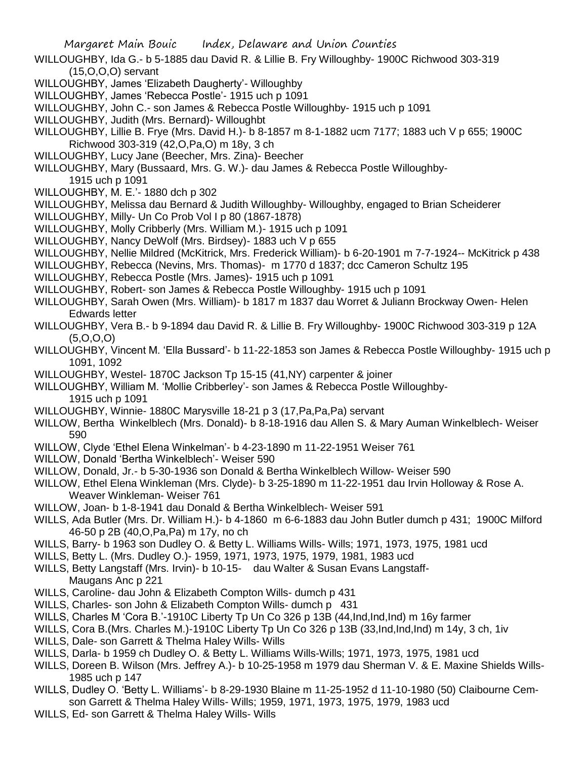WILLOUGHBY, Ida G.- b 5-1885 dau David R. & Lillie B. Fry Willoughby- 1900C Richwood 303-319 (15,O,O,O) servant

WILLOUGHBY, James 'Elizabeth Daugherty'- Willoughby

WILLOUGHBY, James 'Rebecca Postle'- 1915 uch p 1091

WILLOUGHBY, John C.- son James & Rebecca Postle Willoughby- 1915 uch p 1091

WILLOUGHBY, Judith (Mrs. Bernard)- Willoughbt

WILLOUGHBY, Lillie B. Frye (Mrs. David H.)- b 8-1857 m 8-1-1882 ucm 7177; 1883 uch V p 655; 1900C Richwood 303-319 (42,O,Pa,O) m 18y, 3 ch

WILLOUGHBY, Lucy Jane (Beecher, Mrs. Zina)- Beecher

WILLOUGHBY, Mary (Bussaard, Mrs. G. W.)- dau James & Rebecca Postle Willoughby- 1915 uch p 1091

WILLOUGHBY, M. E.'- 1880 dch p 302

WILLOUGHBY, Melissa dau Bernard & Judith Willoughby- Willoughby, engaged to Brian Scheiderer

WILLOUGHBY, Milly- Un Co Prob Vol I p 80 (1867-1878)

WILLOUGHBY, Molly Cribberly (Mrs. William M.)- 1915 uch p 1091

WILLOUGHBY, Nancy DeWolf (Mrs. Birdsey)- 1883 uch V p 655

WILLOUGHBY, Nellie Mildred (McKitrick, Mrs. Frederick William)- b 6-20-1901 m 7-7-1924-- McKitrick p 438

WILLOUGHBY, Rebecca (Nevins, Mrs. Thomas)- m 1770 d 1837; dcc Cameron Schultz 195

WILLOUGHBY, Rebecca Postle (Mrs. James)- 1915 uch p 1091

WILLOUGHBY, Robert- son James & Rebecca Postle Willoughby- 1915 uch p 1091

WILLOUGHBY, Sarah Owen (Mrs. William)- b 1817 m 1837 dau Worret & Juliann Brockway Owen- Helen Edwards letter

WILLOUGHBY, Vera B.- b 9-1894 dau David R. & Lillie B. Fry Willoughby- 1900C Richwood 303-319 p 12A (5,O,O,O)

WILLOUGHBY, Vincent M. 'Ella Bussard'- b 11-22-1853 son James & Rebecca Postle Willoughby- 1915 uch p 1091, 1092

WILLOUGHBY, Westel- 1870C Jackson Tp 15-15 (41,NY) carpenter & joiner

WILLOUGHBY, William M. 'Mollie Cribberley'- son James & Rebecca Postle Willoughby- 1915 uch p 1091

WILLOUGHBY, Winnie- 1880C Marysville 18-21 p 3 (17,Pa,Pa,Pa) servant

WILLOW, Bertha Winkelblech (Mrs. Donald)- b 8-18-1916 dau Allen S. & Mary Auman Winkelblech- Weiser 590

WILLOW, Clyde 'Ethel Elena Winkelman'- b 4-23-1890 m 11-22-1951 Weiser 761

WILLOW, Donald 'Bertha Winkelblech'- Weiser 590

WILLOW, Donald, Jr.- b 5-30-1936 son Donald & Bertha Winkelblech Willow- Weiser 590

WILLOW, Ethel Elena Winkleman (Mrs. Clyde)- b 3-25-1890 m 11-22-1951 dau Irvin Holloway & Rose A. Weaver Winkleman- Weiser 761

WILLOW, Joan- b 1-8-1941 dau Donald & Bertha Winkelblech- Weiser 591

WILLS, Ada Butler (Mrs. Dr. William H.)- b 4-1860 m 6-6-1883 dau John Butler dumch p 431; 1900C Milford 46-50 p 2B (40,O,Pa,Pa) m 17y, no ch

WILLS, Barry- b 1963 son Dudley O. & Betty L. Williams Wills- Wills; 1971, 1973, 1975, 1981 ucd

WILLS, Betty L. (Mrs. Dudley O.)- 1959, 1971, 1973, 1975, 1979, 1981, 1983 ucd

WILLS, Betty Langstaff (Mrs. Irvin)- b 10-15- dau Walter & Susan Evans Langstaff- Maugans Anc p 221

WILLS, Caroline- dau John & Elizabeth Compton Wills- dumch p 431

WILLS, Charles- son John & Elizabeth Compton Wills- dumch p 431

WILLS, Charles M 'Cora B.'-1910C Liberty Tp Un Co 326 p 13B (44,Ind,Ind,Ind) m 16y farmer

WILLS, Cora B.(Mrs. Charles M.)-1910C Liberty Tp Un Co 326 p 13B (33,Ind,Ind,Ind) m 14y, 3 ch, 1iv

WILLS, Dale- son Garrett & Thelma Haley Wills- Wills

WILLS, Darla- b 1959 ch Dudley O. & Betty L. Williams Wills-Wills; 1971, 1973, 1975, 1981 ucd

WILLS, Doreen B. Wilson (Mrs. Jeffrey A.)- b 10-25-1958 m 1979 dau Sherman V. & E. Maxine Shields Wills- 1985 uch p 147

WILLS, Dudley O. 'Betty L. Williams'- b 8-29-1930 Blaine m 11-25-1952 d 11-10-1980 (50) Claibourne Cem- son Garrett & Thelma Haley Wills- Wills; 1959, 1971, 1973, 1975, 1979, 1983 ucd

WILLS, Ed- son Garrett & Thelma Haley Wills- Wills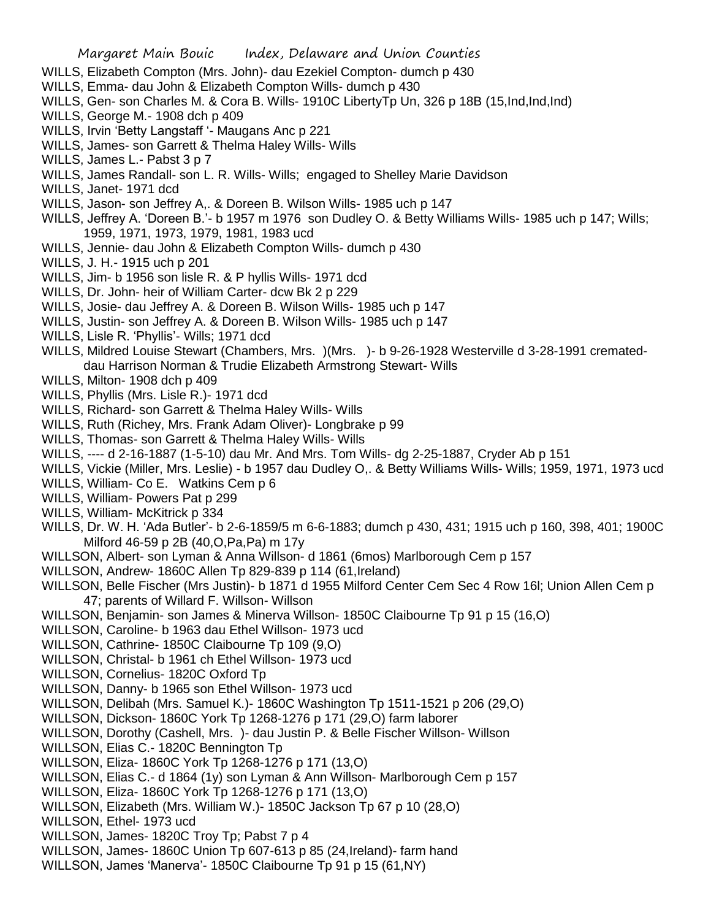WILLS, Elizabeth Compton (Mrs. John)- dau Ezekiel Compton- dumch p 430
WILLS, Emma- dau John & Elizabeth Compton Wills- dumch p 430
WILLS, Gen- son Charles M. & Cora B. Wills- 1910C LibertyTp Un, 326 p 18B (15,Ind,Ind,Ind)
WILLS, George M.- 1908 dch p 409
WILLS, Irvin 'Betty Langstaff '- Maugans Anc p 221
WILLS, James- son Garrett & Thelma Haley Wills- Wills
WILLS, James L.- Pabst 3 p 7
WILLS, James Randall- son L. R. Wills- Wills; engaged to Shelley Marie Davidson
WILLS, Janet- 1971 dcd
WILLS, Jason- son Jeffrey A,. & Doreen B. Wilson Wills- 1985 uch p 147
WILLS, Jeffrey A. 'Doreen B.'- b 1957 m 1976 son Dudley O. & Betty Williams Wills- 1985 uch p 147; Wills; 1959, 1971, 1973, 1979, 1981, 1983 ucd
WILLS, Jennie- dau John & Elizabeth Compton Wills- dumch p 430
WILLS, J. H.- 1915 uch p 201
WILLS, Jim- b 1956 son lisle R. & P hyllis Wills- 1971 dcd
WILLS, Dr. John- heir of William Carter- dcw Bk 2 p 229
WILLS, Josie- dau Jeffrey A. & Doreen B. Wilson Wills- 1985 uch p 147
WILLS, Justin- son Jeffrey A. & Doreen B. Wilson Wills- 1985 uch p 147
WILLS, Lisle R. 'Phyllis'- Wills; 1971 dcd
WILLS, Mildred Louise Stewart (Chambers, Mrs. )(Mrs. )- b 9-26-1928 Westerville d 3-28-1991 cremated- dau Harrison Norman & Trudie Elizabeth Armstrong Stewart- Wills
WILLS, Milton- 1908 dch p 409
WILLS, Phyllis (Mrs. Lisle R.)- 1971 dcd
WILLS, Richard- son Garrett & Thelma Haley Wills- Wills
WILLS, Ruth (Richey, Mrs. Frank Adam Oliver)- Longbrake p 99
WILLS, Thomas- son Garrett & Thelma Haley Wills- Wills
WILLS, ---- d 2-16-1887 (1-5-10) dau Mr. And Mrs. Tom Wills- dg 2-25-1887, Cryder Ab p 151
WILLS, Vickie (Miller, Mrs. Leslie) - b 1957 dau Dudley O,. & Betty Williams Wills- Wills; 1959, 1971, 1973 ucd
WILLS, William- Co E. Watkins Cem p 6
WILLS, William- Powers Pat p 299
WILLS, William- McKitrick p 334
WILLS, Dr. W. H. 'Ada Butler'- b 2-6-1859/5 m 6-6-1883; dumch p 430, 431; 1915 uch p 160, 398, 401; 1900C Milford 46-59 p 2B (40,O,Pa,Pa) m 17y
WILLSON, Albert- son Lyman & Anna Willson- d 1861 (6mos) Marlborough Cem p 157
WILLSON, Andrew- 1860C Allen Tp 829-839 p 114 (61,Ireland)
WILLSON, Belle Fischer (Mrs Justin)- b 1871 d 1955 Milford Center Cem Sec 4 Row 16l; Union Allen Cem p 47; parents of Willard F. Willson- Willson
WILLSON, Benjamin- son James & Minerva Willson- 1850C Claibourne Tp 91 p 15 (16,O)
WILLSON, Caroline- b 1963 dau Ethel Willson- 1973 ucd
WILLSON, Cathrine- 1850C Claibourne Tp 109 (9,O)
WILLSON, Christal- b 1961 ch Ethel Willson- 1973 ucd
WILLSON, Cornelius- 1820C Oxford Tp
WILLSON, Danny- b 1965 son Ethel Willson- 1973 ucd
WILLSON, Delibah (Mrs. Samuel K.)- 1860C Washington Tp 1511-1521 p 206 (29,O)
WILLSON, Dickson- 1860C York Tp 1268-1276 p 171 (29,O) farm laborer
WILLSON, Dorothy (Cashell, Mrs. )- dau Justin P. & Belle Fischer Willson- Willson
WILLSON, Elias C.- 1820C Bennington Tp
WILLSON, Eliza- 1860C York Tp 1268-1276 p 171 (13,O)
WILLSON, Elias C.- d 1864 (1y) son Lyman & Ann Willson- Marlborough Cem p 157
WILLSON, Eliza- 1860C York Tp 1268-1276 p 171 (13,O)
WILLSON, Elizabeth (Mrs. William W.)- 1850C Jackson Tp 67 p 10 (28,O)
WILLSON, Ethel- 1973 ucd
WILLSON, James- 1820C Troy Tp; Pabst 7 p 4
WILLSON, James- 1860C Union Tp 607-613 p 85 (24,Ireland)- farm hand
WILLSON, James 'Manerva'- 1850C Claibourne Tp 91 p 15 (61,NY)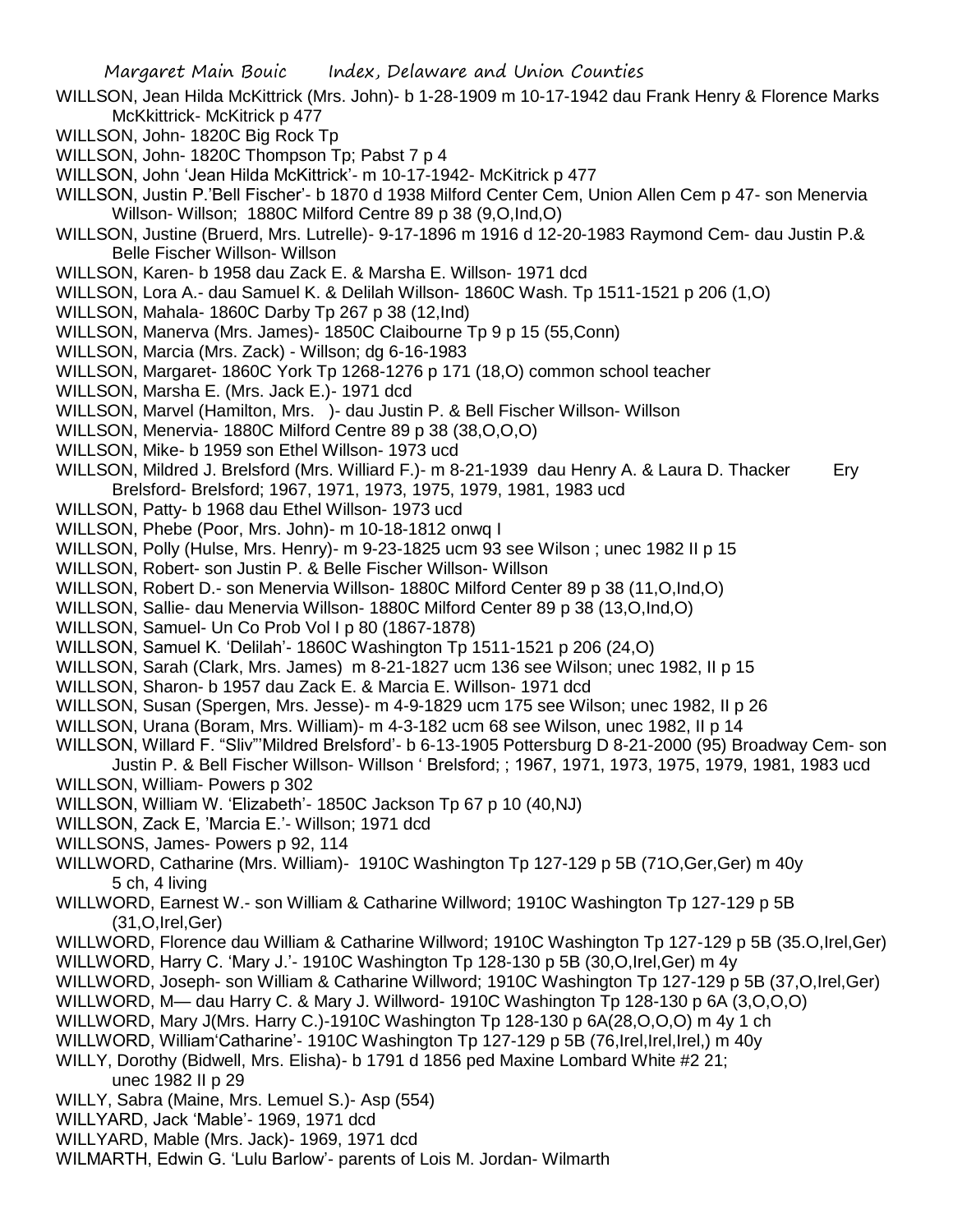WILLSON, Jean Hilda McKittrick (Mrs. John)- b 1-28-1909 m 10-17-1942 dau Frank Henry & Florence Marks McKkittrick- McKitrick p 477

WILLSON, John- 1820C Big Rock Tp

WILLSON, John- 1820C Thompson Tp; Pabst 7 p 4

WILLSON, John 'Jean Hilda McKittrick'- m 10-17-1942- McKitrick p 477

WILLSON, Justin P.'Bell Fischer'- b 1870 d 1938 Milford Center Cem, Union Allen Cem p 47- son Menervia Willson- Willson; 1880C Milford Centre 89 p 38 (9,O,Ind,O)

WILLSON, Justine (Bruerd, Mrs. Lutrelle)- 9-17-1896 m 1916 d 12-20-1983 Raymond Cem- dau Justin P.& Belle Fischer Willson- Willson

WILLSON, Karen- b 1958 dau Zack E. & Marsha E. Willson- 1971 dcd

WILLSON, Lora A.- dau Samuel K. & Delilah Willson- 1860C Wash. Tp 1511-1521 p 206 (1,O)

WILLSON, Mahala- 1860C Darby Tp 267 p 38 (12,Ind)

WILLSON, Manerva (Mrs. James)- 1850C Claibourne Tp 9 p 15 (55,Conn)

WILLSON, Marcia (Mrs. Zack) - Willson; dg 6-16-1983

WILLSON, Margaret- 1860C York Tp 1268-1276 p 171 (18,O) common school teacher

WILLSON, Marsha E. (Mrs. Jack E.)- 1971 dcd

WILLSON, Marvel (Hamilton, Mrs. )- dau Justin P. & Bell Fischer Willson- Willson

WILLSON, Menervia- 1880C Milford Centre 89 p 38 (38,O,O,O)

WILLSON, Mike- b 1959 son Ethel Willson- 1973 ucd

WILLSON, Mildred J. Brelsford (Mrs. Williard F.)- m 8-21-1939 dau Henry A. & Laura D. Thacker Ery Brelsford- Brelsford; 1967, 1971, 1973, 1975, 1979, 1981, 1983 ucd

WILLSON, Patty- b 1968 dau Ethel Willson- 1973 ucd

WILLSON, Phebe (Poor, Mrs. John)- m 10-18-1812 onwq I

WILLSON, Polly (Hulse, Mrs. Henry)- m 9-23-1825 ucm 93 see Wilson ; unec 1982 II p 15

WILLSON, Robert- son Justin P. & Belle Fischer Willson- Willson

WILLSON, Robert D.- son Menervia Willson- 1880C Milford Center 89 p 38 (11,O,Ind,O)

WILLSON, Sallie- dau Menervia Willson- 1880C Milford Center 89 p 38 (13,O,Ind,O)

WILLSON, Samuel- Un Co Prob Vol I p 80 (1867-1878)

WILLSON, Samuel K. 'Delilah'- 1860C Washington Tp 1511-1521 p 206 (24,O)

WILLSON, Sarah (Clark, Mrs. James) m 8-21-1827 ucm 136 see Wilson; unec 1982, II p 15

WILLSON, Sharon- b 1957 dau Zack E. & Marcia E. Willson- 1971 dcd

WILLSON, Susan (Spergen, Mrs. Jesse)- m 4-9-1829 ucm 175 see Wilson; unec 1982, II p 26

WILLSON, Urana (Boram, Mrs. William)- m 4-3-182 ucm 68 see Wilson, unec 1982, II p 14

WILLSON, Willard F. "Sliv"'Mildred Brelsford'- b 6-13-1905 Pottersburg D 8-21-2000 (95) Broadway Cem- son Justin P. & Bell Fischer Willson- Willson ' Brelsford; ; 1967, 1971, 1973, 1975, 1979, 1981, 1983 ucd

WILLSON, William- Powers p 302

WILLSON, William W. 'Elizabeth'- 1850C Jackson Tp 67 p 10 (40,NJ)

WILLSON, Zack E, 'Marcia E.'- Willson; 1971 dcd

WILLSONS, James- Powers p 92, 114

WILLWORD, Catharine (Mrs. William)- 1910C Washington Tp 127-129 p 5B (71O,Ger,Ger) m 40y 5 ch, 4 living

WILLWORD, Earnest W.- son William & Catharine Willword; 1910C Washington Tp 127-129 p 5B (31,O,Irel,Ger)

WILLWORD, Florence dau William & Catharine Willword; 1910C Washington Tp 127-129 p 5B (35.O,Irel,Ger)

WILLWORD, Harry C. 'Mary J.'- 1910C Washington Tp 128-130 p 5B (30,O,Irel,Ger) m 4y

WILLWORD, Joseph- son William & Catharine Willword; 1910C Washington Tp 127-129 p 5B (37,O,Irel,Ger)

WILLWORD, M— dau Harry C. & Mary J. Willword- 1910C Washington Tp 128-130 p 6A (3,O,O,O)

WILLWORD, Mary J(Mrs. Harry C.)-1910C Washington Tp 128-130 p 6A(28,O,O,O) m 4y 1 ch

WILLWORD, William'Catharine'- 1910C Washington Tp 127-129 p 5B (76,Irel,Irel,Irel,) m 40y

WILLY, Dorothy (Bidwell, Mrs. Elisha)- b 1791 d 1856 ped Maxine Lombard White #2 21; unec 1982 II p 29

WILLY, Sabra (Maine, Mrs. Lemuel S.)- Asp (554)

WILLYARD, Jack 'Mable'- 1969, 1971 dcd

WILLYARD, Mable (Mrs. Jack)- 1969, 1971 dcd

WILMARTH, Edwin G. 'Lulu Barlow'- parents of Lois M. Jordan- Wilmarth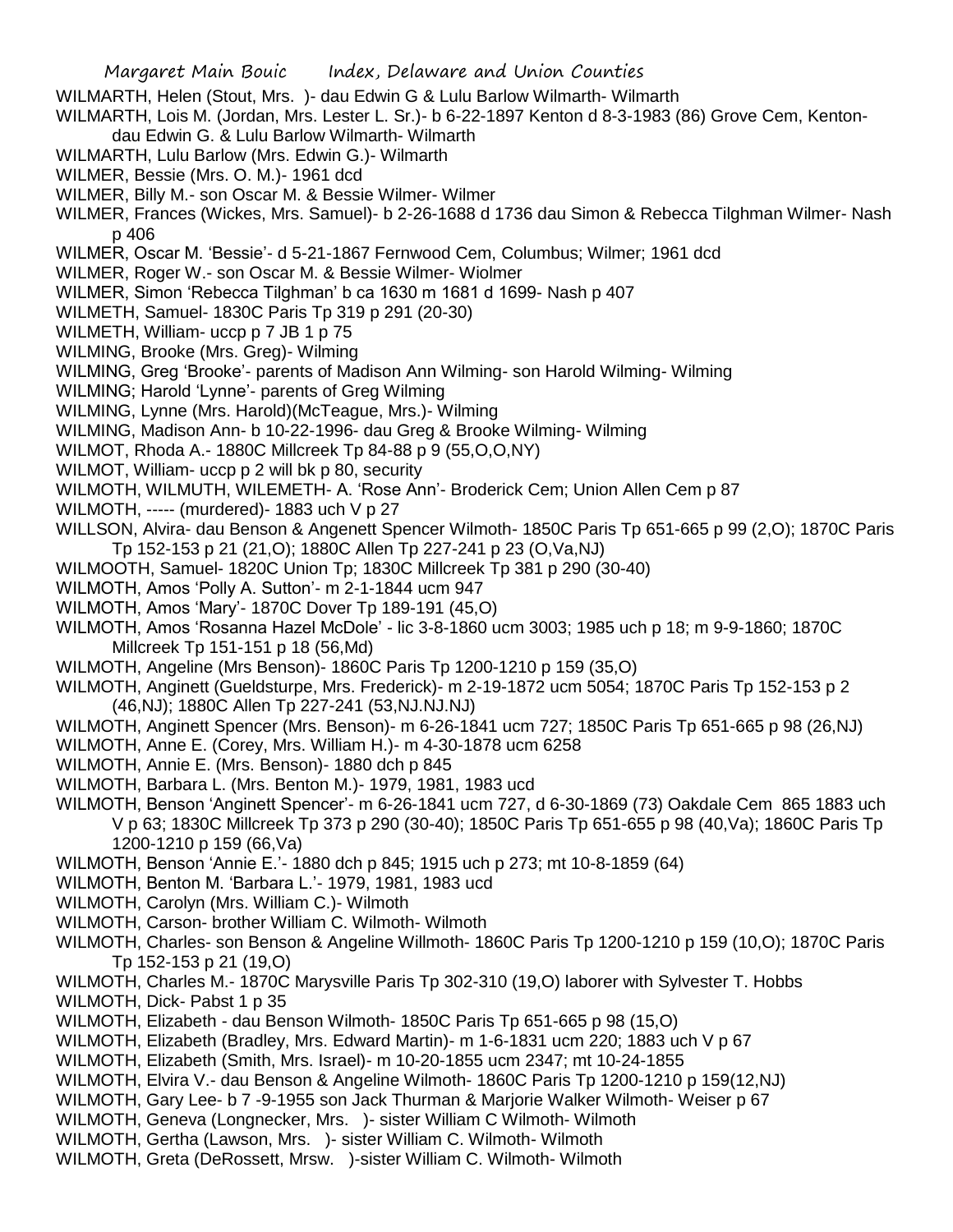WILMARTH, Helen (Stout, Mrs. )- dau Edwin G & Lulu Barlow Wilmarth- Wilmarth

WILMARTH, Lois M. (Jordan, Mrs. Lester L. Sr.)- b 6-22-1897 Kenton d 8-3-1983 (86) Grove Cem, Kenton- dau Edwin G. & Lulu Barlow Wilmarth- Wilmarth

WILMARTH, Lulu Barlow (Mrs. Edwin G.)- Wilmarth

WILMER, Bessie (Mrs. O. M.)- 1961 dcd

WILMER, Billy M.- son Oscar M. & Bessie Wilmer- Wilmer

WILMER, Frances (Wickes, Mrs. Samuel)- b 2-26-1688 d 1736 dau Simon & Rebecca Tilghman Wilmer- Nash p 406

WILMER, Oscar M. 'Bessie'- d 5-21-1867 Fernwood Cem, Columbus; Wilmer; 1961 dcd

WILMER, Roger W.- son Oscar M. & Bessie Wilmer- Wiolmer

WILMER, Simon 'Rebecca Tilghman' b ca 1630 m 1681 d 1699- Nash p 407

WILMETH, Samuel- 1830C Paris Tp 319 p 291 (20-30)

WILMETH, William- uccp p 7 JB 1 p 75

WILMING, Brooke (Mrs. Greg)- Wilming

WILMING, Greg 'Brooke'- parents of Madison Ann Wilming- son Harold Wilming- Wilming

WILMING; Harold 'Lynne'- parents of Greg Wilming

WILMING, Lynne (Mrs. Harold)(McTeague, Mrs.)- Wilming

WILMING, Madison Ann- b 10-22-1996- dau Greg & Brooke Wilming- Wilming

WILMOT, Rhoda A.- 1880C Millcreek Tp 84-88 p 9 (55,O,O,NY)

WILMOT, William- uccp p 2 will bk p 80, security

WILMOTH, WILMUTH, WILEMETH- A. 'Rose Ann'- Broderick Cem; Union Allen Cem p 87

WILMOTH, ----- (murdered)- 1883 uch V p 27

WILLSON, Alvira- dau Benson & Angenett Spencer Wilmoth- 1850C Paris Tp 651-665 p 99 (2,O); 1870C Paris Tp 152-153 p 21 (21,O); 1880C Allen Tp 227-241 p 23 (O,Va,NJ)

WILMOOTH, Samuel- 1820C Union Tp; 1830C Millcreek Tp 381 p 290 (30-40)

WILMOTH, Amos 'Polly A. Sutton'- m 2-1-1844 ucm 947

WILMOTH, Amos 'Mary'- 1870C Dover Tp 189-191 (45,O)

WILMOTH, Amos 'Rosanna Hazel McDole' - lic 3-8-1860 ucm 3003; 1985 uch p 18; m 9-9-1860; 1870C Millcreek Tp 151-151 p 18 (56,Md)

WILMOTH, Angeline (Mrs Benson)- 1860C Paris Tp 1200-1210 p 159 (35,O)

WILMOTH, Anginett (Gueldsturpe, Mrs. Frederick)- m 2-19-1872 ucm 5054; 1870C Paris Tp 152-153 p 2 (46,NJ); 1880C Allen Tp 227-241 (53,NJ.NJ.NJ)

WILMOTH, Anginett Spencer (Mrs. Benson)- m 6-26-1841 ucm 727; 1850C Paris Tp 651-665 p 98 (26,NJ)

WILMOTH, Anne E. (Corey, Mrs. William H.)- m 4-30-1878 ucm 6258

WILMOTH, Annie E. (Mrs. Benson)- 1880 dch p 845

WILMOTH, Barbara L. (Mrs. Benton M.)- 1979, 1981, 1983 ucd

WILMOTH, Benson 'Anginett Spencer'- m 6-26-1841 ucm 727, d 6-30-1869 (73) Oakdale Cem 865 1883 uch V p 63; 1830C Millcreek Tp 373 p 290 (30-40); 1850C Paris Tp 651-655 p 98 (40,Va); 1860C Paris Tp 1200-1210 p 159 (66,Va)

WILMOTH, Benson 'Annie E.'- 1880 dch p 845; 1915 uch p 273; mt 10-8-1859 (64)

WILMOTH, Benton M. 'Barbara L.'- 1979, 1981, 1983 ucd

WILMOTH, Carolyn (Mrs. William C.)- Wilmoth

WILMOTH, Carson- brother William C. Wilmoth- Wilmoth

WILMOTH, Charles- son Benson & Angeline Willmoth- 1860C Paris Tp 1200-1210 p 159 (10,O); 1870C Paris Tp 152-153 p 21 (19,O)

WILMOTH, Charles M.- 1870C Marysville Paris Tp 302-310 (19,O) laborer with Sylvester T. Hobbs

WILMOTH, Dick- Pabst 1 p 35

WILMOTH, Elizabeth - dau Benson Wilmoth- 1850C Paris Tp 651-665 p 98 (15,O)

WILMOTH, Elizabeth (Bradley, Mrs. Edward Martin)- m 1-6-1831 ucm 220; 1883 uch V p 67

WILMOTH, Elizabeth (Smith, Mrs. Israel)- m 10-20-1855 ucm 2347; mt 10-24-1855

WILMOTH, Elvira V.- dau Benson & Angeline Wilmoth- 1860C Paris Tp 1200-1210 p 159(12,NJ)

WILMOTH, Gary Lee- b 7 -9-1955 son Jack Thurman & Marjorie Walker Wilmoth- Weiser p 67

WILMOTH, Geneva (Longnecker, Mrs. )- sister William C Wilmoth- Wilmoth

WILMOTH, Gertha (Lawson, Mrs. )- sister William C. Wilmoth- Wilmoth

WILMOTH, Greta (DeRossett, Mrsw. )-sister William C. Wilmoth- Wilmoth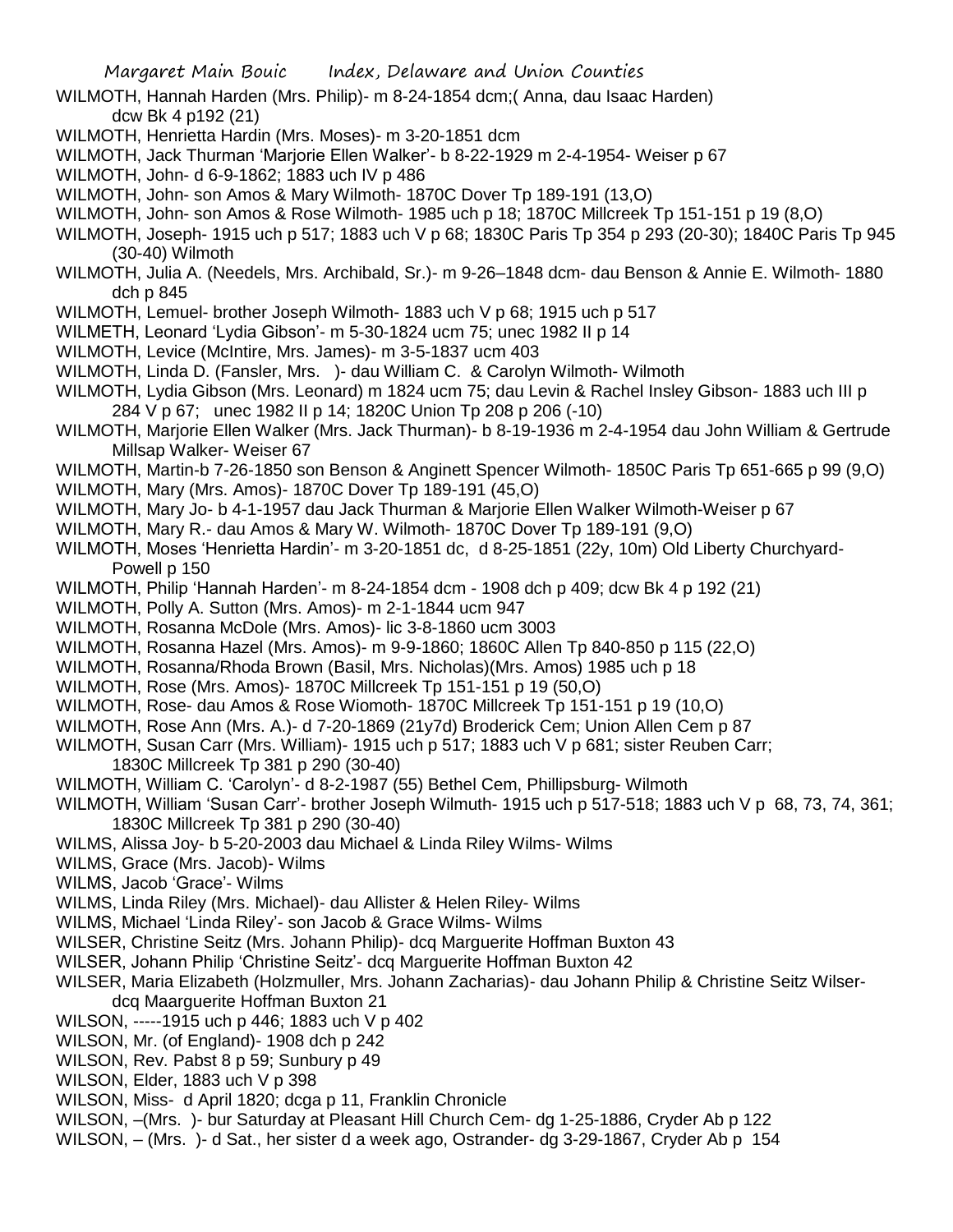WILMOTH, Hannah Harden (Mrs. Philip)- m 8-24-1854 dcm;( Anna, dau Isaac Harden) dcw Bk 4 p192 (21)

WILMOTH, Henrietta Hardin (Mrs. Moses)- m 3-20-1851 dcm

WILMOTH, Jack Thurman 'Marjorie Ellen Walker'- b 8-22-1929 m 2-4-1954- Weiser p 67

WILMOTH, John- d 6-9-1862; 1883 uch IV p 486

WILMOTH, John- son Amos & Mary Wilmoth- 1870C Dover Tp 189-191 (13,O)

WILMOTH, John- son Amos & Rose Wilmoth- 1985 uch p 18; 1870C Millcreek Tp 151-151 p 19 (8,O)

WILMOTH, Joseph- 1915 uch p 517; 1883 uch V p 68; 1830C Paris Tp 354 p 293 (20-30); 1840C Paris Tp 945 (30-40) Wilmoth

WILMOTH, Julia A. (Needels, Mrs. Archibald, Sr.)- m 9-26–1848 dcm- dau Benson & Annie E. Wilmoth- 1880 dch p 845

WILMOTH, Lemuel- brother Joseph Wilmoth- 1883 uch V p 68; 1915 uch p 517

WILMETH, Leonard 'Lydia Gibson'- m 5-30-1824 ucm 75; unec 1982 II p 14

WILMOTH, Levice (McIntire, Mrs. James)- m 3-5-1837 ucm 403

WILMOTH, Linda D. (Fansler, Mrs. )- dau William C. & Carolyn Wilmoth- Wilmoth

WILMOTH, Lydia Gibson (Mrs. Leonard) m 1824 ucm 75; dau Levin & Rachel Insley Gibson- 1883 uch III p 284 V p 67; unec 1982 II p 14; 1820C Union Tp 208 p 206 (-10)

WILMOTH, Marjorie Ellen Walker (Mrs. Jack Thurman)- b 8-19-1936 m 2-4-1954 dau John William & Gertrude Millsap Walker- Weiser 67

WILMOTH, Martin-b 7-26-1850 son Benson & Anginett Spencer Wilmoth- 1850C Paris Tp 651-665 p 99 (9,O)

WILMOTH, Mary (Mrs. Amos)- 1870C Dover Tp 189-191 (45,O)

WILMOTH, Mary Jo- b 4-1-1957 dau Jack Thurman & Marjorie Ellen Walker Wilmoth-Weiser p 67

WILMOTH, Mary R.- dau Amos & Mary W. Wilmoth- 1870C Dover Tp 189-191 (9,O)

WILMOTH, Moses 'Henrietta Hardin'- m 3-20-1851 dc, d 8-25-1851 (22y, 10m) Old Liberty Churchyard-Powell p 150

WILMOTH, Philip 'Hannah Harden'- m 8-24-1854 dcm - 1908 dch p 409; dcw Bk 4 p 192 (21)

WILMOTH, Polly A. Sutton (Mrs. Amos)- m 2-1-1844 ucm 947

WILMOTH, Rosanna McDole (Mrs. Amos)- lic 3-8-1860 ucm 3003

WILMOTH, Rosanna Hazel (Mrs. Amos)- m 9-9-1860; 1860C Allen Tp 840-850 p 115 (22,O)

WILMOTH, Rosanna/Rhoda Brown (Basil, Mrs. Nicholas)(Mrs. Amos) 1985 uch p 18

WILMOTH, Rose (Mrs. Amos)- 1870C Millcreek Tp 151-151 p 19 (50,O)

WILMOTH, Rose- dau Amos & Rose Wiomoth- 1870C Millcreek Tp 151-151 p 19 (10,O)

WILMOTH, Rose Ann (Mrs. A.)- d 7-20-1869 (21y7d) Broderick Cem; Union Allen Cem p 87

WILMOTH, Susan Carr (Mrs. William)- 1915 uch p 517; 1883 uch V p 681; sister Reuben Carr; 1830C Millcreek Tp 381 p 290 (30-40)

WILMOTH, William C. 'Carolyn'- d 8-2-1987 (55) Bethel Cem, Phillipsburg- Wilmoth

WILMOTH, William 'Susan Carr'- brother Joseph Wilmuth- 1915 uch p 517-518; 1883 uch V p 68, 73, 74, 361; 1830C Millcreek Tp 381 p 290 (30-40)

WILMS, Alissa Joy- b 5-20-2003 dau Michael & Linda Riley Wilms- Wilms

WILMS, Grace (Mrs. Jacob)- Wilms

WILMS, Jacob 'Grace'- Wilms

WILMS, Linda Riley (Mrs. Michael)- dau Allister & Helen Riley- Wilms

WILMS, Michael 'Linda Riley'- son Jacob & Grace Wilms- Wilms

WILSER, Christine Seitz (Mrs. Johann Philip)- dcq Marguerite Hoffman Buxton 43

WILSER, Johann Philip 'Christine Seitz'- dcq Marguerite Hoffman Buxton 42

WILSER, Maria Elizabeth (Holzmuller, Mrs. Johann Zacharias)- dau Johann Philip & Christine Seitz Wilser-dcq Maarguerite Hoffman Buxton 21

WILSON, -----1915 uch p 446; 1883 uch V p 402

WILSON, Mr. (of England)- 1908 dch p 242

WILSON, Rev. Pabst 8 p 59; Sunbury p 49

WILSON, Elder, 1883 uch V p 398

WILSON, Miss- d April 1820; dcga p 11, Franklin Chronicle

WILSON, –(Mrs. )- bur Saturday at Pleasant Hill Church Cem- dg 1-25-1886, Cryder Ab p 122

WILSON, – (Mrs. )- d Sat., her sister d a week ago, Ostrander- dg 3-29-1867, Cryder Ab p 154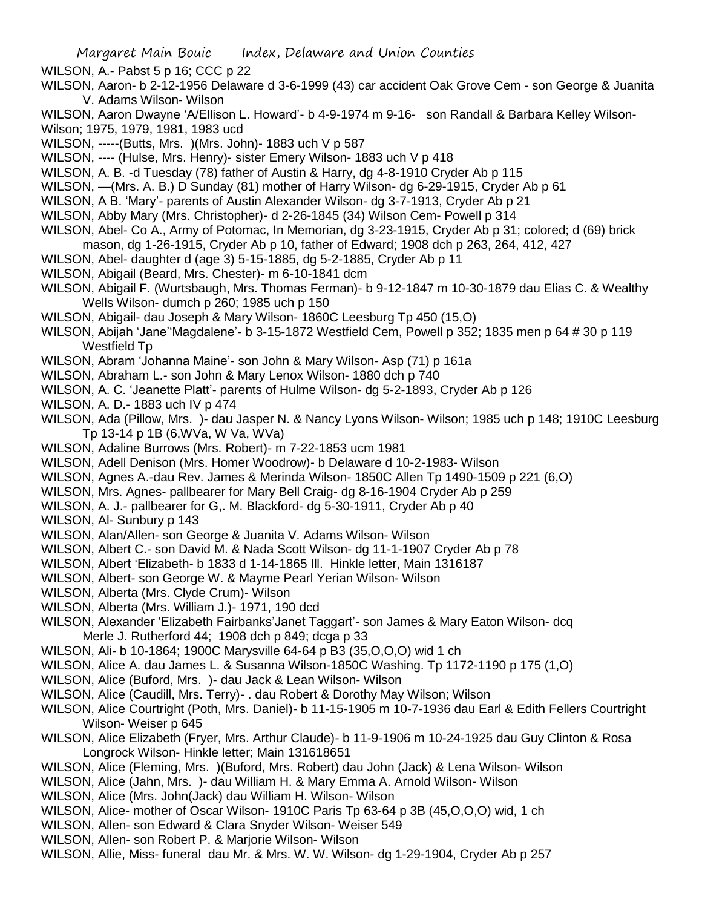WILSON, A.- Pabst 5 p 16; CCC p 22

WILSON, Aaron- b 2-12-1956 Delaware d 3-6-1999 (43) car accident Oak Grove Cem - son George & Juanita V. Adams Wilson- Wilson

WILSON, Aaron Dwayne 'A/Ellison L. Howard'- b 4-9-1974 m 9-16- son Randall & Barbara Kelley Wilson- Wilson; 1975, 1979, 1981, 1983 ucd

WILSON, -----(Butts, Mrs. )(Mrs. John)- 1883 uch V p 587

WILSON, ---- (Hulse, Mrs. Henry)- sister Emery Wilson- 1883 uch V p 418

WILSON, A. B. -d Tuesday (78) father of Austin & Harry, dg 4-8-1910 Cryder Ab p 115

WILSON, —(Mrs. A. B.) D Sunday (81) mother of Harry Wilson- dg 6-29-1915, Cryder Ab p 61

WILSON, A B. 'Mary'- parents of Austin Alexander Wilson- dg 3-7-1913, Cryder Ab p 21

WILSON, Abby Mary (Mrs. Christopher)- d 2-26-1845 (34) Wilson Cem- Powell p 314

WILSON, Abel- Co A., Army of Potomac, In Memorian, dg 3-23-1915, Cryder Ab p 31; colored; d (69) brick mason, dg 1-26-1915, Cryder Ab p 10, father of Edward; 1908 dch p 263, 264, 412, 427

WILSON, Abel- daughter d (age 3) 5-15-1885, dg 5-2-1885, Cryder Ab p 11

WILSON, Abigail (Beard, Mrs. Chester)- m 6-10-1841 dcm

WILSON, Abigail F. (Wurtsbaugh, Mrs. Thomas Ferman)- b 9-12-1847 m 10-30-1879 dau Elias C. & Wealthy Wells Wilson- dumch p 260; 1985 uch p 150

WILSON, Abigail- dau Joseph & Mary Wilson- 1860C Leesburg Tp 450 (15,O)

WILSON, Abijah 'Jane''Magdalene'- b 3-15-1872 Westfield Cem, Powell p 352; 1835 men p 64 # 30 p 119 Westfield Tp

WILSON, Abram 'Johanna Maine'- son John & Mary Wilson- Asp (71) p 161a

WILSON, Abraham L.- son John & Mary Lenox Wilson- 1880 dch p 740

WILSON, A. C. 'Jeanette Platt'- parents of Hulme Wilson- dg 5-2-1893, Cryder Ab p 126

WILSON, A. D.- 1883 uch IV p 474

WILSON, Ada (Pillow, Mrs. )- dau Jasper N. & Nancy Lyons Wilson- Wilson; 1985 uch p 148; 1910C Leesburg Tp 13-14 p 1B (6,WVa, W Va, WVa)

WILSON, Adaline Burrows (Mrs. Robert)- m 7-22-1853 ucm 1981

WILSON, Adell Denison (Mrs. Homer Woodrow)- b Delaware d 10-2-1983- Wilson

WILSON, Agnes A.-dau Rev. James & Merinda Wilson- 1850C Allen Tp 1490-1509 p 221 (6,O)

WILSON, Mrs. Agnes- pallbearer for Mary Bell Craig- dg 8-16-1904 Cryder Ab p 259

WILSON, A. J.- pallbearer for G,. M. Blackford- dg 5-30-1911, Cryder Ab p 40

WILSON, Al- Sunbury p 143

WILSON, Alan/Allen- son George & Juanita V. Adams Wilson- Wilson

WILSON, Albert C.- son David M. & Nada Scott Wilson- dg 11-1-1907 Cryder Ab p 78

WILSON, Albert 'Elizabeth- b 1833 d 1-14-1865 Ill. Hinkle letter, Main 1316187

WILSON, Albert- son George W. & Mayme Pearl Yerian Wilson- Wilson

WILSON, Alberta (Mrs. Clyde Crum)- Wilson

WILSON, Alberta (Mrs. William J.)- 1971, 190 dcd

WILSON, Alexander 'Elizabeth Fairbanks'Janet Taggart'- son James & Mary Eaton Wilson- dcq Merle J. Rutherford 44; 1908 dch p 849; dcga p 33

WILSON, Ali- b 10-1864; 1900C Marysville 64-64 p B3 (35,O,O,O) wid 1 ch

WILSON, Alice A. dau James L. & Susanna Wilson-1850C Washing. Tp 1172-1190 p 175 (1,O)

WILSON, Alice (Buford, Mrs. )- dau Jack & Lean Wilson- Wilson

WILSON, Alice (Caudill, Mrs. Terry)- . dau Robert & Dorothy May Wilson; Wilson

WILSON, Alice Courtright (Poth, Mrs. Daniel)- b 11-15-1905 m 10-7-1936 dau Earl & Edith Fellers Courtright Wilson- Weiser p 645

WILSON, Alice Elizabeth (Fryer, Mrs. Arthur Claude)- b 11-9-1906 m 10-24-1925 dau Guy Clinton & Rosa Longrock Wilson- Hinkle letter; Main 131618651

WILSON, Alice (Fleming, Mrs. )(Buford, Mrs. Robert) dau John (Jack) & Lena Wilson- Wilson

WILSON, Alice (Jahn, Mrs. )- dau William H. & Mary Emma A. Arnold Wilson- Wilson

WILSON, Alice (Mrs. John(Jack) dau William H. Wilson- Wilson

WILSON, Alice- mother of Oscar Wilson- 1910C Paris Tp 63-64 p 3B (45,O,O,O) wid, 1 ch

WILSON, Allen- son Edward & Clara Snyder Wilson- Weiser 549

WILSON, Allen- son Robert P. & Marjorie Wilson- Wilson

WILSON, Allie, Miss- funeral dau Mr. & Mrs. W. W. Wilson- dg 1-29-1904, Cryder Ab p 257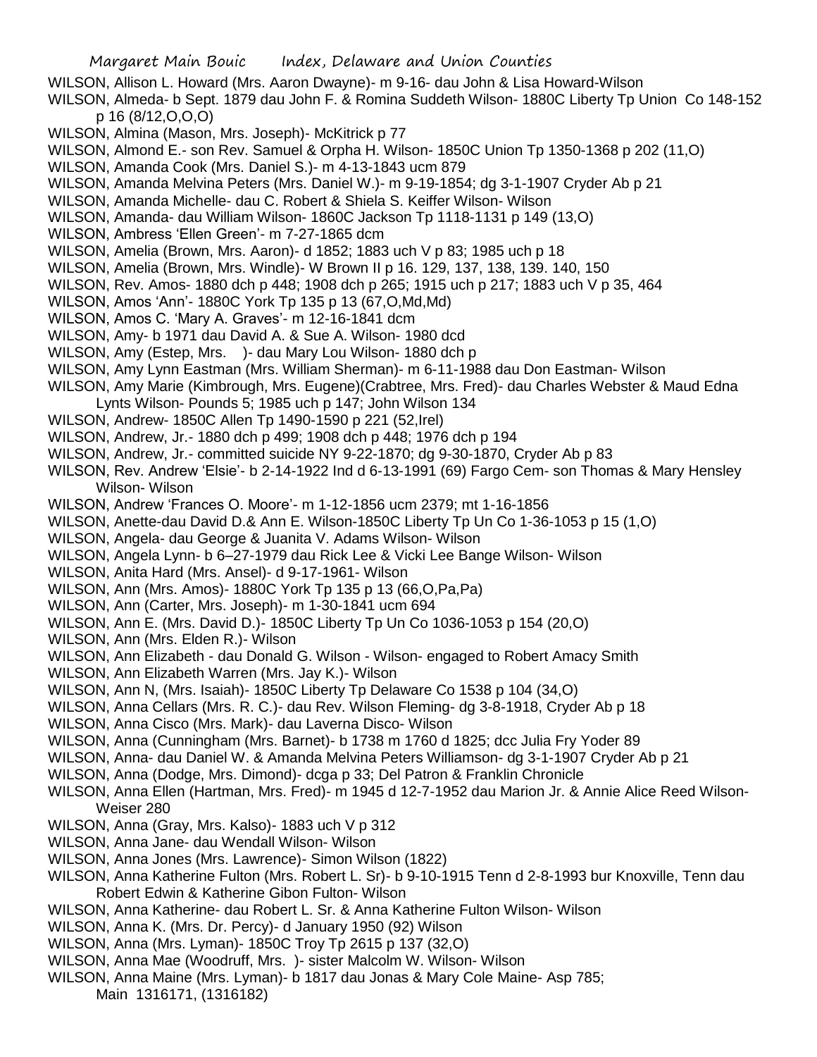WILSON, Allison L. Howard (Mrs. Aaron Dwayne)- m 9-16- dau John & Lisa Howard-Wilson

WILSON, Almeda- b Sept. 1879 dau John F. & Romina Suddeth Wilson- 1880C Liberty Tp Union Co 148-152 p 16 (8/12,O,O,O)

WILSON, Almina (Mason, Mrs. Joseph)- McKitrick p 77

WILSON, Almond E.- son Rev. Samuel & Orpha H. Wilson- 1850C Union Tp 1350-1368 p 202 (11,O)

WILSON, Amanda Cook (Mrs. Daniel S.)- m 4-13-1843 ucm 879

WILSON, Amanda Melvina Peters (Mrs. Daniel W.)- m 9-19-1854; dg 3-1-1907 Cryder Ab p 21

WILSON, Amanda Michelle- dau C. Robert & Shiela S. Keiffer Wilson- Wilson

WILSON, Amanda- dau William Wilson- 1860C Jackson Tp 1118-1131 p 149 (13,O)

WILSON, Ambress 'Ellen Green'- m 7-27-1865 dcm

WILSON, Amelia (Brown, Mrs. Aaron)- d 1852; 1883 uch V p 83; 1985 uch p 18

WILSON, Amelia (Brown, Mrs. Windle)- W Brown II p 16. 129, 137, 138, 139. 140, 150

WILSON, Rev. Amos- 1880 dch p 448; 1908 dch p 265; 1915 uch p 217; 1883 uch V p 35, 464

WILSON, Amos 'Ann'- 1880C York Tp 135 p 13 (67,O,Md,Md)

WILSON, Amos C. 'Mary A. Graves'- m 12-16-1841 dcm

WILSON, Amy- b 1971 dau David A. & Sue A. Wilson- 1980 dcd

WILSON, Amy (Estep, Mrs. )- dau Mary Lou Wilson- 1880 dch p

WILSON, Amy Lynn Eastman (Mrs. William Sherman)- m 6-11-1988 dau Don Eastman- Wilson

WILSON, Amy Marie (Kimbrough, Mrs. Eugene)(Crabtree, Mrs. Fred)- dau Charles Webster & Maud Edna Lynts Wilson- Pounds 5; 1985 uch p 147; John Wilson 134

WILSON, Andrew- 1850C Allen Tp 1490-1590 p 221 (52,Irel)

WILSON, Andrew, Jr.- 1880 dch p 499; 1908 dch p 448; 1976 dch p 194

WILSON, Andrew, Jr.- committed suicide NY 9-22-1870; dg 9-30-1870, Cryder Ab p 83

WILSON, Rev. Andrew 'Elsie'- b 2-14-1922 Ind d 6-13-1991 (69) Fargo Cem- son Thomas & Mary Hensley Wilson- Wilson

WILSON, Andrew 'Frances O. Moore'- m 1-12-1856 ucm 2379; mt 1-16-1856

WILSON, Anette-dau David D.& Ann E. Wilson-1850C Liberty Tp Un Co 1-36-1053 p 15 (1,O)

WILSON, Angela- dau George & Juanita V. Adams Wilson- Wilson

WILSON, Angela Lynn- b 6–27-1979 dau Rick Lee & Vicki Lee Bange Wilson- Wilson

WILSON, Anita Hard (Mrs. Ansel)- d 9-17-1961- Wilson

WILSON, Ann (Mrs. Amos)- 1880C York Tp 135 p 13 (66,O,Pa,Pa)

WILSON, Ann (Carter, Mrs. Joseph)- m 1-30-1841 ucm 694

WILSON, Ann E. (Mrs. David D.)- 1850C Liberty Tp Un Co 1036-1053 p 154 (20,O)

WILSON, Ann (Mrs. Elden R.)- Wilson

WILSON, Ann Elizabeth - dau Donald G. Wilson - Wilson- engaged to Robert Amacy Smith

WILSON, Ann Elizabeth Warren (Mrs. Jay K.)- Wilson

WILSON, Ann N, (Mrs. Isaiah)- 1850C Liberty Tp Delaware Co 1538 p 104 (34,O)

WILSON, Anna Cellars (Mrs. R. C.)- dau Rev. Wilson Fleming- dg 3-8-1918, Cryder Ab p 18

WILSON, Anna Cisco (Mrs. Mark)- dau Laverna Disco- Wilson

WILSON, Anna (Cunningham (Mrs. Barnet)- b 1738 m 1760 d 1825; dcc Julia Fry Yoder 89

WILSON, Anna- dau Daniel W. & Amanda Melvina Peters Williamson- dg 3-1-1907 Cryder Ab p 21

WILSON, Anna (Dodge, Mrs. Dimond)- dcga p 33; Del Patron & Franklin Chronicle

WILSON, Anna Ellen (Hartman, Mrs. Fred)- m 1945 d 12-7-1952 dau Marion Jr. & Annie Alice Reed Wilson- Weiser 280

WILSON, Anna (Gray, Mrs. Kalso)- 1883 uch V p 312

WILSON, Anna Jane- dau Wendall Wilson- Wilson

WILSON, Anna Jones (Mrs. Lawrence)- Simon Wilson (1822)

WILSON, Anna Katherine Fulton (Mrs. Robert L. Sr)- b 9-10-1915 Tenn d 2-8-1993 bur Knoxville, Tenn dau Robert Edwin & Katherine Gibon Fulton- Wilson

WILSON, Anna Katherine- dau Robert L. Sr. & Anna Katherine Fulton Wilson- Wilson

WILSON, Anna K. (Mrs. Dr. Percy)- d January 1950 (92) Wilson

WILSON, Anna (Mrs. Lyman)- 1850C Troy Tp 2615 p 137 (32,O)

WILSON, Anna Mae (Woodruff, Mrs. )- sister Malcolm W. Wilson- Wilson

WILSON, Anna Maine (Mrs. Lyman)- b 1817 dau Jonas & Mary Cole Maine- Asp 785; Main 1316171, (1316182)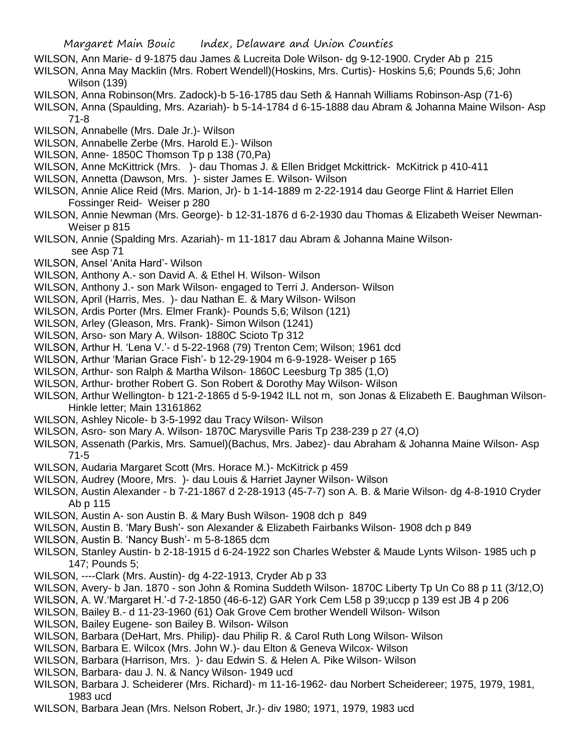WILSON, Ann Marie- d 9-1875 dau James & Lucreita Dole Wilson- dg 9-12-1900. Cryder Ab p 215

WILSON, Anna May Macklin (Mrs. Robert Wendell)(Hoskins, Mrs. Curtis)- Hoskins 5,6; Pounds 5,6; John Wilson (139)

WILSON, Anna Robinson(Mrs. Zadock)-b 5-16-1785 dau Seth & Hannah Williams Robinson-Asp (71-6)

WILSON, Anna (Spaulding, Mrs. Azariah)- b 5-14-1784 d 6-15-1888 dau Abram & Johanna Maine Wilson- Asp 71-8

WILSON, Annabelle (Mrs. Dale Jr.)- Wilson

WILSON, Annabelle Zerbe (Mrs. Harold E.)- Wilson

WILSON, Anne- 1850C Thomson Tp p 138 (70,Pa)

WILSON, Anne McKittrick (Mrs. )- dau Thomas J. & Ellen Bridget Mckittrick- McKitrick p 410-411

WILSON, Annetta (Dawson, Mrs. )- sister James E. Wilson- Wilson

WILSON, Annie Alice Reid (Mrs. Marion, Jr)- b 1-14-1889 m 2-22-1914 dau George Flint & Harriet Ellen Fossinger Reid- Weiser p 280

WILSON, Annie Newman (Mrs. George)- b 12-31-1876 d 6-2-1930 dau Thomas & Elizabeth Weiser Newman- Weiser p 815

WILSON, Annie (Spalding Mrs. Azariah)- m 11-1817 dau Abram & Johanna Maine Wilson- see Asp 71

WILSON, Ansel 'Anita Hard'- Wilson

WILSON, Anthony A.- son David A. & Ethel H. Wilson- Wilson

WILSON, Anthony J.- son Mark Wilson- engaged to Terri J. Anderson- Wilson

WILSON, April (Harris, Mes. )- dau Nathan E. & Mary Wilson- Wilson

WILSON, Ardis Porter (Mrs. Elmer Frank)- Pounds 5,6; Wilson (121)

WILSON, Arley (Gleason, Mrs. Frank)- Simon Wilson (1241)

WILSON, Arso- son Mary A. Wilson- 1880C Scioto Tp 312

WILSON, Arthur H. 'Lena V.'- d 5-22-1968 (79) Trenton Cem; Wilson; 1961 dcd

WILSON, Arthur 'Marian Grace Fish'- b 12-29-1904 m 6-9-1928- Weiser p 165

WILSON, Arthur- son Ralph & Martha Wilson- 1860C Leesburg Tp 385 (1,O)

WILSON, Arthur- brother Robert G. Son Robert & Dorothy May Wilson- Wilson

WILSON, Arthur Wellington- b 121-2-1865 d 5-9-1942 ILL not m, son Jonas & Elizabeth E. Baughman Wilson- Hinkle letter; Main 13161862

WILSON, Ashley Nicole- b 3-5-1992 dau Tracy Wilson- Wilson

WILSON, Asro- son Mary A. Wilson- 1870C Marysville Paris Tp 238-239 p 27 (4,O)

WILSON, Assenath (Parkis, Mrs. Samuel)(Bachus, Mrs. Jabez)- dau Abraham & Johanna Maine Wilson- Asp 71-5

WILSON, Audaria Margaret Scott (Mrs. Horace M.)- McKitrick p 459

WILSON, Audrey (Moore, Mrs. )- dau Louis & Harriet Jayner Wilson- Wilson

WILSON, Austin Alexander - b 7-21-1867 d 2-28-1913 (45-7-7) son A. B. & Marie Wilson- dg 4-8-1910 Cryder Ab p 115

WILSON, Austin A- son Austin B. & Mary Bush Wilson- 1908 dch p 849

WILSON, Austin B. 'Mary Bush'- son Alexander & Elizabeth Fairbanks Wilson- 1908 dch p 849

WILSON, Austin B. 'Nancy Bush'- m 5-8-1865 dcm

WILSON, Stanley Austin- b 2-18-1915 d 6-24-1922 son Charles Webster & Maude Lynts Wilson- 1985 uch p 147; Pounds 5;

WILSON, ----Clark (Mrs. Austin)- dg 4-22-1913, Cryder Ab p 33

WILSON, Avery- b Jan. 1870 - son John & Romina Suddeth Wilson- 1870C Liberty Tp Un Co 88 p 11 (3/12,O)

WILSON, A. W.'Margaret H.'-d 7-2-1850 (46-6-12) GAR York Cem L58 p 39;uccp p 139 est JB 4 p 206

WILSON, Bailey B.- d 11-23-1960 (61) Oak Grove Cem brother Wendell Wilson- Wilson

WILSON, Bailey Eugene- son Bailey B. Wilson- Wilson

WILSON, Barbara (DeHart, Mrs. Philip)- dau Philip R. & Carol Ruth Long Wilson- Wilson

WILSON, Barbara E. Wilcox (Mrs. John W.)- dau Elton & Geneva Wilcox- Wilson

WILSON, Barbara (Harrison, Mrs. )- dau Edwin S. & Helen A. Pike Wilson- Wilson

WILSON, Barbara- dau J. N. & Nancy Wilson- 1949 ucd

WILSON, Barbara J. Scheiderer (Mrs. Richard)- m 11-16-1962- dau Norbert Scheidereer; 1975, 1979, 1981, 1983 ucd

WILSON, Barbara Jean (Mrs. Nelson Robert, Jr.)- div 1980; 1971, 1979, 1983 ucd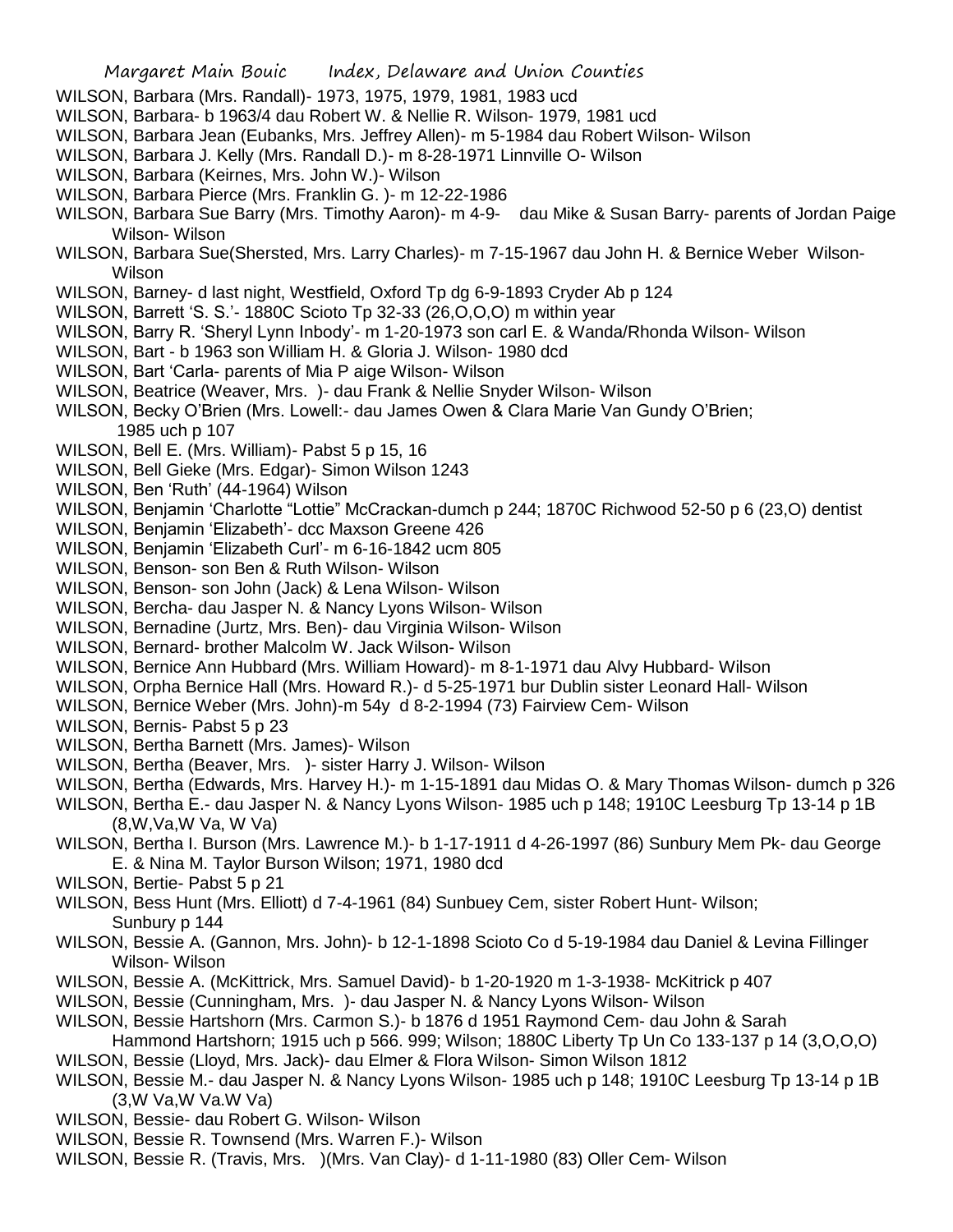WILSON, Barbara (Mrs. Randall)- 1973, 1975, 1979, 1981, 1983 ucd
WILSON, Barbara- b 1963/4 dau Robert W. & Nellie R. Wilson- 1979, 1981 ucd
WILSON, Barbara Jean (Eubanks, Mrs. Jeffrey Allen)- m 5-1984 dau Robert Wilson- Wilson
WILSON, Barbara J. Kelly (Mrs. Randall D.)- m 8-28-1971 Linnville O- Wilson
WILSON, Barbara (Keirnes, Mrs. John W.)- Wilson
WILSON, Barbara Pierce (Mrs. Franklin G. )- m 12-22-1986
WILSON, Barbara Sue Barry (Mrs. Timothy Aaron)- m 4-9- dau Mike & Susan Barry- parents of Jordan Paige Wilson- Wilson
WILSON, Barbara Sue(Shersted, Mrs. Larry Charles)- m 7-15-1967 dau John H. & Bernice Weber Wilson- Wilson
WILSON, Barney- d last night, Westfield, Oxford Tp dg 6-9-1893 Cryder Ab p 124
WILSON, Barrett 'S. S.'- 1880C Scioto Tp 32-33 (26,O,O,O) m within year
WILSON, Barry R. 'Sheryl Lynn Inbody'- m 1-20-1973 son carl E. & Wanda/Rhonda Wilson- Wilson
WILSON, Bart - b 1963 son William H. & Gloria J. Wilson- 1980 dcd
WILSON, Bart 'Carla- parents of Mia P aige Wilson- Wilson
WILSON, Beatrice (Weaver, Mrs. )- dau Frank & Nellie Snyder Wilson- Wilson
WILSON, Becky O'Brien (Mrs. Lowell:- dau James Owen & Clara Marie Van Gundy O'Brien; 1985 uch p 107
WILSON, Bell E. (Mrs. William)- Pabst 5 p 15, 16
WILSON, Bell Gieke (Mrs. Edgar)- Simon Wilson 1243
WILSON, Ben 'Ruth' (44-1964) Wilson
WILSON, Benjamin 'Charlotte "Lottie" McCrackan-dumch p 244; 1870C Richwood 52-50 p 6 (23,O) dentist
WILSON, Benjamin 'Elizabeth'- dcc Maxson Greene 426
WILSON, Benjamin 'Elizabeth Curl'- m 6-16-1842 ucm 805
WILSON, Benson- son Ben & Ruth Wilson- Wilson
WILSON, Benson- son John (Jack) & Lena Wilson- Wilson
WILSON, Bercha- dau Jasper N. & Nancy Lyons Wilson- Wilson
WILSON, Bernadine (Jurtz, Mrs. Ben)- dau Virginia Wilson- Wilson
WILSON, Bernard- brother Malcolm W. Jack Wilson- Wilson
WILSON, Bernice Ann Hubbard (Mrs. William Howard)- m 8-1-1971 dau Alvy Hubbard- Wilson
WILSON, Orpha Bernice Hall (Mrs. Howard R.)- d 5-25-1971 bur Dublin sister Leonard Hall- Wilson
WILSON, Bernice Weber (Mrs. John)-m 54y d 8-2-1994 (73) Fairview Cem- Wilson
WILSON, Bernis- Pabst 5 p 23
WILSON, Bertha Barnett (Mrs. James)- Wilson
WILSON, Bertha (Beaver, Mrs. )- sister Harry J. Wilson- Wilson
WILSON, Bertha (Edwards, Mrs. Harvey H.)- m 1-15-1891 dau Midas O. & Mary Thomas Wilson- dumch p 326
WILSON, Bertha E.- dau Jasper N. & Nancy Lyons Wilson- 1985 uch p 148; 1910C Leesburg Tp 13-14 p 1B (8,W,Va,W Va, W Va)
WILSON, Bertha I. Burson (Mrs. Lawrence M.)- b 1-17-1911 d 4-26-1997 (86) Sunbury Mem Pk- dau George E. & Nina M. Taylor Burson Wilson; 1971, 1980 dcd
WILSON, Bertie- Pabst 5 p 21
WILSON, Bess Hunt (Mrs. Elliott) d 7-4-1961 (84) Sunbuey Cem, sister Robert Hunt- Wilson; Sunbury p 144
WILSON, Bessie A. (Gannon, Mrs. John)- b 12-1-1898 Scioto Co d 5-19-1984 dau Daniel & Levina Fillinger Wilson- Wilson
WILSON, Bessie A. (McKittrick, Mrs. Samuel David)- b 1-20-1920 m 1-3-1938- McKitrick p 407
WILSON, Bessie (Cunningham, Mrs. )- dau Jasper N. & Nancy Lyons Wilson- Wilson
WILSON, Bessie Hartshorn (Mrs. Carmon S.)- b 1876 d 1951 Raymond Cem- dau John & Sarah Hammond Hartshorn; 1915 uch p 566. 999; Wilson; 1880C Liberty Tp Un Co 133-137 p 14 (3,O,O,O)
WILSON, Bessie (Lloyd, Mrs. Jack)- dau Elmer & Flora Wilson- Simon Wilson 1812
WILSON, Bessie M.- dau Jasper N. & Nancy Lyons Wilson- 1985 uch p 148; 1910C Leesburg Tp 13-14 p 1B (3,W Va,W Va.W Va)
WILSON, Bessie- dau Robert G. Wilson- Wilson
WILSON, Bessie R. Townsend (Mrs. Warren F.)- Wilson
WILSON, Bessie R. (Travis, Mrs. )(Mrs. Van Clay)- d 1-11-1980 (83) Oller Cem- Wilson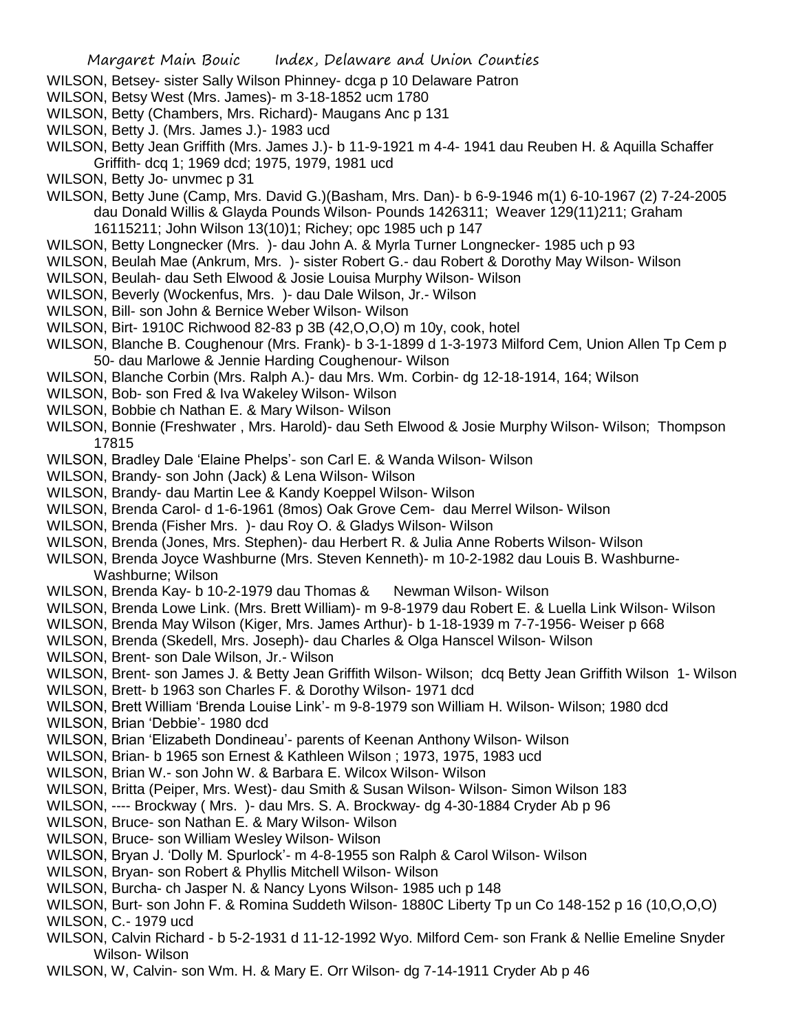WILSON, Betsey- sister Sally Wilson Phinney- dcga p 10 Delaware Patron

WILSON, Betsy West (Mrs. James)- m 3-18-1852 ucm 1780

WILSON, Betty (Chambers, Mrs. Richard)- Maugans Anc p 131

WILSON, Betty J. (Mrs. James J.)- 1983 ucd

WILSON, Betty Jean Griffith (Mrs. James J.)- b 11-9-1921 m 4-4- 1941 dau Reuben H. & Aquilla Schaffer Griffith- dcq 1; 1969 dcd; 1975, 1979, 1981 ucd

WILSON, Betty Jo- unvmec p 31

WILSON, Betty June (Camp, Mrs. David G.)(Basham, Mrs. Dan)- b 6-9-1946 m(1) 6-10-1967 (2) 7-24-2005 dau Donald Willis & Glayda Pounds Wilson- Pounds 1426311; Weaver 129(11)211; Graham 16115211; John Wilson 13(10)1; Richey; opc 1985 uch p 147

WILSON, Betty Longnecker (Mrs. )- dau John A. & Myrla Turner Longnecker- 1985 uch p 93

WILSON, Beulah Mae (Ankrum, Mrs. )- sister Robert G.- dau Robert & Dorothy May Wilson- Wilson

WILSON, Beulah- dau Seth Elwood & Josie Louisa Murphy Wilson- Wilson

WILSON, Beverly (Wockenfus, Mrs. )- dau Dale Wilson, Jr.- Wilson

WILSON, Bill- son John & Bernice Weber Wilson- Wilson

WILSON, Birt- 1910C Richwood 82-83 p 3B (42,O,O,O) m 10y, cook, hotel

WILSON, Blanche B. Coughenour (Mrs. Frank)- b 3-1-1899 d 1-3-1973 Milford Cem, Union Allen Tp Cem p 50- dau Marlowe & Jennie Harding Coughenour- Wilson

WILSON, Blanche Corbin (Mrs. Ralph A.)- dau Mrs. Wm. Corbin- dg 12-18-1914, 164; Wilson

WILSON, Bob- son Fred & Iva Wakeley Wilson- Wilson

WILSON, Bobbie ch Nathan E. & Mary Wilson- Wilson

WILSON, Bonnie (Freshwater , Mrs. Harold)- dau Seth Elwood & Josie Murphy Wilson- Wilson; Thompson 17815

WILSON, Bradley Dale 'Elaine Phelps'- son Carl E. & Wanda Wilson- Wilson

WILSON, Brandy- son John (Jack) & Lena Wilson- Wilson

WILSON, Brandy- dau Martin Lee & Kandy Koeppel Wilson- Wilson

WILSON, Brenda Carol- d 1-6-1961 (8mos) Oak Grove Cem- dau Merrel Wilson- Wilson

WILSON, Brenda (Fisher Mrs. )- dau Roy O. & Gladys Wilson- Wilson

WILSON, Brenda (Jones, Mrs. Stephen)- dau Herbert R. & Julia Anne Roberts Wilson- Wilson

WILSON, Brenda Joyce Washburne (Mrs. Steven Kenneth)- m 10-2-1982 dau Louis B. Washburne- Washburne; Wilson

WILSON, Brenda Kay- b 10-2-1979 dau Thomas & Newman Wilson- Wilson

WILSON, Brenda Lowe Link. (Mrs. Brett William)- m 9-8-1979 dau Robert E. & Luella Link Wilson- Wilson

WILSON, Brenda May Wilson (Kiger, Mrs. James Arthur)- b 1-18-1939 m 7-7-1956- Weiser p 668

WILSON, Brenda (Skedell, Mrs. Joseph)- dau Charles & Olga Hanscel Wilson- Wilson

WILSON, Brent- son Dale Wilson, Jr.- Wilson

WILSON, Brent- son James J. & Betty Jean Griffith Wilson- Wilson; dcq Betty Jean Griffith Wilson 1- Wilson

WILSON, Brett- b 1963 son Charles F. & Dorothy Wilson- 1971 dcd

WILSON, Brett William 'Brenda Louise Link'- m 9-8-1979 son William H. Wilson- Wilson; 1980 dcd

WILSON, Brian 'Debbie'- 1980 dcd

WILSON, Brian 'Elizabeth Dondineau'- parents of Keenan Anthony Wilson- Wilson

WILSON, Brian- b 1965 son Ernest & Kathleen Wilson ; 1973, 1975, 1983 ucd

WILSON, Brian W.- son John W. & Barbara E. Wilcox Wilson- Wilson

WILSON, Britta (Peiper, Mrs. West)- dau Smith & Susan Wilson- Wilson- Simon Wilson 183

WILSON, ---- Brockway ( Mrs. )- dau Mrs. S. A. Brockway- dg 4-30-1884 Cryder Ab p 96

WILSON, Bruce- son Nathan E. & Mary Wilson- Wilson

WILSON, Bruce- son William Wesley Wilson- Wilson

WILSON, Bryan J. 'Dolly M. Spurlock'- m 4-8-1955 son Ralph & Carol Wilson- Wilson

WILSON, Bryan- son Robert & Phyllis Mitchell Wilson- Wilson

WILSON, Burcha- ch Jasper N. & Nancy Lyons Wilson- 1985 uch p 148

WILSON, Burt- son John F. & Romina Suddeth Wilson- 1880C Liberty Tp un Co 148-152 p 16 (10,O,O,O)

WILSON, C.- 1979 ucd

WILSON, Calvin Richard - b 5-2-1931 d 11-12-1992 Wyo. Milford Cem- son Frank & Nellie Emeline Snyder Wilson- Wilson

WILSON, W, Calvin- son Wm. H. & Mary E. Orr Wilson- dg 7-14-1911 Cryder Ab p 46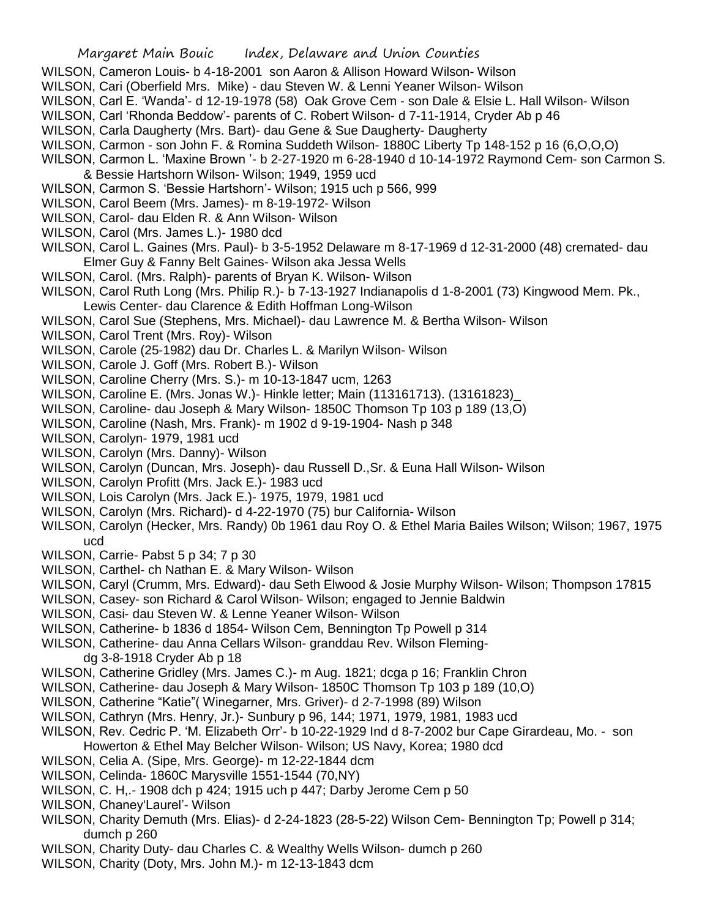WILSON, Cameron Louis- b 4-18-2001 son Aaron & Allison Howard Wilson- Wilson

WILSON, Cari (Oberfield Mrs. Mike) - dau Steven W. & Lenni Yeaner Wilson- Wilson

WILSON, Carl E. 'Wanda'- d 12-19-1978 (58) Oak Grove Cem - son Dale & Elsie L. Hall Wilson- Wilson

WILSON, Carl 'Rhonda Beddow'- parents of C. Robert Wilson- d 7-11-1914, Cryder Ab p 46

WILSON, Carla Daugherty (Mrs. Bart)- dau Gene & Sue Daugherty- Daugherty

WILSON, Carmon - son John F. & Romina Suddeth Wilson- 1880C Liberty Tp 148-152 p 16 (6,O,O,O)

WILSON, Carmon L. 'Maxine Brown '- b 2-27-1920 m 6-28-1940 d 10-14-1972 Raymond Cem- son Carmon S. & Bessie Hartshorn Wilson- Wilson; 1949, 1959 ucd

WILSON, Carmon S. 'Bessie Hartshorn'- Wilson; 1915 uch p 566, 999

WILSON, Carol Beem (Mrs. James)- m 8-19-1972- Wilson

WILSON, Carol- dau Elden R. & Ann Wilson- Wilson

WILSON, Carol (Mrs. James L.)- 1980 dcd

WILSON, Carol L. Gaines (Mrs. Paul)- b 3-5-1952 Delaware m 8-17-1969 d 12-31-2000 (48) cremated- dau Elmer Guy & Fanny Belt Gaines- Wilson aka Jessa Wells

WILSON, Carol. (Mrs. Ralph)- parents of Bryan K. Wilson- Wilson

WILSON, Carol Ruth Long (Mrs. Philip R.)- b 7-13-1927 Indianapolis d 1-8-2001 (73) Kingwood Mem. Pk., Lewis Center- dau Clarence & Edith Hoffman Long-Wilson

WILSON, Carol Sue (Stephens, Mrs. Michael)- dau Lawrence M. & Bertha Wilson- Wilson

WILSON, Carol Trent (Mrs. Roy)- Wilson

WILSON, Carole (25-1982) dau Dr. Charles L. & Marilyn Wilson- Wilson

WILSON, Carole J. Goff (Mrs. Robert B.)- Wilson

WILSON, Caroline Cherry (Mrs. S.)- m 10-13-1847 ucm, 1263

WILSON, Caroline E. (Mrs. Jonas W.)- Hinkle letter; Main (113161713). (13161823)_

WILSON, Caroline- dau Joseph & Mary Wilson- 1850C Thomson Tp 103 p 189 (13,O)

WILSON, Caroline (Nash, Mrs. Frank)- m 1902 d 9-19-1904- Nash p 348

WILSON, Carolyn- 1979, 1981 ucd

WILSON, Carolyn (Mrs. Danny)- Wilson

WILSON, Carolyn (Duncan, Mrs. Joseph)- dau Russell D.,Sr. & Euna Hall Wilson- Wilson

WILSON, Carolyn Profitt (Mrs. Jack E.)- 1983 ucd

WILSON, Lois Carolyn (Mrs. Jack E.)- 1975, 1979, 1981 ucd

WILSON, Carolyn (Mrs. Richard)- d 4-22-1970 (75) bur California- Wilson

WILSON, Carolyn (Hecker, Mrs. Randy) 0b 1961 dau Roy O. & Ethel Maria Bailes Wilson; Wilson; 1967, 1975 ucd

WILSON, Carrie- Pabst 5 p 34; 7 p 30

WILSON, Carthel- ch Nathan E. & Mary Wilson- Wilson

WILSON, Caryl (Crumm, Mrs. Edward)- dau Seth Elwood & Josie Murphy Wilson- Wilson; Thompson 17815

WILSON, Casey- son Richard & Carol Wilson- Wilson; engaged to Jennie Baldwin

WILSON, Casi- dau Steven W. & Lenne Yeaner Wilson- Wilson

WILSON, Catherine- b 1836 d 1854- Wilson Cem, Bennington Tp Powell p 314

WILSON, Catherine- dau Anna Cellars Wilson- granddau Rev. Wilson Fleming- dg 3-8-1918 Cryder Ab p 18

WILSON, Catherine Gridley (Mrs. James C.)- m Aug. 1821; dcga p 16; Franklin Chron

WILSON, Catherine- dau Joseph & Mary Wilson- 1850C Thomson Tp 103 p 189 (10,O)

WILSON, Catherine "Katie"( Winegarner, Mrs. Griver)- d 2-7-1998 (89) Wilson

WILSON, Cathryn (Mrs. Henry, Jr.)- Sunbury p 96, 144; 1971, 1979, 1981, 1983 ucd

WILSON, Rev. Cedric P. 'M. Elizabeth Orr'- b 10-22-1929 Ind d 8-7-2002 bur Cape Girardeau, Mo. - son Howerton & Ethel May Belcher Wilson- Wilson; US Navy, Korea; 1980 dcd

WILSON, Celia A. (Sipe, Mrs. George)- m 12-22-1844 dcm

WILSON, Celinda- 1860C Marysville 1551-1544 (70,NY)

WILSON, C. H,.- 1908 dch p 424; 1915 uch p 447; Darby Jerome Cem p 50

WILSON, Chaney'Laurel'- Wilson

WILSON, Charity Demuth (Mrs. Elias)- d 2-24-1823 (28-5-22) Wilson Cem- Bennington Tp; Powell p 314; dumch p 260

WILSON, Charity Duty- dau Charles C. & Wealthy Wells Wilson- dumch p 260

WILSON, Charity (Doty, Mrs. John M.)- m 12-13-1843 dcm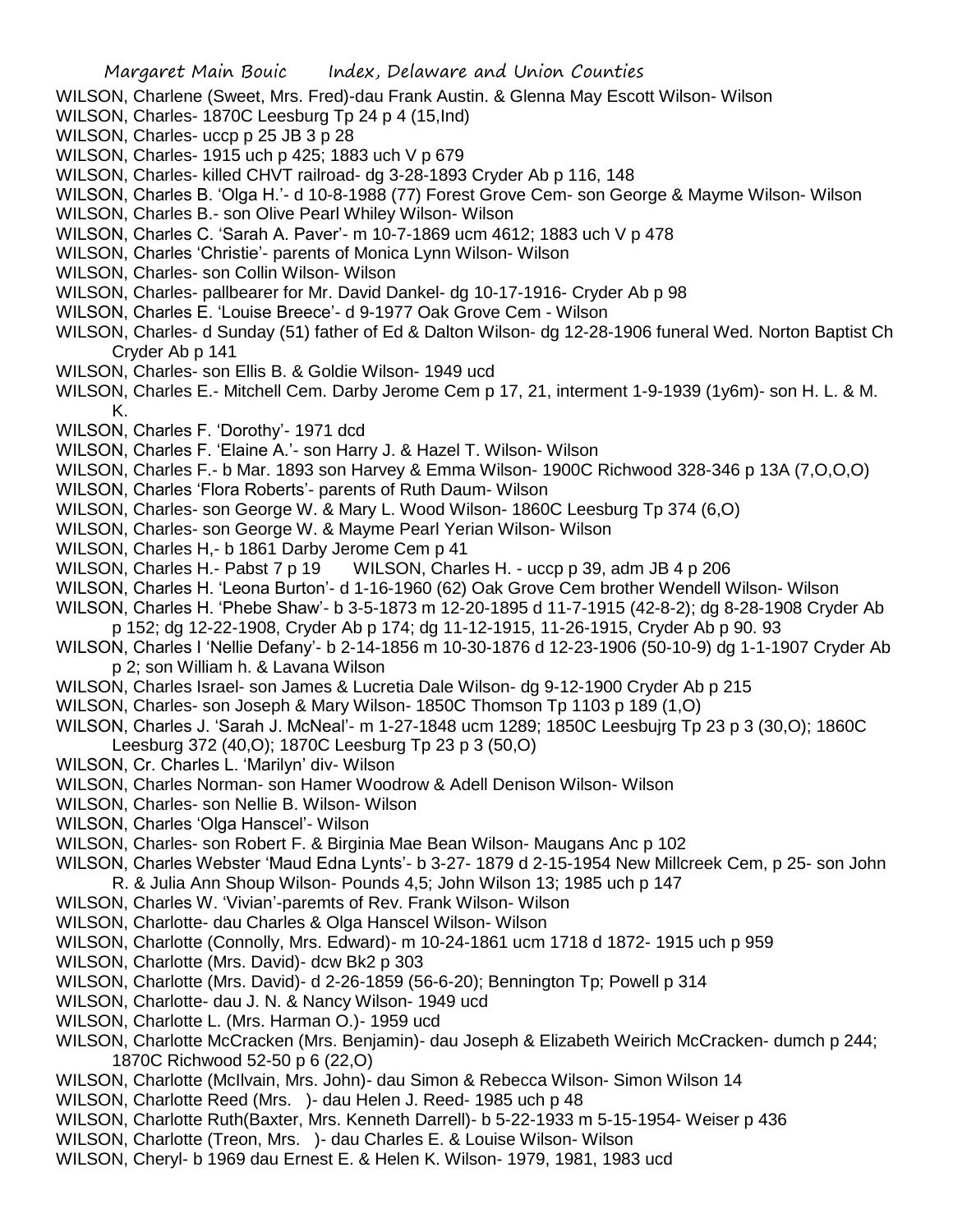WILSON, Charlene (Sweet, Mrs. Fred)-dau Frank Austin. & Glenna May Escott Wilson- Wilson

WILSON, Charles- 1870C Leesburg Tp 24 p 4 (15,Ind)

WILSON, Charles- uccp p 25 JB 3 p 28

WILSON, Charles- 1915 uch p 425; 1883 uch V p 679

WILSON, Charles- killed CHVT railroad- dg 3-28-1893 Cryder Ab p 116, 148

WILSON, Charles B. 'Olga H.'- d 10-8-1988 (77) Forest Grove Cem- son George & Mayme Wilson- Wilson

WILSON, Charles B.- son Olive Pearl Whiley Wilson- Wilson

WILSON, Charles C. 'Sarah A. Paver'- m 10-7-1869 ucm 4612; 1883 uch V p 478

WILSON, Charles 'Christie'- parents of Monica Lynn Wilson- Wilson

WILSON, Charles- son Collin Wilson- Wilson

WILSON, Charles- pallbearer for Mr. David Dankel- dg 10-17-1916- Cryder Ab p 98

WILSON, Charles E. 'Louise Breece'- d 9-1977 Oak Grove Cem - Wilson

WILSON, Charles- d Sunday (51) father of Ed & Dalton Wilson- dg 12-28-1906 funeral Wed. Norton Baptist Ch Cryder Ab p 141

WILSON, Charles- son Ellis B. & Goldie Wilson- 1949 ucd

WILSON, Charles E.- Mitchell Cem. Darby Jerome Cem p 17, 21, interment 1-9-1939 (1y6m)- son H. L. & M. K.

WILSON, Charles F. 'Dorothy'- 1971 dcd

WILSON, Charles F. 'Elaine A.'- son Harry J. & Hazel T. Wilson- Wilson

WILSON, Charles F.- b Mar. 1893 son Harvey & Emma Wilson- 1900C Richwood 328-346 p 13A (7,O,O,O)

WILSON, Charles 'Flora Roberts'- parents of Ruth Daum- Wilson

WILSON, Charles- son George W. & Mary L. Wood Wilson- 1860C Leesburg Tp 374 (6,O)

WILSON, Charles- son George W. & Mayme Pearl Yerian Wilson- Wilson

WILSON, Charles H,- b 1861 Darby Jerome Cem p 41

WILSON, Charles H.- Pabst 7 p 19 WILSON, Charles H. - uccp p 39, adm JB 4 p 206

WILSON, Charles H. 'Leona Burton'- d 1-16-1960 (62) Oak Grove Cem brother Wendell Wilson- Wilson

WILSON, Charles H. 'Phebe Shaw'- b 3-5-1873 m 12-20-1895 d 11-7-1915 (42-8-2); dg 8-28-1908 Cryder Ab p 152; dg 12-22-1908, Cryder Ab p 174; dg 11-12-1915, 11-26-1915, Cryder Ab p 90. 93

WILSON, Charles I 'Nellie Defany'- b 2-14-1856 m 10-30-1876 d 12-23-1906 (50-10-9) dg 1-1-1907 Cryder Ab p 2; son William h. & Lavana Wilson

WILSON, Charles Israel- son James & Lucretia Dale Wilson- dg 9-12-1900 Cryder Ab p 215

WILSON, Charles- son Joseph & Mary Wilson- 1850C Thomson Tp 1103 p 189 (1,O)

WILSON, Charles J. 'Sarah J. McNeal'- m 1-27-1848 ucm 1289; 1850C Leesbujrg Tp 23 p 3 (30,O); 1860C Leesburg 372 (40,O); 1870C Leesburg Tp 23 p 3 (50,O)

WILSON, Cr. Charles L. 'Marilyn' div- Wilson

WILSON, Charles Norman- son Hamer Woodrow & Adell Denison Wilson- Wilson

WILSON, Charles- son Nellie B. Wilson- Wilson

WILSON, Charles 'Olga Hanscel'- Wilson

WILSON, Charles- son Robert F. & Birginia Mae Bean Wilson- Maugans Anc p 102

WILSON, Charles Webster 'Maud Edna Lynts'- b 3-27- 1879 d 2-15-1954 New Millcreek Cem, p 25- son John R. & Julia Ann Shoup Wilson- Pounds 4,5; John Wilson 13; 1985 uch p 147

WILSON, Charles W. 'Vivian'-paremts of Rev. Frank Wilson- Wilson

WILSON, Charlotte- dau Charles & Olga Hanscel Wilson- Wilson

WILSON, Charlotte (Connolly, Mrs. Edward)- m 10-24-1861 ucm 1718 d 1872- 1915 uch p 959

WILSON, Charlotte (Mrs. David)- dcw Bk2 p 303

WILSON, Charlotte (Mrs. David)- d 2-26-1859 (56-6-20); Bennington Tp; Powell p 314

WILSON, Charlotte- dau J. N. & Nancy Wilson- 1949 ucd

WILSON, Charlotte L. (Mrs. Harman O.)- 1959 ucd

WILSON, Charlotte McCracken (Mrs. Benjamin)- dau Joseph & Elizabeth Weirich McCracken- dumch p 244; 1870C Richwood 52-50 p 6 (22,O)

WILSON, Charlotte (McIlvain, Mrs. John)- dau Simon & Rebecca Wilson- Simon Wilson 14

WILSON, Charlotte Reed (Mrs. )- dau Helen J. Reed- 1985 uch p 48

WILSON, Charlotte Ruth(Baxter, Mrs. Kenneth Darrell)- b 5-22-1933 m 5-15-1954- Weiser p 436

WILSON, Charlotte (Treon, Mrs. )- dau Charles E. & Louise Wilson- Wilson

WILSON, Cheryl- b 1969 dau Ernest E. & Helen K. Wilson- 1979, 1981, 1983 ucd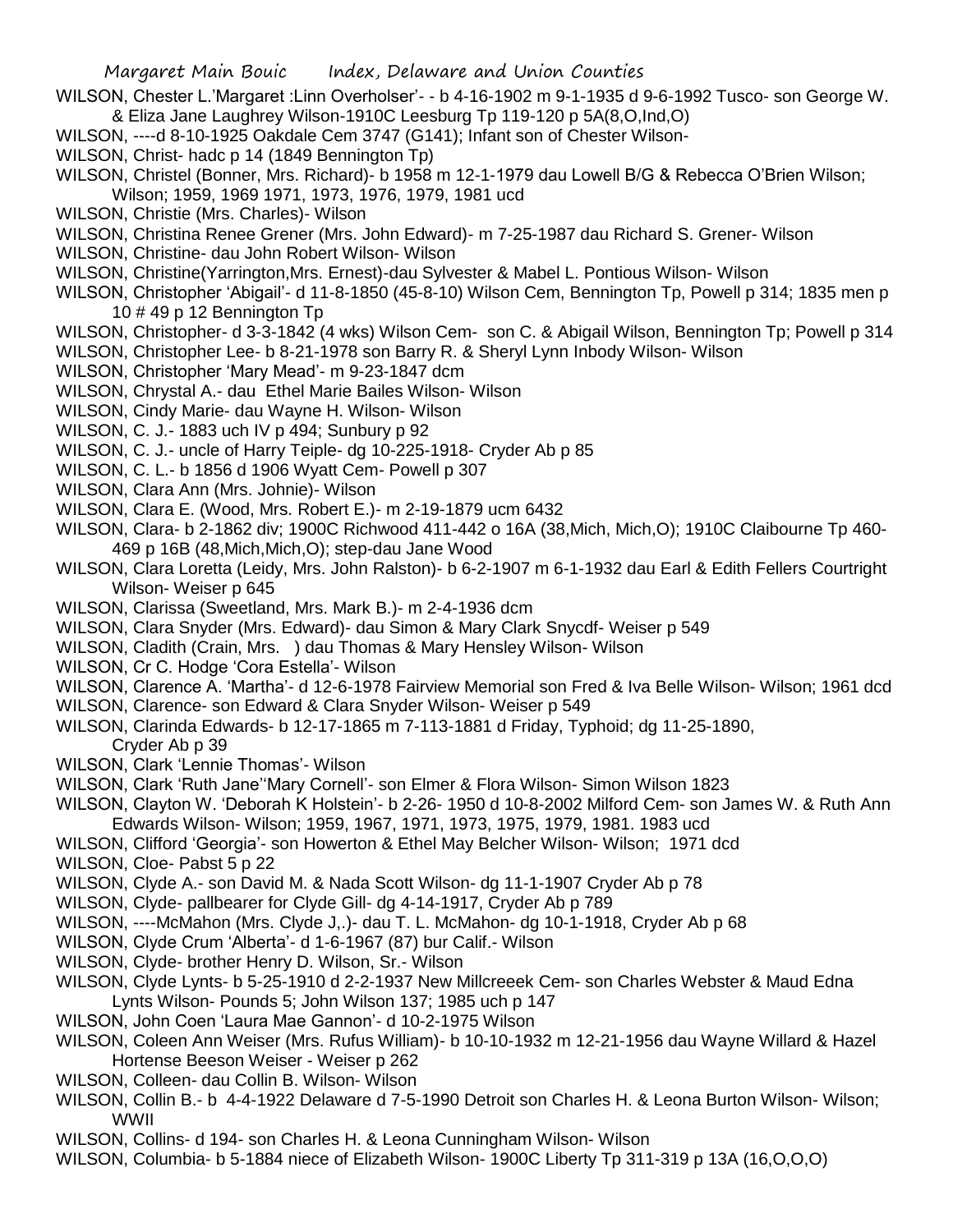WILSON, Chester L.'Margaret :Linn Overholser'- - b 4-16-1902 m 9-1-1935 d 9-6-1992 Tusco- son George W. & Eliza Jane Laughrey Wilson-1910C Leesburg Tp 119-120 p 5A(8,O,Ind,O)

WILSON, ----d 8-10-1925 Oakdale Cem 3747 (G141); Infant son of Chester Wilson-

WILSON, Christ- hadc p 14 (1849 Bennington Tp)

WILSON, Christel (Bonner, Mrs. Richard)- b 1958 m 12-1-1979 dau Lowell B/G & Rebecca O'Brien Wilson; Wilson; 1959, 1969 1971, 1973, 1976, 1979, 1981 ucd

WILSON, Christie (Mrs. Charles)- Wilson

WILSON, Christina Renee Grener (Mrs. John Edward)- m 7-25-1987 dau Richard S. Grener- Wilson

WILSON, Christine- dau John Robert Wilson- Wilson

WILSON, Christine(Yarrington,Mrs. Ernest)-dau Sylvester & Mabel L. Pontious Wilson- Wilson

WILSON, Christopher 'Abigail'- d 11-8-1850 (45-8-10) Wilson Cem, Bennington Tp, Powell p 314; 1835 men p 10 # 49 p 12 Bennington Tp

WILSON, Christopher- d 3-3-1842 (4 wks) Wilson Cem- son C. & Abigail Wilson, Bennington Tp; Powell p 314

WILSON, Christopher Lee- b 8-21-1978 son Barry R. & Sheryl Lynn Inbody Wilson- Wilson

WILSON, Christopher 'Mary Mead'- m 9-23-1847 dcm

WILSON, Chrystal A.- dau Ethel Marie Bailes Wilson- Wilson

WILSON, Cindy Marie- dau Wayne H. Wilson- Wilson

WILSON, C. J.- 1883 uch IV p 494; Sunbury p 92

WILSON, C. J.- uncle of Harry Teiple- dg 10-225-1918- Cryder Ab p 85

WILSON, C. L.- b 1856 d 1906 Wyatt Cem- Powell p 307

WILSON, Clara Ann (Mrs. Johnie)- Wilson

WILSON, Clara E. (Wood, Mrs. Robert E.)- m 2-19-1879 ucm 6432

WILSON, Clara- b 2-1862 div; 1900C Richwood 411-442 o 16A (38,Mich, Mich,O); 1910C Claibourne Tp 460-469 p 16B (48,Mich,Mich,O); step-dau Jane Wood

WILSON, Clara Loretta (Leidy, Mrs. John Ralston)- b 6-2-1907 m 6-1-1932 dau Earl & Edith Fellers Courtright Wilson- Weiser p 645

WILSON, Clarissa (Sweetland, Mrs. Mark B.)- m 2-4-1936 dcm

WILSON, Clara Snyder (Mrs. Edward)- dau Simon & Mary Clark Snycdf- Weiser p 549

WILSON, Cladith (Crain, Mrs. ) dau Thomas & Mary Hensley Wilson- Wilson

WILSON, Cr C. Hodge 'Cora Estella'- Wilson

WILSON, Clarence A. 'Martha'- d 12-6-1978 Fairview Memorial son Fred & Iva Belle Wilson- Wilson; 1961 dcd

WILSON, Clarence- son Edward & Clara Snyder Wilson- Weiser p 549

WILSON, Clarinda Edwards- b 12-17-1865 m 7-113-1881 d Friday, Typhoid; dg 11-25-1890, Cryder Ab p 39

WILSON, Clark 'Lennie Thomas'- Wilson

WILSON, Clark 'Ruth Jane''Mary Cornell'- son Elmer & Flora Wilson- Simon Wilson 1823

WILSON, Clayton W. 'Deborah K Holstein'- b 2-26- 1950 d 10-8-2002 Milford Cem- son James W. & Ruth Ann Edwards Wilson- Wilson; 1959, 1967, 1971, 1973, 1975, 1979, 1981. 1983 ucd

WILSON, Clifford 'Georgia'- son Howerton & Ethel May Belcher Wilson- Wilson; 1971 dcd

WILSON, Cloe- Pabst 5 p 22

WILSON, Clyde A.- son David M. & Nada Scott Wilson- dg 11-1-1907 Cryder Ab p 78

WILSON, Clyde- pallbearer for Clyde Gill- dg 4-14-1917, Cryder Ab p 789

WILSON, ----McMahon (Mrs. Clyde J,.)- dau T. L. McMahon- dg 10-1-1918, Cryder Ab p 68

WILSON, Clyde Crum 'Alberta'- d 1-6-1967 (87) bur Calif.- Wilson

WILSON, Clyde- brother Henry D. Wilson, Sr.- Wilson

WILSON, Clyde Lynts- b 5-25-1910 d 2-2-1937 New Millcreeek Cem- son Charles Webster & Maud Edna Lynts Wilson- Pounds 5; John Wilson 137; 1985 uch p 147

WILSON, John Coen 'Laura Mae Gannon'- d 10-2-1975 Wilson

WILSON, Coleen Ann Weiser (Mrs. Rufus William)- b 10-10-1932 m 12-21-1956 dau Wayne Willard & Hazel Hortense Beeson Weiser - Weiser p 262

WILSON, Colleen- dau Collin B. Wilson- Wilson

WILSON, Collin B.- b 4-4-1922 Delaware d 7-5-1990 Detroit son Charles H. & Leona Burton Wilson- Wilson; WWII

WILSON, Collins- d 194- son Charles H. & Leona Cunningham Wilson- Wilson

WILSON, Columbia- b 5-1884 niece of Elizabeth Wilson- 1900C Liberty Tp 311-319 p 13A (16,O,O,O)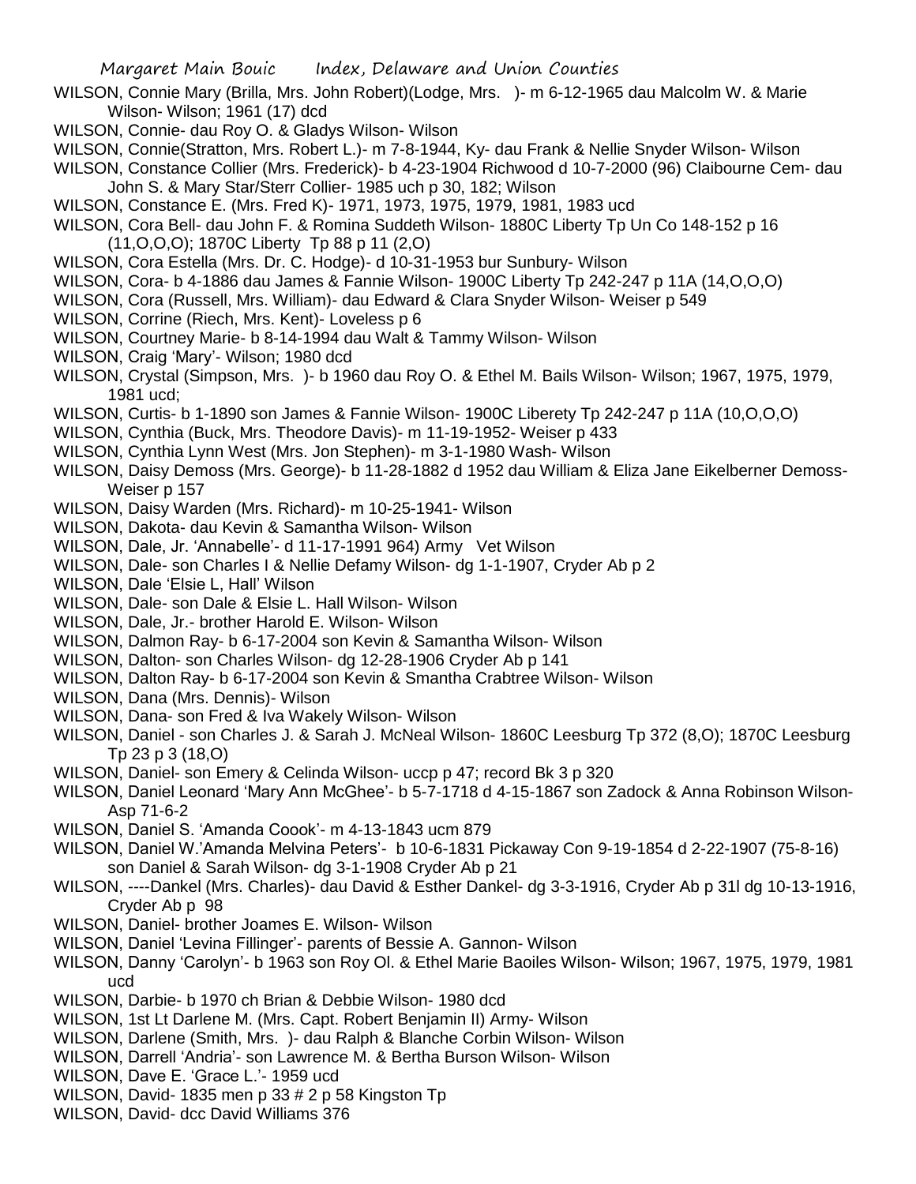WILSON, Connie Mary (Brilla, Mrs. John Robert)(Lodge, Mrs. )- m 6-12-1965 dau Malcolm W. & Marie Wilson- Wilson; 1961 (17) dcd

WILSON, Connie- dau Roy O. & Gladys Wilson- Wilson

WILSON, Connie(Stratton, Mrs. Robert L.)- m 7-8-1944, Ky- dau Frank & Nellie Snyder Wilson- Wilson

WILSON, Constance Collier (Mrs. Frederick)- b 4-23-1904 Richwood d 10-7-2000 (96) Claibourne Cem- dau John S. & Mary Star/Sterr Collier- 1985 uch p 30, 182; Wilson

WILSON, Constance E. (Mrs. Fred K)- 1971, 1973, 1975, 1979, 1981, 1983 ucd

WILSON, Cora Bell- dau John F. & Romina Suddeth Wilson- 1880C Liberty Tp Un Co 148-152 p 16 (11,O,O,O); 1870C Liberty Tp 88 p 11 (2,O)

WILSON, Cora Estella (Mrs. Dr. C. Hodge)- d 10-31-1953 bur Sunbury- Wilson

WILSON, Cora- b 4-1886 dau James & Fannie Wilson- 1900C Liberty Tp 242-247 p 11A (14,O,O,O)

WILSON, Cora (Russell, Mrs. William)- dau Edward & Clara Snyder Wilson- Weiser p 549

WILSON, Corrine (Riech, Mrs. Kent)- Loveless p 6

WILSON, Courtney Marie- b 8-14-1994 dau Walt & Tammy Wilson- Wilson

WILSON, Craig 'Mary'- Wilson; 1980 dcd

WILSON, Crystal (Simpson, Mrs. )- b 1960 dau Roy O. & Ethel M. Bails Wilson- Wilson; 1967, 1975, 1979, 1981 ucd;

WILSON, Curtis- b 1-1890 son James & Fannie Wilson- 1900C Liberety Tp 242-247 p 11A (10,O,O,O)

WILSON, Cynthia (Buck, Mrs. Theodore Davis)- m 11-19-1952- Weiser p 433

WILSON, Cynthia Lynn West (Mrs. Jon Stephen)- m 3-1-1980 Wash- Wilson

WILSON, Daisy Demoss (Mrs. George)- b 11-28-1882 d 1952 dau William & Eliza Jane Eikelberner Demoss- Weiser p 157

WILSON, Daisy Warden (Mrs. Richard)- m 10-25-1941- Wilson

WILSON, Dakota- dau Kevin & Samantha Wilson- Wilson

WILSON, Dale, Jr. 'Annabelle'- d 11-17-1991 964) Army Vet Wilson

WILSON, Dale- son Charles I & Nellie Defamy Wilson- dg 1-1-1907, Cryder Ab p 2

WILSON, Dale 'Elsie L, Hall' Wilson

WILSON, Dale- son Dale & Elsie L. Hall Wilson- Wilson

WILSON, Dale, Jr.- brother Harold E. Wilson- Wilson

WILSON, Dalmon Ray- b 6-17-2004 son Kevin & Samantha Wilson- Wilson

WILSON, Dalton- son Charles Wilson- dg 12-28-1906 Cryder Ab p 141

WILSON, Dalton Ray- b 6-17-2004 son Kevin & Smantha Crabtree Wilson- Wilson

WILSON, Dana (Mrs. Dennis)- Wilson

WILSON, Dana- son Fred & Iva Wakely Wilson- Wilson

WILSON, Daniel - son Charles J. & Sarah J. McNeal Wilson- 1860C Leesburg Tp 372 (8,O); 1870C Leesburg Tp 23 p 3 (18,O)

WILSON, Daniel- son Emery & Celinda Wilson- uccp p 47; record Bk 3 p 320

WILSON, Daniel Leonard 'Mary Ann McGhee'- b 5-7-1718 d 4-15-1867 son Zadock & Anna Robinson Wilson- Asp 71-6-2

WILSON, Daniel S. 'Amanda Coook'- m 4-13-1843 ucm 879

WILSON, Daniel W.'Amanda Melvina Peters'- b 10-6-1831 Pickaway Con 9-19-1854 d 2-22-1907 (75-8-16) son Daniel & Sarah Wilson- dg 3-1-1908 Cryder Ab p 21

WILSON, ----Dankel (Mrs. Charles)- dau David & Esther Dankel- dg 3-3-1916, Cryder Ab p 31l dg 10-13-1916, Cryder Ab p 98

WILSON, Daniel- brother Joames E. Wilson- Wilson

WILSON, Daniel 'Levina Fillinger'- parents of Bessie A. Gannon- Wilson

WILSON, Danny 'Carolyn'- b 1963 son Roy Ol. & Ethel Marie Baoiles Wilson- Wilson; 1967, 1975, 1979, 1981 ucd

WILSON, Darbie- b 1970 ch Brian & Debbie Wilson- 1980 dcd

WILSON, 1st Lt Darlene M. (Mrs. Capt. Robert Benjamin II) Army- Wilson

WILSON, Darlene (Smith, Mrs. )- dau Ralph & Blanche Corbin Wilson- Wilson

WILSON, Darrell 'Andria'- son Lawrence M. & Bertha Burson Wilson- Wilson

WILSON, Dave E. 'Grace L.'- 1959 ucd

WILSON, David- 1835 men p 33 # 2 p 58 Kingston Tp

WILSON, David- dcc David Williams 376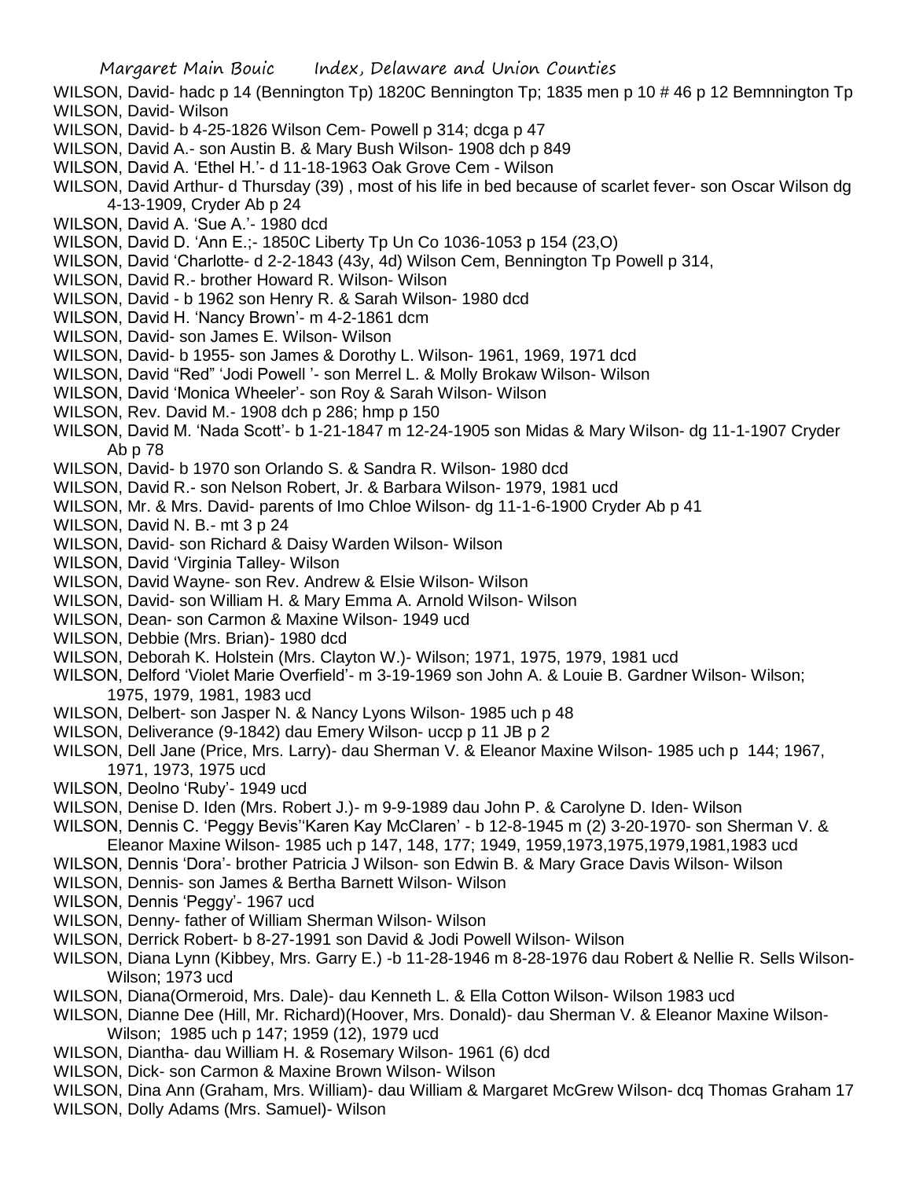WILSON, David- hadc p 14 (Bennington Tp) 1820C Bennington Tp; 1835 men p 10 # 46 p 12 Bemnnington Tp

WILSON, David- Wilson

WILSON, David- b 4-25-1826 Wilson Cem- Powell p 314; dcga p 47

WILSON, David A.- son Austin B. & Mary Bush Wilson- 1908 dch p 849

WILSON, David A. 'Ethel H.'- d 11-18-1963 Oak Grove Cem - Wilson

WILSON, David Arthur- d Thursday (39) , most of his life in bed because of scarlet fever- son Oscar Wilson dg 4-13-1909, Cryder Ab p 24

WILSON, David A. 'Sue A.'- 1980 dcd

WILSON, David D. 'Ann E.;- 1850C Liberty Tp Un Co 1036-1053 p 154 (23,O)

WILSON, David 'Charlotte- d 2-2-1843 (43y, 4d) Wilson Cem, Bennington Tp Powell p 314,

WILSON, David R.- brother Howard R. Wilson- Wilson

WILSON, David - b 1962 son Henry R. & Sarah Wilson- 1980 dcd

WILSON, David H. 'Nancy Brown'- m 4-2-1861 dcm

WILSON, David- son James E. Wilson- Wilson

WILSON, David- b 1955- son James & Dorothy L. Wilson- 1961, 1969, 1971 dcd

WILSON, David "Red" 'Jodi Powell '- son Merrel L. & Molly Brokaw Wilson- Wilson

WILSON, David 'Monica Wheeler'- son Roy & Sarah Wilson- Wilson

WILSON, Rev. David M.- 1908 dch p 286; hmp p 150

WILSON, David M. 'Nada Scott'- b 1-21-1847 m 12-24-1905 son Midas & Mary Wilson- dg 11-1-1907 Cryder Ab p 78

WILSON, David- b 1970 son Orlando S. & Sandra R. Wilson- 1980 dcd

WILSON, David R.- son Nelson Robert, Jr. & Barbara Wilson- 1979, 1981 ucd

WILSON, Mr. & Mrs. David- parents of Imo Chloe Wilson- dg 11-1-6-1900 Cryder Ab p 41

WILSON, David N. B.- mt 3 p 24

WILSON, David- son Richard & Daisy Warden Wilson- Wilson

WILSON, David 'Virginia Talley- Wilson

WILSON, David Wayne- son Rev. Andrew & Elsie Wilson- Wilson

WILSON, David- son William H. & Mary Emma A. Arnold Wilson- Wilson

WILSON, Dean- son Carmon & Maxine Wilson- 1949 ucd

WILSON, Debbie (Mrs. Brian)- 1980 dcd

WILSON, Deborah K. Holstein (Mrs. Clayton W.)- Wilson; 1971, 1975, 1979, 1981 ucd

WILSON, Delford 'Violet Marie Overfield'- m 3-19-1969 son John A. & Louie B. Gardner Wilson- Wilson; 1975, 1979, 1981, 1983 ucd

WILSON, Delbert- son Jasper N. & Nancy Lyons Wilson- 1985 uch p 48

WILSON, Deliverance (9-1842) dau Emery Wilson- uccp p 11 JB p 2

WILSON, Dell Jane (Price, Mrs. Larry)- dau Sherman V. & Eleanor Maxine Wilson- 1985 uch p 144; 1967, 1971, 1973, 1975 ucd

WILSON, Deolno 'Ruby'- 1949 ucd

WILSON, Denise D. Iden (Mrs. Robert J.)- m 9-9-1989 dau John P. & Carolyne D. Iden- Wilson

WILSON, Dennis C. 'Peggy Bevis''Karen Kay McClaren' - b 12-8-1945 m (2) 3-20-1970- son Sherman V. & Eleanor Maxine Wilson- 1985 uch p 147, 148, 177; 1949, 1959,1973,1975,1979,1981,1983 ucd

WILSON, Dennis 'Dora'- brother Patricia J Wilson- son Edwin B. & Mary Grace Davis Wilson- Wilson

WILSON, Dennis- son James & Bertha Barnett Wilson- Wilson

WILSON, Dennis 'Peggy'- 1967 ucd

WILSON, Denny- father of William Sherman Wilson- Wilson

WILSON, Derrick Robert- b 8-27-1991 son David & Jodi Powell Wilson- Wilson

WILSON, Diana Lynn (Kibbey, Mrs. Garry E.) -b 11-28-1946 m 8-28-1976 dau Robert & Nellie R. Sells Wilson- Wilson; 1973 ucd

WILSON, Diana(Ormeroid, Mrs. Dale)- dau Kenneth L. & Ella Cotton Wilson- Wilson 1983 ucd

WILSON, Dianne Dee (Hill, Mr. Richard)(Hoover, Mrs. Donald)- dau Sherman V. & Eleanor Maxine Wilson- Wilson; 1985 uch p 147; 1959 (12), 1979 ucd

WILSON, Diantha- dau William H. & Rosemary Wilson- 1961 (6) dcd

WILSON, Dick- son Carmon & Maxine Brown Wilson- Wilson

WILSON, Dina Ann (Graham, Mrs. William)- dau William & Margaret McGrew Wilson- dcq Thomas Graham 17

WILSON, Dolly Adams (Mrs. Samuel)- Wilson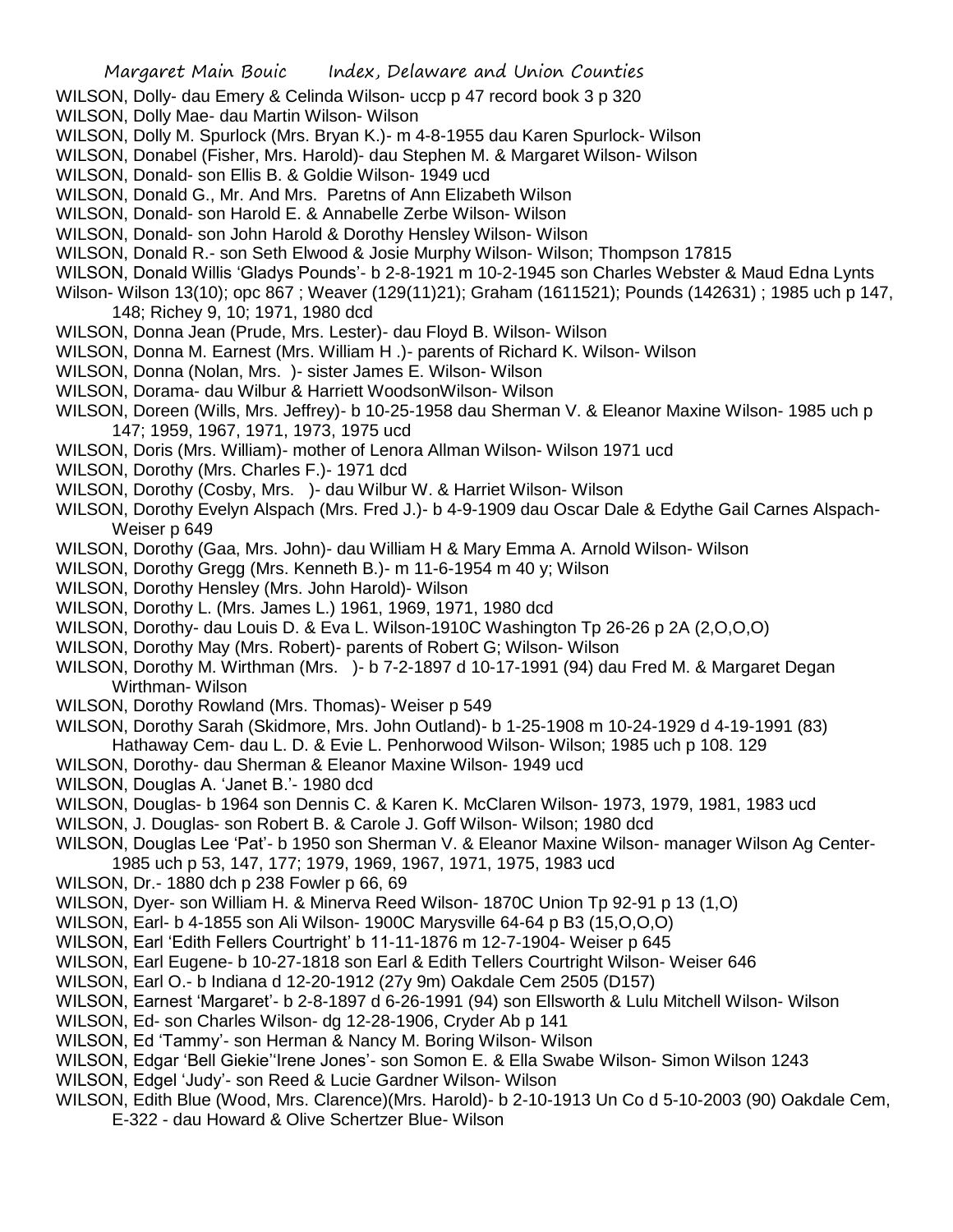WILSON, Dolly- dau Emery & Celinda Wilson- uccp p 47 record book 3 p 320

WILSON, Dolly Mae- dau Martin Wilson- Wilson

WILSON, Dolly M. Spurlock (Mrs. Bryan K.)- m 4-8-1955 dau Karen Spurlock- Wilson

WILSON, Donabel (Fisher, Mrs. Harold)- dau Stephen M. & Margaret Wilson- Wilson

WILSON, Donald- son Ellis B. & Goldie Wilson- 1949 ucd

WILSON, Donald G., Mr. And Mrs. Paretns of Ann Elizabeth Wilson

WILSON, Donald- son Harold E. & Annabelle Zerbe Wilson- Wilson

WILSON, Donald- son John Harold & Dorothy Hensley Wilson- Wilson

WILSON, Donald R.- son Seth Elwood & Josie Murphy Wilson- Wilson; Thompson 17815

WILSON, Donald Willis 'Gladys Pounds'- b 2-8-1921 m 10-2-1945 son Charles Webster & Maud Edna Lynts Wilson- Wilson 13(10); opc 867 ; Weaver (129(11)21); Graham (1611521); Pounds (142631) ; 1985 uch p 147, 148; Richey 9, 10; 1971, 1980 dcd

WILSON, Donna Jean (Prude, Mrs. Lester)- dau Floyd B. Wilson- Wilson

WILSON, Donna M. Earnest (Mrs. William H .)- parents of Richard K. Wilson- Wilson

WILSON, Donna (Nolan, Mrs. )- sister James E. Wilson- Wilson

WILSON, Dorama- dau Wilbur & Harriett WoodsonWilson- Wilson

WILSON, Doreen (Wills, Mrs. Jeffrey)- b 10-25-1958 dau Sherman V. & Eleanor Maxine Wilson- 1985 uch p 147; 1959, 1967, 1971, 1973, 1975 ucd

WILSON, Doris (Mrs. William)- mother of Lenora Allman Wilson- Wilson 1971 ucd

WILSON, Dorothy (Mrs. Charles F.)- 1971 dcd

WILSON, Dorothy (Cosby, Mrs. )- dau Wilbur W. & Harriet Wilson- Wilson

WILSON, Dorothy Evelyn Alspach (Mrs. Fred J.)- b 4-9-1909 dau Oscar Dale & Edythe Gail Carnes Alspach- Weiser p 649

WILSON, Dorothy (Gaa, Mrs. John)- dau William H & Mary Emma A. Arnold Wilson- Wilson

WILSON, Dorothy Gregg (Mrs. Kenneth B.)- m 11-6-1954 m 40 y; Wilson

WILSON, Dorothy Hensley (Mrs. John Harold)- Wilson

WILSON, Dorothy L. (Mrs. James L.) 1961, 1969, 1971, 1980 dcd

WILSON, Dorothy- dau Louis D. & Eva L. Wilson-1910C Washington Tp 26-26 p 2A (2,O,O,O)

WILSON, Dorothy May (Mrs. Robert)- parents of Robert G; Wilson- Wilson

WILSON, Dorothy M. Wirthman (Mrs. )- b 7-2-1897 d 10-17-1991 (94) dau Fred M. & Margaret Degan Wirthman- Wilson

WILSON, Dorothy Rowland (Mrs. Thomas)- Weiser p 549

WILSON, Dorothy Sarah (Skidmore, Mrs. John Outland)- b 1-25-1908 m 10-24-1929 d 4-19-1991 (83) Hathaway Cem- dau L. D. & Evie L. Penhorwood Wilson- Wilson; 1985 uch p 108. 129

WILSON, Dorothy- dau Sherman & Eleanor Maxine Wilson- 1949 ucd

WILSON, Douglas A. 'Janet B.'- 1980 dcd

WILSON, Douglas- b 1964 son Dennis C. & Karen K. McClaren Wilson- 1973, 1979, 1981, 1983 ucd

WILSON, J. Douglas- son Robert B. & Carole J. Goff Wilson- Wilson; 1980 dcd

WILSON, Douglas Lee 'Pat'- b 1950 son Sherman V. & Eleanor Maxine Wilson- manager Wilson Ag Center- 1985 uch p 53, 147, 177; 1979, 1969, 1967, 1971, 1975, 1983 ucd

WILSON, Dr.- 1880 dch p 238 Fowler p 66, 69

WILSON, Dyer- son William H. & Minerva Reed Wilson- 1870C Union Tp 92-91 p 13 (1,O)

WILSON, Earl- b 4-1855 son Ali Wilson- 1900C Marysville 64-64 p B3 (15,O,O,O)

WILSON, Earl 'Edith Fellers Courtright' b 11-11-1876 m 12-7-1904- Weiser p 645

WILSON, Earl Eugene- b 10-27-1818 son Earl & Edith Tellers Courtright Wilson- Weiser 646

WILSON, Earl O.- b Indiana d 12-20-1912 (27y 9m) Oakdale Cem 2505 (D157)

WILSON, Earnest 'Margaret'- b 2-8-1897 d 6-26-1991 (94) son Ellsworth & Lulu Mitchell Wilson- Wilson

WILSON, Ed- son Charles Wilson- dg 12-28-1906, Cryder Ab p 141

WILSON, Ed 'Tammy'- son Herman & Nancy M. Boring Wilson- Wilson

WILSON, Edgar 'Bell Giekie''Irene Jones'- son Somon E. & Ella Swabe Wilson- Simon Wilson 1243

WILSON, Edgel 'Judy'- son Reed & Lucie Gardner Wilson- Wilson

WILSON, Edith Blue (Wood, Mrs. Clarence)(Mrs. Harold)- b 2-10-1913 Un Co d 5-10-2003 (90) Oakdale Cem, E-322 - dau Howard & Olive Schertzer Blue- Wilson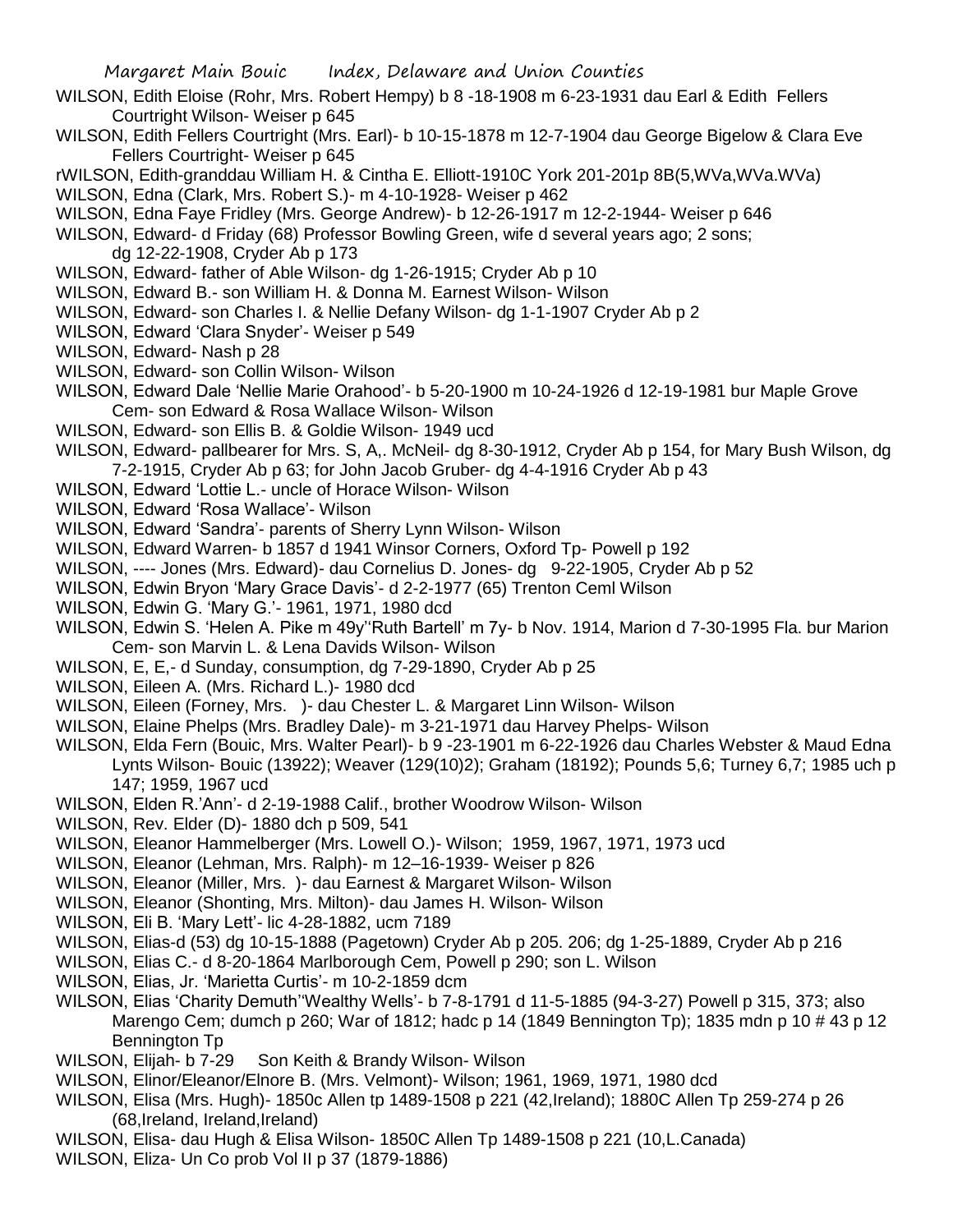WILSON, Edith Eloise (Rohr, Mrs. Robert Hempy) b 8 -18-1908 m 6-23-1931 dau Earl & Edith Fellers Courtright Wilson- Weiser p 645

WILSON, Edith Fellers Courtright (Mrs. Earl)- b 10-15-1878 m 12-7-1904 dau George Bigelow & Clara Eve Fellers Courtright- Weiser p 645

rWILSON, Edith-granddau William H. & Cintha E. Elliott-1910C York 201-201p 8B(5,WVa,WVa.WVa)

WILSON, Edna (Clark, Mrs. Robert S.)- m 4-10-1928- Weiser p 462

WILSON, Edna Faye Fridley (Mrs. George Andrew)- b 12-26-1917 m 12-2-1944- Weiser p 646

WILSON, Edward- d Friday (68) Professor Bowling Green, wife d several years ago; 2 sons; dg 12-22-1908, Cryder Ab p 173

WILSON, Edward- father of Able Wilson- dg 1-26-1915; Cryder Ab p 10

WILSON, Edward B.- son William H. & Donna M. Earnest Wilson- Wilson

WILSON, Edward- son Charles I. & Nellie Defany Wilson- dg 1-1-1907 Cryder Ab p 2

WILSON, Edward 'Clara Snyder'- Weiser p 549

WILSON, Edward- Nash p 28

WILSON, Edward- son Collin Wilson- Wilson

WILSON, Edward Dale 'Nellie Marie Orahood'- b 5-20-1900 m 10-24-1926 d 12-19-1981 bur Maple Grove Cem- son Edward & Rosa Wallace Wilson- Wilson

WILSON, Edward- son Ellis B. & Goldie Wilson- 1949 ucd

WILSON, Edward- pallbearer for Mrs. S, A,. McNeil- dg 8-30-1912, Cryder Ab p 154, for Mary Bush Wilson, dg 7-2-1915, Cryder Ab p 63; for John Jacob Gruber- dg 4-4-1916 Cryder Ab p 43

WILSON, Edward 'Lottie L.- uncle of Horace Wilson- Wilson

WILSON, Edward 'Rosa Wallace'- Wilson

WILSON, Edward 'Sandra'- parents of Sherry Lynn Wilson- Wilson

WILSON, Edward Warren- b 1857 d 1941 Winsor Corners, Oxford Tp- Powell p 192

WILSON, ---- Jones (Mrs. Edward)- dau Cornelius D. Jones- dg 9-22-1905, Cryder Ab p 52

WILSON, Edwin Bryon 'Mary Grace Davis'- d 2-2-1977 (65) Trenton Ceml Wilson

WILSON, Edwin G. 'Mary G.'- 1961, 1971, 1980 dcd

WILSON, Edwin S. 'Helen A. Pike m 49y''Ruth Bartell' m 7y- b Nov. 1914, Marion d 7-30-1995 Fla. bur Marion Cem- son Marvin L. & Lena Davids Wilson- Wilson

WILSON, E, E,- d Sunday, consumption, dg 7-29-1890, Cryder Ab p 25

WILSON, Eileen A. (Mrs. Richard L.)- 1980 dcd

WILSON, Eileen (Forney, Mrs. )- dau Chester L. & Margaret Linn Wilson- Wilson

WILSON, Elaine Phelps (Mrs. Bradley Dale)- m 3-21-1971 dau Harvey Phelps- Wilson

WILSON, Elda Fern (Bouic, Mrs. Walter Pearl)- b 9 -23-1901 m 6-22-1926 dau Charles Webster & Maud Edna Lynts Wilson- Bouic (13922); Weaver (129(10)2); Graham (18192); Pounds 5,6; Turney 6,7; 1985 uch p 147; 1959, 1967 ucd

WILSON, Elden R.'Ann'- d 2-19-1988 Calif., brother Woodrow Wilson- Wilson

WILSON, Rev. Elder (D)- 1880 dch p 509, 541

WILSON, Eleanor Hammelberger (Mrs. Lowell O.)- Wilson; 1959, 1967, 1971, 1973 ucd

WILSON, Eleanor (Lehman, Mrs. Ralph)- m 12–16-1939- Weiser p 826

WILSON, Eleanor (Miller, Mrs. )- dau Earnest & Margaret Wilson- Wilson

WILSON, Eleanor (Shonting, Mrs. Milton)- dau James H. Wilson- Wilson

WILSON, Eli B. 'Mary Lett'- lic 4-28-1882, ucm 7189

WILSON, Elias-d (53) dg 10-15-1888 (Pagetown) Cryder Ab p 205. 206; dg 1-25-1889, Cryder Ab p 216

WILSON, Elias C.- d 8-20-1864 Marlborough Cem, Powell p 290; son L. Wilson

WILSON, Elias, Jr. 'Marietta Curtis'- m 10-2-1859 dcm

WILSON, Elias 'Charity Demuth''Wealthy Wells'- b 7-8-1791 d 11-5-1885 (94-3-27) Powell p 315, 373; also Marengo Cem; dumch p 260; War of 1812; hadc p 14 (1849 Bennington Tp); 1835 mdn p 10 # 43 p 12 Bennington Tp

WILSON, Elijah- b 7-29 Son Keith & Brandy Wilson- Wilson

WILSON, Elinor/Eleanor/Elnore B. (Mrs. Velmont)- Wilson; 1961, 1969, 1971, 1980 dcd

WILSON, Elisa (Mrs. Hugh)- 1850c Allen tp 1489-1508 p 221 (42,Ireland); 1880C Allen Tp 259-274 p 26 (68,Ireland, Ireland,Ireland)

WILSON, Elisa- dau Hugh & Elisa Wilson- 1850C Allen Tp 1489-1508 p 221 (10,L.Canada)

WILSON, Eliza- Un Co prob Vol II p 37 (1879-1886)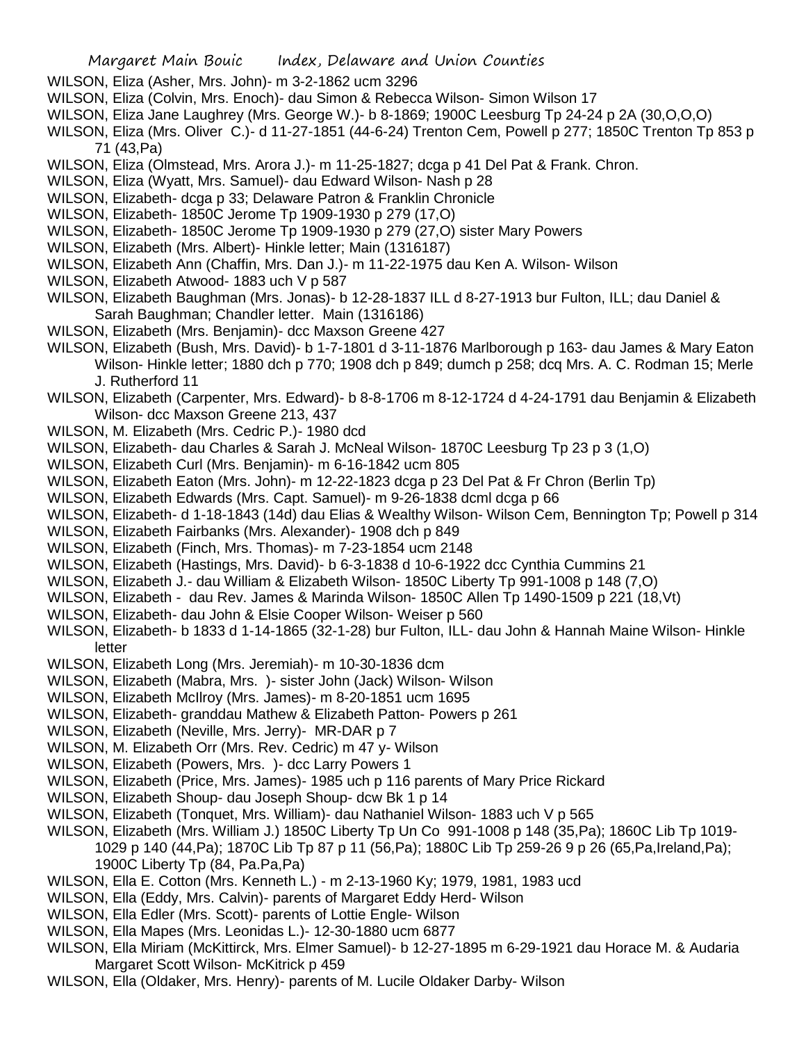WILSON, Eliza (Asher, Mrs. John)- m 3-2-1862 ucm 3296

WILSON, Eliza (Colvin, Mrs. Enoch)- dau Simon & Rebecca Wilson- Simon Wilson 17

WILSON, Eliza Jane Laughrey (Mrs. George W.)- b 8-1869; 1900C Leesburg Tp 24-24 p 2A (30,O,O,O)

WILSON, Eliza (Mrs. Oliver C.)- d 11-27-1851 (44-6-24) Trenton Cem, Powell p 277; 1850C Trenton Tp 853 p 71 (43,Pa)

WILSON, Eliza (Olmstead, Mrs. Arora J.)- m 11-25-1827; dcga p 41 Del Pat & Frank. Chron.

WILSON, Eliza (Wyatt, Mrs. Samuel)- dau Edward Wilson- Nash p 28

WILSON, Elizabeth- dcga p 33; Delaware Patron & Franklin Chronicle

WILSON, Elizabeth- 1850C Jerome Tp 1909-1930 p 279 (17,O)

WILSON, Elizabeth- 1850C Jerome Tp 1909-1930 p 279 (27,O) sister Mary Powers

WILSON, Elizabeth (Mrs. Albert)- Hinkle letter; Main (1316187)

WILSON, Elizabeth Ann (Chaffin, Mrs. Dan J.)- m 11-22-1975 dau Ken A. Wilson- Wilson

WILSON, Elizabeth Atwood- 1883 uch V p 587

WILSON, Elizabeth Baughman (Mrs. Jonas)- b 12-28-1837 ILL d 8-27-1913 bur Fulton, ILL; dau Daniel & Sarah Baughman; Chandler letter. Main (1316186)

WILSON, Elizabeth (Mrs. Benjamin)- dcc Maxson Greene 427

WILSON, Elizabeth (Bush, Mrs. David)- b 1-7-1801 d 3-11-1876 Marlborough p 163- dau James & Mary Eaton Wilson- Hinkle letter; 1880 dch p 770; 1908 dch p 849; dumch p 258; dcq Mrs. A. C. Rodman 15; Merle J. Rutherford 11

WILSON, Elizabeth (Carpenter, Mrs. Edward)- b 8-8-1706 m 8-12-1724 d 4-24-1791 dau Benjamin & Elizabeth Wilson- dcc Maxson Greene 213, 437

WILSON, M. Elizabeth (Mrs. Cedric P.)- 1980 dcd

WILSON, Elizabeth- dau Charles & Sarah J. McNeal Wilson- 1870C Leesburg Tp 23 p 3 (1,O)

WILSON, Elizabeth Curl (Mrs. Benjamin)- m 6-16-1842 ucm 805

WILSON, Elizabeth Eaton (Mrs. John)- m 12-22-1823 dcga p 23 Del Pat & Fr Chron (Berlin Tp)

WILSON, Elizabeth Edwards (Mrs. Capt. Samuel)- m 9-26-1838 dcml dcga p 66

WILSON, Elizabeth- d 1-18-1843 (14d) dau Elias & Wealthy Wilson- Wilson Cem, Bennington Tp; Powell p 314

WILSON, Elizabeth Fairbanks (Mrs. Alexander)- 1908 dch p 849

WILSON, Elizabeth (Finch, Mrs. Thomas)- m 7-23-1854 ucm 2148

WILSON, Elizabeth (Hastings, Mrs. David)- b 6-3-1838 d 10-6-1922 dcc Cynthia Cummins 21

WILSON, Elizabeth J.- dau William & Elizabeth Wilson- 1850C Liberty Tp 991-1008 p 148 (7,O)

WILSON, Elizabeth - dau Rev. James & Marinda Wilson- 1850C Allen Tp 1490-1509 p 221 (18,Vt)

WILSON, Elizabeth- dau John & Elsie Cooper Wilson- Weiser p 560

WILSON, Elizabeth- b 1833 d 1-14-1865 (32-1-28) bur Fulton, ILL- dau John & Hannah Maine Wilson- Hinkle letter

WILSON, Elizabeth Long (Mrs. Jeremiah)- m 10-30-1836 dcm

WILSON, Elizabeth (Mabra, Mrs. )- sister John (Jack) Wilson- Wilson

WILSON, Elizabeth McIlroy (Mrs. James)- m 8-20-1851 ucm 1695

WILSON, Elizabeth- granddau Mathew & Elizabeth Patton- Powers p 261

WILSON, Elizabeth (Neville, Mrs. Jerry)- MR-DAR p 7

WILSON, M. Elizabeth Orr (Mrs. Rev. Cedric) m 47 y- Wilson

WILSON, Elizabeth (Powers, Mrs. )- dcc Larry Powers 1

WILSON, Elizabeth (Price, Mrs. James)- 1985 uch p 116 parents of Mary Price Rickard

WILSON, Elizabeth Shoup- dau Joseph Shoup- dcw Bk 1 p 14

WILSON, Elizabeth (Tonquet, Mrs. William)- dau Nathaniel Wilson- 1883 uch V p 565

WILSON, Elizabeth (Mrs. William J.) 1850C Liberty Tp Un Co 991-1008 p 148 (35,Pa); 1860C Lib Tp 1019-1029 p 140 (44,Pa); 1870C Lib Tp 87 p 11 (56,Pa); 1880C Lib Tp 259-26 9 p 26 (65,Pa,Ireland,Pa); 1900C Liberty Tp (84, Pa.Pa,Pa)

WILSON, Ella E. Cotton (Mrs. Kenneth L.) - m 2-13-1960 Ky; 1979, 1981, 1983 ucd

WILSON, Ella (Eddy, Mrs. Calvin)- parents of Margaret Eddy Herd- Wilson

WILSON, Ella Edler (Mrs. Scott)- parents of Lottie Engle- Wilson

WILSON, Ella Mapes (Mrs. Leonidas L.)- 12-30-1880 ucm 6877

WILSON, Ella Miriam (McKittirck, Mrs. Elmer Samuel)- b 12-27-1895 m 6-29-1921 dau Horace M. & Audaria Margaret Scott Wilson- McKitrick p 459

WILSON, Ella (Oldaker, Mrs. Henry)- parents of M. Lucile Oldaker Darby- Wilson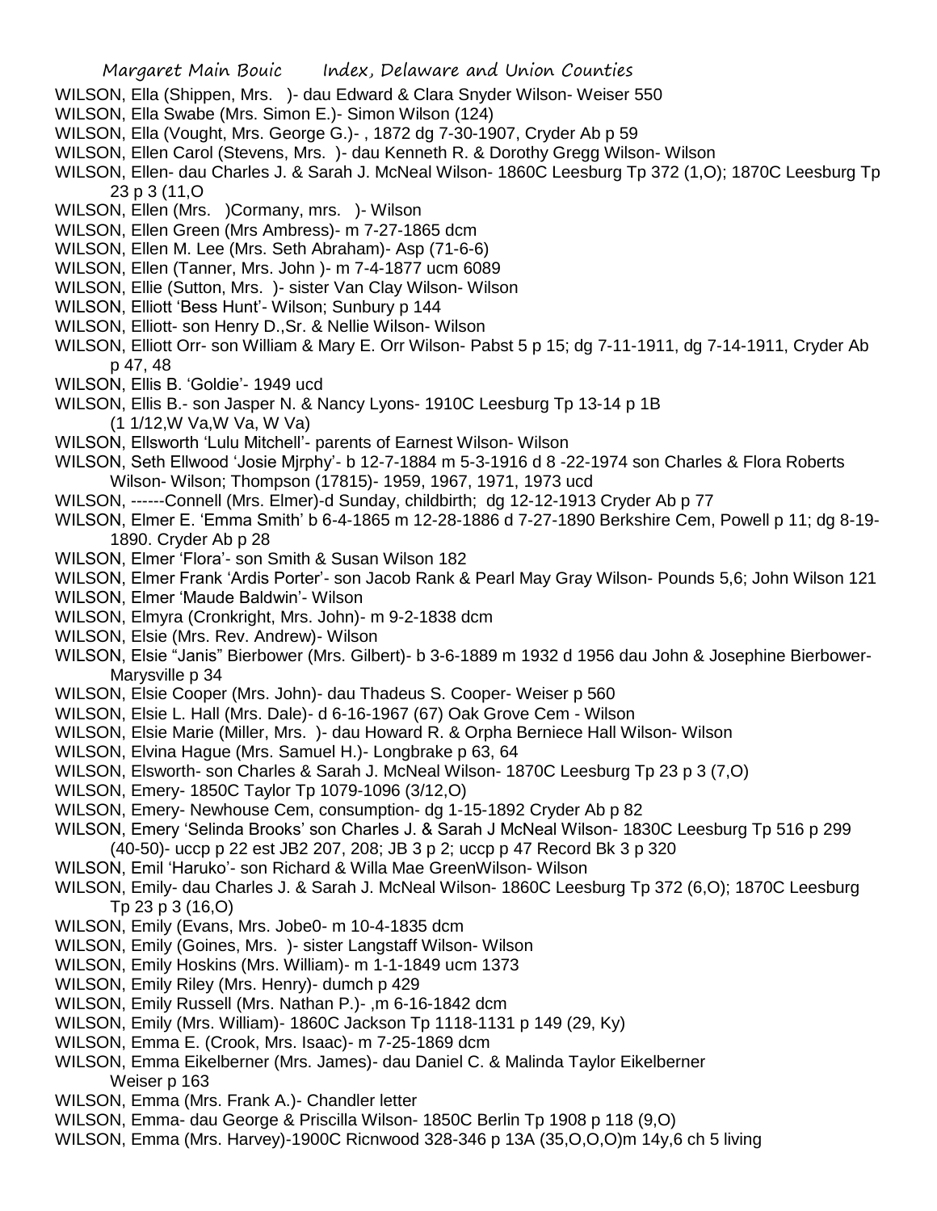WILSON, Ella (Shippen, Mrs. )- dau Edward & Clara Snyder Wilson- Weiser 550

WILSON, Ella Swabe (Mrs. Simon E.)- Simon Wilson (124)

WILSON, Ella (Vought, Mrs. George G.)- , 1872 dg 7-30-1907, Cryder Ab p 59

WILSON, Ellen Carol (Stevens, Mrs. )- dau Kenneth R. & Dorothy Gregg Wilson- Wilson

WILSON, Ellen- dau Charles J. & Sarah J. McNeal Wilson- 1860C Leesburg Tp 372 (1,O); 1870C Leesburg Tp 23 p 3 (11,O

WILSON, Ellen (Mrs. )Cormany, mrs. )- Wilson

WILSON, Ellen Green (Mrs Ambress)- m 7-27-1865 dcm

WILSON, Ellen M. Lee (Mrs. Seth Abraham)- Asp (71-6-6)

WILSON, Ellen (Tanner, Mrs. John )- m 7-4-1877 ucm 6089

WILSON, Ellie (Sutton, Mrs. )- sister Van Clay Wilson- Wilson

WILSON, Elliott 'Bess Hunt'- Wilson; Sunbury p 144

WILSON, Elliott- son Henry D.,Sr. & Nellie Wilson- Wilson

WILSON, Elliott Orr- son William & Mary E. Orr Wilson- Pabst 5 p 15; dg 7-11-1911, dg 7-14-1911, Cryder Ab p 47, 48

WILSON, Ellis B. 'Goldie'- 1949 ucd

WILSON, Ellis B.- son Jasper N. & Nancy Lyons- 1910C Leesburg Tp 13-14 p 1B (1 1/12,W Va,W Va, W Va)

WILSON, Ellsworth 'Lulu Mitchell'- parents of Earnest Wilson- Wilson

WILSON, Seth Ellwood 'Josie Mjrphy'- b 12-7-1884 m 5-3-1916 d 8 -22-1974 son Charles & Flora Roberts Wilson- Wilson; Thompson (17815)- 1959, 1967, 1971, 1973 ucd

WILSON, ------Connell (Mrs. Elmer)-d Sunday, childbirth; dg 12-12-1913 Cryder Ab p 77

WILSON, Elmer E. 'Emma Smith' b 6-4-1865 m 12-28-1886 d 7-27-1890 Berkshire Cem, Powell p 11; dg 8-19-1890. Cryder Ab p 28

WILSON, Elmer 'Flora'- son Smith & Susan Wilson 182

WILSON, Elmer Frank 'Ardis Porter'- son Jacob Rank & Pearl May Gray Wilson- Pounds 5,6; John Wilson 121

WILSON, Elmer 'Maude Baldwin'- Wilson

WILSON, Elmyra (Cronkright, Mrs. John)- m 9-2-1838 dcm

WILSON, Elsie (Mrs. Rev. Andrew)- Wilson

WILSON, Elsie "Janis" Bierbower (Mrs. Gilbert)- b 3-6-1889 m 1932 d 1956 dau John & Josephine Bierbower- Marysville p 34

WILSON, Elsie Cooper (Mrs. John)- dau Thadeus S. Cooper- Weiser p 560

WILSON, Elsie L. Hall (Mrs. Dale)- d 6-16-1967 (67) Oak Grove Cem - Wilson

WILSON, Elsie Marie (Miller, Mrs. )- dau Howard R. & Orpha Berniece Hall Wilson- Wilson

WILSON, Elvina Hague (Mrs. Samuel H.)- Longbrake p 63, 64

WILSON, Elsworth- son Charles & Sarah J. McNeal Wilson- 1870C Leesburg Tp 23 p 3 (7,O)

WILSON, Emery- 1850C Taylor Tp 1079-1096 (3/12,O)

WILSON, Emery- Newhouse Cem, consumption- dg 1-15-1892 Cryder Ab p 82

WILSON, Emery 'Selinda Brooks' son Charles J. & Sarah J McNeal Wilson- 1830C Leesburg Tp 516 p 299 (40-50)- uccp p 22 est JB2 207, 208; JB 3 p 2; uccp p 47 Record Bk 3 p 320

WILSON, Emil 'Haruko'- son Richard & Willa Mae GreenWilson- Wilson

WILSON, Emily- dau Charles J. & Sarah J. McNeal Wilson- 1860C Leesburg Tp 372 (6,O); 1870C Leesburg Tp 23 p 3 (16,O)

WILSON, Emily (Evans, Mrs. Jobe0- m 10-4-1835 dcm

WILSON, Emily (Goines, Mrs. )- sister Langstaff Wilson- Wilson

WILSON, Emily Hoskins (Mrs. William)- m 1-1-1849 ucm 1373

WILSON, Emily Riley (Mrs. Henry)- dumch p 429

WILSON, Emily Russell (Mrs. Nathan P.)- ,m 6-16-1842 dcm

WILSON, Emily (Mrs. William)- 1860C Jackson Tp 1118-1131 p 149 (29, Ky)

WILSON, Emma E. (Crook, Mrs. Isaac)- m 7-25-1869 dcm

WILSON, Emma Eikelberner (Mrs. James)- dau Daniel C. & Malinda Taylor Eikelberner Weiser p 163

WILSON, Emma (Mrs. Frank A.)- Chandler letter

WILSON, Emma- dau George & Priscilla Wilson- 1850C Berlin Tp 1908 p 118 (9,O)

WILSON, Emma (Mrs. Harvey)-1900C Ricnwood 328-346 p 13A (35,O,O,O)m 14y,6 ch 5 living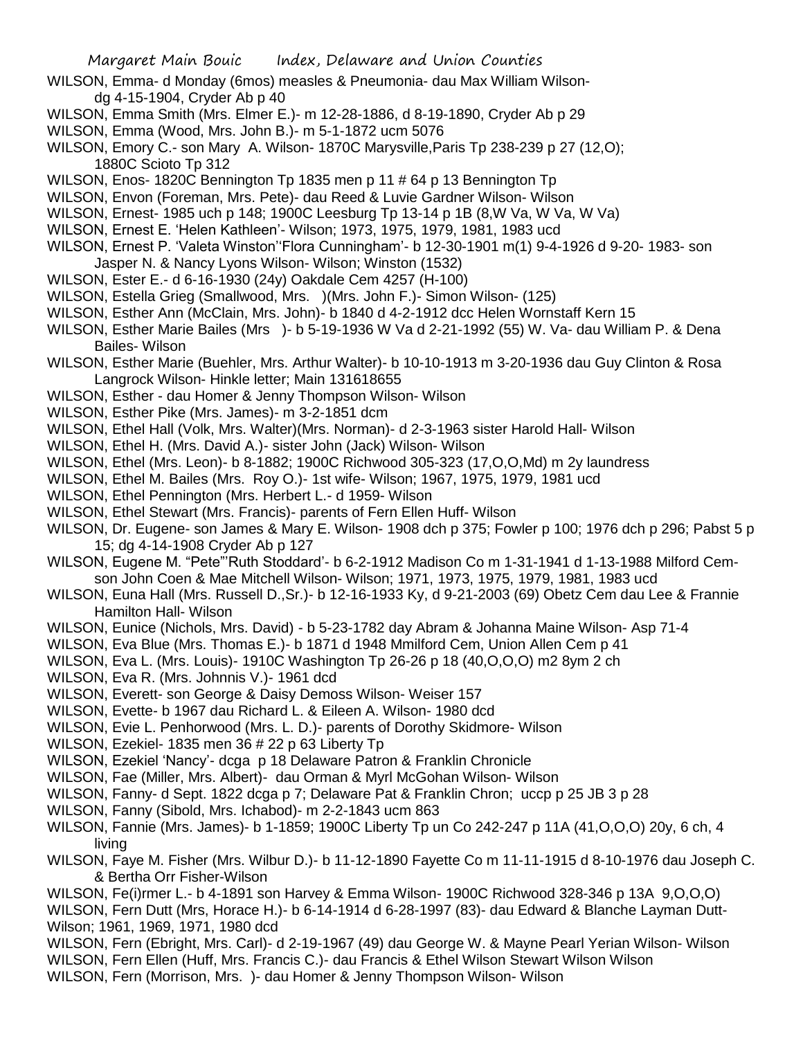WILSON, Emma- d Monday (6mos) measles & Pneumonia- dau Max William Wilson- dg 4-15-1904, Cryder Ab p 40

WILSON, Emma Smith (Mrs. Elmer E.)- m 12-28-1886, d 8-19-1890, Cryder Ab p 29

WILSON, Emma (Wood, Mrs. John B.)- m 5-1-1872 ucm 5076

WILSON, Emory C.- son Mary A. Wilson- 1870C Marysville,Paris Tp 238-239 p 27 (12,O); 1880C Scioto Tp 312

WILSON, Enos- 1820C Bennington Tp 1835 men p 11 # 64 p 13 Bennington Tp

WILSON, Envon (Foreman, Mrs. Pete)- dau Reed & Luvie Gardner Wilson- Wilson

WILSON, Ernest- 1985 uch p 148; 1900C Leesburg Tp 13-14 p 1B (8,W Va, W Va, W Va)

WILSON, Ernest E. 'Helen Kathleen'- Wilson; 1973, 1975, 1979, 1981, 1983 ucd

WILSON, Ernest P. 'Valeta Winston''Flora Cunningham'- b 12-30-1901 m(1) 9-4-1926 d 9-20- 1983- son Jasper N. & Nancy Lyons Wilson- Wilson; Winston (1532)

WILSON, Ester E.- d 6-16-1930 (24y) Oakdale Cem 4257 (H-100)

WILSON, Estella Grieg (Smallwood, Mrs. )(Mrs. John F.)- Simon Wilson- (125)

WILSON, Esther Ann (McClain, Mrs. John)- b 1840 d 4-2-1912 dcc Helen Wornstaff Kern 15

WILSON, Esther Marie Bailes (Mrs )- b 5-19-1936 W Va d 2-21-1992 (55) W. Va- dau William P. & Dena Bailes- Wilson

WILSON, Esther Marie (Buehler, Mrs. Arthur Walter)- b 10-10-1913 m 3-20-1936 dau Guy Clinton & Rosa Langrock Wilson- Hinkle letter; Main 131618655

WILSON, Esther - dau Homer & Jenny Thompson Wilson- Wilson

WILSON, Esther Pike (Mrs. James)- m 3-2-1851 dcm

WILSON, Ethel Hall (Volk, Mrs. Walter)(Mrs. Norman)- d 2-3-1963 sister Harold Hall- Wilson

WILSON, Ethel H. (Mrs. David A.)- sister John (Jack) Wilson- Wilson

WILSON, Ethel (Mrs. Leon)- b 8-1882; 1900C Richwood 305-323 (17,O,O,Md) m 2y laundress

WILSON, Ethel M. Bailes (Mrs. Roy O.)- 1st wife- Wilson; 1967, 1975, 1979, 1981 ucd

WILSON, Ethel Pennington (Mrs. Herbert L.- d 1959- Wilson

WILSON, Ethel Stewart (Mrs. Francis)- parents of Fern Ellen Huff- Wilson

WILSON, Dr. Eugene- son James & Mary E. Wilson- 1908 dch p 375; Fowler p 100; 1976 dch p 296; Pabst 5 p 15; dg 4-14-1908 Cryder Ab p 127

WILSON, Eugene M. "Pete"'Ruth Stoddard'- b 6-2-1912 Madison Co m 1-31-1941 d 1-13-1988 Milford Cem- son John Coen & Mae Mitchell Wilson- Wilson; 1971, 1973, 1975, 1979, 1981, 1983 ucd

WILSON, Euna Hall (Mrs. Russell D.,Sr.)- b 12-16-1933 Ky, d 9-21-2003 (69) Obetz Cem dau Lee & Frannie Hamilton Hall- Wilson

WILSON, Eunice (Nichols, Mrs. David) - b 5-23-1782 day Abram & Johanna Maine Wilson- Asp 71-4

WILSON, Eva Blue (Mrs. Thomas E.)- b 1871 d 1948 Mmilford Cem, Union Allen Cem p 41

WILSON, Eva L. (Mrs. Louis)- 1910C Washington Tp 26-26 p 18 (40,O,O,O) m2 8ym 2 ch

WILSON, Eva R. (Mrs. Johnnis V.)- 1961 dcd

WILSON, Everett- son George & Daisy Demoss Wilson- Weiser 157

WILSON, Evette- b 1967 dau Richard L. & Eileen A. Wilson- 1980 dcd

WILSON, Evie L. Penhorwood (Mrs. L. D.)- parents of Dorothy Skidmore- Wilson

WILSON, Ezekiel- 1835 men 36 # 22 p 63 Liberty Tp

WILSON, Ezekiel 'Nancy'- dcga p 18 Delaware Patron & Franklin Chronicle

WILSON, Fae (Miller, Mrs. Albert)- dau Orman & Myrl McGohan Wilson- Wilson

WILSON, Fanny- d Sept. 1822 dcga p 7; Delaware Pat & Franklin Chron; uccp p 25 JB 3 p 28

WILSON, Fanny (Sibold, Mrs. Ichabod)- m 2-2-1843 ucm 863

WILSON, Fannie (Mrs. James)- b 1-1859; 1900C Liberty Tp un Co 242-247 p 11A (41,O,O,O) 20y, 6 ch, 4 living

WILSON, Faye M. Fisher (Mrs. Wilbur D.)- b 11-12-1890 Fayette Co m 11-11-1915 d 8-10-1976 dau Joseph C. & Bertha Orr Fisher-Wilson

WILSON, Fe(i)rmer L.- b 4-1891 son Harvey & Emma Wilson- 1900C Richwood 328-346 p 13A 9,O,O,O)

WILSON, Fern Dutt (Mrs, Horace H.)- b 6-14-1914 d 6-28-1997 (83)- dau Edward & Blanche Layman Dutt- Wilson; 1961, 1969, 1971, 1980 dcd

WILSON, Fern (Ebright, Mrs. Carl)- d 2-19-1967 (49) dau George W. & Mayne Pearl Yerian Wilson- Wilson

WILSON, Fern Ellen (Huff, Mrs. Francis C.)- dau Francis & Ethel Wilson Stewart Wilson Wilson

WILSON, Fern (Morrison, Mrs. )- dau Homer & Jenny Thompson Wilson- Wilson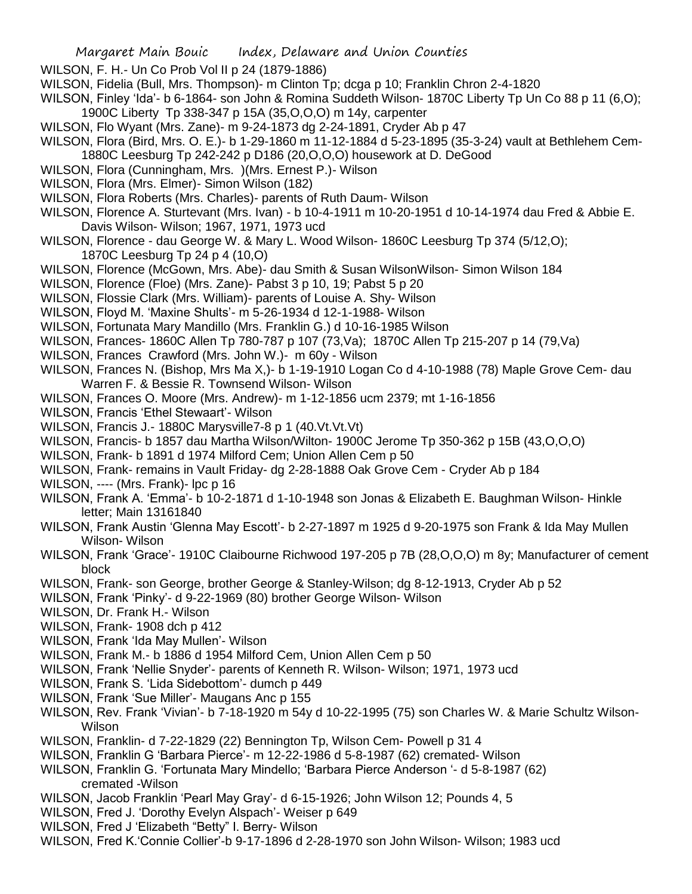WILSON, F. H.- Un Co Prob Vol II p 24 (1879-1886)

WILSON, Fidelia (Bull, Mrs. Thompson)- m Clinton Tp; dcga p 10; Franklin Chron 2-4-1820

WILSON, Finley 'Ida'- b 6-1864- son John & Romina Suddeth Wilson- 1870C Liberty Tp Un Co 88 p 11 (6,O); 1900C Liberty Tp 338-347 p 15A (35,O,O,O) m 14y, carpenter

WILSON, Flo Wyant (Mrs. Zane)- m 9-24-1873 dg 2-24-1891, Cryder Ab p 47

WILSON, Flora (Bird, Mrs. O. E.)- b 1-29-1860 m 11-12-1884 d 5-23-1895 (35-3-24) vault at Bethlehem Cem- 1880C Leesburg Tp 242-242 p D186 (20,O,O,O) housework at D. DeGood

WILSON, Flora (Cunningham, Mrs. )(Mrs. Ernest P.)- Wilson

WILSON, Flora (Mrs. Elmer)- Simon Wilson (182)

WILSON, Flora Roberts (Mrs. Charles)- parents of Ruth Daum- Wilson

WILSON, Florence A. Sturtevant (Mrs. Ivan) - b 10-4-1911 m 10-20-1951 d 10-14-1974 dau Fred & Abbie E. Davis Wilson- Wilson; 1967, 1971, 1973 ucd

WILSON, Florence - dau George W. & Mary L. Wood Wilson- 1860C Leesburg Tp 374 (5/12,O); 1870C Leesburg Tp 24 p 4 (10,O)

WILSON, Florence (McGown, Mrs. Abe)- dau Smith & Susan WilsonWilson- Simon Wilson 184

WILSON, Florence (Floe) (Mrs. Zane)- Pabst 3 p 10, 19; Pabst 5 p 20

WILSON, Flossie Clark (Mrs. William)- parents of Louise A. Shy- Wilson

WILSON, Floyd M. 'Maxine Shults'- m 5-26-1934 d 12-1-1988- Wilson

WILSON, Fortunata Mary Mandillo (Mrs. Franklin G.) d 10-16-1985 Wilson

WILSON, Frances- 1860C Allen Tp 780-787 p 107 (73,Va); 1870C Allen Tp 215-207 p 14 (79,Va)

WILSON, Frances Crawford (Mrs. John W.)- m 60y - Wilson

WILSON, Frances N. (Bishop, Mrs Ma X,)- b 1-19-1910 Logan Co d 4-10-1988 (78) Maple Grove Cem- dau Warren F. & Bessie R. Townsend Wilson- Wilson

WILSON, Frances O. Moore (Mrs. Andrew)- m 1-12-1856 ucm 2379; mt 1-16-1856

WILSON, Francis 'Ethel Stewaart'- Wilson

WILSON, Francis J.- 1880C Marysville7-8 p 1 (40.Vt.Vt.Vt)

WILSON, Francis- b 1857 dau Martha Wilson/Wilton- 1900C Jerome Tp 350-362 p 15B (43,O,O,O)

WILSON, Frank- b 1891 d 1974 Milford Cem; Union Allen Cem p 50

WILSON, Frank- remains in Vault Friday- dg 2-28-1888 Oak Grove Cem - Cryder Ab p 184

WILSON, ---- (Mrs. Frank)- lpc p 16

WILSON, Frank A. 'Emma'- b 10-2-1871 d 1-10-1948 son Jonas & Elizabeth E. Baughman Wilson- Hinkle letter; Main 13161840

WILSON, Frank Austin 'Glenna May Escott'- b 2-27-1897 m 1925 d 9-20-1975 son Frank & Ida May Mullen Wilson- Wilson

WILSON, Frank 'Grace'- 1910C Claibourne Richwood 197-205 p 7B (28,O,O,O) m 8y; Manufacturer of cement block

WILSON, Frank- son George, brother George & Stanley-Wilson; dg 8-12-1913, Cryder Ab p 52

WILSON, Frank 'Pinky'- d 9-22-1969 (80) brother George Wilson- Wilson

WILSON, Dr. Frank H.- Wilson

WILSON, Frank- 1908 dch p 412

WILSON, Frank 'Ida May Mullen'- Wilson

WILSON, Frank M.- b 1886 d 1954 Milford Cem, Union Allen Cem p 50

WILSON, Frank 'Nellie Snyder'- parents of Kenneth R. Wilson- Wilson; 1971, 1973 ucd

WILSON, Frank S. 'Lida Sidebottom'- dumch p 449

WILSON, Frank 'Sue Miller'- Maugans Anc p 155

WILSON, Rev. Frank 'Vivian'- b 7-18-1920 m 54y d 10-22-1995 (75) son Charles W. & Marie Schultz Wilson- Wilson

WILSON, Franklin- d 7-22-1829 (22) Bennington Tp, Wilson Cem- Powell p 31 4

WILSON, Franklin G 'Barbara Pierce'- m 12-22-1986 d 5-8-1987 (62) cremated- Wilson

WILSON, Franklin G. 'Fortunata Mary Mindello; 'Barbara Pierce Anderson '- d 5-8-1987 (62) cremated -Wilson

WILSON, Jacob Franklin 'Pearl May Gray'- d 6-15-1926; John Wilson 12; Pounds 4, 5

WILSON, Fred J. 'Dorothy Evelyn Alspach'- Weiser p 649

WILSON, Fred J 'Elizabeth "Betty" I. Berry- Wilson

WILSON, Fred K.'Connie Collier'-b 9-17-1896 d 2-28-1970 son John Wilson- Wilson; 1983 ucd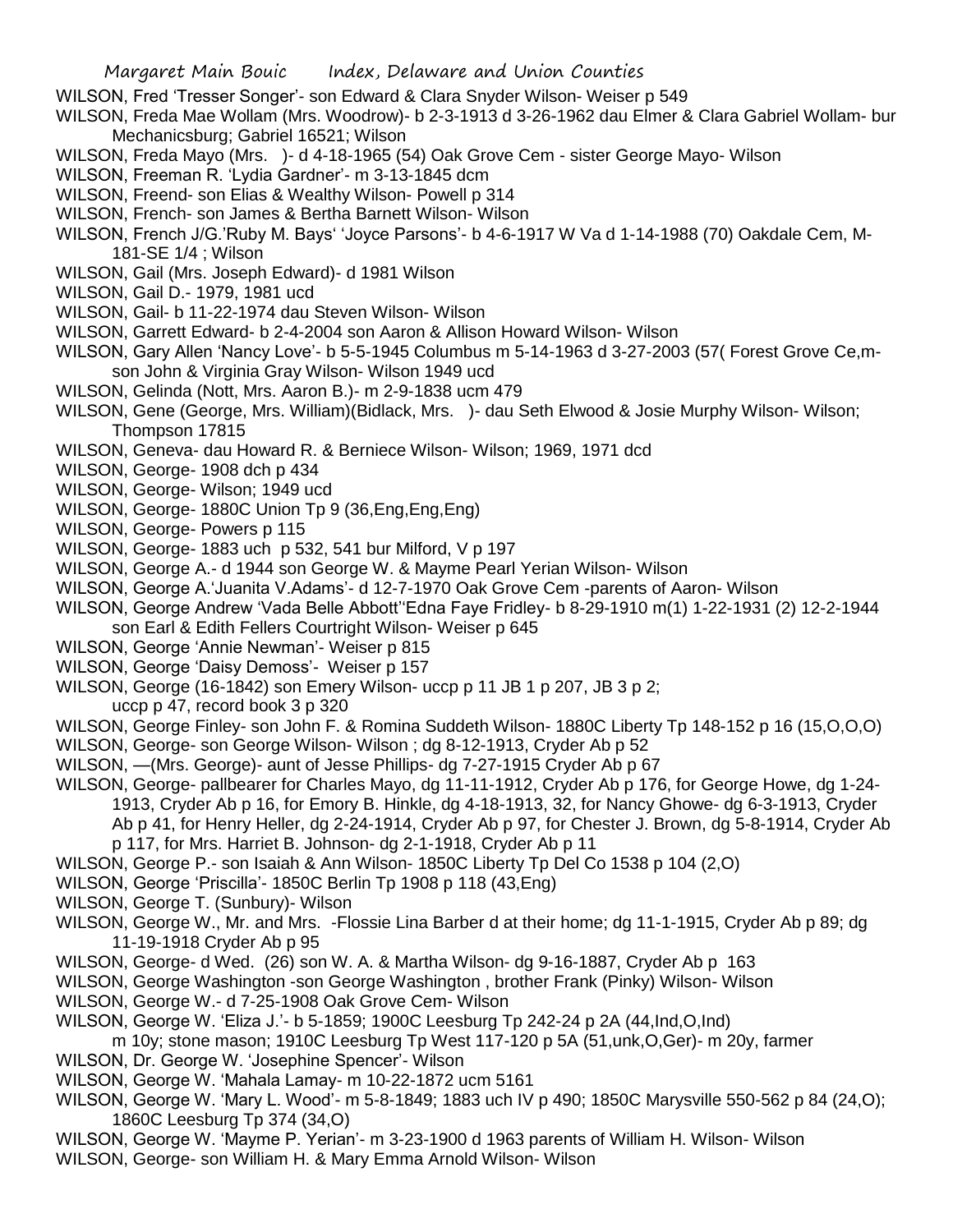WILSON, Fred 'Tresser Songer'- son Edward & Clara Snyder Wilson- Weiser p 549

WILSON, Freda Mae Wollam (Mrs. Woodrow)- b 2-3-1913 d 3-26-1962 dau Elmer & Clara Gabriel Wollam- bur Mechanicsburg; Gabriel 16521; Wilson

WILSON, Freda Mayo (Mrs. )- d 4-18-1965 (54) Oak Grove Cem - sister George Mayo- Wilson

WILSON, Freeman R. 'Lydia Gardner'- m 3-13-1845 dcm

WILSON, Freend- son Elias & Wealthy Wilson- Powell p 314

WILSON, French- son James & Bertha Barnett Wilson- Wilson

WILSON, French J/G.'Ruby M. Bays' 'Joyce Parsons'- b 4-6-1917 W Va d 1-14-1988 (70) Oakdale Cem, M-181-SE 1/4 ; Wilson

WILSON, Gail (Mrs. Joseph Edward)- d 1981 Wilson

WILSON, Gail D.- 1979, 1981 ucd

WILSON, Gail- b 11-22-1974 dau Steven Wilson- Wilson

WILSON, Garrett Edward- b 2-4-2004 son Aaron & Allison Howard Wilson- Wilson

WILSON, Gary Allen 'Nancy Love'- b 5-5-1945 Columbus m 5-14-1963 d 3-27-2003 (57( Forest Grove Ce,m- son John & Virginia Gray Wilson- Wilson 1949 ucd

WILSON, Gelinda (Nott, Mrs. Aaron B.)- m 2-9-1838 ucm 479

WILSON, Gene (George, Mrs. William)(Bidlack, Mrs. )- dau Seth Elwood & Josie Murphy Wilson- Wilson; Thompson 17815

WILSON, Geneva- dau Howard R. & Berniece Wilson- Wilson; 1969, 1971 dcd

WILSON, George- 1908 dch p 434

WILSON, George- Wilson; 1949 ucd

WILSON, George- 1880C Union Tp 9 (36,Eng,Eng,Eng)

WILSON, George- Powers p 115

WILSON, George- 1883 uch p 532, 541 bur Milford, V p 197

WILSON, George A.- d 1944 son George W. & Mayme Pearl Yerian Wilson- Wilson

WILSON, George A.'Juanita V.Adams'- d 12-7-1970 Oak Grove Cem -parents of Aaron- Wilson

WILSON, George Andrew 'Vada Belle Abbott''Edna Faye Fridley- b 8-29-1910 m(1) 1-22-1931 (2) 12-2-1944 son Earl & Edith Fellers Courtright Wilson- Weiser p 645

WILSON, George 'Annie Newman'- Weiser p 815

WILSON, George 'Daisy Demoss'- Weiser p 157

WILSON, George (16-1842) son Emery Wilson- uccp p 11 JB 1 p 207, JB 3 p 2; uccp p 47, record book 3 p 320

WILSON, George Finley- son John F. & Romina Suddeth Wilson- 1880C Liberty Tp 148-152 p 16 (15,O,O,O)

WILSON, George- son George Wilson- Wilson ; dg 8-12-1913, Cryder Ab p 52

WILSON, —(Mrs. George)- aunt of Jesse Phillips- dg 7-27-1915 Cryder Ab p 67

WILSON, George- pallbearer for Charles Mayo, dg 11-11-1912, Cryder Ab p 176, for George Howe, dg 1-24-1913, Cryder Ab p 16, for Emory B. Hinkle, dg 4-18-1913, 32, for Nancy Ghowe- dg 6-3-1913, Cryder Ab p 41, for Henry Heller, dg 2-24-1914, Cryder Ab p 97, for Chester J. Brown, dg 5-8-1914, Cryder Ab p 117, for Mrs. Harriet B. Johnson- dg 2-1-1918, Cryder Ab p 11

WILSON, George P.- son Isaiah & Ann Wilson- 1850C Liberty Tp Del Co 1538 p 104 (2,O)

WILSON, George 'Priscilla'- 1850C Berlin Tp 1908 p 118 (43,Eng)

WILSON, George T. (Sunbury)- Wilson

WILSON, George W., Mr. and Mrs. -Flossie Lina Barber d at their home; dg 11-1-1915, Cryder Ab p 89; dg 11-19-1918 Cryder Ab p 95

WILSON, George- d Wed. (26) son W. A. & Martha Wilson- dg 9-16-1887, Cryder Ab p 163

WILSON, George Washington -son George Washington , brother Frank (Pinky) Wilson- Wilson

WILSON, George W.- d 7-25-1908 Oak Grove Cem- Wilson

WILSON, George W. 'Eliza J.'- b 5-1859; 1900C Leesburg Tp 242-24 p 2A (44,Ind,O,Ind) m 10y; stone mason; 1910C Leesburg Tp West 117-120 p 5A (51,unk,O,Ger)- m 20y, farmer

WILSON, Dr. George W. 'Josephine Spencer'- Wilson

WILSON, George W. 'Mahala Lamay- m 10-22-1872 ucm 5161

WILSON, George W. 'Mary L. Wood'- m 5-8-1849; 1883 uch IV p 490; 1850C Marysville 550-562 p 84 (24,O); 1860C Leesburg Tp 374 (34,O)

WILSON, George W. 'Mayme P. Yerian'- m 3-23-1900 d 1963 parents of William H. Wilson- Wilson

WILSON, George- son William H. & Mary Emma Arnold Wilson- Wilson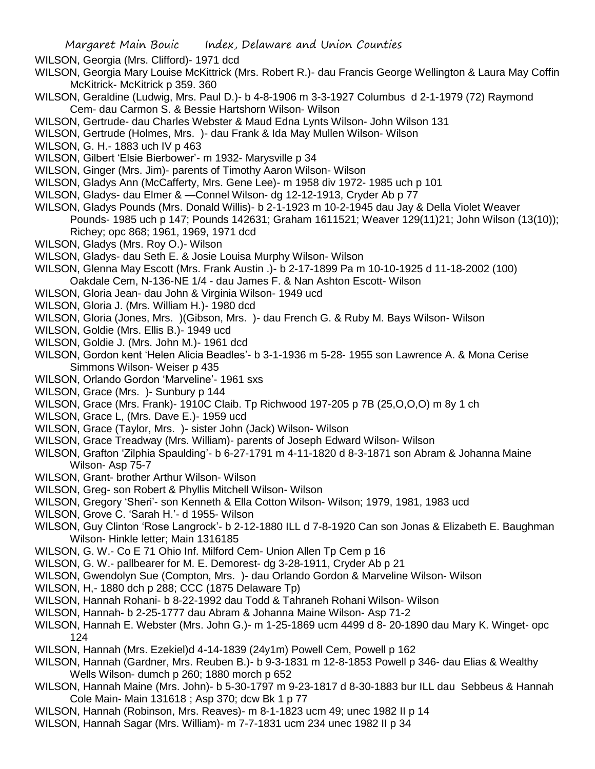WILSON, Georgia (Mrs. Clifford)- 1971 dcd

WILSON, Georgia Mary Louise McKittrick (Mrs. Robert R.)- dau Francis George Wellington & Laura May Coffin McKitrick- McKitrick p 359. 360

WILSON, Geraldine (Ludwig, Mrs. Paul D.)- b 4-8-1906 m 3-3-1927 Columbus d 2-1-1979 (72) Raymond Cem- dau Carmon S. & Bessie Hartshorn Wilson- Wilson

WILSON, Gertrude- dau Charles Webster & Maud Edna Lynts Wilson- John Wilson 131

WILSON, Gertrude (Holmes, Mrs. )- dau Frank & Ida May Mullen Wilson- Wilson

WILSON, G. H.- 1883 uch IV p 463

WILSON, Gilbert 'Elsie Bierbower'- m 1932- Marysville p 34

WILSON, Ginger (Mrs. Jim)- parents of Timothy Aaron Wilson- Wilson

WILSON, Gladys Ann (McCafferty, Mrs. Gene Lee)- m 1958 div 1972- 1985 uch p 101

WILSON, Gladys- dau Elmer & —Connel Wilson- dg 12-12-1913, Cryder Ab p 77

WILSON, Gladys Pounds (Mrs. Donald Willis)- b 2-1-1923 m 10-2-1945 dau Jay & Della Violet Weaver Pounds- 1985 uch p 147; Pounds 142631; Graham 1611521; Weaver 129(11)21; John Wilson (13(10)); Richey; opc 868; 1961, 1969, 1971 dcd

WILSON, Gladys (Mrs. Roy O.)- Wilson

WILSON, Gladys- dau Seth E. & Josie Louisa Murphy Wilson- Wilson

WILSON, Glenna May Escott (Mrs. Frank Austin .)- b 2-17-1899 Pa m 10-10-1925 d 11-18-2002 (100) Oakdale Cem, N-136-NE 1/4 - dau James F. & Nan Ashton Escott- Wilson

WILSON, Gloria Jean- dau John & Virginia Wilson- 1949 ucd

WILSON, Gloria J. (Mrs. William H.)- 1980 dcd

WILSON, Gloria (Jones, Mrs. )(Gibson, Mrs. )- dau French G. & Ruby M. Bays Wilson- Wilson

WILSON, Goldie (Mrs. Ellis B.)- 1949 ucd

WILSON, Goldie J. (Mrs. John M.)- 1961 dcd

WILSON, Gordon kent 'Helen Alicia Beadles'- b 3-1-1936 m 5-28- 1955 son Lawrence A. & Mona Cerise Simmons Wilson- Weiser p 435

WILSON, Orlando Gordon 'Marveline'- 1961 sxs

WILSON, Grace (Mrs. )- Sunbury p 144

WILSON, Grace (Mrs. Frank)- 1910C Claib. Tp Richwood 197-205 p 7B (25,O,O,O) m 8y 1 ch

WILSON, Grace L, (Mrs. Dave E.)- 1959 ucd

WILSON, Grace (Taylor, Mrs. )- sister John (Jack) Wilson- Wilson

WILSON, Grace Treadway (Mrs. William)- parents of Joseph Edward Wilson- Wilson

WILSON, Grafton 'Zilphia Spaulding'- b 6-27-1791 m 4-11-1820 d 8-3-1871 son Abram & Johanna Maine Wilson- Asp 75-7

WILSON, Grant- brother Arthur Wilson- Wilson

WILSON, Greg- son Robert & Phyllis Mitchell Wilson- Wilson

WILSON, Gregory 'Sheri'- son Kenneth & Ella Cotton Wilson- Wilson; 1979, 1981, 1983 ucd

WILSON, Grove C. 'Sarah H.'- d 1955- Wilson

WILSON, Guy Clinton 'Rose Langrock'- b 2-12-1880 ILL d 7-8-1920 Can son Jonas & Elizabeth E. Baughman Wilson- Hinkle letter; Main 1316185

WILSON, G. W.- Co E 71 Ohio Inf. Milford Cem- Union Allen Tp Cem p 16

WILSON, G. W.- pallbearer for M. E. Demorest- dg 3-28-1911, Cryder Ab p 21

WILSON, Gwendolyn Sue (Compton, Mrs. )- dau Orlando Gordon & Marveline Wilson- Wilson

WILSON, H,- 1880 dch p 288; CCC (1875 Delaware Tp)

WILSON, Hannah Rohani- b 8-22-1992 dau Todd & Tahraneh Rohani Wilson- Wilson

WILSON, Hannah- b 2-25-1777 dau Abram & Johanna Maine Wilson- Asp 71-2

WILSON, Hannah E. Webster (Mrs. John G.)- m 1-25-1869 ucm 4499 d 8- 20-1890 dau Mary K. Winget- opc 124

WILSON, Hannah (Mrs. Ezekiel)d 4-14-1839 (24y1m) Powell Cem, Powell p 162

WILSON, Hannah (Gardner, Mrs. Reuben B.)- b 9-3-1831 m 12-8-1853 Powell p 346- dau Elias & Wealthy Wells Wilson- dumch p 260; 1880 morch p 652

WILSON, Hannah Maine (Mrs. John)- b 5-30-1797 m 9-23-1817 d 8-30-1883 bur ILL dau Sebbeus & Hannah Cole Main- Main 131618 ; Asp 370; dcw Bk 1 p 77

WILSON, Hannah (Robinson, Mrs. Reaves)- m 8-1-1823 ucm 49; unec 1982 II p 14

WILSON, Hannah Sagar (Mrs. William)- m 7-7-1831 ucm 234 unec 1982 II p 34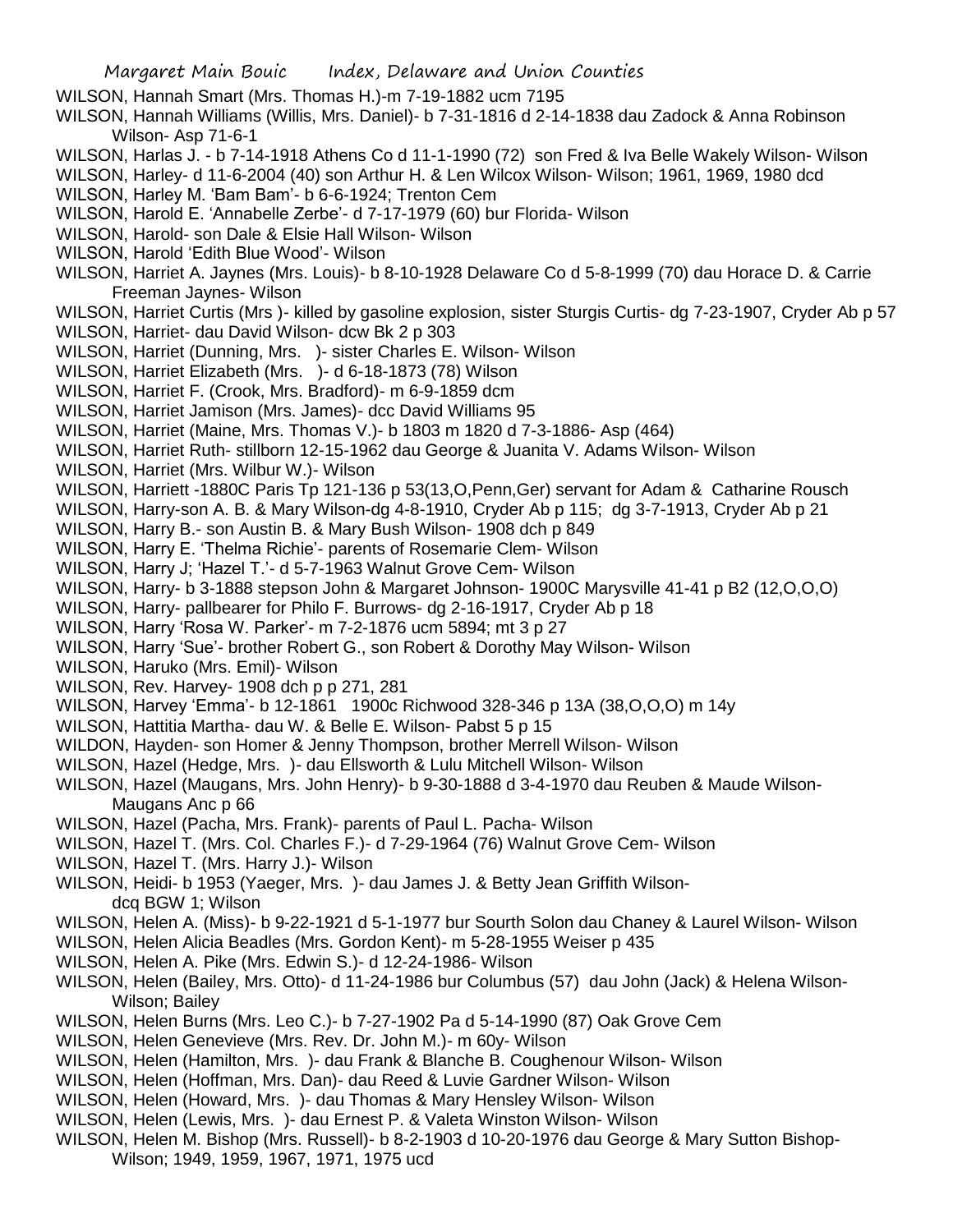WILSON, Hannah Smart (Mrs. Thomas H.)-m 7-19-1882 ucm 7195

WILSON, Hannah Williams (Willis, Mrs. Daniel)- b 7-31-1816 d 2-14-1838 dau Zadock & Anna Robinson Wilson- Asp 71-6-1

WILSON, Harlas J. - b 7-14-1918 Athens Co d 11-1-1990 (72) son Fred & Iva Belle Wakely Wilson- Wilson

WILSON, Harley- d 11-6-2004 (40) son Arthur H. & Len Wilcox Wilson- Wilson; 1961, 1969, 1980 dcd

WILSON, Harley M. 'Bam Bam'- b 6-6-1924; Trenton Cem

WILSON, Harold E. 'Annabelle Zerbe'- d 7-17-1979 (60) bur Florida- Wilson

WILSON, Harold- son Dale & Elsie Hall Wilson- Wilson

WILSON, Harold 'Edith Blue Wood'- Wilson

WILSON, Harriet A. Jaynes (Mrs. Louis)- b 8-10-1928 Delaware Co d 5-8-1999 (70) dau Horace D. & Carrie Freeman Jaynes- Wilson

WILSON, Harriet Curtis (Mrs )- killed by gasoline explosion, sister Sturgis Curtis- dg 7-23-1907, Cryder Ab p 57

WILSON, Harriet- dau David Wilson- dcw Bk 2 p 303

WILSON, Harriet (Dunning, Mrs. )- sister Charles E. Wilson- Wilson

WILSON, Harriet Elizabeth (Mrs. )- d 6-18-1873 (78) Wilson

WILSON, Harriet F. (Crook, Mrs. Bradford)- m 6-9-1859 dcm

WILSON, Harriet Jamison (Mrs. James)- dcc David Williams 95

WILSON, Harriet (Maine, Mrs. Thomas V.)- b 1803 m 1820 d 7-3-1886- Asp (464)

WILSON, Harriet Ruth- stillborn 12-15-1962 dau George & Juanita V. Adams Wilson- Wilson

WILSON, Harriet (Mrs. Wilbur W.)- Wilson

WILSON, Harriett -1880C Paris Tp 121-136 p 53(13,O,Penn,Ger) servant for Adam & Catharine Rousch

WILSON, Harry-son A. B. & Mary Wilson-dg 4-8-1910, Cryder Ab p 115; dg 3-7-1913, Cryder Ab p 21

WILSON, Harry B.- son Austin B. & Mary Bush Wilson- 1908 dch p 849

WILSON, Harry E. 'Thelma Richie'- parents of Rosemarie Clem- Wilson

WILSON, Harry J; 'Hazel T.'- d 5-7-1963 Walnut Grove Cem- Wilson

WILSON, Harry- b 3-1888 stepson John & Margaret Johnson- 1900C Marysville 41-41 p B2 (12,O,O,O)

WILSON, Harry- pallbearer for Philo F. Burrows- dg 2-16-1917, Cryder Ab p 18

WILSON, Harry 'Rosa W. Parker'- m 7-2-1876 ucm 5894; mt 3 p 27

WILSON, Harry 'Sue'- brother Robert G., son Robert & Dorothy May Wilson- Wilson

WILSON, Haruko (Mrs. Emil)- Wilson

WILSON, Rev. Harvey- 1908 dch p p 271, 281

WILSON, Harvey 'Emma'- b 12-1861 1900c Richwood 328-346 p 13A (38,O,O,O) m 14y

WILSON, Hattitia Martha- dau W. & Belle E. Wilson- Pabst 5 p 15

WILDON, Hayden- son Homer & Jenny Thompson, brother Merrell Wilson- Wilson

WILSON, Hazel (Hedge, Mrs. )- dau Ellsworth & Lulu Mitchell Wilson- Wilson

WILSON, Hazel (Maugans, Mrs. John Henry)- b 9-30-1888 d 3-4-1970 dau Reuben & Maude Wilson- Maugans Anc p 66

WILSON, Hazel (Pacha, Mrs. Frank)- parents of Paul L. Pacha- Wilson

WILSON, Hazel T. (Mrs. Col. Charles F.)- d 7-29-1964 (76) Walnut Grove Cem- Wilson

WILSON, Hazel T. (Mrs. Harry J.)- Wilson

WILSON, Heidi- b 1953 (Yaeger, Mrs. )- dau James J. & Betty Jean Griffith Wilson- dcq BGW 1; Wilson

WILSON, Helen A. (Miss)- b 9-22-1921 d 5-1-1977 bur Sourth Solon dau Chaney & Laurel Wilson- Wilson

WILSON, Helen Alicia Beadles (Mrs. Gordon Kent)- m 5-28-1955 Weiser p 435

WILSON, Helen A. Pike (Mrs. Edwin S.)- d 12-24-1986- Wilson

WILSON, Helen (Bailey, Mrs. Otto)- d 11-24-1986 bur Columbus (57) dau John (Jack) & Helena Wilson- Wilson; Bailey

WILSON, Helen Burns (Mrs. Leo C.)- b 7-27-1902 Pa d 5-14-1990 (87) Oak Grove Cem

WILSON, Helen Genevieve (Mrs. Rev. Dr. John M.)- m 60y- Wilson

WILSON, Helen (Hamilton, Mrs. )- dau Frank & Blanche B. Coughenour Wilson- Wilson

WILSON, Helen (Hoffman, Mrs. Dan)- dau Reed & Luvie Gardner Wilson- Wilson

WILSON, Helen (Howard, Mrs. )- dau Thomas & Mary Hensley Wilson- Wilson

WILSON, Helen (Lewis, Mrs. )- dau Ernest P. & Valeta Winston Wilson- Wilson

WILSON, Helen M. Bishop (Mrs. Russell)- b 8-2-1903 d 10-20-1976 dau George & Mary Sutton Bishop- Wilson; 1949, 1959, 1967, 1971, 1975 ucd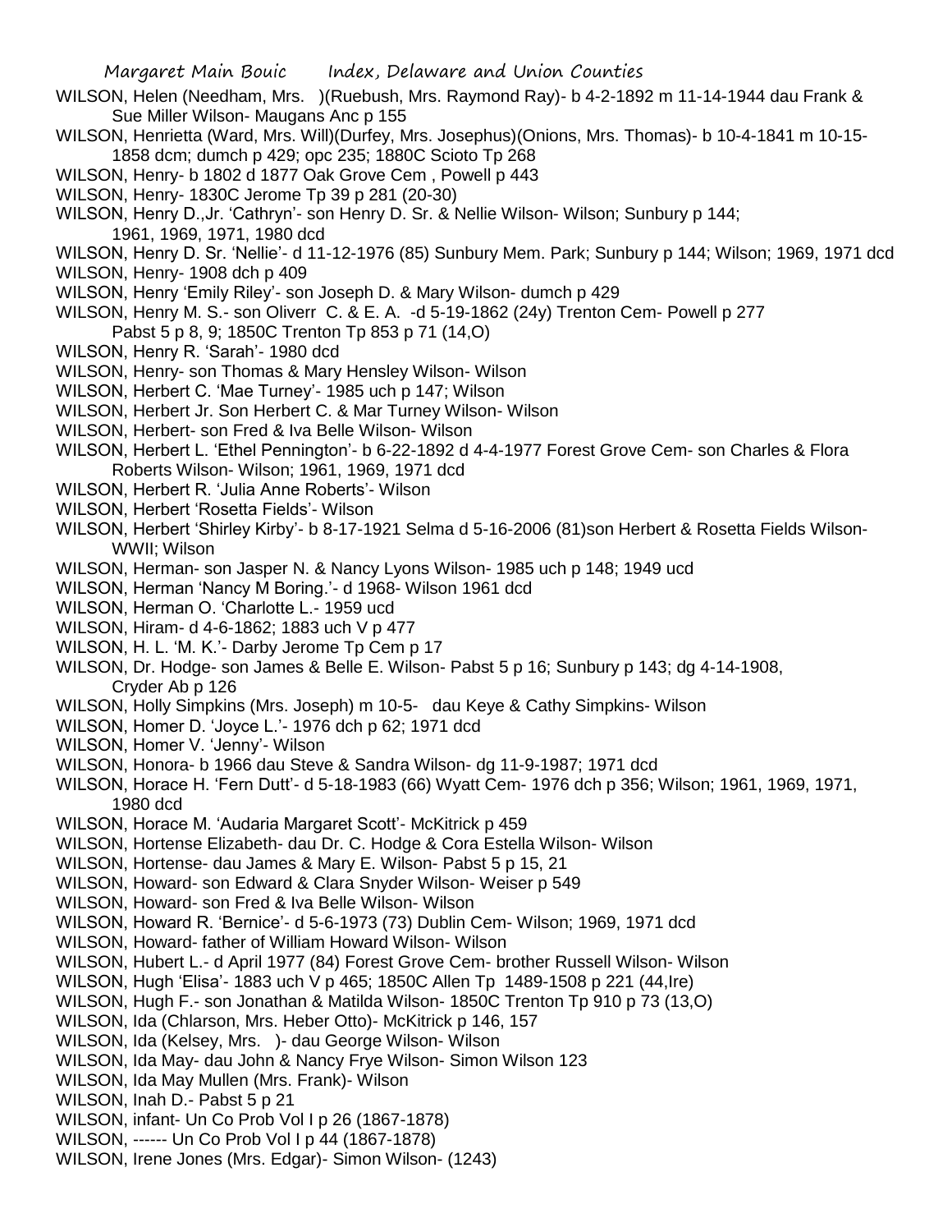WILSON, Helen (Needham, Mrs. )(Ruebush, Mrs. Raymond Ray)- b 4-2-1892 m 11-14-1944 dau Frank & Sue Miller Wilson- Maugans Anc p 155

WILSON, Henrietta (Ward, Mrs. Will)(Durfey, Mrs. Josephus)(Onions, Mrs. Thomas)- b 10-4-1841 m 10-15-1858 dcm; dumch p 429; opc 235; 1880C Scioto Tp 268

WILSON, Henry- b 1802 d 1877 Oak Grove Cem , Powell p 443

WILSON, Henry- 1830C Jerome Tp 39 p 281 (20-30)

WILSON, Henry D.,Jr. 'Cathryn'- son Henry D. Sr. & Nellie Wilson- Wilson; Sunbury p 144; 1961, 1969, 1971, 1980 dcd

WILSON, Henry D. Sr. 'Nellie'- d 11-12-1976 (85) Sunbury Mem. Park; Sunbury p 144; Wilson; 1969, 1971 dcd

WILSON, Henry- 1908 dch p 409

WILSON, Henry 'Emily Riley'- son Joseph D. & Mary Wilson- dumch p 429

WILSON, Henry M. S.- son Oliverr C. & E. A. -d 5-19-1862 (24y) Trenton Cem- Powell p 277 Pabst 5 p 8, 9; 1850C Trenton Tp 853 p 71 (14,O)

WILSON, Henry R. 'Sarah'- 1980 dcd

WILSON, Henry- son Thomas & Mary Hensley Wilson- Wilson

WILSON, Herbert C. 'Mae Turney'- 1985 uch p 147; Wilson

WILSON, Herbert Jr. Son Herbert C. & Mar Turney Wilson- Wilson

WILSON, Herbert- son Fred & Iva Belle Wilson- Wilson

WILSON, Herbert L. 'Ethel Pennington'- b 6-22-1892 d 4-4-1977 Forest Grove Cem- son Charles & Flora Roberts Wilson- Wilson; 1961, 1969, 1971 dcd

WILSON, Herbert R. 'Julia Anne Roberts'- Wilson

WILSON, Herbert 'Rosetta Fields'- Wilson

WILSON, Herbert 'Shirley Kirby'- b 8-17-1921 Selma d 5-16-2006 (81)son Herbert & Rosetta Fields Wilson- WWII; Wilson

WILSON, Herman- son Jasper N. & Nancy Lyons Wilson- 1985 uch p 148; 1949 ucd

WILSON, Herman 'Nancy M Boring.'- d 1968- Wilson 1961 dcd

WILSON, Herman O. 'Charlotte L.- 1959 ucd

WILSON, Hiram- d 4-6-1862; 1883 uch V p 477

WILSON, H. L. 'M. K.'- Darby Jerome Tp Cem p 17

WILSON, Dr. Hodge- son James & Belle E. Wilson- Pabst 5 p 16; Sunbury p 143; dg 4-14-1908, Cryder Ab p 126

WILSON, Holly Simpkins (Mrs. Joseph) m 10-5- dau Keye & Cathy Simpkins- Wilson

WILSON, Homer D. 'Joyce L.'- 1976 dch p 62; 1971 dcd

WILSON, Homer V. 'Jenny'- Wilson

WILSON, Honora- b 1966 dau Steve & Sandra Wilson- dg 11-9-1987; 1971 dcd

WILSON, Horace H. 'Fern Dutt'- d 5-18-1983 (66) Wyatt Cem- 1976 dch p 356; Wilson; 1961, 1969, 1971, 1980 dcd

WILSON, Horace M. 'Audaria Margaret Scott'- McKitrick p 459

WILSON, Hortense Elizabeth- dau Dr. C. Hodge & Cora Estella Wilson- Wilson

WILSON, Hortense- dau James & Mary E. Wilson- Pabst 5 p 15, 21

WILSON, Howard- son Edward & Clara Snyder Wilson- Weiser p 549

WILSON, Howard- son Fred & Iva Belle Wilson- Wilson

WILSON, Howard R. 'Bernice'- d 5-6-1973 (73) Dublin Cem- Wilson; 1969, 1971 dcd

WILSON, Howard- father of William Howard Wilson- Wilson

WILSON, Hubert L.- d April 1977 (84) Forest Grove Cem- brother Russell Wilson- Wilson

WILSON, Hugh 'Elisa'- 1883 uch V p 465; 1850C Allen Tp 1489-1508 p 221 (44,Ire)

WILSON, Hugh F.- son Jonathan & Matilda Wilson- 1850C Trenton Tp 910 p 73 (13,O)

WILSON, Ida (Chlarson, Mrs. Heber Otto)- McKitrick p 146, 157

WILSON, Ida (Kelsey, Mrs. )- dau George Wilson- Wilson

WILSON, Ida May- dau John & Nancy Frye Wilson- Simon Wilson 123

WILSON, Ida May Mullen (Mrs. Frank)- Wilson

WILSON, Inah D.- Pabst 5 p 21

WILSON, infant- Un Co Prob Vol I p 26 (1867-1878)

WILSON, ------ Un Co Prob Vol I p 44 (1867-1878)

WILSON, Irene Jones (Mrs. Edgar)- Simon Wilson- (1243)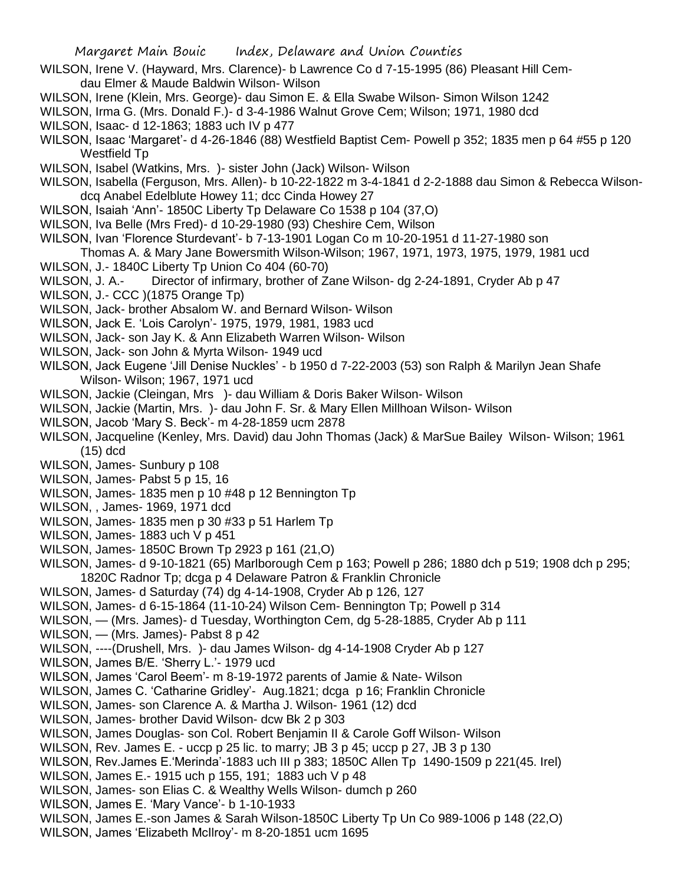WILSON, Irene V. (Hayward, Mrs. Clarence)- b Lawrence Co d 7-15-1995 (86) Pleasant Hill Cem- dau Elmer & Maude Baldwin Wilson- Wilson

WILSON, Irene (Klein, Mrs. George)- dau Simon E. & Ella Swabe Wilson- Simon Wilson 1242

WILSON, Irma G. (Mrs. Donald F.)- d 3-4-1986 Walnut Grove Cem; Wilson; 1971, 1980 dcd

WILSON, Isaac- d 12-1863; 1883 uch IV p 477

WILSON, Isaac 'Margaret'- d 4-26-1846 (88) Westfield Baptist Cem- Powell p 352; 1835 men p 64 #55 p 120 Westfield Tp

WILSON, Isabel (Watkins, Mrs. )- sister John (Jack) Wilson- Wilson

WILSON, Isabella (Ferguson, Mrs. Allen)- b 10-22-1822 m 3-4-1841 d 2-2-1888 dau Simon & Rebecca Wilson- dcq Anabel Edelblute Howey 11; dcc Cinda Howey 27

WILSON, Isaiah 'Ann'- 1850C Liberty Tp Delaware Co 1538 p 104 (37,O)

WILSON, Iva Belle (Mrs Fred)- d 10-29-1980 (93) Cheshire Cem, Wilson

WILSON, Ivan 'Florence Sturdevant'- b 7-13-1901 Logan Co m 10-20-1951 d 11-27-1980 son Thomas A. & Mary Jane Bowersmith Wilson-Wilson; 1967, 1971, 1973, 1975, 1979, 1981 ucd

WILSON, J.- 1840C Liberty Tp Union Co 404 (60-70)

WILSON, J. A.- Director of infirmary, brother of Zane Wilson- dg 2-24-1891, Cryder Ab p 47

WILSON, J.- CCC )(1875 Orange Tp)

WILSON, Jack- brother Absalom W. and Bernard Wilson- Wilson

WILSON, Jack E. 'Lois Carolyn'- 1975, 1979, 1981, 1983 ucd

WILSON, Jack- son Jay K. & Ann Elizabeth Warren Wilson- Wilson

WILSON, Jack- son John & Myrta Wilson- 1949 ucd

WILSON, Jack Eugene 'Jill Denise Nuckles' - b 1950 d 7-22-2003 (53) son Ralph & Marilyn Jean Shafe Wilson- Wilson; 1967, 1971 ucd

WILSON, Jackie (Cleingan, Mrs )- dau William & Doris Baker Wilson- Wilson

WILSON, Jackie (Martin, Mrs. )- dau John F. Sr. & Mary Ellen Millhoan Wilson- Wilson

WILSON, Jacob 'Mary S. Beck'- m 4-28-1859 ucm 2878

WILSON, Jacqueline (Kenley, Mrs. David) dau John Thomas (Jack) & MarSue Bailey Wilson- Wilson; 1961 (15) dcd

WILSON, James- Sunbury p 108

WILSON, James- Pabst 5 p 15, 16

WILSON, James- 1835 men p 10 #48 p 12 Bennington Tp

WILSON, , James- 1969, 1971 dcd

WILSON, James- 1835 men p 30 #33 p 51 Harlem Tp

WILSON, James- 1883 uch V p 451

WILSON, James- 1850C Brown Tp 2923 p 161 (21,O)

WILSON, James- d 9-10-1821 (65) Marlborough Cem p 163; Powell p 286; 1880 dch p 519; 1908 dch p 295; 1820C Radnor Tp; dcga p 4 Delaware Patron & Franklin Chronicle

WILSON, James- d Saturday (74) dg 4-14-1908, Cryder Ab p 126, 127

WILSON, James- d 6-15-1864 (11-10-24) Wilson Cem- Bennington Tp; Powell p 314

WILSON, — (Mrs. James)- d Tuesday, Worthington Cem, dg 5-28-1885, Cryder Ab p 111

WILSON, — (Mrs. James)- Pabst 8 p 42

WILSON, ----(Drushell, Mrs. )- dau James Wilson- dg 4-14-1908 Cryder Ab p 127

WILSON, James B/E. 'Sherry L.'- 1979 ucd

WILSON, James 'Carol Beem'- m 8-19-1972 parents of Jamie & Nate- Wilson

WILSON, James C. 'Catharine Gridley'- Aug.1821; dcga p 16; Franklin Chronicle

WILSON, James- son Clarence A. & Martha J. Wilson- 1961 (12) dcd

WILSON, James- brother David Wilson- dcw Bk 2 p 303

WILSON, James Douglas- son Col. Robert Benjamin II & Carole Goff Wilson- Wilson

WILSON, Rev. James E. - uccp p 25 lic. to marry; JB 3 p 45; uccp p 27, JB 3 p 130

WILSON, Rev.James E.'Merinda'-1883 uch III p 383; 1850C Allen Tp 1490-1509 p 221(45. Irel)

WILSON, James E.- 1915 uch p 155, 191; 1883 uch V p 48

WILSON, James- son Elias C. & Wealthy Wells Wilson- dumch p 260

WILSON, James E. 'Mary Vance'- b 1-10-1933

WILSON, James E.-son James & Sarah Wilson-1850C Liberty Tp Un Co 989-1006 p 148 (22,O)

WILSON, James 'Elizabeth McIlroy'- m 8-20-1851 ucm 1695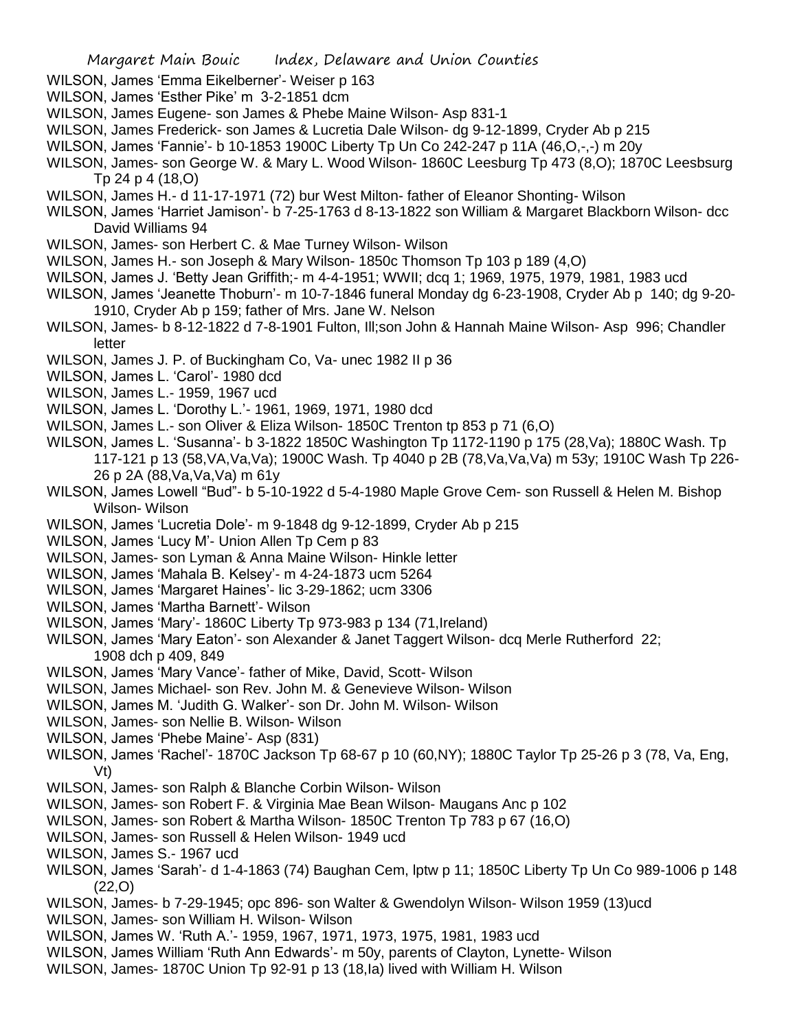WILSON, James 'Emma Eikelberner'- Weiser p 163

WILSON, James 'Esther Pike' m 3-2-1851 dcm

WILSON, James Eugene- son James & Phebe Maine Wilson- Asp 831-1

WILSON, James Frederick- son James & Lucretia Dale Wilson- dg 9-12-1899, Cryder Ab p 215

WILSON, James 'Fannie'- b 10-1853 1900C Liberty Tp Un Co 242-247 p 11A (46,O,-,-) m 20y

WILSON, James- son George W. & Mary L. Wood Wilson- 1860C Leesburg Tp 473 (8,O); 1870C Leesbsurg Tp 24 p 4 (18,O)

WILSON, James H.- d 11-17-1971 (72) bur West Milton- father of Eleanor Shonting- Wilson

WILSON, James 'Harriet Jamison'- b 7-25-1763 d 8-13-1822 son William & Margaret Blackborn Wilson- dcc David Williams 94

WILSON, James- son Herbert C. & Mae Turney Wilson- Wilson

WILSON, James H.- son Joseph & Mary Wilson- 1850c Thomson Tp 103 p 189 (4,O)

WILSON, James J. 'Betty Jean Griffith;- m 4-4-1951; WWII; dcq 1; 1969, 1975, 1979, 1981, 1983 ucd

WILSON, James 'Jeanette Thoburn'- m 10-7-1846 funeral Monday dg 6-23-1908, Cryder Ab p 140; dg 9-20-1910, Cryder Ab p 159; father of Mrs. Jane W. Nelson

WILSON, James- b 8-12-1822 d 7-8-1901 Fulton, Ill;son John & Hannah Maine Wilson- Asp 996; Chandler letter

WILSON, James J. P. of Buckingham Co, Va- unec 1982 II p 36

WILSON, James L. 'Carol'- 1980 dcd

WILSON, James L.- 1959, 1967 ucd

WILSON, James L. 'Dorothy L.'- 1961, 1969, 1971, 1980 dcd

WILSON, James L.- son Oliver & Eliza Wilson- 1850C Trenton tp 853 p 71 (6,O)

WILSON, James L. 'Susanna'- b 3-1822 1850C Washington Tp 1172-1190 p 175 (28,Va); 1880C Wash. Tp 117-121 p 13 (58,VA,Va,Va); 1900C Wash. Tp 4040 p 2B (78,Va,Va,Va) m 53y; 1910C Wash Tp 226-26 p 2A (88,Va,Va,Va) m 61y

WILSON, James Lowell "Bud"- b 5-10-1922 d 5-4-1980 Maple Grove Cem- son Russell & Helen M. Bishop Wilson- Wilson

WILSON, James 'Lucretia Dole'- m 9-1848 dg 9-12-1899, Cryder Ab p 215

WILSON, James 'Lucy M'- Union Allen Tp Cem p 83

WILSON, James- son Lyman & Anna Maine Wilson- Hinkle letter

WILSON, James 'Mahala B. Kelsey'- m 4-24-1873 ucm 5264

WILSON, James 'Margaret Haines'- lic 3-29-1862; ucm 3306

WILSON, James 'Martha Barnett'- Wilson

WILSON, James 'Mary'- 1860C Liberty Tp 973-983 p 134 (71,Ireland)

WILSON, James 'Mary Eaton'- son Alexander & Janet Taggert Wilson- dcq Merle Rutherford 22; 1908 dch p 409, 849

WILSON, James 'Mary Vance'- father of Mike, David, Scott- Wilson

WILSON, James Michael- son Rev. John M. & Genevieve Wilson- Wilson

WILSON, James M. 'Judith G. Walker'- son Dr. John M. Wilson- Wilson

WILSON, James- son Nellie B. Wilson- Wilson

WILSON, James 'Phebe Maine'- Asp (831)

WILSON, James 'Rachel'- 1870C Jackson Tp 68-67 p 10 (60,NY); 1880C Taylor Tp 25-26 p 3 (78, Va, Eng, Vt)

WILSON, James- son Ralph & Blanche Corbin Wilson- Wilson

WILSON, James- son Robert F. & Virginia Mae Bean Wilson- Maugans Anc p 102

WILSON, James- son Robert & Martha Wilson- 1850C Trenton Tp 783 p 67 (16,O)

WILSON, James- son Russell & Helen Wilson- 1949 ucd

WILSON, James S.- 1967 ucd

WILSON, James 'Sarah'- d 1-4-1863 (74) Baughan Cem, lptw p 11; 1850C Liberty Tp Un Co 989-1006 p 148 (22,O)

WILSON, James- b 7-29-1945; opc 896- son Walter & Gwendolyn Wilson- Wilson 1959 (13)ucd

WILSON, James- son William H. Wilson- Wilson

WILSON, James W. 'Ruth A.'- 1959, 1967, 1971, 1973, 1975, 1981, 1983 ucd

WILSON, James William 'Ruth Ann Edwards'- m 50y, parents of Clayton, Lynette- Wilson

WILSON, James- 1870C Union Tp 92-91 p 13 (18,Ia) lived with William H. Wilson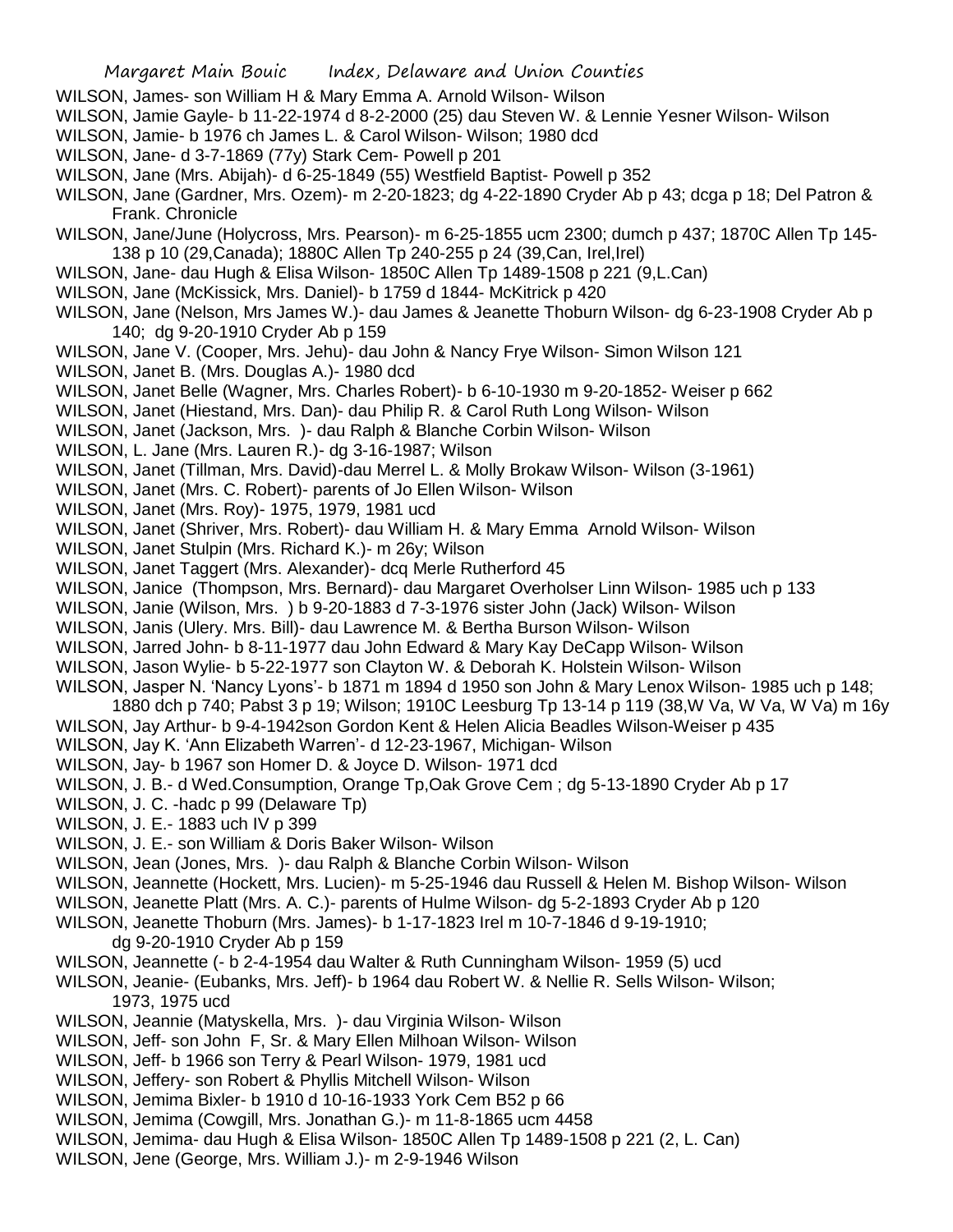WILSON, James- son William H & Mary Emma A. Arnold Wilson- Wilson

WILSON, Jamie Gayle- b 11-22-1974 d 8-2-2000 (25) dau Steven W. & Lennie Yesner Wilson- Wilson

WILSON, Jamie- b 1976 ch James L. & Carol Wilson- Wilson; 1980 dcd

WILSON, Jane- d 3-7-1869 (77y) Stark Cem- Powell p 201

WILSON, Jane (Mrs. Abijah)- d 6-25-1849 (55) Westfield Baptist- Powell p 352

WILSON, Jane (Gardner, Mrs. Ozem)- m 2-20-1823; dg 4-22-1890 Cryder Ab p 43; dcga p 18; Del Patron & Frank. Chronicle

WILSON, Jane/June (Holycross, Mrs. Pearson)- m 6-25-1855 ucm 2300; dumch p 437; 1870C Allen Tp 145-138 p 10 (29,Canada); 1880C Allen Tp 240-255 p 24 (39,Can, Irel,Irel)

WILSON, Jane- dau Hugh & Elisa Wilson- 1850C Allen Tp 1489-1508 p 221 (9,L.Can)

WILSON, Jane (McKissick, Mrs. Daniel)- b 1759 d 1844- McKitrick p 420

WILSON, Jane (Nelson, Mrs James W.)- dau James & Jeanette Thoburn Wilson- dg 6-23-1908 Cryder Ab p 140; dg 9-20-1910 Cryder Ab p 159

WILSON, Jane V. (Cooper, Mrs. Jehu)- dau John & Nancy Frye Wilson- Simon Wilson 121

WILSON, Janet B. (Mrs. Douglas A.)- 1980 dcd

WILSON, Janet Belle (Wagner, Mrs. Charles Robert)- b 6-10-1930 m 9-20-1852- Weiser p 662

WILSON, Janet (Hiestand, Mrs. Dan)- dau Philip R. & Carol Ruth Long Wilson- Wilson

WILSON, Janet (Jackson, Mrs. )- dau Ralph & Blanche Corbin Wilson- Wilson

WILSON, L. Jane (Mrs. Lauren R.)- dg 3-16-1987; Wilson

WILSON, Janet (Tillman, Mrs. David)-dau Merrel L. & Molly Brokaw Wilson- Wilson (3-1961)

WILSON, Janet (Mrs. C. Robert)- parents of Jo Ellen Wilson- Wilson

WILSON, Janet (Mrs. Roy)- 1975, 1979, 1981 ucd

WILSON, Janet (Shriver, Mrs. Robert)- dau William H. & Mary Emma Arnold Wilson- Wilson

WILSON, Janet Stulpin (Mrs. Richard K.)- m 26y; Wilson

WILSON, Janet Taggert (Mrs. Alexander)- dcq Merle Rutherford 45

WILSON, Janice (Thompson, Mrs. Bernard)- dau Margaret Overholser Linn Wilson- 1985 uch p 133

WILSON, Janie (Wilson, Mrs. ) b 9-20-1883 d 7-3-1976 sister John (Jack) Wilson- Wilson

WILSON, Janis (Ulery. Mrs. Bill)- dau Lawrence M. & Bertha Burson Wilson- Wilson

WILSON, Jarred John- b 8-11-1977 dau John Edward & Mary Kay DeCapp Wilson- Wilson

WILSON, Jason Wylie- b 5-22-1977 son Clayton W. & Deborah K. Holstein Wilson- Wilson

WILSON, Jasper N. 'Nancy Lyons'- b 1871 m 1894 d 1950 son John & Mary Lenox Wilson- 1985 uch p 148; 1880 dch p 740; Pabst 3 p 19; Wilson; 1910C Leesburg Tp 13-14 p 119 (38,W Va, W Va, W Va) m 16y

WILSON, Jay Arthur- b 9-4-1942son Gordon Kent & Helen Alicia Beadles Wilson-Weiser p 435

WILSON, Jay K. 'Ann Elizabeth Warren'- d 12-23-1967, Michigan- Wilson

WILSON, Jay- b 1967 son Homer D. & Joyce D. Wilson- 1971 dcd

WILSON, J. B.- d Wed.Consumption, Orange Tp,Oak Grove Cem ; dg 5-13-1890 Cryder Ab p 17

WILSON, J. C. -hadc p 99 (Delaware Tp)

WILSON, J. E.- 1883 uch IV p 399

WILSON, J. E.- son William & Doris Baker Wilson- Wilson

WILSON, Jean (Jones, Mrs. )- dau Ralph & Blanche Corbin Wilson- Wilson

WILSON, Jeannette (Hockett, Mrs. Lucien)- m 5-25-1946 dau Russell & Helen M. Bishop Wilson- Wilson

WILSON, Jeanette Platt (Mrs. A. C.)- parents of Hulme Wilson- dg 5-2-1893 Cryder Ab p 120

WILSON, Jeanette Thoburn (Mrs. James)- b 1-17-1823 Irel m 10-7-1846 d 9-19-1910; dg 9-20-1910 Cryder Ab p 159

WILSON, Jeannette (- b 2-4-1954 dau Walter & Ruth Cunningham Wilson- 1959 (5) ucd

WILSON, Jeanie- (Eubanks, Mrs. Jeff)- b 1964 dau Robert W. & Nellie R. Sells Wilson- Wilson; 1973, 1975 ucd

WILSON, Jeannie (Matyskella, Mrs. )- dau Virginia Wilson- Wilson

WILSON, Jeff- son John F, Sr. & Mary Ellen Milhoan Wilson- Wilson

WILSON, Jeff- b 1966 son Terry & Pearl Wilson- 1979, 1981 ucd

WILSON, Jeffery- son Robert & Phyllis Mitchell Wilson- Wilson

WILSON, Jemima Bixler- b 1910 d 10-16-1933 York Cem B52 p 66

WILSON, Jemima (Cowgill, Mrs. Jonathan G.)- m 11-8-1865 ucm 4458

WILSON, Jemima- dau Hugh & Elisa Wilson- 1850C Allen Tp 1489-1508 p 221 (2, L. Can)

WILSON, Jene (George, Mrs. William J.)- m 2-9-1946 Wilson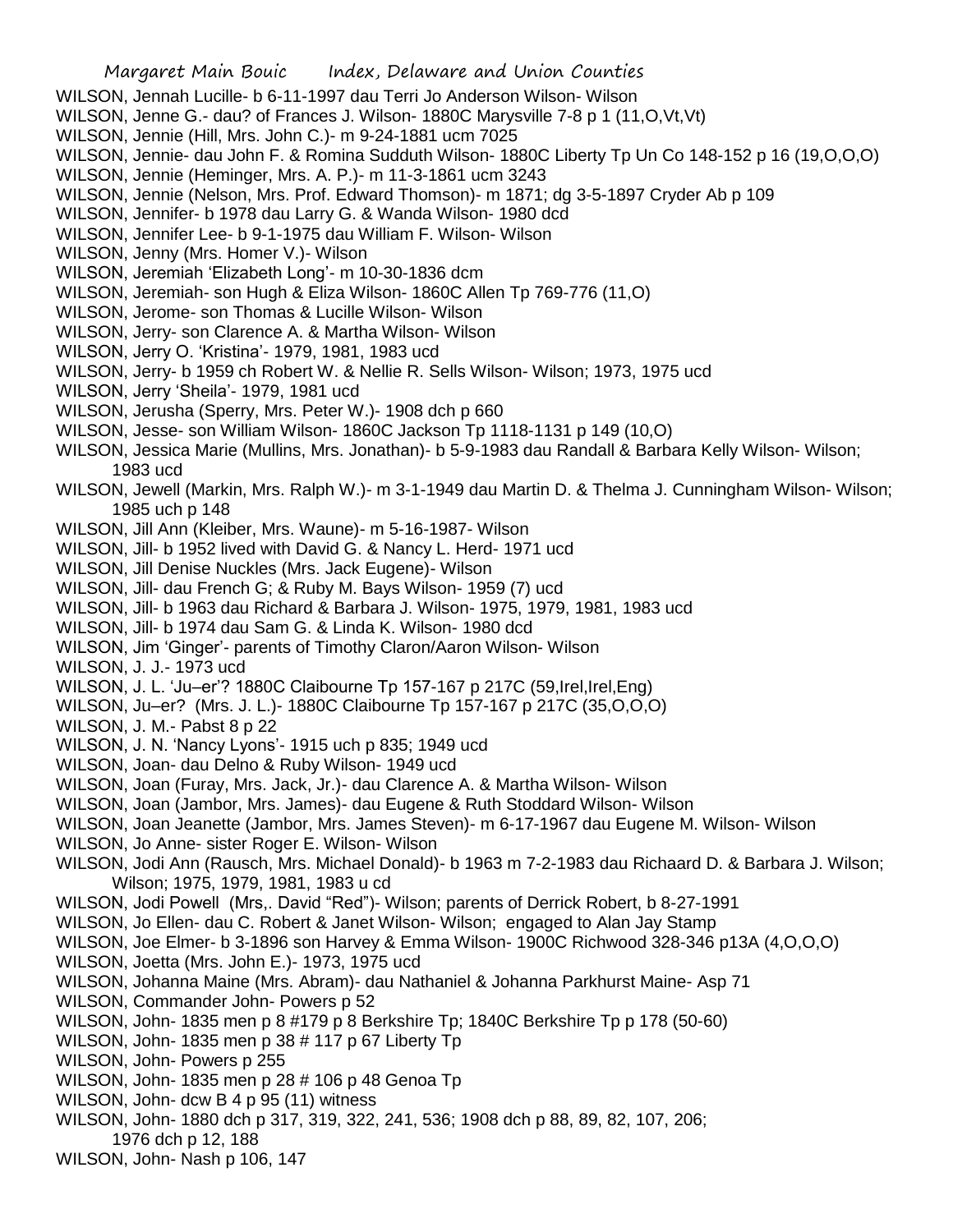WILSON, Jennah Lucille- b 6-11-1997 dau Terri Jo Anderson Wilson- Wilson

WILSON, Jenne G.- dau? of Frances J. Wilson- 1880C Marysville 7-8 p 1 (11,O,Vt,Vt)

WILSON, Jennie (Hill, Mrs. John C.)- m 9-24-1881 ucm 7025

WILSON, Jennie- dau John F. & Romina Sudduth Wilson- 1880C Liberty Tp Un Co 148-152 p 16 (19,O,O,O)

WILSON, Jennie (Heminger, Mrs. A. P.)- m 11-3-1861 ucm 3243

WILSON, Jennie (Nelson, Mrs. Prof. Edward Thomson)- m 1871; dg 3-5-1897 Cryder Ab p 109

WILSON, Jennifer- b 1978 dau Larry G. & Wanda Wilson- 1980 dcd

WILSON, Jennifer Lee- b 9-1-1975 dau William F. Wilson- Wilson

WILSON, Jenny (Mrs. Homer V.)- Wilson

WILSON, Jeremiah 'Elizabeth Long'- m 10-30-1836 dcm

WILSON, Jeremiah- son Hugh & Eliza Wilson- 1860C Allen Tp 769-776 (11,O)

WILSON, Jerome- son Thomas & Lucille Wilson- Wilson

WILSON, Jerry- son Clarence A. & Martha Wilson- Wilson

WILSON, Jerry O. 'Kristina'- 1979, 1981, 1983 ucd

WILSON, Jerry- b 1959 ch Robert W. & Nellie R. Sells Wilson- Wilson; 1973, 1975 ucd

WILSON, Jerry 'Sheila'- 1979, 1981 ucd

WILSON, Jerusha (Sperry, Mrs. Peter W.)- 1908 dch p 660

WILSON, Jesse- son William Wilson- 1860C Jackson Tp 1118-1131 p 149 (10,O)

WILSON, Jessica Marie (Mullins, Mrs. Jonathan)- b 5-9-1983 dau Randall & Barbara Kelly Wilson- Wilson; 1983 ucd

WILSON, Jewell (Markin, Mrs. Ralph W.)- m 3-1-1949 dau Martin D. & Thelma J. Cunningham Wilson- Wilson; 1985 uch p 148

WILSON, Jill Ann (Kleiber, Mrs. Waune)- m 5-16-1987- Wilson

WILSON, Jill- b 1952 lived with David G. & Nancy L. Herd- 1971 ucd

WILSON, Jill Denise Nuckles (Mrs. Jack Eugene)- Wilson

WILSON, Jill- dau French G; & Ruby M. Bays Wilson- 1959 (7) ucd

WILSON, Jill- b 1963 dau Richard & Barbara J. Wilson- 1975, 1979, 1981, 1983 ucd

WILSON, Jill- b 1974 dau Sam G. & Linda K. Wilson- 1980 dcd

WILSON, Jim 'Ginger'- parents of Timothy Claron/Aaron Wilson- Wilson

WILSON, J. J.- 1973 ucd

WILSON, J. L. 'Ju–er'? 1880C Claibourne Tp 157-167 p 217C (59,Irel,Irel,Eng)

WILSON, Ju–er? (Mrs. J. L.)- 1880C Claibourne Tp 157-167 p 217C (35,O,O,O)

WILSON, J. M.- Pabst 8 p 22

WILSON, J. N. 'Nancy Lyons'- 1915 uch p 835; 1949 ucd

WILSON, Joan- dau Delno & Ruby Wilson- 1949 ucd

WILSON, Joan (Furay, Mrs. Jack, Jr.)- dau Clarence A. & Martha Wilson- Wilson

WILSON, Joan (Jambor, Mrs. James)- dau Eugene & Ruth Stoddard Wilson- Wilson

WILSON, Joan Jeanette (Jambor, Mrs. James Steven)- m 6-17-1967 dau Eugene M. Wilson- Wilson

WILSON, Jo Anne- sister Roger E. Wilson- Wilson

WILSON, Jodi Ann (Rausch, Mrs. Michael Donald)- b 1963 m 7-2-1983 dau Richaard D. & Barbara J. Wilson; Wilson; 1975, 1979, 1981, 1983 u cd

WILSON, Jodi Powell (Mrs,. David "Red")- Wilson; parents of Derrick Robert, b 8-27-1991

WILSON, Jo Ellen- dau C. Robert & Janet Wilson- Wilson; engaged to Alan Jay Stamp

WILSON, Joe Elmer- b 3-1896 son Harvey & Emma Wilson- 1900C Richwood 328-346 p13A (4,O,O,O)

WILSON, Joetta (Mrs. John E.)- 1973, 1975 ucd

WILSON, Johanna Maine (Mrs. Abram)- dau Nathaniel & Johanna Parkhurst Maine- Asp 71

WILSON, Commander John- Powers p 52

WILSON, John- 1835 men p 8 #179 p 8 Berkshire Tp; 1840C Berkshire Tp p 178 (50-60)

WILSON, John- 1835 men p 38 # 117 p 67 Liberty Tp

WILSON, John- Powers p 255

WILSON, John- 1835 men p 28 # 106 p 48 Genoa Tp

WILSON, John- dcw B 4 p 95 (11) witness

WILSON, John- 1880 dch p 317, 319, 322, 241, 536; 1908 dch p 88, 89, 82, 107, 206; 1976 dch p 12, 188

WILSON, John- Nash p 106, 147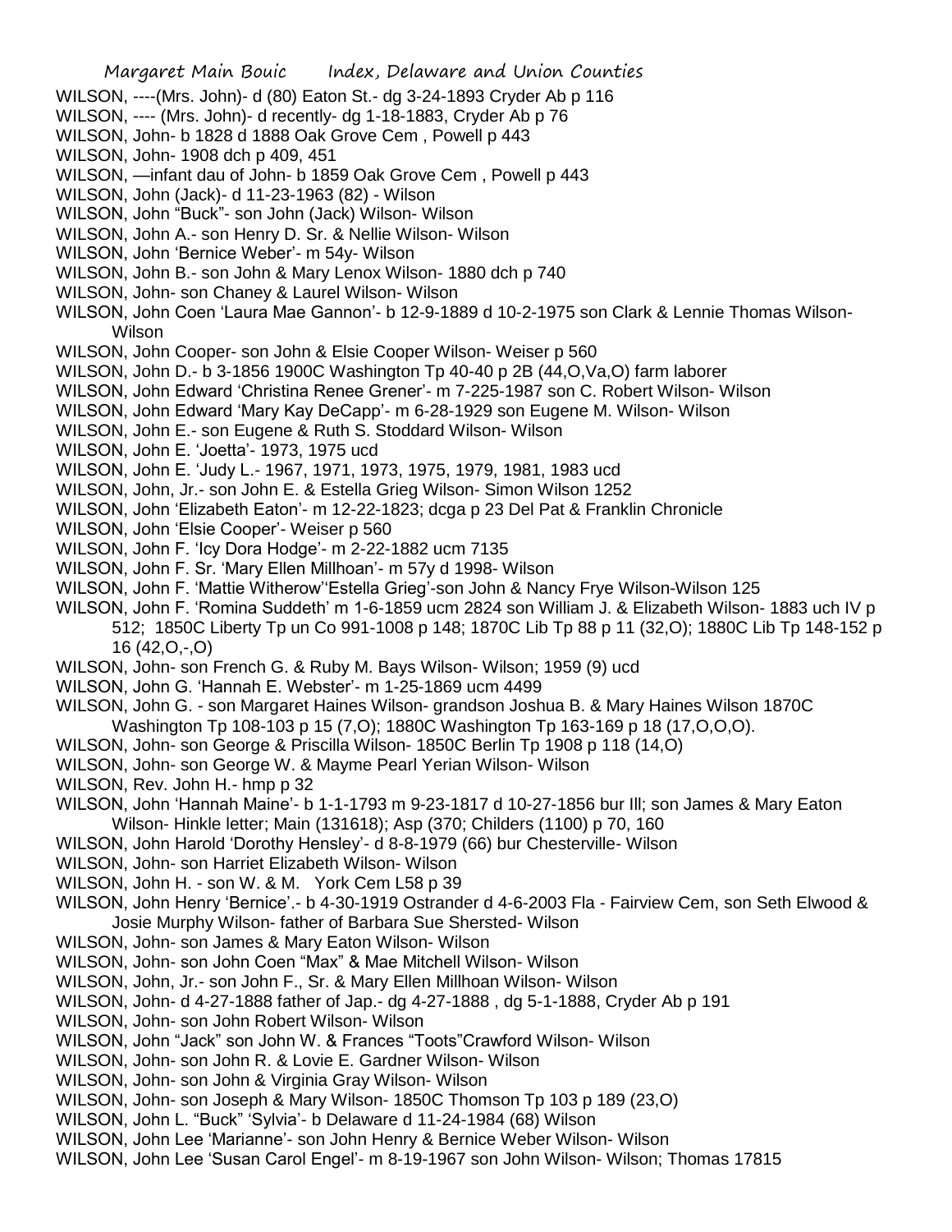WILSON, ----(Mrs. John)- d (80) Eaton St.- dg 3-24-1893 Cryder Ab p 116
WILSON, ---- (Mrs. John)- d recently- dg 1-18-1883, Cryder Ab p 76
WILSON, John- b 1828 d 1888 Oak Grove Cem , Powell p 443
WILSON, John- 1908 dch p 409, 451
WILSON, —infant dau of John- b 1859 Oak Grove Cem , Powell p 443
WILSON, John (Jack)- d 11-23-1963 (82) - Wilson
WILSON, John "Buck"- son John (Jack) Wilson- Wilson
WILSON, John A.- son Henry D. Sr. & Nellie Wilson- Wilson
WILSON, John 'Bernice Weber'- m 54y- Wilson
WILSON, John B.- son John & Mary Lenox Wilson- 1880 dch p 740
WILSON, John- son Chaney & Laurel Wilson- Wilson
WILSON, John Coen 'Laura Mae Gannon'- b 12-9-1889 d 10-2-1975 son Clark & Lennie Thomas Wilson- Wilson
WILSON, John Cooper- son John & Elsie Cooper Wilson- Weiser p 560
WILSON, John D.- b 3-1856 1900C Washington Tp 40-40 p 2B (44,O,Va,O) farm laborer
WILSON, John Edward 'Christina Renee Grener'- m 7-225-1987 son C. Robert Wilson- Wilson
WILSON, John Edward 'Mary Kay DeCapp'- m 6-28-1929 son Eugene M. Wilson- Wilson
WILSON, John E.- son Eugene & Ruth S. Stoddard Wilson- Wilson
WILSON, John E. 'Joetta'- 1973, 1975 ucd
WILSON, John E. 'Judy L.- 1967, 1971, 1973, 1975, 1979, 1981, 1983 ucd
WILSON, John, Jr.- son John E. & Estella Grieg Wilson- Simon Wilson 1252
WILSON, John 'Elizabeth Eaton'- m 12-22-1823; dcga p 23 Del Pat & Franklin Chronicle
WILSON, John 'Elsie Cooper'- Weiser p 560
WILSON, John F. 'Icy Dora Hodge'- m 2-22-1882 ucm 7135
WILSON, John F. Sr. 'Mary Ellen Millhoan'- m 57y d 1998- Wilson
WILSON, John F. 'Mattie Witherow''Estella Grieg'-son John & Nancy Frye Wilson-Wilson 125
WILSON, John F. 'Romina Suddeth' m 1-6-1859 ucm 2824 son William J. & Elizabeth Wilson- 1883 uch IV p 512; 1850C Liberty Tp un Co 991-1008 p 148; 1870C Lib Tp 88 p 11 (32,O); 1880C Lib Tp 148-152 p 16 (42,O,-,O)
WILSON, John- son French G. & Ruby M. Bays Wilson- Wilson; 1959 (9) ucd
WILSON, John G. 'Hannah E. Webster'- m 1-25-1869 ucm 4499
WILSON, John G. - son Margaret Haines Wilson- grandson Joshua B. & Mary Haines Wilson 1870C Washington Tp 108-103 p 15 (7,O); 1880C Washington Tp 163-169 p 18 (17,O,O,O).
WILSON, John- son George & Priscilla Wilson- 1850C Berlin Tp 1908 p 118 (14,O)
WILSON, John- son George W. & Mayme Pearl Yerian Wilson- Wilson
WILSON, Rev. John H.- hmp p 32
WILSON, John 'Hannah Maine'- b 1-1-1793 m 9-23-1817 d 10-27-1856 bur Ill; son James & Mary Eaton Wilson- Hinkle letter; Main (131618); Asp (370; Childers (1100) p 70, 160
WILSON, John Harold 'Dorothy Hensley'- d 8-8-1979 (66) bur Chesterville- Wilson
WILSON, John- son Harriet Elizabeth Wilson- Wilson
WILSON, John H. - son W. & M. York Cem L58 p 39
WILSON, John Henry 'Bernice'.- b 4-30-1919 Ostrander d 4-6-2003 Fla - Fairview Cem, son Seth Elwood & Josie Murphy Wilson- father of Barbara Sue Shersted- Wilson
WILSON, John- son James & Mary Eaton Wilson- Wilson
WILSON, John- son John Coen "Max" & Mae Mitchell Wilson- Wilson
WILSON, John, Jr.- son John F., Sr. & Mary Ellen Millhoan Wilson- Wilson
WILSON, John- d 4-27-1888 father of Jap.- dg 4-27-1888 , dg 5-1-1888, Cryder Ab p 191
WILSON, John- son John Robert Wilson- Wilson
WILSON, John "Jack" son John W. & Frances "Toots"Crawford Wilson- Wilson
WILSON, John- son John R. & Lovie E. Gardner Wilson- Wilson
WILSON, John- son John & Virginia Gray Wilson- Wilson
WILSON, John- son Joseph & Mary Wilson- 1850C Thomson Tp 103 p 189 (23,O)
WILSON, John L. "Buck" 'Sylvia'- b Delaware d 11-24-1984 (68) Wilson
WILSON, John Lee 'Marianne'- son John Henry & Bernice Weber Wilson- Wilson
WILSON, John Lee 'Susan Carol Engel'- m 8-19-1967 son John Wilson- Wilson; Thomas 17815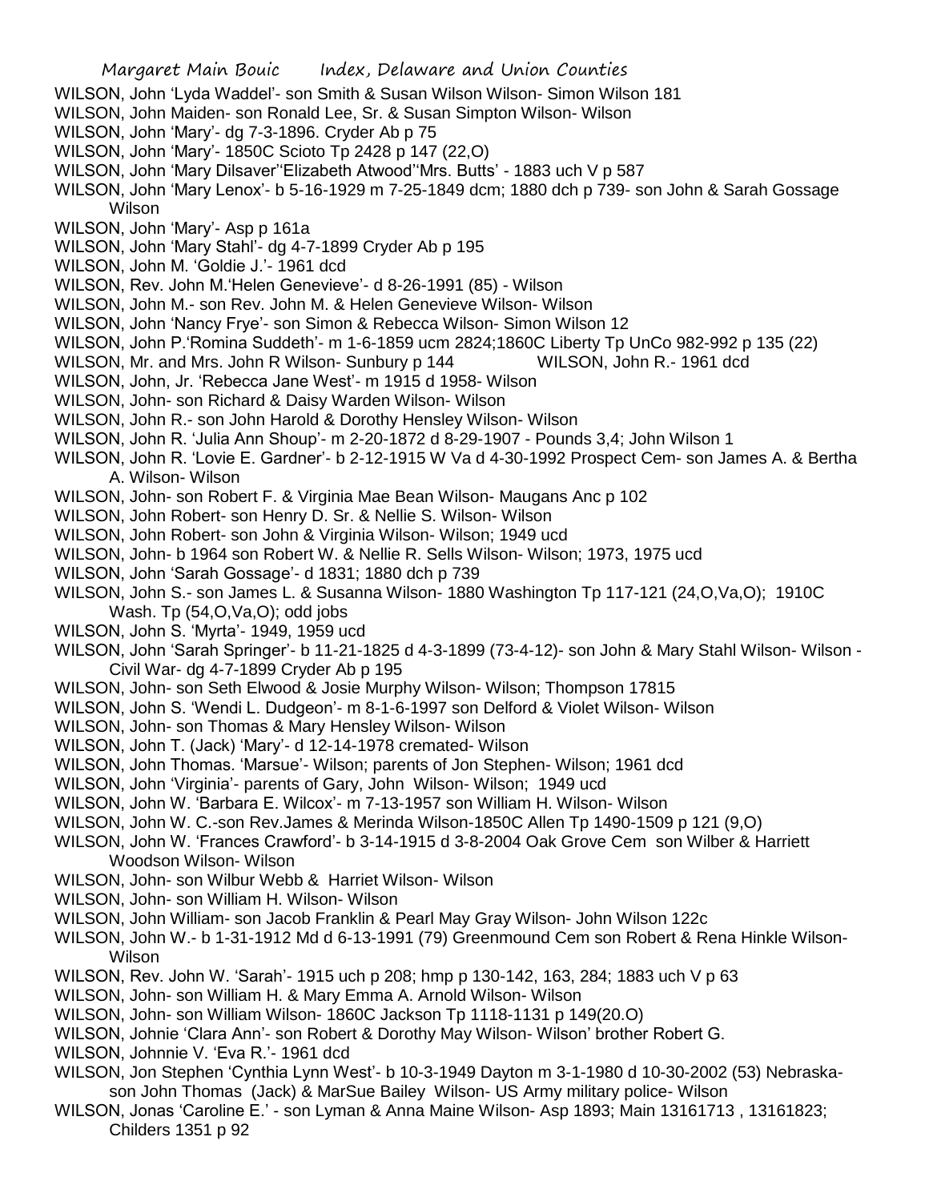WILSON, John 'Lyda Waddel'- son Smith & Susan Wilson Wilson- Simon Wilson 181

WILSON, John Maiden- son Ronald Lee, Sr. & Susan Simpton Wilson- Wilson

WILSON, John 'Mary'- dg 7-3-1896. Cryder Ab p 75

WILSON, John 'Mary'- 1850C Scioto Tp 2428 p 147 (22,O)

WILSON, John 'Mary Dilsaver''Elizabeth Atwood''Mrs. Butts' - 1883 uch V p 587

WILSON, John 'Mary Lenox'- b 5-16-1929 m 7-25-1849 dcm; 1880 dch p 739- son John & Sarah Gossage Wilson

WILSON, John 'Mary'- Asp p 161a

WILSON, John 'Mary Stahl'- dg 4-7-1899 Cryder Ab p 195

WILSON, John M. 'Goldie J.'- 1961 dcd

WILSON, Rev. John M.'Helen Genevieve'- d 8-26-1991 (85) - Wilson

WILSON, John M.- son Rev. John M. & Helen Genevieve Wilson- Wilson

WILSON, John 'Nancy Frye'- son Simon & Rebecca Wilson- Simon Wilson 12

WILSON, John P.'Romina Suddeth'- m 1-6-1859 ucm 2824;1860C Liberty Tp UnCo 982-992 p 135 (22)

WILSON, Mr. and Mrs. John R Wilson- Sunbury p 144 WILSON, John R.- 1961 dcd

WILSON, John, Jr. 'Rebecca Jane West'- m 1915 d 1958- Wilson

WILSON, John- son Richard & Daisy Warden Wilson- Wilson

WILSON, John R.- son John Harold & Dorothy Hensley Wilson- Wilson

WILSON, John R. 'Julia Ann Shoup'- m 2-20-1872 d 8-29-1907 - Pounds 3,4; John Wilson 1

WILSON, John R. 'Lovie E. Gardner'- b 2-12-1915 W Va d 4-30-1992 Prospect Cem- son James A. & Bertha A. Wilson- Wilson

WILSON, John- son Robert F. & Virginia Mae Bean Wilson- Maugans Anc p 102

WILSON, John Robert- son Henry D. Sr. & Nellie S. Wilson- Wilson

WILSON, John Robert- son John & Virginia Wilson- Wilson; 1949 ucd

WILSON, John- b 1964 son Robert W. & Nellie R. Sells Wilson- Wilson; 1973, 1975 ucd

WILSON, John 'Sarah Gossage'- d 1831; 1880 dch p 739

WILSON, John S.- son James L. & Susanna Wilson- 1880 Washington Tp 117-121 (24,O,Va,O); 1910C Wash. Tp (54,O,Va,O); odd jobs

WILSON, John S. 'Myrta'- 1949, 1959 ucd

WILSON, John 'Sarah Springer'- b 11-21-1825 d 4-3-1899 (73-4-12)- son John & Mary Stahl Wilson- Wilson - Civil War- dg 4-7-1899 Cryder Ab p 195

WILSON, John- son Seth Elwood & Josie Murphy Wilson- Wilson; Thompson 17815

WILSON, John S. 'Wendi L. Dudgeon'- m 8-1-6-1997 son Delford & Violet Wilson- Wilson

WILSON, John- son Thomas & Mary Hensley Wilson- Wilson

WILSON, John T. (Jack) 'Mary'- d 12-14-1978 cremated- Wilson

WILSON, John Thomas. 'Marsue'- Wilson; parents of Jon Stephen- Wilson; 1961 dcd

WILSON, John 'Virginia'- parents of Gary, John Wilson- Wilson; 1949 ucd

WILSON, John W. 'Barbara E. Wilcox'- m 7-13-1957 son William H. Wilson- Wilson

WILSON, John W. C.-son Rev.James & Merinda Wilson-1850C Allen Tp 1490-1509 p 121 (9,O)

WILSON, John W. 'Frances Crawford'- b 3-14-1915 d 3-8-2004 Oak Grove Cem son Wilber & Harriett Woodson Wilson- Wilson

WILSON, John- son Wilbur Webb & Harriet Wilson- Wilson

WILSON, John- son William H. Wilson- Wilson

WILSON, John William- son Jacob Franklin & Pearl May Gray Wilson- John Wilson 122c

WILSON, John W.- b 1-31-1912 Md d 6-13-1991 (79) Greenmound Cem son Robert & Rena Hinkle Wilson- Wilson

WILSON, Rev. John W. 'Sarah'- 1915 uch p 208; hmp p 130-142, 163, 284; 1883 uch V p 63

WILSON, John- son William H. & Mary Emma A. Arnold Wilson- Wilson

WILSON, John- son William Wilson- 1860C Jackson Tp 1118-1131 p 149(20.O)

WILSON, Johnie 'Clara Ann'- son Robert & Dorothy May Wilson- Wilson' brother Robert G.

WILSON, Johnnie V. 'Eva R.'- 1961 dcd

WILSON, Jon Stephen 'Cynthia Lynn West'- b 10-3-1949 Dayton m 3-1-1980 d 10-30-2002 (53) Nebraska- son John Thomas (Jack) & MarSue Bailey Wilson- US Army military police- Wilson

WILSON, Jonas 'Caroline E.' - son Lyman & Anna Maine Wilson- Asp 1893; Main 13161713 , 13161823; Childers 1351 p 92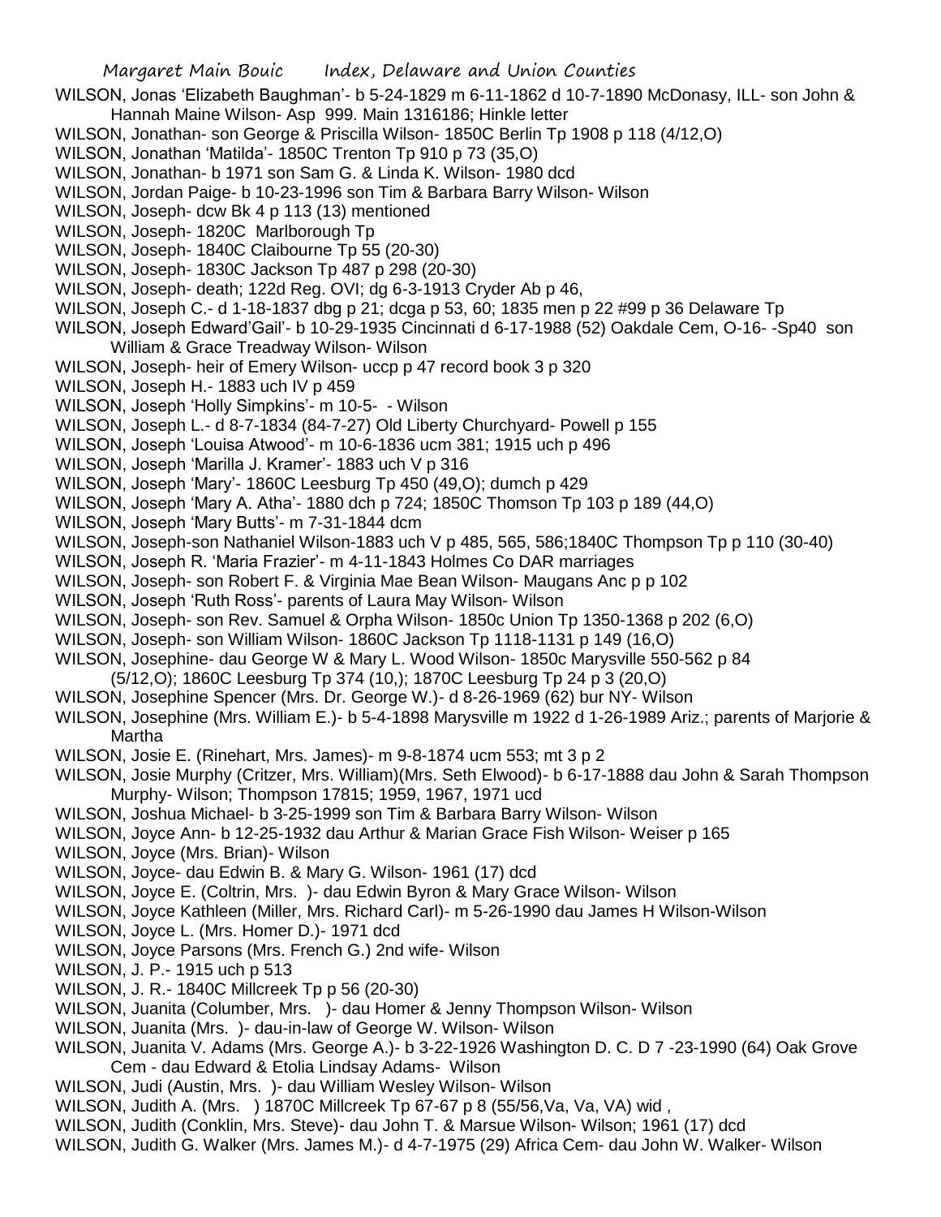WILSON, Jonas 'Elizabeth Baughman'- b 5-24-1829 m 6-11-1862 d 10-7-1890 McDonasy, ILL- son John & Hannah Maine Wilson- Asp 999. Main 1316186; Hinkle letter

WILSON, Jonathan- son George & Priscilla Wilson- 1850C Berlin Tp 1908 p 118 (4/12,O)

WILSON, Jonathan 'Matilda'- 1850C Trenton Tp 910 p 73 (35,O)

WILSON, Jonathan- b 1971 son Sam G. & Linda K. Wilson- 1980 dcd

WILSON, Jordan Paige- b 10-23-1996 son Tim & Barbara Barry Wilson- Wilson

WILSON, Joseph- dcw Bk 4 p 113 (13) mentioned

WILSON, Joseph- 1820C Marlborough Tp

WILSON, Joseph- 1840C Claibourne Tp 55 (20-30)

WILSON, Joseph- 1830C Jackson Tp 487 p 298 (20-30)

WILSON, Joseph- death; 122d Reg. OVI; dg 6-3-1913 Cryder Ab p 46,

WILSON, Joseph C.- d 1-18-1837 dbg p 21; dcga p 53, 60; 1835 men p 22 #99 p 36 Delaware Tp

WILSON, Joseph Edward'Gail'- b 10-29-1935 Cincinnati d 6-17-1988 (52) Oakdale Cem, O-16- -Sp40 son William & Grace Treadway Wilson- Wilson

WILSON, Joseph- heir of Emery Wilson- uccp p 47 record book 3 p 320

WILSON, Joseph H.- 1883 uch IV p 459

WILSON, Joseph 'Holly Simpkins'- m 10-5- - Wilson

WILSON, Joseph L.- d 8-7-1834 (84-7-27) Old Liberty Churchyard- Powell p 155

WILSON, Joseph 'Louisa Atwood'- m 10-6-1836 ucm 381; 1915 uch p 496

WILSON, Joseph 'Marilla J. Kramer'- 1883 uch V p 316

WILSON, Joseph 'Mary'- 1860C Leesburg Tp 450 (49,O); dumch p 429

WILSON, Joseph 'Mary A. Atha'- 1880 dch p 724; 1850C Thomson Tp 103 p 189 (44,O)

WILSON, Joseph 'Mary Butts'- m 7-31-1844 dcm

WILSON, Joseph-son Nathaniel Wilson-1883 uch V p 485, 565, 586;1840C Thompson Tp p 110 (30-40)

WILSON, Joseph R. 'Maria Frazier'- m 4-11-1843 Holmes Co DAR marriages

WILSON, Joseph- son Robert F. & Virginia Mae Bean Wilson- Maugans Anc p p 102

WILSON, Joseph 'Ruth Ross'- parents of Laura May Wilson- Wilson

WILSON, Joseph- son Rev. Samuel & Orpha Wilson- 1850c Union Tp 1350-1368 p 202 (6,O)

WILSON, Joseph- son William Wilson- 1860C Jackson Tp 1118-1131 p 149 (16,O)

WILSON, Josephine- dau George W & Mary L. Wood Wilson- 1850c Marysville 550-562 p 84 (5/12,O); 1860C Leesburg Tp 374 (10,); 1870C Leesburg Tp 24 p 3 (20,O)

WILSON, Josephine Spencer (Mrs. Dr. George W.)- d 8-26-1969 (62) bur NY- Wilson

WILSON, Josephine (Mrs. William E.)- b 5-4-1898 Marysville m 1922 d 1-26-1989 Ariz.; parents of Marjorie & Martha

WILSON, Josie E. (Rinehart, Mrs. James)- m 9-8-1874 ucm 553; mt 3 p 2

WILSON, Josie Murphy (Critzer, Mrs. William)(Mrs. Seth Elwood)- b 6-17-1888 dau John & Sarah Thompson Murphy- Wilson; Thompson 17815; 1959, 1967, 1971 ucd

WILSON, Joshua Michael- b 3-25-1999 son Tim & Barbara Barry Wilson- Wilson

WILSON, Joyce Ann- b 12-25-1932 dau Arthur & Marian Grace Fish Wilson- Weiser p 165

WILSON, Joyce (Mrs. Brian)- Wilson

WILSON, Joyce- dau Edwin B. & Mary G. Wilson- 1961 (17) dcd

WILSON, Joyce E. (Coltrin, Mrs. )- dau Edwin Byron & Mary Grace Wilson- Wilson

WILSON, Joyce Kathleen (Miller, Mrs. Richard Carl)- m 5-26-1990 dau James H Wilson-Wilson

WILSON, Joyce L. (Mrs. Homer D.)- 1971 dcd

WILSON, Joyce Parsons (Mrs. French G.) 2nd wife- Wilson

WILSON, J. P.- 1915 uch p 513

WILSON, J. R.- 1840C Millcreek Tp p 56 (20-30)

WILSON, Juanita (Columber, Mrs. )- dau Homer & Jenny Thompson Wilson- Wilson

WILSON, Juanita (Mrs. )- dau-in-law of George W. Wilson- Wilson

WILSON, Juanita V. Adams (Mrs. George A.)- b 3-22-1926 Washington D. C. D 7 -23-1990 (64) Oak Grove Cem - dau Edward & Etolia Lindsay Adams- Wilson

WILSON, Judi (Austin, Mrs. )- dau William Wesley Wilson- Wilson

WILSON, Judith A. (Mrs. ) 1870C Millcreek Tp 67-67 p 8 (55/56,Va, Va, VA) wid ,

WILSON, Judith (Conklin, Mrs. Steve)- dau John T. & Marsue Wilson- Wilson; 1961 (17) dcd

WILSON, Judith G. Walker (Mrs. James M.)- d 4-7-1975 (29) Africa Cem- dau John W. Walker- Wilson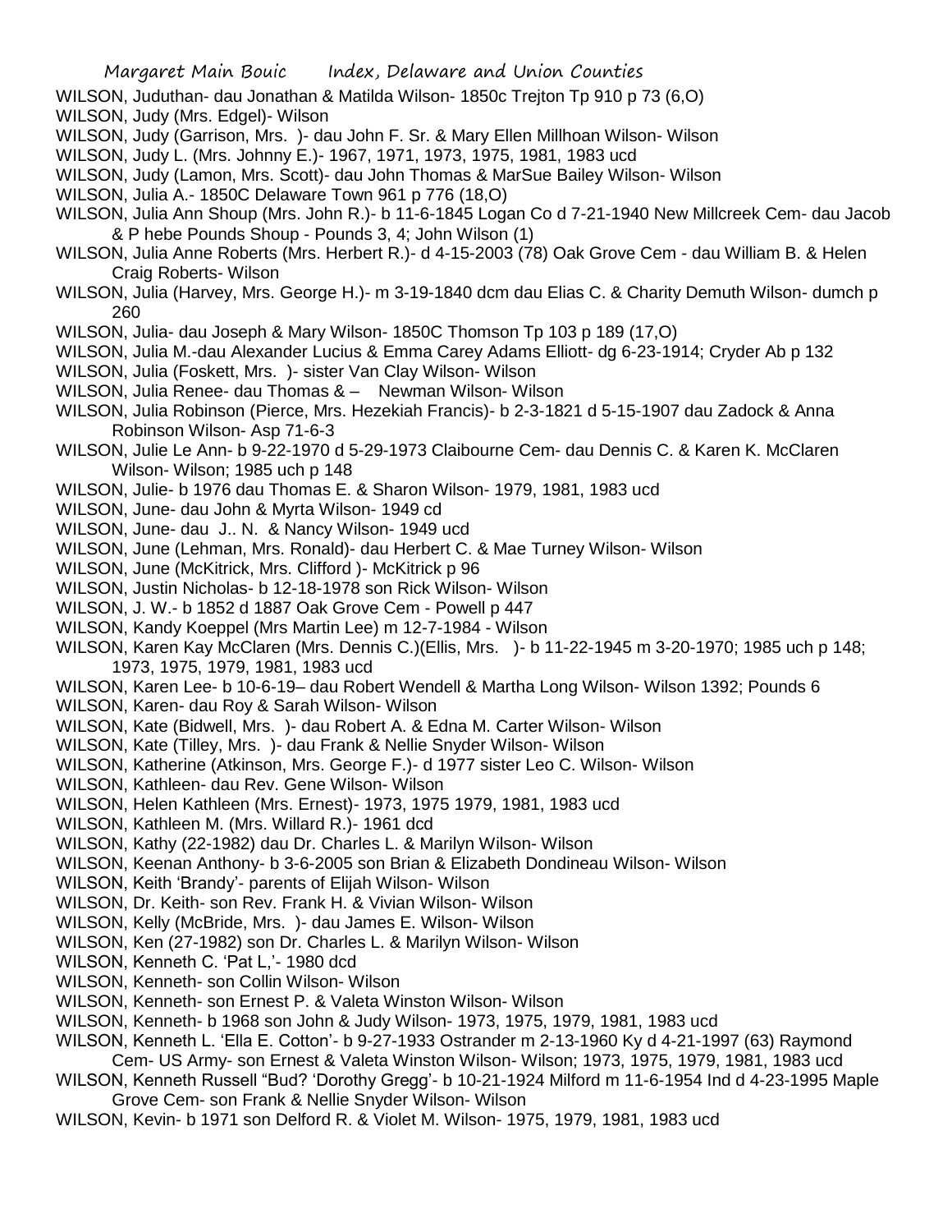WILSON, Juduthan- dau Jonathan & Matilda Wilson- 1850c Trejton Tp 910 p 73 (6,O)
WILSON, Judy (Mrs. Edgel)- Wilson
WILSON, Judy (Garrison, Mrs. )- dau John F. Sr. & Mary Ellen Millhoan Wilson- Wilson
WILSON, Judy L. (Mrs. Johnny E.)- 1967, 1971, 1973, 1975, 1981, 1983 ucd
WILSON, Judy (Lamon, Mrs. Scott)- dau John Thomas & MarSue Bailey Wilson- Wilson
WILSON, Julia A.- 1850C Delaware Town 961 p 776 (18,O)
WILSON, Julia Ann Shoup (Mrs. John R.)- b 11-6-1845 Logan Co d 7-21-1940 New Millcreek Cem- dau Jacob & P hebe Pounds Shoup - Pounds 3, 4; John Wilson (1)
WILSON, Julia Anne Roberts (Mrs. Herbert R.)- d 4-15-2003 (78) Oak Grove Cem - dau William B. & Helen Craig Roberts- Wilson
WILSON, Julia (Harvey, Mrs. George H.)- m 3-19-1840 dcm dau Elias C. & Charity Demuth Wilson- dumch p 260
WILSON, Julia- dau Joseph & Mary Wilson- 1850C Thomson Tp 103 p 189 (17,O)
WILSON, Julia M.-dau Alexander Lucius & Emma Carey Adams Elliott- dg 6-23-1914; Cryder Ab p 132
WILSON, Julia (Foskett, Mrs. )- sister Van Clay Wilson- Wilson
WILSON, Julia Renee- dau Thomas & – Newman Wilson- Wilson
WILSON, Julia Robinson (Pierce, Mrs. Hezekiah Francis)- b 2-3-1821 d 5-15-1907 dau Zadock & Anna Robinson Wilson- Asp 71-6-3
WILSON, Julie Le Ann- b 9-22-1970 d 5-29-1973 Claibourne Cem- dau Dennis C. & Karen K. McClaren Wilson- Wilson; 1985 uch p 148
WILSON, Julie- b 1976 dau Thomas E. & Sharon Wilson- 1979, 1981, 1983 ucd
WILSON, June- dau John & Myrta Wilson- 1949 cd
WILSON, June- dau J.. N. & Nancy Wilson- 1949 ucd
WILSON, June (Lehman, Mrs. Ronald)- dau Herbert C. & Mae Turney Wilson- Wilson
WILSON, June (McKitrick, Mrs. Clifford )- McKitrick p 96
WILSON, Justin Nicholas- b 12-18-1978 son Rick Wilson- Wilson
WILSON, J. W.- b 1852 d 1887 Oak Grove Cem - Powell p 447
WILSON, Kandy Koeppel (Mrs Martin Lee) m 12-7-1984 - Wilson
WILSON, Karen Kay McClaren (Mrs. Dennis C.)(Ellis, Mrs. )- b 11-22-1945 m 3-20-1970; 1985 uch p 148; 1973, 1975, 1979, 1981, 1983 ucd
WILSON, Karen Lee- b 10-6-19– dau Robert Wendell & Martha Long Wilson- Wilson 1392; Pounds 6
WILSON, Karen- dau Roy & Sarah Wilson- Wilson
WILSON, Kate (Bidwell, Mrs. )- dau Robert A. & Edna M. Carter Wilson- Wilson
WILSON, Kate (Tilley, Mrs. )- dau Frank & Nellie Snyder Wilson- Wilson
WILSON, Katherine (Atkinson, Mrs. George F.)- d 1977 sister Leo C. Wilson- Wilson
WILSON, Kathleen- dau Rev. Gene Wilson- Wilson
WILSON, Helen Kathleen (Mrs. Ernest)- 1973, 1975 1979, 1981, 1983 ucd
WILSON, Kathleen M. (Mrs. Willard R.)- 1961 dcd
WILSON, Kathy (22-1982) dau Dr. Charles L. & Marilyn Wilson- Wilson
WILSON, Keenan Anthony- b 3-6-2005 son Brian & Elizabeth Dondineau Wilson- Wilson
WILSON, Keith 'Brandy'- parents of Elijah Wilson- Wilson
WILSON, Dr. Keith- son Rev. Frank H. & Vivian Wilson- Wilson
WILSON, Kelly (McBride, Mrs. )- dau James E. Wilson- Wilson
WILSON, Ken (27-1982) son Dr. Charles L. & Marilyn Wilson- Wilson
WILSON, Kenneth C. 'Pat L,'- 1980 dcd
WILSON, Kenneth- son Collin Wilson- Wilson
WILSON, Kenneth- son Ernest P. & Valeta Winston Wilson- Wilson
WILSON, Kenneth- b 1968 son John & Judy Wilson- 1973, 1975, 1979, 1981, 1983 ucd
WILSON, Kenneth L. 'Ella E. Cotton'- b 9-27-1933 Ostrander m 2-13-1960 Ky d 4-21-1997 (63) Raymond Cem- US Army- son Ernest & Valeta Winston Wilson- Wilson; 1973, 1975, 1979, 1981, 1983 ucd
WILSON, Kenneth Russell "Bud? 'Dorothy Gregg'- b 10-21-1924 Milford m 11-6-1954 Ind d 4-23-1995 Maple Grove Cem- son Frank & Nellie Snyder Wilson- Wilson
WILSON, Kevin- b 1971 son Delford R. & Violet M. Wilson- 1975, 1979, 1981, 1983 ucd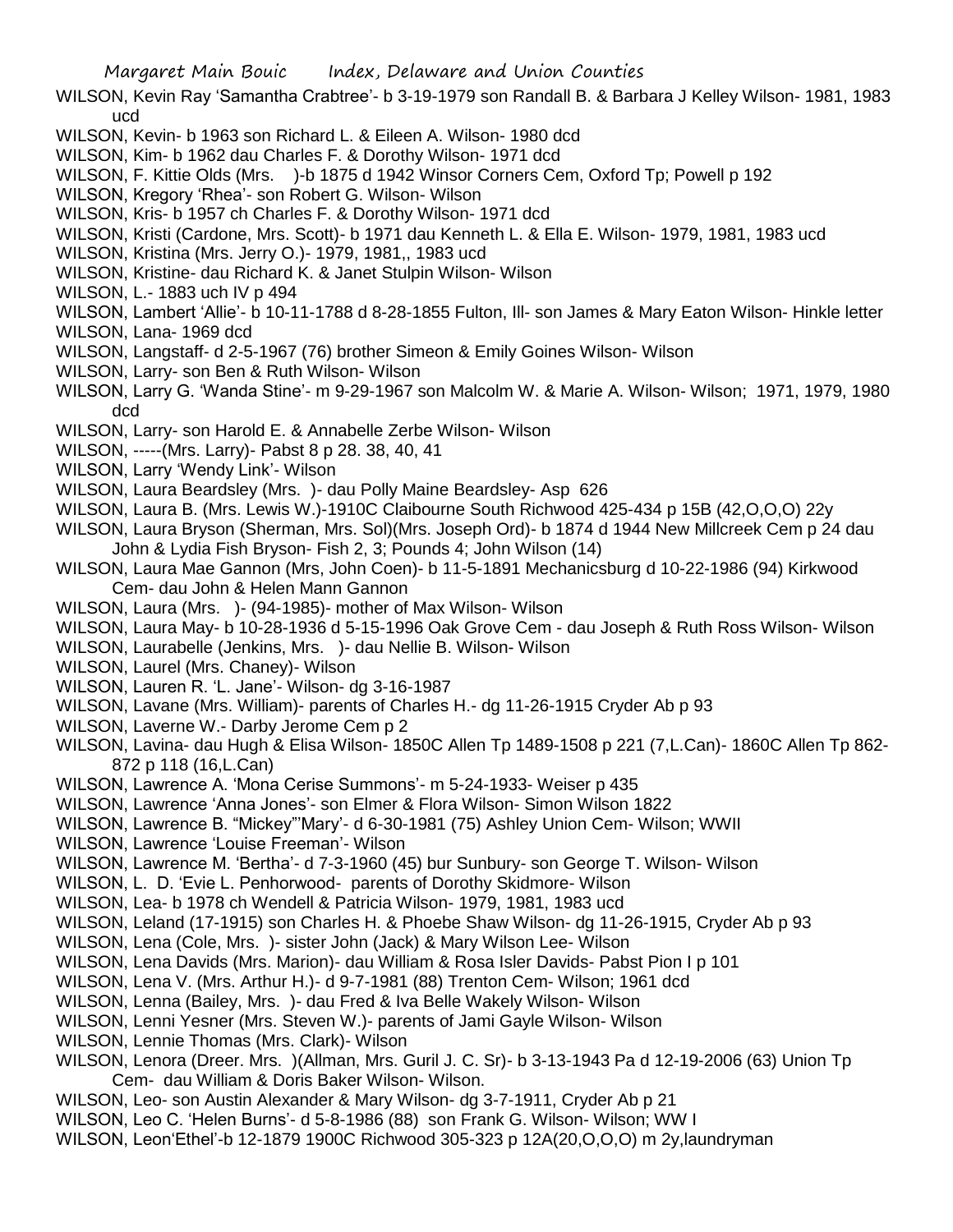WILSON, Kevin Ray 'Samantha Crabtree'- b 3-19-1979 son Randall B. & Barbara J Kelley Wilson- 1981, 1983 ucd

WILSON, Kevin- b 1963 son Richard L. & Eileen A. Wilson- 1980 dcd

WILSON, Kim- b 1962 dau Charles F. & Dorothy Wilson- 1971 dcd

WILSON, F. Kittie Olds (Mrs. )-b 1875 d 1942 Winsor Corners Cem, Oxford Tp; Powell p 192

WILSON, Kregory 'Rhea'- son Robert G. Wilson- Wilson

WILSON, Kris- b 1957 ch Charles F. & Dorothy Wilson- 1971 dcd

WILSON, Kristi (Cardone, Mrs. Scott)- b 1971 dau Kenneth L. & Ella E. Wilson- 1979, 1981, 1983 ucd

WILSON, Kristina (Mrs. Jerry O.)- 1979, 1981,, 1983 ucd

WILSON, Kristine- dau Richard K. & Janet Stulpin Wilson- Wilson

WILSON, L.- 1883 uch IV p 494

WILSON, Lambert 'Allie'- b 10-11-1788 d 8-28-1855 Fulton, Ill- son James & Mary Eaton Wilson- Hinkle letter

WILSON, Lana- 1969 dcd

WILSON, Langstaff- d 2-5-1967 (76) brother Simeon & Emily Goines Wilson- Wilson

WILSON, Larry- son Ben & Ruth Wilson- Wilson

WILSON, Larry G. 'Wanda Stine'- m 9-29-1967 son Malcolm W. & Marie A. Wilson- Wilson; 1971, 1979, 1980 dcd

WILSON, Larry- son Harold E. & Annabelle Zerbe Wilson- Wilson

WILSON, -----(Mrs. Larry)- Pabst 8 p 28. 38, 40, 41

WILSON, Larry 'Wendy Link'- Wilson

WILSON, Laura Beardsley (Mrs. )- dau Polly Maine Beardsley- Asp 626

WILSON, Laura B. (Mrs. Lewis W.)-1910C Claibourne South Richwood 425-434 p 15B (42,O,O,O) 22y

WILSON, Laura Bryson (Sherman, Mrs. Sol)(Mrs. Joseph Ord)- b 1874 d 1944 New Millcreek Cem p 24 dau John & Lydia Fish Bryson- Fish 2, 3; Pounds 4; John Wilson (14)

WILSON, Laura Mae Gannon (Mrs, John Coen)- b 11-5-1891 Mechanicsburg d 10-22-1986 (94) Kirkwood Cem- dau John & Helen Mann Gannon

WILSON, Laura (Mrs. )- (94-1985)- mother of Max Wilson- Wilson

WILSON, Laura May- b 10-28-1936 d 5-15-1996 Oak Grove Cem - dau Joseph & Ruth Ross Wilson- Wilson

WILSON, Laurabelle (Jenkins, Mrs. )- dau Nellie B. Wilson- Wilson

WILSON, Laurel (Mrs. Chaney)- Wilson

WILSON, Lauren R. 'L. Jane'- Wilson- dg 3-16-1987

WILSON, Lavane (Mrs. William)- parents of Charles H.- dg 11-26-1915 Cryder Ab p 93

WILSON, Laverne W.- Darby Jerome Cem p 2

WILSON, Lavina- dau Hugh & Elisa Wilson- 1850C Allen Tp 1489-1508 p 221 (7,L.Can)- 1860C Allen Tp 862-872 p 118 (16,L.Can)

WILSON, Lawrence A. 'Mona Cerise Summons'- m 5-24-1933- Weiser p 435

WILSON, Lawrence 'Anna Jones'- son Elmer & Flora Wilson- Simon Wilson 1822

WILSON, Lawrence B. "Mickey"'Mary'- d 6-30-1981 (75) Ashley Union Cem- Wilson; WWII

WILSON, Lawrence 'Louise Freeman'- Wilson

WILSON, Lawrence M. 'Bertha'- d 7-3-1960 (45) bur Sunbury- son George T. Wilson- Wilson

WILSON, L. D. 'Evie L. Penhorwood- parents of Dorothy Skidmore- Wilson

WILSON, Lea- b 1978 ch Wendell & Patricia Wilson- 1979, 1981, 1983 ucd

WILSON, Leland (17-1915) son Charles H. & Phoebe Shaw Wilson- dg 11-26-1915, Cryder Ab p 93

WILSON, Lena (Cole, Mrs. )- sister John (Jack) & Mary Wilson Lee- Wilson

WILSON, Lena Davids (Mrs. Marion)- dau William & Rosa Isler Davids- Pabst Pion I p 101

WILSON, Lena V. (Mrs. Arthur H.)- d 9-7-1981 (88) Trenton Cem- Wilson; 1961 dcd

WILSON, Lenna (Bailey, Mrs. )- dau Fred & Iva Belle Wakely Wilson- Wilson

WILSON, Lenni Yesner (Mrs. Steven W.)- parents of Jami Gayle Wilson- Wilson

WILSON, Lennie Thomas (Mrs. Clark)- Wilson

WILSON, Lenora (Dreer. Mrs. )(Allman, Mrs. Guril J. C. Sr)- b 3-13-1943 Pa d 12-19-2006 (63) Union Tp Cem- dau William & Doris Baker Wilson- Wilson.

WILSON, Leo- son Austin Alexander & Mary Wilson- dg 3-7-1911, Cryder Ab p 21

WILSON, Leo C. 'Helen Burns'- d 5-8-1986 (88) son Frank G. Wilson- Wilson; WW I

WILSON, Leon'Ethel'-b 12-1879 1900C Richwood 305-323 p 12A(20,O,O,O) m 2y,laundryman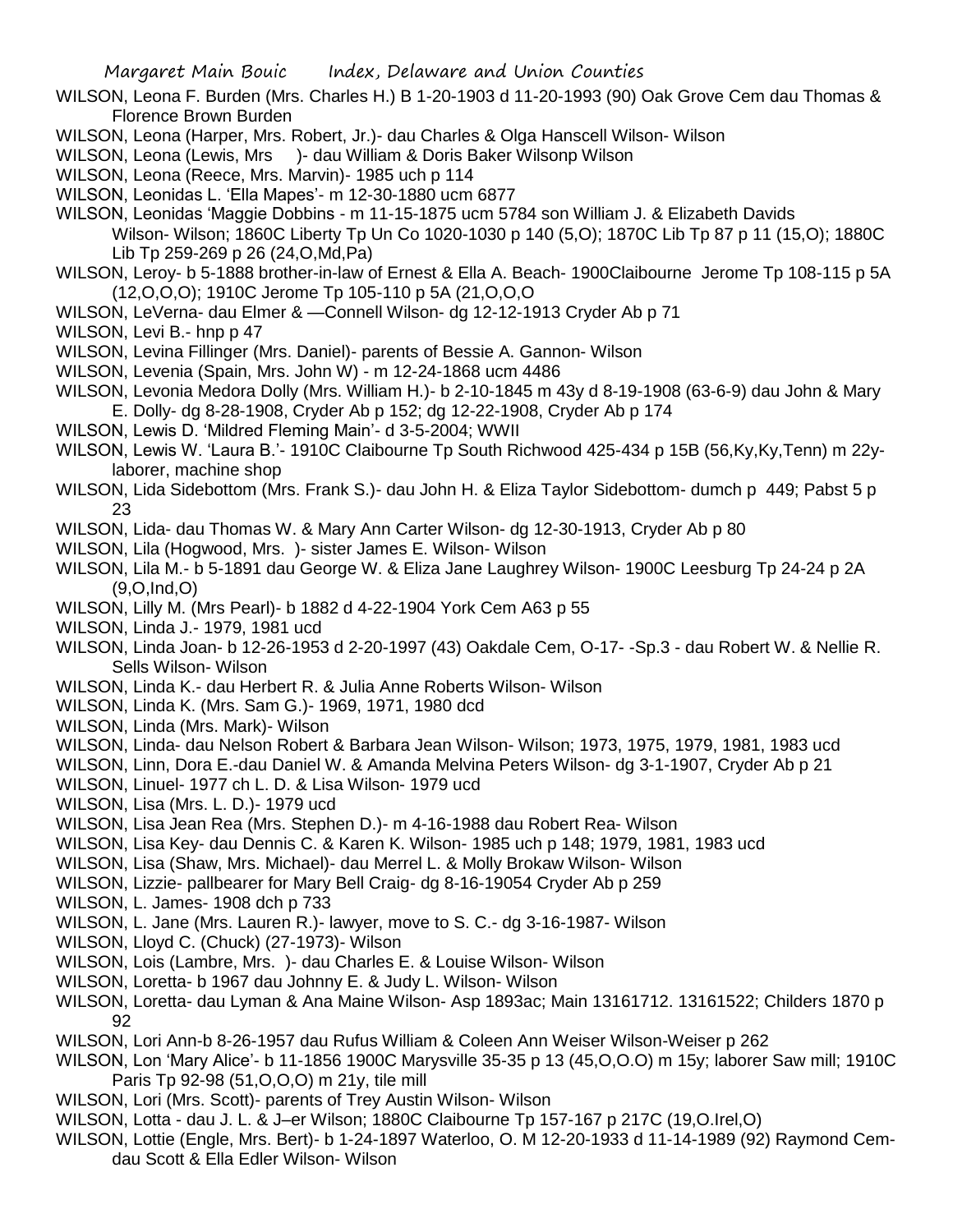WILSON, Leona F. Burden (Mrs. Charles H.) B 1-20-1903 d 11-20-1993 (90) Oak Grove Cem dau Thomas & Florence Brown Burden

WILSON, Leona (Harper, Mrs. Robert, Jr.)- dau Charles & Olga Hanscell Wilson- Wilson

WILSON, Leona (Lewis, Mrs )- dau William & Doris Baker Wilsonp Wilson

WILSON, Leona (Reece, Mrs. Marvin)- 1985 uch p 114

WILSON, Leonidas L. 'Ella Mapes'- m 12-30-1880 ucm 6877

WILSON, Leonidas 'Maggie Dobbins - m 11-15-1875 ucm 5784 son William J. & Elizabeth Davids Wilson- Wilson; 1860C Liberty Tp Un Co 1020-1030 p 140 (5,O); 1870C Lib Tp 87 p 11 (15,O); 1880C Lib Tp 259-269 p 26 (24,O,Md,Pa)

WILSON, Leroy- b 5-1888 brother-in-law of Ernest & Ella A. Beach- 1900Claibourne Jerome Tp 108-115 p 5A (12,O,O,O); 1910C Jerome Tp 105-110 p 5A (21,O,O,O

WILSON, LeVerna- dau Elmer & —Connell Wilson- dg 12-12-1913 Cryder Ab p 71

WILSON, Levi B.- hnp p 47

WILSON, Levina Fillinger (Mrs. Daniel)- parents of Bessie A. Gannon- Wilson

WILSON, Levenia (Spain, Mrs. John W) - m 12-24-1868 ucm 4486

WILSON, Levonia Medora Dolly (Mrs. William H.)- b 2-10-1845 m 43y d 8-19-1908 (63-6-9) dau John & Mary E. Dolly- dg 8-28-1908, Cryder Ab p 152; dg 12-22-1908, Cryder Ab p 174

WILSON, Lewis D. 'Mildred Fleming Main'- d 3-5-2004; WWII

WILSON, Lewis W. 'Laura B.'- 1910C Claibourne Tp South Richwood 425-434 p 15B (56,Ky,Ky,Tenn) m 22y- laborer, machine shop

WILSON, Lida Sidebottom (Mrs. Frank S.)- dau John H. & Eliza Taylor Sidebottom- dumch p 449; Pabst 5 p 23

WILSON, Lida- dau Thomas W. & Mary Ann Carter Wilson- dg 12-30-1913, Cryder Ab p 80

WILSON, Lila (Hogwood, Mrs. )- sister James E. Wilson- Wilson

WILSON, Lila M.- b 5-1891 dau George W. & Eliza Jane Laughrey Wilson- 1900C Leesburg Tp 24-24 p 2A (9,O,Ind,O)

WILSON, Lilly M. (Mrs Pearl)- b 1882 d 4-22-1904 York Cem A63 p 55

WILSON, Linda J.- 1979, 1981 ucd

WILSON, Linda Joan- b 12-26-1953 d 2-20-1997 (43) Oakdale Cem, O-17- -Sp.3 - dau Robert W. & Nellie R. Sells Wilson- Wilson

WILSON, Linda K.- dau Herbert R. & Julia Anne Roberts Wilson- Wilson

WILSON, Linda K. (Mrs. Sam G.)- 1969, 1971, 1980 dcd

WILSON, Linda (Mrs. Mark)- Wilson

WILSON, Linda- dau Nelson Robert & Barbara Jean Wilson- Wilson; 1973, 1975, 1979, 1981, 1983 ucd

WILSON, Linn, Dora E.-dau Daniel W. & Amanda Melvina Peters Wilson- dg 3-1-1907, Cryder Ab p 21

WILSON, Linuel- 1977 ch L. D. & Lisa Wilson- 1979 ucd

WILSON, Lisa (Mrs. L. D.)- 1979 ucd

WILSON, Lisa Jean Rea (Mrs. Stephen D.)- m 4-16-1988 dau Robert Rea- Wilson

WILSON, Lisa Key- dau Dennis C. & Karen K. Wilson- 1985 uch p 148; 1979, 1981, 1983 ucd

WILSON, Lisa (Shaw, Mrs. Michael)- dau Merrel L. & Molly Brokaw Wilson- Wilson

WILSON, Lizzie- pallbearer for Mary Bell Craig- dg 8-16-19054 Cryder Ab p 259

WILSON, L. James- 1908 dch p 733

WILSON, L. Jane (Mrs. Lauren R.)- lawyer, move to S. C.- dg 3-16-1987- Wilson

WILSON, Lloyd C. (Chuck) (27-1973)- Wilson

WILSON, Lois (Lambre, Mrs. )- dau Charles E. & Louise Wilson- Wilson

WILSON, Loretta- b 1967 dau Johnny E. & Judy L. Wilson- Wilson

WILSON, Loretta- dau Lyman & Ana Maine Wilson- Asp 1893ac; Main 13161712. 13161522; Childers 1870 p 92

WILSON, Lori Ann-b 8-26-1957 dau Rufus William & Coleen Ann Weiser Wilson-Weiser p 262

WILSON, Lon 'Mary Alice'- b 11-1856 1900C Marysville 35-35 p 13 (45,O,O.O) m 15y; laborer Saw mill; 1910C Paris Tp 92-98 (51,O,O,O) m 21y, tile mill

WILSON, Lori (Mrs. Scott)- parents of Trey Austin Wilson- Wilson

WILSON, Lotta - dau J. L. & J–er Wilson; 1880C Claibourne Tp 157-167 p 217C (19,O.Irel,O)

WILSON, Lottie (Engle, Mrs. Bert)- b 1-24-1897 Waterloo, O. M 12-20-1933 d 11-14-1989 (92) Raymond Cem- dau Scott & Ella Edler Wilson- Wilson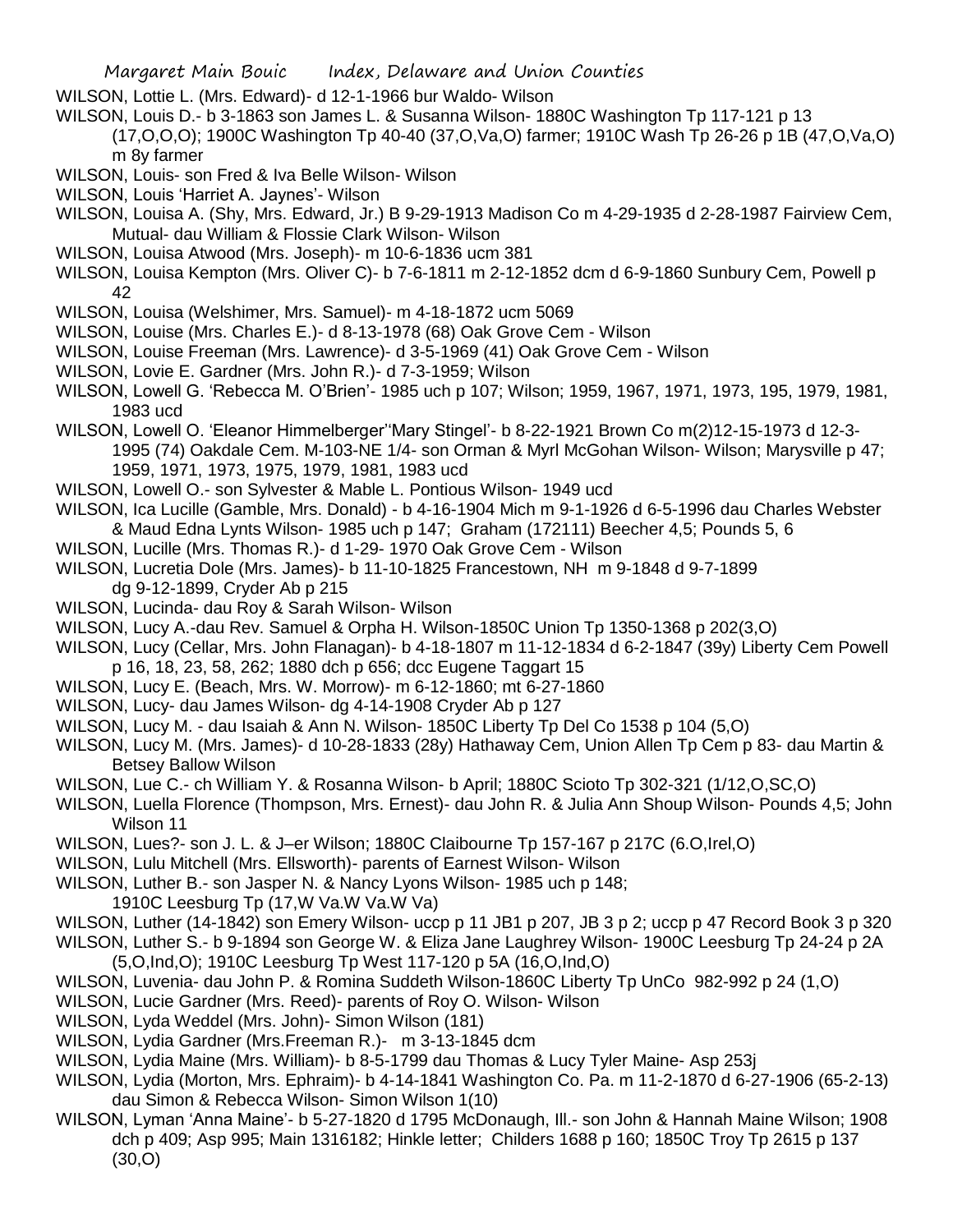WILSON, Lottie L. (Mrs. Edward)- d 12-1-1966 bur Waldo- Wilson

WILSON, Louis D.- b 3-1863 son James L. & Susanna Wilson- 1880C Washington Tp 117-121 p 13 (17,O,O,O); 1900C Washington Tp 40-40 (37,O,Va,O) farmer; 1910C Wash Tp 26-26 p 1B (47,O,Va,O) m 8y farmer

WILSON, Louis- son Fred & Iva Belle Wilson- Wilson

WILSON, Louis 'Harriet A. Jaynes'- Wilson

WILSON, Louisa A. (Shy, Mrs. Edward, Jr.) B 9-29-1913 Madison Co m 4-29-1935 d 2-28-1987 Fairview Cem, Mutual- dau William & Flossie Clark Wilson- Wilson

WILSON, Louisa Atwood (Mrs. Joseph)- m 10-6-1836 ucm 381

WILSON, Louisa Kempton (Mrs. Oliver C)- b 7-6-1811 m 2-12-1852 dcm d 6-9-1860 Sunbury Cem, Powell p 42

WILSON, Louisa (Welshimer, Mrs. Samuel)- m 4-18-1872 ucm 5069

WILSON, Louise (Mrs. Charles E.)- d 8-13-1978 (68) Oak Grove Cem - Wilson

WILSON, Louise Freeman (Mrs. Lawrence)- d 3-5-1969 (41) Oak Grove Cem - Wilson

WILSON, Lovie E. Gardner (Mrs. John R.)- d 7-3-1959; Wilson

WILSON, Lowell G. 'Rebecca M. O'Brien'- 1985 uch p 107; Wilson; 1959, 1967, 1971, 1973, 195, 1979, 1981, 1983 ucd

WILSON, Lowell O. 'Eleanor Himmelberger''Mary Stingel'- b 8-22-1921 Brown Co m(2)12-15-1973 d 12-3-1995 (74) Oakdale Cem. M-103-NE 1/4- son Orman & Myrl McGohan Wilson- Wilson; Marysville p 47; 1959, 1971, 1973, 1975, 1979, 1981, 1983 ucd

WILSON, Lowell O.- son Sylvester & Mable L. Pontious Wilson- 1949 ucd

WILSON, Ica Lucille (Gamble, Mrs. Donald) - b 4-16-1904 Mich m 9-1-1926 d 6-5-1996 dau Charles Webster & Maud Edna Lynts Wilson- 1985 uch p 147; Graham (172111) Beecher 4,5; Pounds 5, 6

WILSON, Lucille (Mrs. Thomas R.)- d 1-29- 1970 Oak Grove Cem - Wilson

WILSON, Lucretia Dole (Mrs. James)- b 11-10-1825 Francestown, NH m 9-1848 d 9-7-1899 dg 9-12-1899, Cryder Ab p 215

WILSON, Lucinda- dau Roy & Sarah Wilson- Wilson

WILSON, Lucy A.-dau Rev. Samuel & Orpha H. Wilson-1850C Union Tp 1350-1368 p 202(3,O)

WILSON, Lucy (Cellar, Mrs. John Flanagan)- b 4-18-1807 m 11-12-1834 d 6-2-1847 (39y) Liberty Cem Powell p 16, 18, 23, 58, 262; 1880 dch p 656; dcc Eugene Taggart 15

WILSON, Lucy E. (Beach, Mrs. W. Morrow)- m 6-12-1860; mt 6-27-1860

WILSON, Lucy- dau James Wilson- dg 4-14-1908 Cryder Ab p 127

WILSON, Lucy M. - dau Isaiah & Ann N. Wilson- 1850C Liberty Tp Del Co 1538 p 104 (5,O)

WILSON, Lucy M. (Mrs. James)- d 10-28-1833 (28y) Hathaway Cem, Union Allen Tp Cem p 83- dau Martin & Betsey Ballow Wilson

WILSON, Lue C.- ch William Y. & Rosanna Wilson- b April; 1880C Scioto Tp 302-321 (1/12,O,SC,O)

WILSON, Luella Florence (Thompson, Mrs. Ernest)- dau John R. & Julia Ann Shoup Wilson- Pounds 4,5; John Wilson 11

WILSON, Lues?- son J. L. & J–er Wilson; 1880C Claibourne Tp 157-167 p 217C (6.O,Irel,O)

WILSON, Lulu Mitchell (Mrs. Ellsworth)- parents of Earnest Wilson- Wilson

WILSON, Luther B.- son Jasper N. & Nancy Lyons Wilson- 1985 uch p 148; 1910C Leesburg Tp (17,W Va.W Va.W Va)

WILSON, Luther (14-1842) son Emery Wilson- uccp p 11 JB1 p 207, JB 3 p 2; uccp p 47 Record Book 3 p 320

WILSON, Luther S.- b 9-1894 son George W. & Eliza Jane Laughrey Wilson- 1900C Leesburg Tp 24-24 p 2A (5,O,Ind,O); 1910C Leesburg Tp West 117-120 p 5A (16,O,Ind,O)

WILSON, Luvenia- dau John P. & Romina Suddeth Wilson-1860C Liberty Tp UnCo 982-992 p 24 (1,O)

WILSON, Lucie Gardner (Mrs. Reed)- parents of Roy O. Wilson- Wilson

WILSON, Lyda Weddel (Mrs. John)- Simon Wilson (181)

WILSON, Lydia Gardner (Mrs.Freeman R.)- m 3-13-1845 dcm

WILSON, Lydia Maine (Mrs. William)- b 8-5-1799 dau Thomas & Lucy Tyler Maine- Asp 253j

WILSON, Lydia (Morton, Mrs. Ephraim)- b 4-14-1841 Washington Co. Pa. m 11-2-1870 d 6-27-1906 (65-2-13) dau Simon & Rebecca Wilson- Simon Wilson 1(10)

WILSON, Lyman 'Anna Maine'- b 5-27-1820 d 1795 McDonaugh, Ill.- son John & Hannah Maine Wilson; 1908 dch p 409; Asp 995; Main 1316182; Hinkle letter; Childers 1688 p 160; 1850C Troy Tp 2615 p 137 (30,O)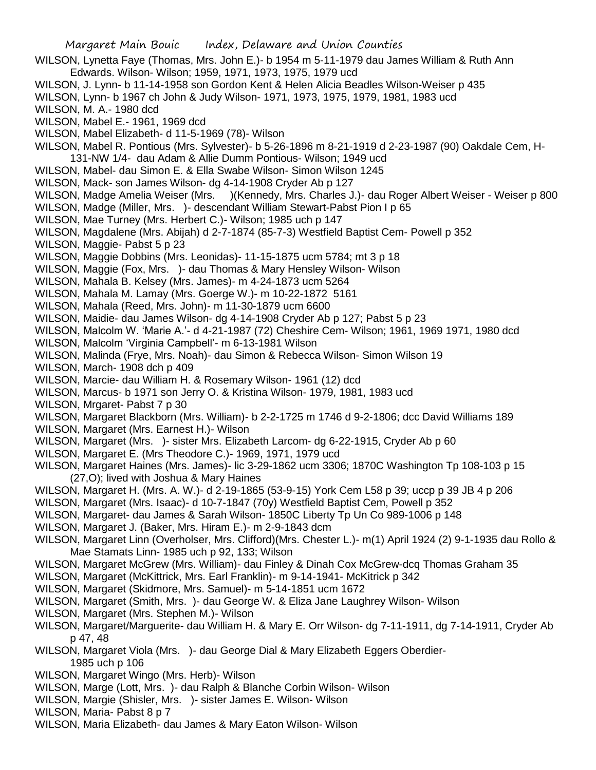WILSON, Lynetta Faye (Thomas, Mrs. John E.)- b 1954 m 5-11-1979 dau James William & Ruth Ann Edwards. Wilson- Wilson; 1959, 1971, 1973, 1975, 1979 ucd

WILSON, J. Lynn- b 11-14-1958 son Gordon Kent & Helen Alicia Beadles Wilson-Weiser p 435

WILSON, Lynn- b 1967 ch John & Judy Wilson- 1971, 1973, 1975, 1979, 1981, 1983 ucd

WILSON, M. A.- 1980 dcd

WILSON, Mabel E.- 1961, 1969 dcd

WILSON, Mabel Elizabeth- d 11-5-1969 (78)- Wilson

WILSON, Mabel R. Pontious (Mrs. Sylvester)- b 5-26-1896 m 8-21-1919 d 2-23-1987 (90) Oakdale Cem, H-131-NW 1/4- dau Adam & Allie Dumm Pontious- Wilson; 1949 ucd

WILSON, Mabel- dau Simon E. & Ella Swabe Wilson- Simon Wilson 1245

WILSON, Mack- son James Wilson- dg 4-14-1908 Cryder Ab p 127

WILSON, Madge Amelia Weiser (Mrs. )(Kennedy, Mrs. Charles J.)- dau Roger Albert Weiser - Weiser p 800

WILSON, Madge (Miller, Mrs. )- descendant William Stewart-Pabst Pion I p 65

WILSON, Mae Turney (Mrs. Herbert C.)- Wilson; 1985 uch p 147

WILSON, Magdalene (Mrs. Abijah) d 2-7-1874 (85-7-3) Westfield Baptist Cem- Powell p 352

WILSON, Maggie- Pabst 5 p 23

WILSON, Maggie Dobbins (Mrs. Leonidas)- 11-15-1875 ucm 5784; mt 3 p 18

WILSON, Maggie (Fox, Mrs. )- dau Thomas & Mary Hensley Wilson- Wilson

WILSON, Mahala B. Kelsey (Mrs. James)- m 4-24-1873 ucm 5264

WILSON, Mahala M. Lamay (Mrs. Goerge W.)- m 10-22-1872 5161

WILSON, Mahala (Reed, Mrs. John)- m 11-30-1879 ucm 6600

WILSON, Maidie- dau James Wilson- dg 4-14-1908 Cryder Ab p 127; Pabst 5 p 23

WILSON, Malcolm W. 'Marie A.'- d 4-21-1987 (72) Cheshire Cem- Wilson; 1961, 1969 1971, 1980 dcd

WILSON, Malcolm 'Virginia Campbell'- m 6-13-1981 Wilson

WILSON, Malinda (Frye, Mrs. Noah)- dau Simon & Rebecca Wilson- Simon Wilson 19

WILSON, March- 1908 dch p 409

WILSON, Marcie- dau William H. & Rosemary Wilson- 1961 (12) dcd

WILSON, Marcus- b 1971 son Jerry O. & Kristina Wilson- 1979, 1981, 1983 ucd

WILSON, Mrgaret- Pabst 7 p 30

WILSON, Margaret Blackborn (Mrs. William)- b 2-2-1725 m 1746 d 9-2-1806; dcc David Williams 189

WILSON, Margaret (Mrs. Earnest H.)- Wilson

WILSON, Margaret (Mrs. )- sister Mrs. Elizabeth Larcom- dg 6-22-1915, Cryder Ab p 60

WILSON, Margaret E. (Mrs Theodore C.)- 1969, 1971, 1979 ucd

WILSON, Margaret Haines (Mrs. James)- lic 3-29-1862 ucm 3306; 1870C Washington Tp 108-103 p 15 (27,O); lived with Joshua & Mary Haines

WILSON, Margaret H. (Mrs. A. W.)- d 2-19-1865 (53-9-15) York Cem L58 p 39; uccp p 39 JB 4 p 206

WILSON, Margaret (Mrs. Isaac)- d 10-7-1847 (70y) Westfield Baptist Cem, Powell p 352

WILSON, Margaret- dau James & Sarah Wilson- 1850C Liberty Tp Un Co 989-1006 p 148

WILSON, Margaret J. (Baker, Mrs. Hiram E.)- m 2-9-1843 dcm

WILSON, Margaret Linn (Overholser, Mrs. Clifford)(Mrs. Chester L.)- m(1) April 1924 (2) 9-1-1935 dau Rollo & Mae Stamats Linn- 1985 uch p 92, 133; Wilson

WILSON, Margaret McGrew (Mrs. William)- dau Finley & Dinah Cox McGrew-dcq Thomas Graham 35

WILSON, Margaret (McKittrick, Mrs. Earl Franklin)- m 9-14-1941- McKitrick p 342

WILSON, Margaret (Skidmore, Mrs. Samuel)- m 5-14-1851 ucm 1672

WILSON, Margaret (Smith, Mrs. )- dau George W. & Eliza Jane Laughrey Wilson- Wilson

WILSON, Margaret (Mrs. Stephen M.)- Wilson

WILSON, Margaret/Marguerite- dau William H. & Mary E. Orr Wilson- dg 7-11-1911, dg 7-14-1911, Cryder Ab p 47, 48

WILSON, Margaret Viola (Mrs. )- dau George Dial & Mary Elizabeth Eggers Oberdier- 1985 uch p 106

WILSON, Margaret Wingo (Mrs. Herb)- Wilson

WILSON, Marge (Lott, Mrs. )- dau Ralph & Blanche Corbin Wilson- Wilson

WILSON, Margie (Shisler, Mrs. )- sister James E. Wilson- Wilson

WILSON, Maria- Pabst 8 p 7

WILSON, Maria Elizabeth- dau James & Mary Eaton Wilson- Wilson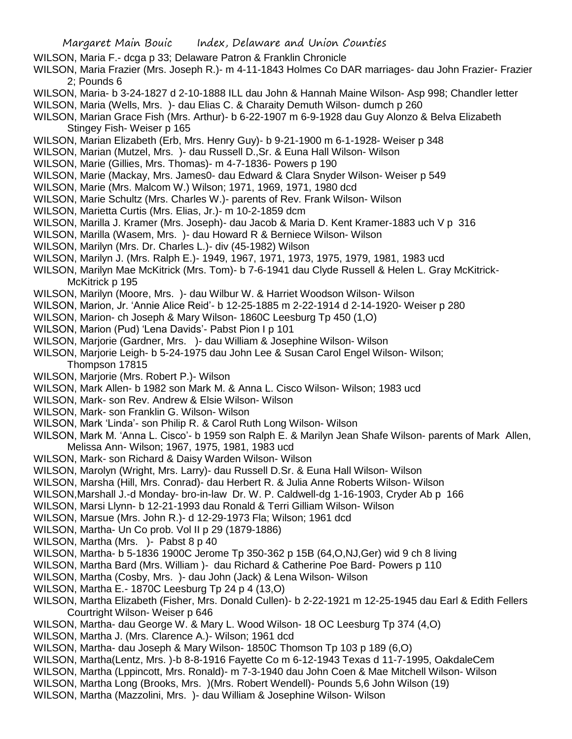WILSON, Maria F.- dcga p 33; Delaware Patron & Franklin Chronicle

WILSON, Maria Frazier (Mrs. Joseph R.)- m 4-11-1843 Holmes Co DAR marriages- dau John Frazier- Frazier 2; Pounds 6

WILSON, Maria- b 3-24-1827 d 2-10-1888 ILL dau John & Hannah Maine Wilson- Asp 998; Chandler letter

WILSON, Maria (Wells, Mrs. )- dau Elias C. & Charaity Demuth Wilson- dumch p 260

WILSON, Marian Grace Fish (Mrs. Arthur)- b 6-22-1907 m 6-9-1928 dau Guy Alonzo & Belva Elizabeth Stingey Fish- Weiser p 165

WILSON, Marian Elizabeth (Erb, Mrs. Henry Guy)- b 9-21-1900 m 6-1-1928- Weiser p 348

WILSON, Marian (Mutzel, Mrs. )- dau Russell D.,Sr. & Euna Hall Wilson- Wilson

WILSON, Marie (Gillies, Mrs. Thomas)- m 4-7-1836- Powers p 190

WILSON, Marie (Mackay, Mrs. James0- dau Edward & Clara Snyder Wilson- Weiser p 549

WILSON, Marie (Mrs. Malcom W.) Wilson; 1971, 1969, 1971, 1980 dcd

WILSON, Marie Schultz (Mrs. Charles W.)- parents of Rev. Frank Wilson- Wilson

WILSON, Marietta Curtis (Mrs. Elias, Jr.)- m 10-2-1859 dcm

WILSON, Marilla J. Kramer (Mrs. Joseph)- dau Jacob & Maria D. Kent Kramer-1883 uch V p 316

WILSON, Marilla (Wasem, Mrs. )- dau Howard R & Berniece Wilson- Wilson

WILSON, Marilyn (Mrs. Dr. Charles L.)- div (45-1982) Wilson

WILSON, Marilyn J. (Mrs. Ralph E.)- 1949, 1967, 1971, 1973, 1975, 1979, 1981, 1983 ucd

WILSON, Marilyn Mae McKitrick (Mrs. Tom)- b 7-6-1941 dau Clyde Russell & Helen L. Gray McKitrick- McKitrick p 195

WILSON, Marilyn (Moore, Mrs. )- dau Wilbur W. & Harriet Woodson Wilson- Wilson

WILSON, Marion, Jr. 'Annie Alice Reid'- b 12-25-1885 m 2-22-1914 d 2-14-1920- Weiser p 280

WILSON, Marion- ch Joseph & Mary Wilson- 1860C Leesburg Tp 450 (1,O)

WILSON, Marion (Pud) 'Lena Davids'- Pabst Pion I p 101

WILSON, Marjorie (Gardner, Mrs. )- dau William & Josephine Wilson- Wilson

WILSON, Marjorie Leigh- b 5-24-1975 dau John Lee & Susan Carol Engel Wilson- Wilson; Thompson 17815

WILSON, Marjorie (Mrs. Robert P.)- Wilson

WILSON, Mark Allen- b 1982 son Mark M. & Anna L. Cisco Wilson- Wilson; 1983 ucd

WILSON, Mark- son Rev. Andrew & Elsie Wilson- Wilson

WILSON, Mark- son Franklin G. Wilson- Wilson

WILSON, Mark 'Linda'- son Philip R. & Carol Ruth Long Wilson- Wilson

WILSON, Mark M. 'Anna L. Cisco'- b 1959 son Ralph E. & Marilyn Jean Shafe Wilson- parents of Mark Allen, Melissa Ann- Wilson; 1967, 1975, 1981, 1983 ucd

WILSON, Mark- son Richard & Daisy Warden Wilson- Wilson

WILSON, Marolyn (Wright, Mrs. Larry)- dau Russell D.Sr. & Euna Hall Wilson- Wilson

WILSON, Marsha (Hill, Mrs. Conrad)- dau Herbert R. & Julia Anne Roberts Wilson- Wilson

WILSON,Marshall J.-d Monday- bro-in-law Dr. W. P. Caldwell-dg 1-16-1903, Cryder Ab p 166

WILSON, Marsi Llynn- b 12-21-1993 dau Ronald & Terri Gilliam Wilson- Wilson

WILSON, Marsue (Mrs. John R.)- d 12-29-1973 Fla; Wilson; 1961 dcd

WILSON, Martha- Un Co prob. Vol II p 29 (1879-1886)

WILSON, Martha (Mrs. )- Pabst 8 p 40

WILSON, Martha- b 5-1836 1900C Jerome Tp 350-362 p 15B (64,O,NJ,Ger) wid 9 ch 8 living

WILSON, Martha Bard (Mrs. William )- dau Richard & Catherine Poe Bard- Powers p 110

WILSON, Martha (Cosby, Mrs. )- dau John (Jack) & Lena Wilson- Wilson

WILSON, Martha E.- 1870C Leesburg Tp 24 p 4 (13,O)

WILSON, Martha Elizabeth (Fisher, Mrs. Donald Cullen)- b 2-22-1921 m 12-25-1945 dau Earl & Edith Fellers Courtright Wilson- Weiser p 646

WILSON, Martha- dau George W. & Mary L. Wood Wilson- 18 OC Leesburg Tp 374 (4,O)

WILSON, Martha J. (Mrs. Clarence A.)- Wilson; 1961 dcd

WILSON, Martha- dau Joseph & Mary Wilson- 1850C Thomson Tp 103 p 189 (6,O)

WILSON, Martha(Lentz, Mrs. )-b 8-8-1916 Fayette Co m 6-12-1943 Texas d 11-7-1995, OakdaleCem

WILSON, Martha (Lppincott, Mrs. Ronald)- m 7-3-1940 dau John Coen & Mae Mitchell Wilson- Wilson

WILSON, Martha Long (Brooks, Mrs. )(Mrs. Robert Wendell)- Pounds 5,6 John Wilson (19)

WILSON, Martha (Mazzolini, Mrs. )- dau William & Josephine Wilson- Wilson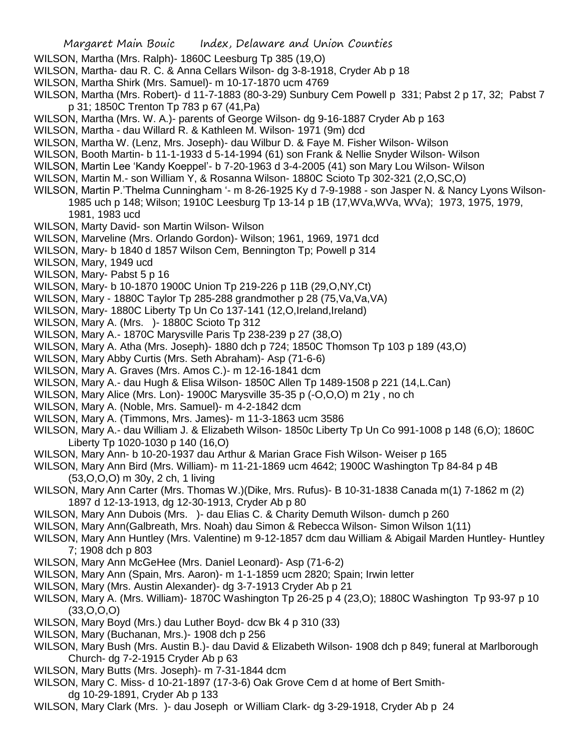WILSON, Martha (Mrs. Ralph)- 1860C Leesburg Tp 385 (19,O)

WILSON, Martha- dau R. C. & Anna Cellars Wilson- dg 3-8-1918, Cryder Ab p 18

WILSON, Martha Shirk (Mrs. Samuel)- m 10-17-1870 ucm 4769

WILSON, Martha (Mrs. Robert)- d 11-7-1883 (80-3-29) Sunbury Cem Powell p 331; Pabst 2 p 17, 32; Pabst 7 p 31; 1850C Trenton Tp 783 p 67 (41,Pa)

WILSON, Martha (Mrs. W. A.)- parents of George Wilson- dg 9-16-1887 Cryder Ab p 163

WILSON, Martha - dau Willard R. & Kathleen M. Wilson- 1971 (9m) dcd

WILSON, Martha W. (Lenz, Mrs. Joseph)- dau Wilbur D. & Faye M. Fisher Wilson- Wilson

WILSON, Booth Martin- b 11-1-1933 d 5-14-1994 (61) son Frank & Nellie Snyder Wilson- Wilson

WILSON, Martin Lee 'Kandy Koeppel'- b 7-20-1963 d 3-4-2005 (41) son Mary Lou Wilson- Wilson

WILSON, Martin M.- son William Y, & Rosanna Wilson- 1880C Scioto Tp 302-321 (2,O,SC,O)

WILSON, Martin P.'Thelma Cunningham '- m 8-26-1925 Ky d 7-9-1988 - son Jasper N. & Nancy Lyons Wilson- 1985 uch p 148; Wilson; 1910C Leesburg Tp 13-14 p 1B (17,WVa,WVa, WVa); 1973, 1975, 1979, 1981, 1983 ucd

WILSON, Marty David- son Martin Wilson- Wilson

WILSON, Marveline (Mrs. Orlando Gordon)- Wilson; 1961, 1969, 1971 dcd

WILSON, Mary- b 1840 d 1857 Wilson Cem, Bennington Tp; Powell p 314

WILSON, Mary, 1949 ucd

WILSON, Mary- Pabst 5 p 16

WILSON, Mary- b 10-1870 1900C Union Tp 219-226 p 11B (29,O,NY,Ct)

WILSON, Mary - 1880C Taylor Tp 285-288 grandmother p 28 (75,Va,Va,VA)

WILSON, Mary- 1880C Liberty Tp Un Co 137-141 (12,O,Ireland,Ireland)

WILSON, Mary A. (Mrs. )- 1880C Scioto Tp 312

WILSON, Mary A.- 1870C Marysville Paris Tp 238-239 p 27 (38,O)

WILSON, Mary A. Atha (Mrs. Joseph)- 1880 dch p 724; 1850C Thomson Tp 103 p 189 (43,O)

WILSON, Mary Abby Curtis (Mrs. Seth Abraham)- Asp (71-6-6)

WILSON, Mary A. Graves (Mrs. Amos C.)- m 12-16-1841 dcm

WILSON, Mary A.- dau Hugh & Elisa Wilson- 1850C Allen Tp 1489-1508 p 221 (14,L.Can)

WILSON, Mary Alice (Mrs. Lon)- 1900C Marysville 35-35 p (-O,O,O) m 21y , no ch

WILSON, Mary A. (Noble, Mrs. Samuel)- m 4-2-1842 dcm

WILSON, Mary A. (Timmons, Mrs. James)- m 11-3-1863 ucm 3586

WILSON, Mary A.- dau William J. & Elizabeth Wilson- 1850c Liberty Tp Un Co 991-1008 p 148 (6,O); 1860C Liberty Tp 1020-1030 p 140 (16,O)

WILSON, Mary Ann- b 10-20-1937 dau Arthur & Marian Grace Fish Wilson- Weiser p 165

WILSON, Mary Ann Bird (Mrs. William)- m 11-21-1869 ucm 4642; 1900C Washington Tp 84-84 p 4B (53,O,O,O) m 30y, 2 ch, 1 living

WILSON, Mary Ann Carter (Mrs. Thomas W.)(Dike, Mrs. Rufus)- B 10-31-1838 Canada m(1) 7-1862 m (2) 1897 d 12-13-1913, dg 12-30-1913, Cryder Ab p 80

WILSON, Mary Ann Dubois (Mrs. )- dau Elias C. & Charity Demuth Wilson- dumch p 260

WILSON, Mary Ann(Galbreath, Mrs. Noah) dau Simon & Rebecca Wilson- Simon Wilson 1(11)

WILSON, Mary Ann Huntley (Mrs. Valentine) m 9-12-1857 dcm dau William & Abigail Marden Huntley- Huntley 7; 1908 dch p 803

WILSON, Mary Ann McGeHee (Mrs. Daniel Leonard)- Asp (71-6-2)

WILSON, Mary Ann (Spain, Mrs. Aaron)- m 1-1-1859 ucm 2820; Spain; Irwin letter

WILSON, Mary (Mrs. Austin Alexander)- dg 3-7-1913 Cryder Ab p 21

WILSON, Mary A. (Mrs. William)- 1870C Washington Tp 26-25 p 4 (23,O); 1880C Washington Tp 93-97 p 10 (33,O,O,O)

WILSON, Mary Boyd (Mrs.) dau Luther Boyd- dcw Bk 4 p 310 (33)

WILSON, Mary (Buchanan, Mrs.)- 1908 dch p 256

WILSON, Mary Bush (Mrs. Austin B.)- dau David & Elizabeth Wilson- 1908 dch p 849; funeral at Marlborough Church- dg 7-2-1915 Cryder Ab p 63

WILSON, Mary Butts (Mrs. Joseph)- m 7-31-1844 dcm

WILSON, Mary C. Miss- d 10-21-1897 (17-3-6) Oak Grove Cem d at home of Bert Smith- dg 10-29-1891, Cryder Ab p 133

WILSON, Mary Clark (Mrs. )- dau Joseph or William Clark- dg 3-29-1918, Cryder Ab p 24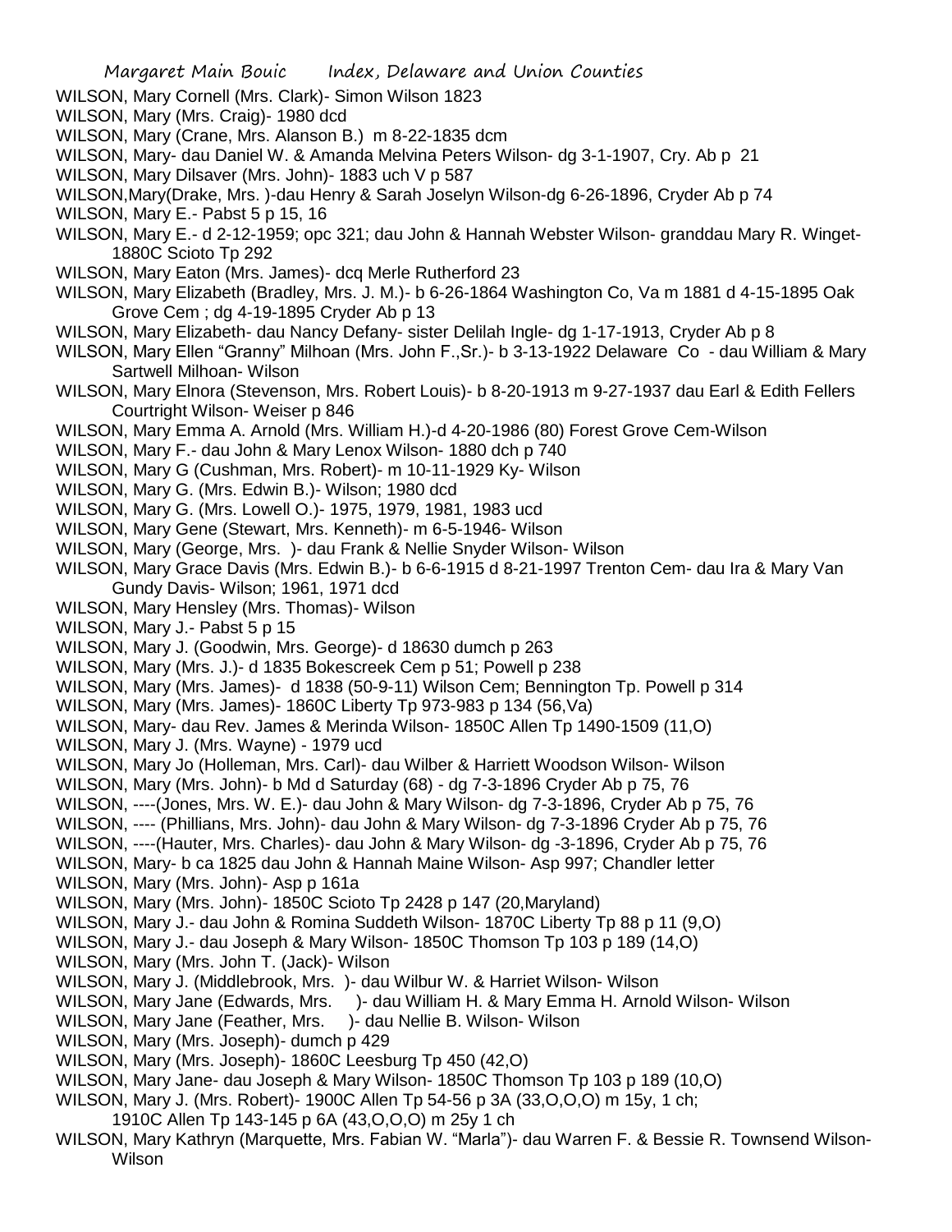WILSON, Mary Cornell (Mrs. Clark)- Simon Wilson 1823

WILSON, Mary (Mrs. Craig)- 1980 dcd

WILSON, Mary (Crane, Mrs. Alanson B.) m 8-22-1835 dcm

WILSON, Mary- dau Daniel W. & Amanda Melvina Peters Wilson- dg 3-1-1907, Cry. Ab p 21

WILSON, Mary Dilsaver (Mrs. John)- 1883 uch V p 587

WILSON,Mary(Drake, Mrs. )-dau Henry & Sarah Joselyn Wilson-dg 6-26-1896, Cryder Ab p 74

WILSON, Mary E.- Pabst 5 p 15, 16

WILSON, Mary E.- d 2-12-1959; opc 321; dau John & Hannah Webster Wilson- granddau Mary R. Winget- 1880C Scioto Tp 292

WILSON, Mary Eaton (Mrs. James)- dcq Merle Rutherford 23

WILSON, Mary Elizabeth (Bradley, Mrs. J. M.)- b 6-26-1864 Washington Co, Va m 1881 d 4-15-1895 Oak Grove Cem ; dg 4-19-1895 Cryder Ab p 13

WILSON, Mary Elizabeth- dau Nancy Defany- sister Delilah Ingle- dg 1-17-1913, Cryder Ab p 8

WILSON, Mary Ellen "Granny" Milhoan (Mrs. John F.,Sr.)- b 3-13-1922 Delaware Co - dau William & Mary Sartwell Milhoan- Wilson

WILSON, Mary Elnora (Stevenson, Mrs. Robert Louis)- b 8-20-1913 m 9-27-1937 dau Earl & Edith Fellers Courtright Wilson- Weiser p 846

WILSON, Mary Emma A. Arnold (Mrs. William H.)-d 4-20-1986 (80) Forest Grove Cem-Wilson

WILSON, Mary F.- dau John & Mary Lenox Wilson- 1880 dch p 740

WILSON, Mary G (Cushman, Mrs. Robert)- m 10-11-1929 Ky- Wilson

WILSON, Mary G. (Mrs. Edwin B.)- Wilson; 1980 dcd

WILSON, Mary G. (Mrs. Lowell O.)- 1975, 1979, 1981, 1983 ucd

WILSON, Mary Gene (Stewart, Mrs. Kenneth)- m 6-5-1946- Wilson

WILSON, Mary (George, Mrs. )- dau Frank & Nellie Snyder Wilson- Wilson

WILSON, Mary Grace Davis (Mrs. Edwin B.)- b 6-6-1915 d 8-21-1997 Trenton Cem- dau Ira & Mary Van Gundy Davis- Wilson; 1961, 1971 dcd

WILSON, Mary Hensley (Mrs. Thomas)- Wilson

WILSON, Mary J.- Pabst 5 p 15

WILSON, Mary J. (Goodwin, Mrs. George)- d 18630 dumch p 263

WILSON, Mary (Mrs. J.)- d 1835 Bokescreek Cem p 51; Powell p 238

WILSON, Mary (Mrs. James)- d 1838 (50-9-11) Wilson Cem; Bennington Tp. Powell p 314

WILSON, Mary (Mrs. James)- 1860C Liberty Tp 973-983 p 134 (56,Va)

WILSON, Mary- dau Rev. James & Merinda Wilson- 1850C Allen Tp 1490-1509 (11,O)

WILSON, Mary J. (Mrs. Wayne) - 1979 ucd

WILSON, Mary Jo (Holleman, Mrs. Carl)- dau Wilber & Harriett Woodson Wilson- Wilson

WILSON, Mary (Mrs. John)- b Md d Saturday (68) - dg 7-3-1896 Cryder Ab p 75, 76

WILSON, ----(Jones, Mrs. W. E.)- dau John & Mary Wilson- dg 7-3-1896, Cryder Ab p 75, 76

WILSON, ---- (Phillians, Mrs. John)- dau John & Mary Wilson- dg 7-3-1896 Cryder Ab p 75, 76

WILSON, ----(Hauter, Mrs. Charles)- dau John & Mary Wilson- dg -3-1896, Cryder Ab p 75, 76

WILSON, Mary- b ca 1825 dau John & Hannah Maine Wilson- Asp 997; Chandler letter

WILSON, Mary (Mrs. John)- Asp p 161a

WILSON, Mary (Mrs. John)- 1850C Scioto Tp 2428 p 147 (20,Maryland)

WILSON, Mary J.- dau John & Romina Suddeth Wilson- 1870C Liberty Tp 88 p 11 (9,O)

WILSON, Mary J.- dau Joseph & Mary Wilson- 1850C Thomson Tp 103 p 189 (14,O)

WILSON, Mary (Mrs. John T. (Jack)- Wilson

WILSON, Mary J. (Middlebrook, Mrs. )- dau Wilbur W. & Harriet Wilson- Wilson

WILSON, Mary Jane (Edwards, Mrs. )- dau William H. & Mary Emma H. Arnold Wilson- Wilson

WILSON, Mary Jane (Feather, Mrs. )- dau Nellie B. Wilson- Wilson

WILSON, Mary (Mrs. Joseph)- dumch p 429

WILSON, Mary (Mrs. Joseph)- 1860C Leesburg Tp 450 (42,O)

WILSON, Mary Jane- dau Joseph & Mary Wilson- 1850C Thomson Tp 103 p 189 (10,O)

WILSON, Mary J. (Mrs. Robert)- 1900C Allen Tp 54-56 p 3A (33,O,O,O) m 15y, 1 ch; 1910C Allen Tp 143-145 p 6A (43,O,O,O) m 25y 1 ch

WILSON, Mary Kathryn (Marquette, Mrs. Fabian W. "Marla")- dau Warren F. & Bessie R. Townsend Wilson- Wilson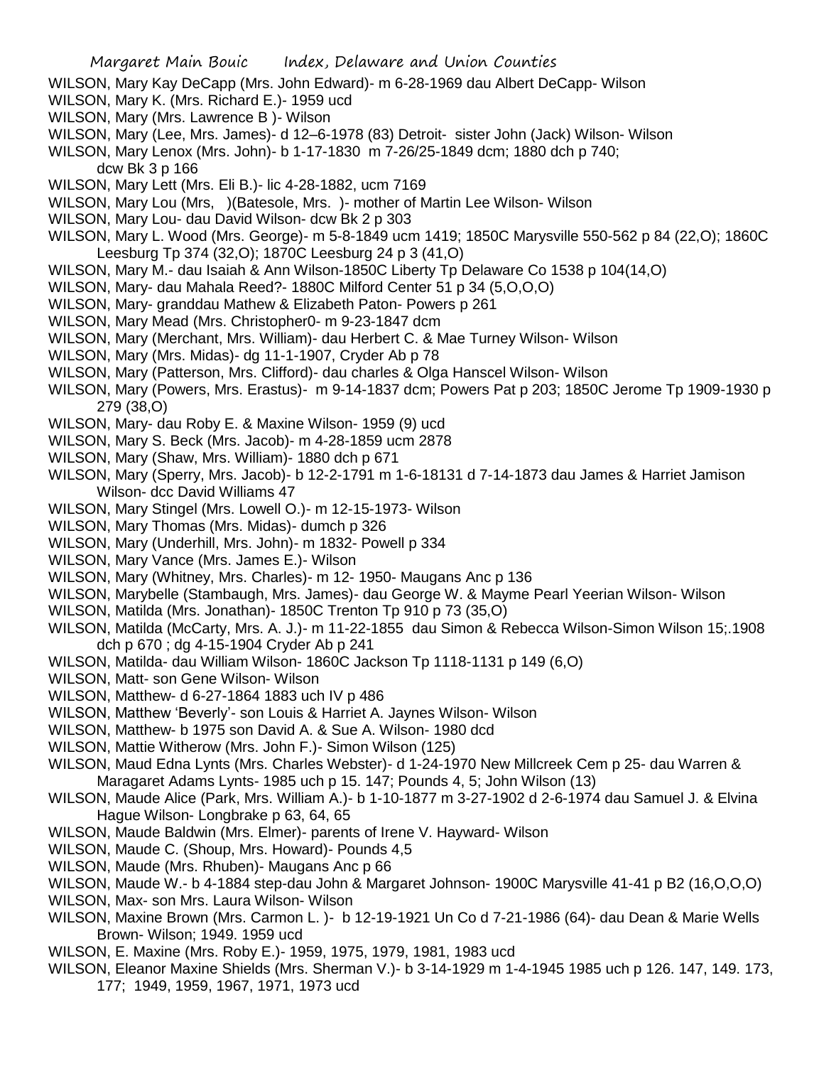WILSON, Mary Kay DeCapp (Mrs. John Edward)- m 6-28-1969 dau Albert DeCapp- Wilson
WILSON, Mary K. (Mrs. Richard E.)- 1959 ucd
WILSON, Mary (Mrs. Lawrence B )- Wilson
WILSON, Mary (Lee, Mrs. James)- d 12–6-1978 (83) Detroit- sister John (Jack) Wilson- Wilson
WILSON, Mary Lenox (Mrs. John)- b 1-17-1830 m 7-26/25-1849 dcm; 1880 dch p 740; dcw Bk 3 p 166
WILSON, Mary Lett (Mrs. Eli B.)- lic 4-28-1882, ucm 7169
WILSON, Mary Lou (Mrs, )(Batesole, Mrs. )- mother of Martin Lee Wilson- Wilson
WILSON, Mary Lou- dau David Wilson- dcw Bk 2 p 303
WILSON, Mary L. Wood (Mrs. George)- m 5-8-1849 ucm 1419; 1850C Marysville 550-562 p 84 (22,O); 1860C Leesburg Tp 374 (32,O); 1870C Leesburg 24 p 3 (41,O)
WILSON, Mary M.- dau Isaiah & Ann Wilson-1850C Liberty Tp Delaware Co 1538 p 104(14,O)
WILSON, Mary- dau Mahala Reed?- 1880C Milford Center 51 p 34 (5,O,O,O)
WILSON, Mary- granddau Mathew & Elizabeth Paton- Powers p 261
WILSON, Mary Mead (Mrs. Christopher0- m 9-23-1847 dcm
WILSON, Mary (Merchant, Mrs. William)- dau Herbert C. & Mae Turney Wilson- Wilson
WILSON, Mary (Mrs. Midas)- dg 11-1-1907, Cryder Ab p 78
WILSON, Mary (Patterson, Mrs. Clifford)- dau charles & Olga Hanscel Wilson- Wilson
WILSON, Mary (Powers, Mrs. Erastus)- m 9-14-1837 dcm; Powers Pat p 203; 1850C Jerome Tp 1909-1930 p 279 (38,O)
WILSON, Mary- dau Roby E. & Maxine Wilson- 1959 (9) ucd
WILSON, Mary S. Beck (Mrs. Jacob)- m 4-28-1859 ucm 2878
WILSON, Mary (Shaw, Mrs. William)- 1880 dch p 671
WILSON, Mary (Sperry, Mrs. Jacob)- b 12-2-1791 m 1-6-18131 d 7-14-1873 dau James & Harriet Jamison Wilson- dcc David Williams 47
WILSON, Mary Stingel (Mrs. Lowell O.)- m 12-15-1973- Wilson
WILSON, Mary Thomas (Mrs. Midas)- dumch p 326
WILSON, Mary (Underhill, Mrs. John)- m 1832- Powell p 334
WILSON, Mary Vance (Mrs. James E.)- Wilson
WILSON, Mary (Whitney, Mrs. Charles)- m 12- 1950- Maugans Anc p 136
WILSON, Marybelle (Stambaugh, Mrs. James)- dau George W. & Mayme Pearl Yeerian Wilson- Wilson
WILSON, Matilda (Mrs. Jonathan)- 1850C Trenton Tp 910 p 73 (35,O)
WILSON, Matilda (McCarty, Mrs. A. J.)- m 11-22-1855 dau Simon & Rebecca Wilson-Simon Wilson 15;.1908 dch p 670 ; dg 4-15-1904 Cryder Ab p 241
WILSON, Matilda- dau William Wilson- 1860C Jackson Tp 1118-1131 p 149 (6,O)
WILSON, Matt- son Gene Wilson- Wilson
WILSON, Matthew- d 6-27-1864 1883 uch IV p 486
WILSON, Matthew 'Beverly'- son Louis & Harriet A. Jaynes Wilson- Wilson
WILSON, Matthew- b 1975 son David A. & Sue A. Wilson- 1980 dcd
WILSON, Mattie Witherow (Mrs. John F.)- Simon Wilson (125)
WILSON, Maud Edna Lynts (Mrs. Charles Webster)- d 1-24-1970 New Millcreek Cem p 25- dau Warren & Maragaret Adams Lynts- 1985 uch p 15. 147; Pounds 4, 5; John Wilson (13)
WILSON, Maude Alice (Park, Mrs. William A.)- b 1-10-1877 m 3-27-1902 d 2-6-1974 dau Samuel J. & Elvina Hague Wilson- Longbrake p 63, 64, 65
WILSON, Maude Baldwin (Mrs. Elmer)- parents of Irene V. Hayward- Wilson
WILSON, Maude C. (Shoup, Mrs. Howard)- Pounds 4,5
WILSON, Maude (Mrs. Rhuben)- Maugans Anc p 66
WILSON, Maude W.- b 4-1884 step-dau John & Margaret Johnson- 1900C Marysville 41-41 p B2 (16,O,O,O)
WILSON, Max- son Mrs. Laura Wilson- Wilson
WILSON, Maxine Brown (Mrs. Carmon L. )- b 12-19-1921 Un Co d 7-21-1986 (64)- dau Dean & Marie Wells Brown- Wilson; 1949. 1959 ucd
WILSON, E. Maxine (Mrs. Roby E.)- 1959, 1975, 1979, 1981, 1983 ucd
WILSON, Eleanor Maxine Shields (Mrs. Sherman V.)- b 3-14-1929 m 1-4-1945 1985 uch p 126. 147, 149. 173, 177; 1949, 1959, 1967, 1971, 1973 ucd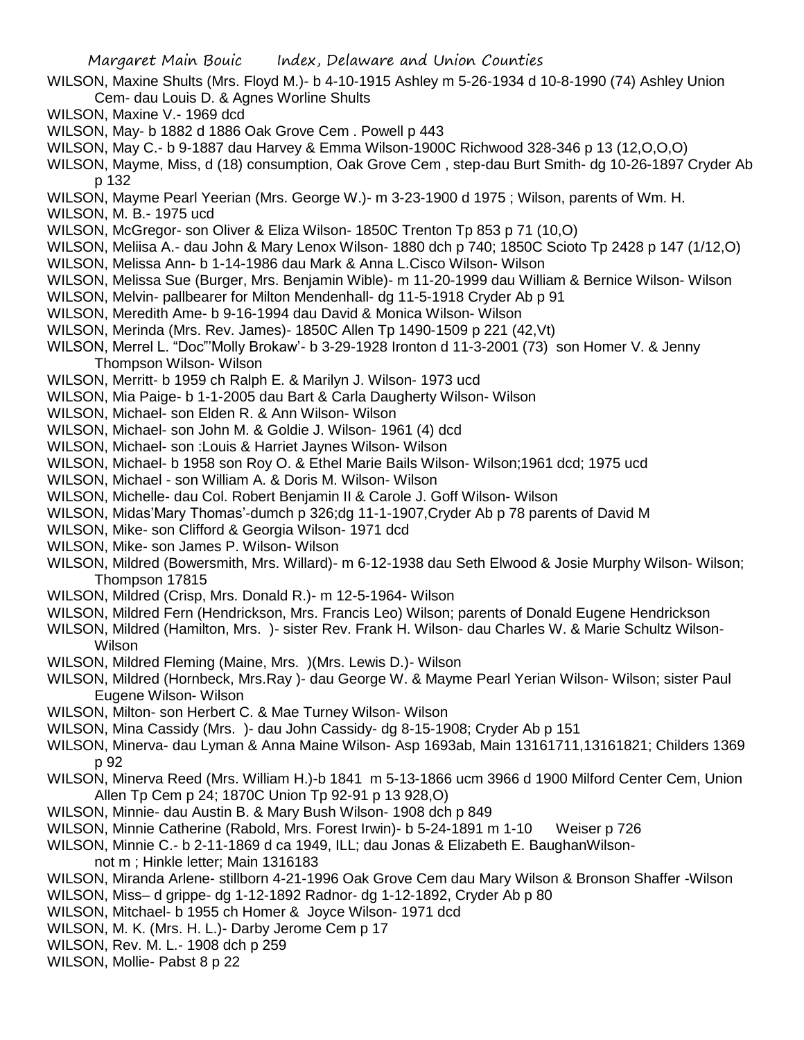WILSON, Maxine Shults (Mrs. Floyd M.)- b 4-10-1915 Ashley m 5-26-1934 d 10-8-1990 (74) Ashley Union Cem- dau Louis D. & Agnes Worline Shults

WILSON, Maxine V.- 1969 dcd

WILSON, May- b 1882 d 1886 Oak Grove Cem . Powell p 443

WILSON, May C.- b 9-1887 dau Harvey & Emma Wilson-1900C Richwood 328-346 p 13 (12,O,O,O)

WILSON, Mayme, Miss, d (18) consumption, Oak Grove Cem , step-dau Burt Smith- dg 10-26-1897 Cryder Ab p 132

WILSON, Mayme Pearl Yeerian (Mrs. George W.)- m 3-23-1900 d 1975 ; Wilson, parents of Wm. H.

WILSON, M. B.- 1975 ucd

WILSON, McGregor- son Oliver & Eliza Wilson- 1850C Trenton Tp 853 p 71 (10,O)

WILSON, Meliisa A.- dau John & Mary Lenox Wilson- 1880 dch p 740; 1850C Scioto Tp 2428 p 147 (1/12,O)

WILSON, Melissa Ann- b 1-14-1986 dau Mark & Anna L.Cisco Wilson- Wilson

WILSON, Melissa Sue (Burger, Mrs. Benjamin Wible)- m 11-20-1999 dau William & Bernice Wilson- Wilson

WILSON, Melvin- pallbearer for Milton Mendenhall- dg 11-5-1918 Cryder Ab p 91

WILSON, Meredith Ame- b 9-16-1994 dau David & Monica Wilson- Wilson

WILSON, Merinda (Mrs. Rev. James)- 1850C Allen Tp 1490-1509 p 221 (42,Vt)

WILSON, Merrel L. "Doc"'Molly Brokaw'- b 3-29-1928 Ironton d 11-3-2001 (73) son Homer V. & Jenny Thompson Wilson- Wilson

WILSON, Merritt- b 1959 ch Ralph E. & Marilyn J. Wilson- 1973 ucd

WILSON, Mia Paige- b 1-1-2005 dau Bart & Carla Daugherty Wilson- Wilson

WILSON, Michael- son Elden R. & Ann Wilson- Wilson

WILSON, Michael- son John M. & Goldie J. Wilson- 1961 (4) dcd

WILSON, Michael- son :Louis & Harriet Jaynes Wilson- Wilson

WILSON, Michael- b 1958 son Roy O. & Ethel Marie Bails Wilson- Wilson;1961 dcd; 1975 ucd

WILSON, Michael - son William A. & Doris M. Wilson- Wilson

WILSON, Michelle- dau Col. Robert Benjamin II & Carole J. Goff Wilson- Wilson

WILSON, Midas'Mary Thomas'-dumch p 326;dg 11-1-1907,Cryder Ab p 78 parents of David M

WILSON, Mike- son Clifford & Georgia Wilson- 1971 dcd

WILSON, Mike- son James P. Wilson- Wilson

WILSON, Mildred (Bowersmith, Mrs. Willard)- m 6-12-1938 dau Seth Elwood & Josie Murphy Wilson- Wilson; Thompson 17815

WILSON, Mildred (Crisp, Mrs. Donald R.)- m 12-5-1964- Wilson

WILSON, Mildred Fern (Hendrickson, Mrs. Francis Leo) Wilson; parents of Donald Eugene Hendrickson

WILSON, Mildred (Hamilton, Mrs. )- sister Rev. Frank H. Wilson- dau Charles W. & Marie Schultz Wilson- Wilson

WILSON, Mildred Fleming (Maine, Mrs. )(Mrs. Lewis D.)- Wilson

WILSON, Mildred (Hornbeck, Mrs.Ray )- dau George W. & Mayme Pearl Yerian Wilson- Wilson; sister Paul Eugene Wilson- Wilson

WILSON, Milton- son Herbert C. & Mae Turney Wilson- Wilson

WILSON, Mina Cassidy (Mrs. )- dau John Cassidy- dg 8-15-1908; Cryder Ab p 151

WILSON, Minerva- dau Lyman & Anna Maine Wilson- Asp 1693ab, Main 13161711,13161821; Childers 1369 p 92

WILSON, Minerva Reed (Mrs. William H.)-b 1841 m 5-13-1866 ucm 3966 d 1900 Milford Center Cem, Union Allen Tp Cem p 24; 1870C Union Tp 92-91 p 13 928,O)

WILSON, Minnie- dau Austin B. & Mary Bush Wilson- 1908 dch p 849

WILSON, Minnie Catherine (Rabold, Mrs. Forest Irwin)- b 5-24-1891 m 1-10 Weiser p 726

WILSON, Minnie C.- b 2-11-1869 d ca 1949, ILL; dau Jonas & Elizabeth E. BaughanWilson- not m ; Hinkle letter; Main 1316183

WILSON, Miranda Arlene- stillborn 4-21-1996 Oak Grove Cem dau Mary Wilson & Bronson Shaffer -Wilson

WILSON, Miss– d grippe- dg 1-12-1892 Radnor- dg 1-12-1892, Cryder Ab p 80

WILSON, Mitchael- b 1955 ch Homer & Joyce Wilson- 1971 dcd

WILSON, M. K. (Mrs. H. L.)- Darby Jerome Cem p 17

WILSON, Rev. M. L.- 1908 dch p 259

WILSON, Mollie- Pabst 8 p 22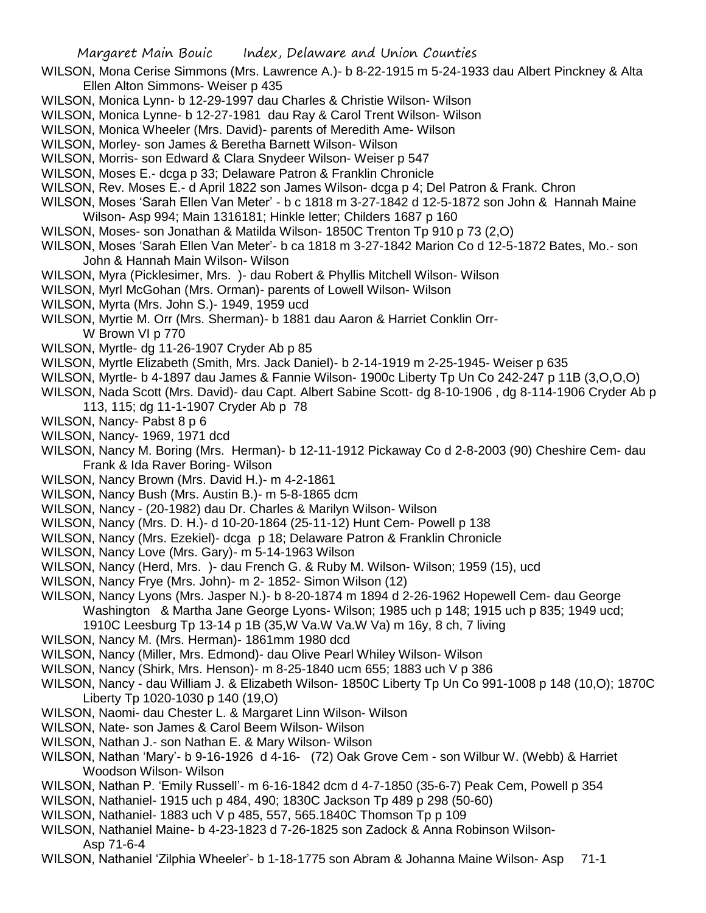WILSON, Mona Cerise Simmons (Mrs. Lawrence A.)- b 8-22-1915 m 5-24-1933 dau Albert Pinckney & Alta Ellen Alton Simmons- Weiser p 435

WILSON, Monica Lynn- b 12-29-1997 dau Charles & Christie Wilson- Wilson

WILSON, Monica Lynne- b 12-27-1981 dau Ray & Carol Trent Wilson- Wilson

WILSON, Monica Wheeler (Mrs. David)- parents of Meredith Ame- Wilson

WILSON, Morley- son James & Beretha Barnett Wilson- Wilson

WILSON, Morris- son Edward & Clara Snydeer Wilson- Weiser p 547

WILSON, Moses E.- dcga p 33; Delaware Patron & Franklin Chronicle

WILSON, Rev. Moses E.- d April 1822 son James Wilson- dcga p 4; Del Patron & Frank. Chron

WILSON, Moses 'Sarah Ellen Van Meter' - b c 1818 m 3-27-1842 d 12-5-1872 son John & Hannah Maine Wilson- Asp 994; Main 1316181; Hinkle letter; Childers 1687 p 160

WILSON, Moses- son Jonathan & Matilda Wilson- 1850C Trenton Tp 910 p 73 (2,O)

WILSON, Moses 'Sarah Ellen Van Meter'- b ca 1818 m 3-27-1842 Marion Co d 12-5-1872 Bates, Mo.- son John & Hannah Main Wilson- Wilson

WILSON, Myra (Picklesimer, Mrs. )- dau Robert & Phyllis Mitchell Wilson- Wilson

WILSON, Myrl McGohan (Mrs. Orman)- parents of Lowell Wilson- Wilson

WILSON, Myrta (Mrs. John S.)- 1949, 1959 ucd

WILSON, Myrtie M. Orr (Mrs. Sherman)- b 1881 dau Aaron & Harriet Conklin Orr- W Brown VI p 770

WILSON, Myrtle- dg 11-26-1907 Cryder Ab p 85

WILSON, Myrtle Elizabeth (Smith, Mrs. Jack Daniel)- b 2-14-1919 m 2-25-1945- Weiser p 635

WILSON, Myrtle- b 4-1897 dau James & Fannie Wilson- 1900c Liberty Tp Un Co 242-247 p 11B (3,O,O,O)

WILSON, Nada Scott (Mrs. David)- dau Capt. Albert Sabine Scott- dg 8-10-1906 , dg 8-114-1906 Cryder Ab p 113, 115; dg 11-1-1907 Cryder Ab p 78

WILSON, Nancy- Pabst 8 p 6

WILSON, Nancy- 1969, 1971 dcd

WILSON, Nancy M. Boring (Mrs. Herman)- b 12-11-1912 Pickaway Co d 2-8-2003 (90) Cheshire Cem- dau Frank & Ida Raver Boring- Wilson

WILSON, Nancy Brown (Mrs. David H.)- m 4-2-1861

WILSON, Nancy Bush (Mrs. Austin B.)- m 5-8-1865 dcm

WILSON, Nancy - (20-1982) dau Dr. Charles & Marilyn Wilson- Wilson

WILSON, Nancy (Mrs. D. H.)- d 10-20-1864 (25-11-12) Hunt Cem- Powell p 138

WILSON, Nancy (Mrs. Ezekiel)- dcga p 18; Delaware Patron & Franklin Chronicle

WILSON, Nancy Love (Mrs. Gary)- m 5-14-1963 Wilson

WILSON, Nancy (Herd, Mrs. )- dau French G. & Ruby M. Wilson- Wilson; 1959 (15), ucd

WILSON, Nancy Frye (Mrs. John)- m 2- 1852- Simon Wilson (12)

WILSON, Nancy Lyons (Mrs. Jasper N.)- b 8-20-1874 m 1894 d 2-26-1962 Hopewell Cem- dau George Washington & Martha Jane George Lyons- Wilson; 1985 uch p 148; 1915 uch p 835; 1949 ucd; 1910C Leesburg Tp 13-14 p 1B (35,W Va.W Va.W Va) m 16y, 8 ch, 7 living

WILSON, Nancy M. (Mrs. Herman)- 1861mm 1980 dcd

WILSON, Nancy (Miller, Mrs. Edmond)- dau Olive Pearl Whiley Wilson- Wilson

WILSON, Nancy (Shirk, Mrs. Henson)- m 8-25-1840 ucm 655; 1883 uch V p 386

WILSON, Nancy - dau William J. & Elizabeth Wilson- 1850C Liberty Tp Un Co 991-1008 p 148 (10,O); 1870C Liberty Tp 1020-1030 p 140 (19,O)

WILSON, Naomi- dau Chester L. & Margaret Linn Wilson- Wilson

WILSON, Nate- son James & Carol Beem Wilson- Wilson

WILSON, Nathan J.- son Nathan E. & Mary Wilson- Wilson

WILSON, Nathan 'Mary'- b 9-16-1926 d 4-16- (72) Oak Grove Cem - son Wilbur W. (Webb) & Harriet Woodson Wilson- Wilson

WILSON, Nathan P. 'Emily Russell'- m 6-16-1842 dcm d 4-7-1850 (35-6-7) Peak Cem, Powell p 354

WILSON, Nathaniel- 1915 uch p 484, 490; 1830C Jackson Tp 489 p 298 (50-60)

WILSON, Nathaniel- 1883 uch V p 485, 557, 565.1840C Thomson Tp p 109

WILSON, Nathaniel Maine- b 4-23-1823 d 7-26-1825 son Zadock & Anna Robinson Wilson- Asp 71-6-4

WILSON, Nathaniel 'Zilphia Wheeler'- b 1-18-1775 son Abram & Johanna Maine Wilson- Asp 71-1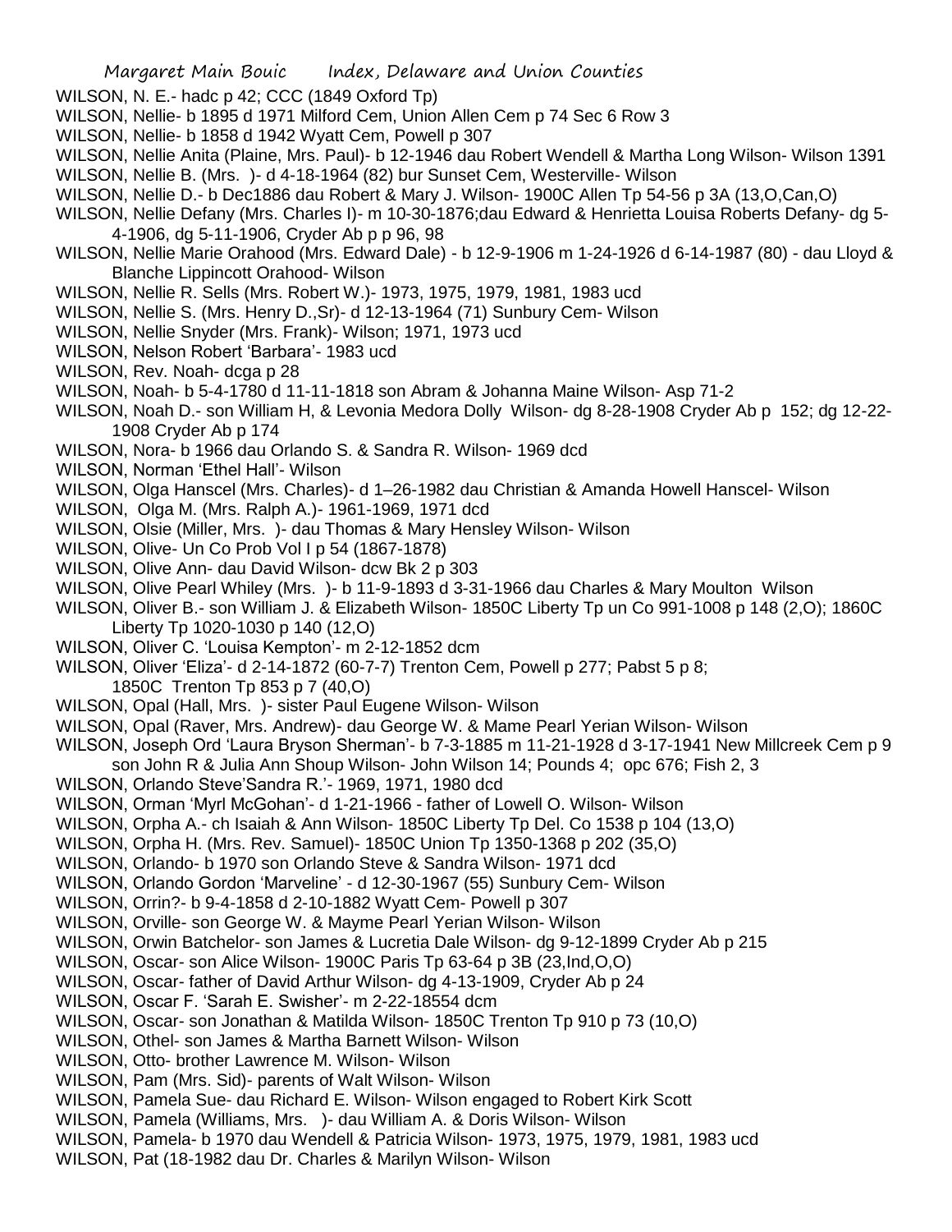WILSON, N. E.- hadc p 42; CCC (1849 Oxford Tp)

WILSON, Nellie- b 1895 d 1971 Milford Cem, Union Allen Cem p 74 Sec 6 Row 3

WILSON, Nellie- b 1858 d 1942 Wyatt Cem, Powell p 307

WILSON, Nellie Anita (Plaine, Mrs. Paul)- b 12-1946 dau Robert Wendell & Martha Long Wilson- Wilson 1391

WILSON, Nellie B. (Mrs. )- d 4-18-1964 (82) bur Sunset Cem, Westerville- Wilson

WILSON, Nellie D.- b Dec1886 dau Robert & Mary J. Wilson- 1900C Allen Tp 54-56 p 3A (13,O,Can,O)

WILSON, Nellie Defany (Mrs. Charles I)- m 10-30-1876;dau Edward & Henrietta Louisa Roberts Defany- dg 5-4-1906, dg 5-11-1906, Cryder Ab p p 96, 98

WILSON, Nellie Marie Orahood (Mrs. Edward Dale) - b 12-9-1906 m 1-24-1926 d 6-14-1987 (80) - dau Lloyd & Blanche Lippincott Orahood- Wilson

WILSON, Nellie R. Sells (Mrs. Robert W.)- 1973, 1975, 1979, 1981, 1983 ucd

WILSON, Nellie S. (Mrs. Henry D.,Sr)- d 12-13-1964 (71) Sunbury Cem- Wilson

WILSON, Nellie Snyder (Mrs. Frank)- Wilson; 1971, 1973 ucd

WILSON, Nelson Robert 'Barbara'- 1983 ucd

WILSON, Rev. Noah- dcga p 28

WILSON, Noah- b 5-4-1780 d 11-11-1818 son Abram & Johanna Maine Wilson- Asp 71-2

WILSON, Noah D.- son William H, & Levonia Medora Dolly Wilson- dg 8-28-1908 Cryder Ab p 152; dg 12-22-1908 Cryder Ab p 174

WILSON, Nora- b 1966 dau Orlando S. & Sandra R. Wilson- 1969 dcd

WILSON, Norman 'Ethel Hall'- Wilson

WILSON, Olga Hanscel (Mrs. Charles)- d 1–26-1982 dau Christian & Amanda Howell Hanscel- Wilson

WILSON, Olga M. (Mrs. Ralph A.)- 1961-1969, 1971 dcd

WILSON, Olsie (Miller, Mrs. )- dau Thomas & Mary Hensley Wilson- Wilson

WILSON, Olive- Un Co Prob Vol I p 54 (1867-1878)

WILSON, Olive Ann- dau David Wilson- dcw Bk 2 p 303

WILSON, Olive Pearl Whiley (Mrs. )- b 11-9-1893 d 3-31-1966 dau Charles & Mary Moulton Wilson

WILSON, Oliver B.- son William J. & Elizabeth Wilson- 1850C Liberty Tp un Co 991-1008 p 148 (2,O); 1860C Liberty Tp 1020-1030 p 140 (12,O)

WILSON, Oliver C. 'Louisa Kempton'- m 2-12-1852 dcm

WILSON, Oliver 'Eliza'- d 2-14-1872 (60-7-7) Trenton Cem, Powell p 277; Pabst 5 p 8; 1850C Trenton Tp 853 p 7 (40,O)

WILSON, Opal (Hall, Mrs. )- sister Paul Eugene Wilson- Wilson

WILSON, Opal (Raver, Mrs. Andrew)- dau George W. & Mame Pearl Yerian Wilson- Wilson

WILSON, Joseph Ord 'Laura Bryson Sherman'- b 7-3-1885 m 11-21-1928 d 3-17-1941 New Millcreek Cem p 9 son John R & Julia Ann Shoup Wilson- John Wilson 14; Pounds 4; opc 676; Fish 2, 3

WILSON, Orlando Steve'Sandra R.'- 1969, 1971, 1980 dcd

WILSON, Orman 'Myrl McGohan'- d 1-21-1966 - father of Lowell O. Wilson- Wilson

WILSON, Orpha A.- ch Isaiah & Ann Wilson- 1850C Liberty Tp Del. Co 1538 p 104 (13,O)

WILSON, Orpha H. (Mrs. Rev. Samuel)- 1850C Union Tp 1350-1368 p 202 (35,O)

WILSON, Orlando- b 1970 son Orlando Steve & Sandra Wilson- 1971 dcd

WILSON, Orlando Gordon 'Marveline' - d 12-30-1967 (55) Sunbury Cem- Wilson

WILSON, Orrin?- b 9-4-1858 d 2-10-1882 Wyatt Cem- Powell p 307

WILSON, Orville- son George W. & Mayme Pearl Yerian Wilson- Wilson

WILSON, Orwin Batchelor- son James & Lucretia Dale Wilson- dg 9-12-1899 Cryder Ab p 215

WILSON, Oscar- son Alice Wilson- 1900C Paris Tp 63-64 p 3B (23,Ind,O,O)

WILSON, Oscar- father of David Arthur Wilson- dg 4-13-1909, Cryder Ab p 24

WILSON, Oscar F. 'Sarah E. Swisher'- m 2-22-18554 dcm

WILSON, Oscar- son Jonathan & Matilda Wilson- 1850C Trenton Tp 910 p 73 (10,O)

WILSON, Othel- son James & Martha Barnett Wilson- Wilson

WILSON, Otto- brother Lawrence M. Wilson- Wilson

WILSON, Pam (Mrs. Sid)- parents of Walt Wilson- Wilson

WILSON, Pamela Sue- dau Richard E. Wilson- Wilson engaged to Robert Kirk Scott

WILSON, Pamela (Williams, Mrs. )- dau William A. & Doris Wilson- Wilson

WILSON, Pamela- b 1970 dau Wendell & Patricia Wilson- 1973, 1975, 1979, 1981, 1983 ucd

WILSON, Pat (18-1982 dau Dr. Charles & Marilyn Wilson- Wilson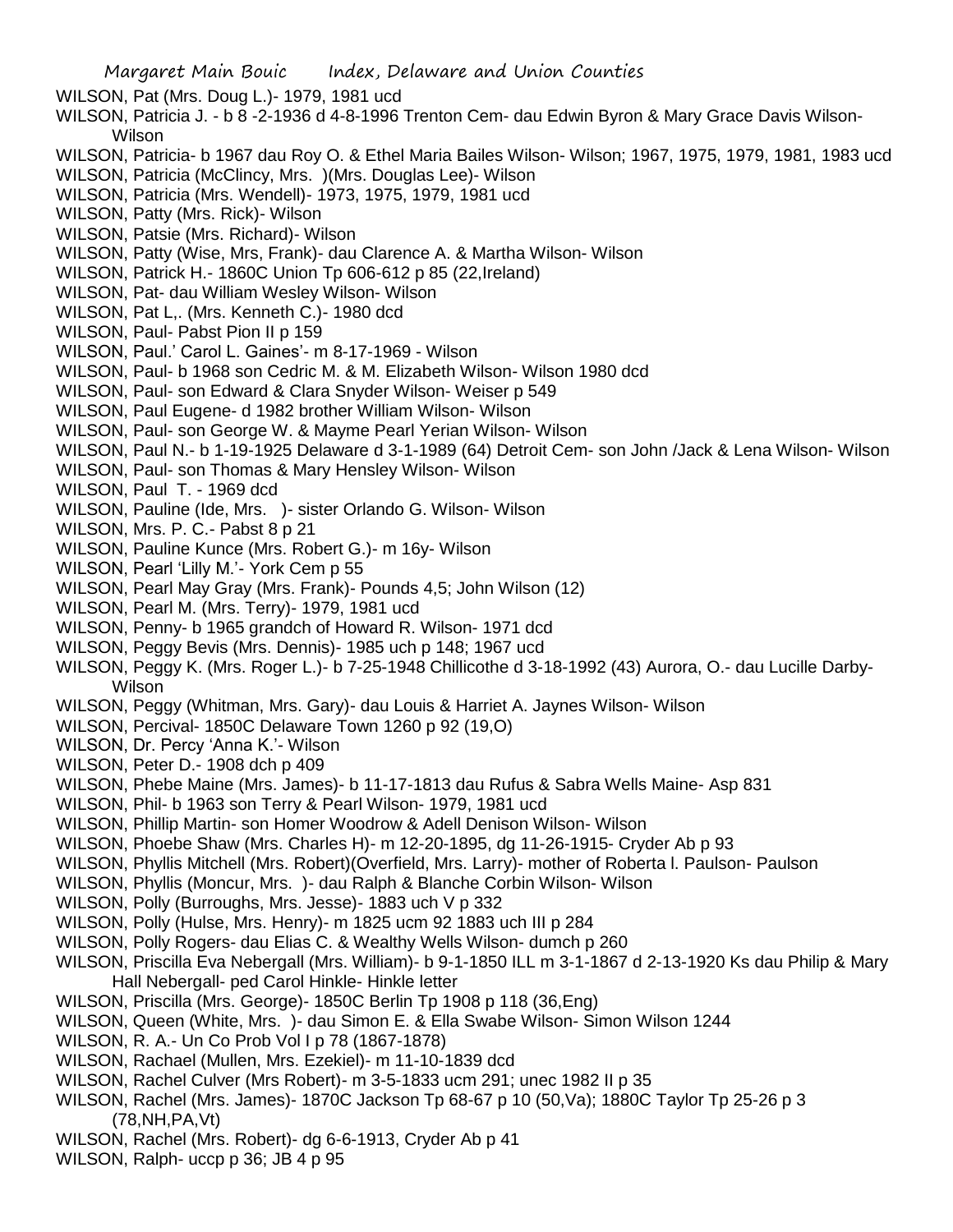WILSON, Pat (Mrs. Doug L.)- 1979, 1981 ucd

WILSON, Patricia J. - b 8 -2-1936 d 4-8-1996 Trenton Cem- dau Edwin Byron & Mary Grace Davis Wilson- Wilson

WILSON, Patricia- b 1967 dau Roy O. & Ethel Maria Bailes Wilson- Wilson; 1967, 1975, 1979, 1981, 1983 ucd

WILSON, Patricia (McClincy, Mrs. )(Mrs. Douglas Lee)- Wilson

WILSON, Patricia (Mrs. Wendell)- 1973, 1975, 1979, 1981 ucd

WILSON, Patty (Mrs. Rick)- Wilson

WILSON, Patsie (Mrs. Richard)- Wilson

WILSON, Patty (Wise, Mrs, Frank)- dau Clarence A. & Martha Wilson- Wilson

WILSON, Patrick H.- 1860C Union Tp 606-612 p 85 (22,Ireland)

WILSON, Pat- dau William Wesley Wilson- Wilson

WILSON, Pat L,. (Mrs. Kenneth C.)- 1980 dcd

WILSON, Paul- Pabst Pion II p 159

WILSON, Paul.' Carol L. Gaines'- m 8-17-1969 - Wilson

WILSON, Paul- b 1968 son Cedric M. & M. Elizabeth Wilson- Wilson 1980 dcd

WILSON, Paul- son Edward & Clara Snyder Wilson- Weiser p 549

WILSON, Paul Eugene- d 1982 brother William Wilson- Wilson

WILSON, Paul- son George W. & Mayme Pearl Yerian Wilson- Wilson

WILSON, Paul N.- b 1-19-1925 Delaware d 3-1-1989 (64) Detroit Cem- son John /Jack & Lena Wilson- Wilson

WILSON, Paul- son Thomas & Mary Hensley Wilson- Wilson

WILSON, Paul T. - 1969 dcd

WILSON, Pauline (Ide, Mrs. )- sister Orlando G. Wilson- Wilson

WILSON, Mrs. P. C.- Pabst 8 p 21

WILSON, Pauline Kunce (Mrs. Robert G.)- m 16y- Wilson

WILSON, Pearl 'Lilly M.'- York Cem p 55

WILSON, Pearl May Gray (Mrs. Frank)- Pounds 4,5; John Wilson (12)

WILSON, Pearl M. (Mrs. Terry)- 1979, 1981 ucd

WILSON, Penny- b 1965 grandch of Howard R. Wilson- 1971 dcd

WILSON, Peggy Bevis (Mrs. Dennis)- 1985 uch p 148; 1967 ucd

WILSON, Peggy K. (Mrs. Roger L.)- b 7-25-1948 Chillicothe d 3-18-1992 (43) Aurora, O.- dau Lucille Darby- Wilson

WILSON, Peggy (Whitman, Mrs. Gary)- dau Louis & Harriet A. Jaynes Wilson- Wilson

WILSON, Percival- 1850C Delaware Town 1260 p 92 (19,O)

WILSON, Dr. Percy 'Anna K.'- Wilson

WILSON, Peter D.- 1908 dch p 409

WILSON, Phebe Maine (Mrs. James)- b 11-17-1813 dau Rufus & Sabra Wells Maine- Asp 831

WILSON, Phil- b 1963 son Terry & Pearl Wilson- 1979, 1981 ucd

WILSON, Phillip Martin- son Homer Woodrow & Adell Denison Wilson- Wilson

WILSON, Phoebe Shaw (Mrs. Charles H)- m 12-20-1895, dg 11-26-1915- Cryder Ab p 93

WILSON, Phyllis Mitchell (Mrs. Robert)(Overfield, Mrs. Larry)- mother of Roberta l. Paulson- Paulson

WILSON, Phyllis (Moncur, Mrs. )- dau Ralph & Blanche Corbin Wilson- Wilson

WILSON, Polly (Burroughs, Mrs. Jesse)- 1883 uch V p 332

WILSON, Polly (Hulse, Mrs. Henry)- m 1825 ucm 92 1883 uch III p 284

WILSON, Polly Rogers- dau Elias C. & Wealthy Wells Wilson- dumch p 260

WILSON, Priscilla Eva Nebergall (Mrs. William)- b 9-1-1850 ILL m 3-1-1867 d 2-13-1920 Ks dau Philip & Mary Hall Nebergall- ped Carol Hinkle- Hinkle letter

WILSON, Priscilla (Mrs. George)- 1850C Berlin Tp 1908 p 118 (36,Eng)

WILSON, Queen (White, Mrs. )- dau Simon E. & Ella Swabe Wilson- Simon Wilson 1244

WILSON, R. A.- Un Co Prob Vol I p 78 (1867-1878)

WILSON, Rachael (Mullen, Mrs. Ezekiel)- m 11-10-1839 dcd

WILSON, Rachel Culver (Mrs Robert)- m 3-5-1833 ucm 291; unec 1982 II p 35

WILSON, Rachel (Mrs. James)- 1870C Jackson Tp 68-67 p 10 (50,Va); 1880C Taylor Tp 25-26 p 3 (78,NH,PA,Vt)

WILSON, Rachel (Mrs. Robert)- dg 6-6-1913, Cryder Ab p 41

WILSON, Ralph- uccp p 36; JB 4 p 95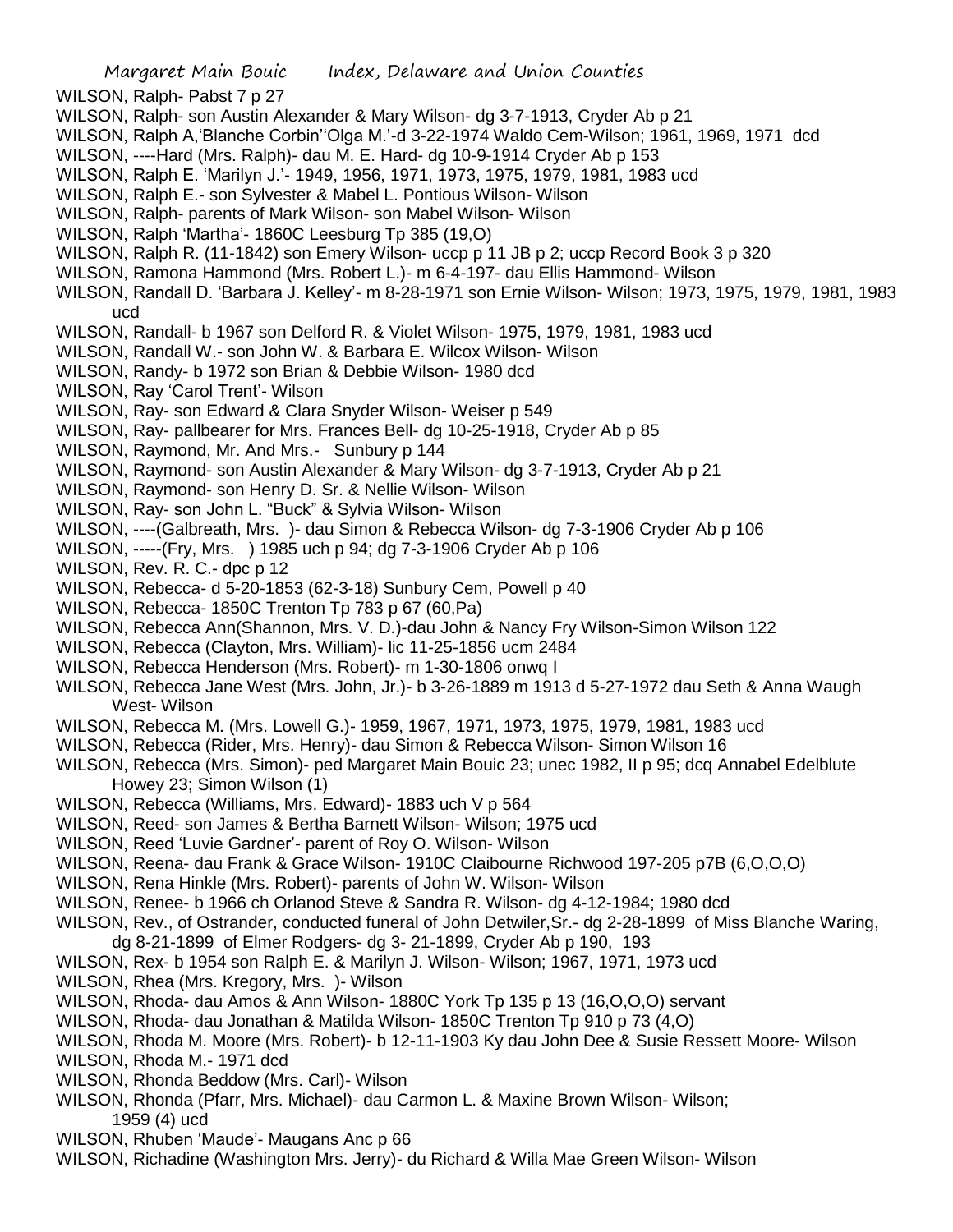WILSON, Ralph- Pabst 7 p 27

WILSON, Ralph- son Austin Alexander & Mary Wilson- dg 3-7-1913, Cryder Ab p 21

WILSON, Ralph A,'Blanche Corbin''Olga M.'-d 3-22-1974 Waldo Cem-Wilson; 1961, 1969, 1971 dcd

WILSON, ----Hard (Mrs. Ralph)- dau M. E. Hard- dg 10-9-1914 Cryder Ab p 153

WILSON, Ralph E. 'Marilyn J.'- 1949, 1956, 1971, 1973, 1975, 1979, 1981, 1983 ucd

WILSON, Ralph E.- son Sylvester & Mabel L. Pontious Wilson- Wilson

WILSON, Ralph- parents of Mark Wilson- son Mabel Wilson- Wilson

WILSON, Ralph 'Martha'- 1860C Leesburg Tp 385 (19,O)

WILSON, Ralph R. (11-1842) son Emery Wilson- uccp p 11 JB p 2; uccp Record Book 3 p 320

WILSON, Ramona Hammond (Mrs. Robert L.)- m 6-4-197- dau Ellis Hammond- Wilson

WILSON, Randall D. 'Barbara J. Kelley'- m 8-28-1971 son Ernie Wilson- Wilson; 1973, 1975, 1979, 1981, 1983 ucd

WILSON, Randall- b 1967 son Delford R. & Violet Wilson- 1975, 1979, 1981, 1983 ucd

WILSON, Randall W.- son John W. & Barbara E. Wilcox Wilson- Wilson

WILSON, Randy- b 1972 son Brian & Debbie Wilson- 1980 dcd

WILSON, Ray 'Carol Trent'- Wilson

WILSON, Ray- son Edward & Clara Snyder Wilson- Weiser p 549

WILSON, Ray- pallbearer for Mrs. Frances Bell- dg 10-25-1918, Cryder Ab p 85

WILSON, Raymond, Mr. And Mrs.- Sunbury p 144

WILSON, Raymond- son Austin Alexander & Mary Wilson- dg 3-7-1913, Cryder Ab p 21

WILSON, Raymond- son Henry D. Sr. & Nellie Wilson- Wilson

WILSON, Ray- son John L. "Buck" & Sylvia Wilson- Wilson

WILSON, ----(Galbreath, Mrs. )- dau Simon & Rebecca Wilson- dg 7-3-1906 Cryder Ab p 106

WILSON, -----(Fry, Mrs. ) 1985 uch p 94; dg 7-3-1906 Cryder Ab p 106

WILSON, Rev. R. C.- dpc p 12

WILSON, Rebecca- d 5-20-1853 (62-3-18) Sunbury Cem, Powell p 40

WILSON, Rebecca- 1850C Trenton Tp 783 p 67 (60,Pa)

WILSON, Rebecca Ann(Shannon, Mrs. V. D.)-dau John & Nancy Fry Wilson-Simon Wilson 122

WILSON, Rebecca (Clayton, Mrs. William)- lic 11-25-1856 ucm 2484

WILSON, Rebecca Henderson (Mrs. Robert)- m 1-30-1806 onwq I

WILSON, Rebecca Jane West (Mrs. John, Jr.)- b 3-26-1889 m 1913 d 5-27-1972 dau Seth & Anna Waugh West- Wilson

WILSON, Rebecca M. (Mrs. Lowell G.)- 1959, 1967, 1971, 1973, 1975, 1979, 1981, 1983 ucd

WILSON, Rebecca (Rider, Mrs. Henry)- dau Simon & Rebecca Wilson- Simon Wilson 16

WILSON, Rebecca (Mrs. Simon)- ped Margaret Main Bouic 23; unec 1982, II p 95; dcq Annabel Edelblute Howey 23; Simon Wilson (1)

WILSON, Rebecca (Williams, Mrs. Edward)- 1883 uch V p 564

WILSON, Reed- son James & Bertha Barnett Wilson- Wilson; 1975 ucd

WILSON, Reed 'Luvie Gardner'- parent of Roy O. Wilson- Wilson

WILSON, Reena- dau Frank & Grace Wilson- 1910C Claibourne Richwood 197-205 p7B (6,O,O,O)

WILSON, Rena Hinkle (Mrs. Robert)- parents of John W. Wilson- Wilson

WILSON, Renee- b 1966 ch Orlanod Steve & Sandra R. Wilson- dg 4-12-1984; 1980 dcd

WILSON, Rev., of Ostrander, conducted funeral of John Detwiler,Sr.- dg 2-28-1899 of Miss Blanche Waring, dg 8-21-1899 of Elmer Rodgers- dg 3- 21-1899, Cryder Ab p 190, 193

WILSON, Rex- b 1954 son Ralph E. & Marilyn J. Wilson- Wilson; 1967, 1971, 1973 ucd

WILSON, Rhea (Mrs. Kregory, Mrs. )- Wilson

WILSON, Rhoda- dau Amos & Ann Wilson- 1880C York Tp 135 p 13 (16,O,O,O) servant

WILSON, Rhoda- dau Jonathan & Matilda Wilson- 1850C Trenton Tp 910 p 73 (4,O)

WILSON, Rhoda M. Moore (Mrs. Robert)- b 12-11-1903 Ky dau John Dee & Susie Ressett Moore- Wilson

WILSON, Rhoda M.- 1971 dcd

WILSON, Rhonda Beddow (Mrs. Carl)- Wilson

WILSON, Rhonda (Pfarr, Mrs. Michael)- dau Carmon L. & Maxine Brown Wilson- Wilson; 1959 (4) ucd

WILSON, Rhuben 'Maude'- Maugans Anc p 66

WILSON, Richadine (Washington Mrs. Jerry)- du Richard & Willa Mae Green Wilson- Wilson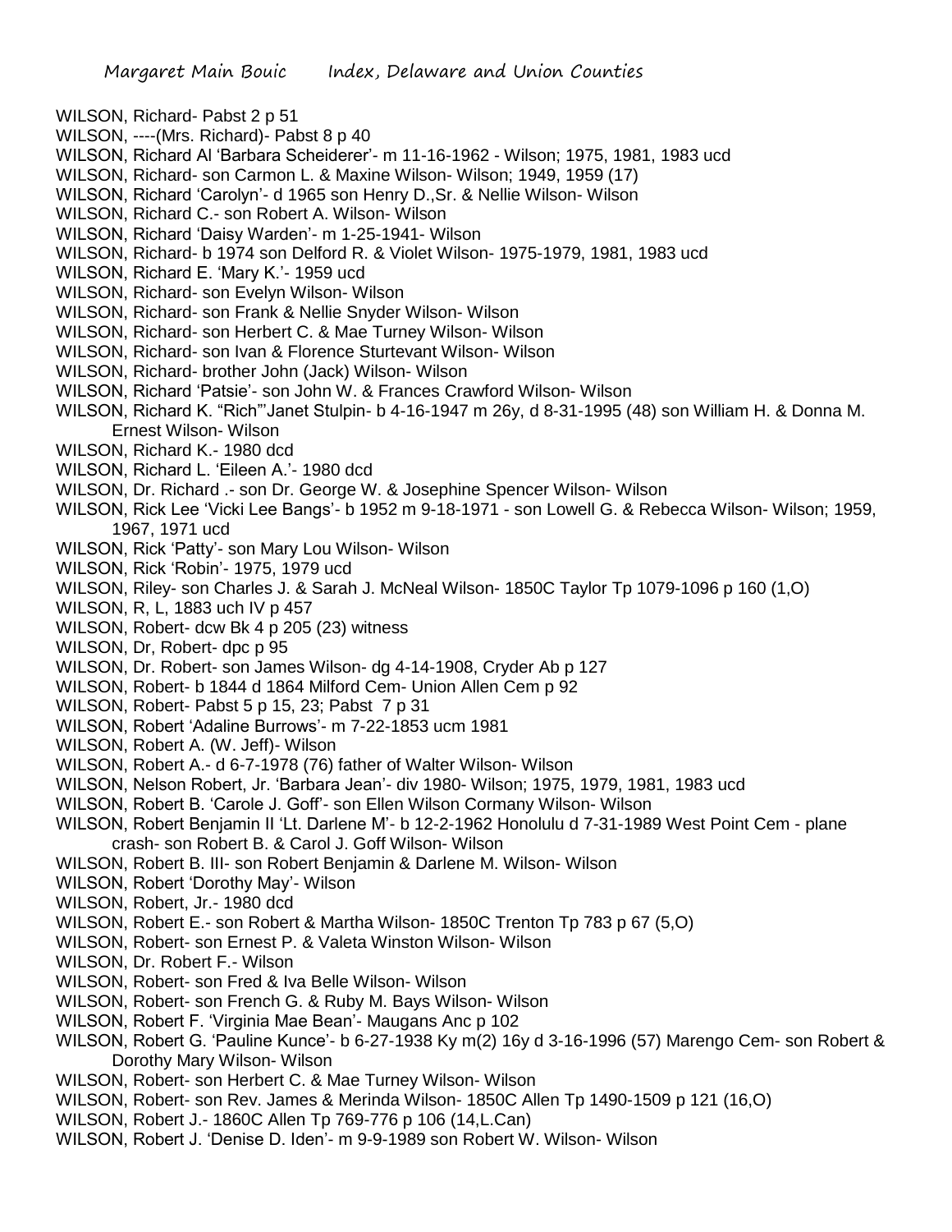WILSON, Richard- Pabst 2 p 51
WILSON, ----(Mrs. Richard)- Pabst 8 p 40
WILSON, Richard Al 'Barbara Scheiderer'- m 11-16-1962 - Wilson; 1975, 1981, 1983 ucd
WILSON, Richard- son Carmon L. & Maxine Wilson- Wilson; 1949, 1959 (17)
WILSON, Richard 'Carolyn'- d 1965 son Henry D.,Sr. & Nellie Wilson- Wilson
WILSON, Richard C.- son Robert A. Wilson- Wilson
WILSON, Richard 'Daisy Warden'- m 1-25-1941- Wilson
WILSON, Richard- b 1974 son Delford R. & Violet Wilson- 1975-1979, 1981, 1983 ucd
WILSON, Richard E. 'Mary K.'- 1959 ucd
WILSON, Richard- son Evelyn Wilson- Wilson
WILSON, Richard- son Frank & Nellie Snyder Wilson- Wilson
WILSON, Richard- son Herbert C. & Mae Turney Wilson- Wilson
WILSON, Richard- son Ivan & Florence Sturtevant Wilson- Wilson
WILSON, Richard- brother John (Jack) Wilson- Wilson
WILSON, Richard 'Patsie'- son John W. & Frances Crawford Wilson- Wilson
WILSON, Richard K. "Rich"'Janet Stulpin- b 4-16-1947 m 26y, d 8-31-1995 (48) son William H. & Donna M. Ernest Wilson- Wilson
WILSON, Richard K.- 1980 dcd
WILSON, Richard L. 'Eileen A.'- 1980 dcd
WILSON, Dr. Richard .- son Dr. George W. & Josephine Spencer Wilson- Wilson
WILSON, Rick Lee 'Vicki Lee Bangs'- b 1952 m 9-18-1971 - son Lowell G. & Rebecca Wilson- Wilson; 1959, 1967, 1971 ucd
WILSON, Rick 'Patty'- son Mary Lou Wilson- Wilson
WILSON, Rick 'Robin'- 1975, 1979 ucd
WILSON, Riley- son Charles J. & Sarah J. McNeal Wilson- 1850C Taylor Tp 1079-1096 p 160 (1,O)
WILSON, R, L, 1883 uch IV p 457
WILSON, Robert- dcw Bk 4 p 205 (23) witness
WILSON, Dr, Robert- dpc p 95
WILSON, Dr. Robert- son James Wilson- dg 4-14-1908, Cryder Ab p 127
WILSON, Robert- b 1844 d 1864 Milford Cem- Union Allen Cem p 92
WILSON, Robert- Pabst 5 p 15, 23; Pabst 7 p 31
WILSON, Robert 'Adaline Burrows'- m 7-22-1853 ucm 1981
WILSON, Robert A. (W. Jeff)- Wilson
WILSON, Robert A.- d 6-7-1978 (76) father of Walter Wilson- Wilson
WILSON, Nelson Robert, Jr. 'Barbara Jean'- div 1980- Wilson; 1975, 1979, 1981, 1983 ucd
WILSON, Robert B. 'Carole J. Goff'- son Ellen Wilson Cormany Wilson- Wilson
WILSON, Robert Benjamin II 'Lt. Darlene M'- b 12-2-1962 Honolulu d 7-31-1989 West Point Cem - plane crash- son Robert B. & Carol J. Goff Wilson- Wilson
WILSON, Robert B. III- son Robert Benjamin & Darlene M. Wilson- Wilson
WILSON, Robert 'Dorothy May'- Wilson
WILSON, Robert, Jr.- 1980 dcd
WILSON, Robert E.- son Robert & Martha Wilson- 1850C Trenton Tp 783 p 67 (5,O)
WILSON, Robert- son Ernest P. & Valeta Winston Wilson- Wilson
WILSON, Dr. Robert F.- Wilson
WILSON, Robert- son Fred & Iva Belle Wilson- Wilson
WILSON, Robert- son French G. & Ruby M. Bays Wilson- Wilson
WILSON, Robert F. 'Virginia Mae Bean'- Maugans Anc p 102
WILSON, Robert G. 'Pauline Kunce'- b 6-27-1938 Ky m(2) 16y d 3-16-1996 (57) Marengo Cem- son Robert & Dorothy Mary Wilson- Wilson
WILSON, Robert- son Herbert C. & Mae Turney Wilson- Wilson
WILSON, Robert- son Rev. James & Merinda Wilson- 1850C Allen Tp 1490-1509 p 121 (16,O)
WILSON, Robert J.- 1860C Allen Tp 769-776 p 106 (14,L.Can)
WILSON, Robert J. 'Denise D. Iden'- m 9-9-1989 son Robert W. Wilson- Wilson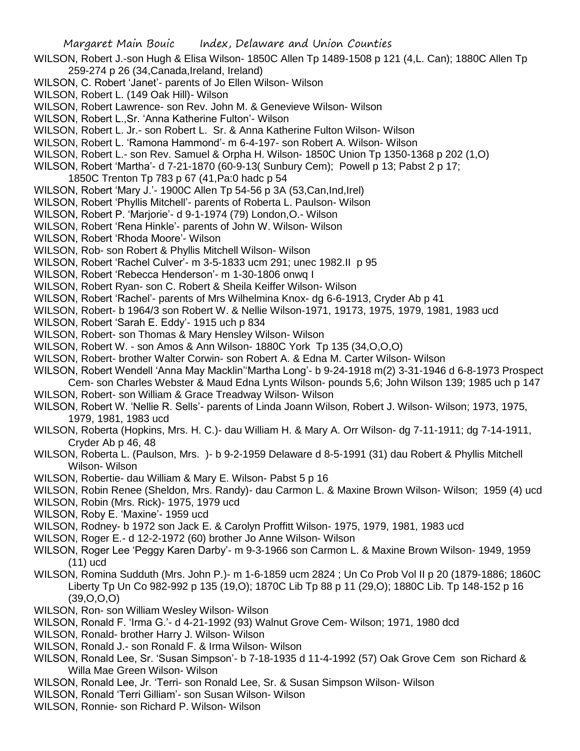WILSON, Robert J.-son Hugh & Elisa Wilson- 1850C Allen Tp 1489-1508 p 121 (4,L. Can); 1880C Allen Tp 259-274 p 26 (34,Canada,Ireland, Ireland)

WILSON, C. Robert 'Janet'- parents of Jo Ellen Wilson- Wilson

WILSON, Robert L. (149 Oak Hill)- Wilson

WILSON, Robert Lawrence- son Rev. John M. & Genevieve Wilson- Wilson

WILSON, Robert L.,Sr. 'Anna Katherine Fulton'- Wilson

WILSON, Robert L. Jr.- son Robert L. Sr. & Anna Katherine Fulton Wilson- Wilson

WILSON, Robert L. 'Ramona Hammond'- m 6-4-197- son Robert A. Wilson- Wilson

WILSON, Robert L.- son Rev. Samuel & Orpha H. Wilson- 1850C Union Tp 1350-1368 p 202 (1,O)

WILSON, Robert 'Martha'- d 7-21-1870 (60-9-13( Sunbury Cem); Powell p 13; Pabst 2 p 17; 1850C Trenton Tp 783 p 67 (41,Pa:0 hadc p 54

WILSON, Robert 'Mary J.'- 1900C Allen Tp 54-56 p 3A (53,Can,Ind,Irel)

WILSON, Robert 'Phyllis Mitchell'- parents of Roberta L. Paulson- Wilson

WILSON, Robert P. 'Marjorie'- d 9-1-1974 (79) London,O.- Wilson

WILSON, Robert 'Rena Hinkle'- parents of John W. Wilson- Wilson

WILSON, Robert 'Rhoda Moore'- Wilson

WILSON, Rob- son Robert & Phyllis Mitchell Wilson- Wilson

WILSON, Robert 'Rachel Culver'- m 3-5-1833 ucm 291; unec 1982.II p 95

WILSON, Robert 'Rebecca Henderson'- m 1-30-1806 onwq I

WILSON, Robert Ryan- son C. Robert & Sheila Keiffer Wilson- Wilson

WILSON, Robert 'Rachel'- parents of Mrs Wilhelmina Knox- dg 6-6-1913, Cryder Ab p 41

WILSON, Robert- b 1964/3 son Robert W. & Nellie Wilson-1971, 19173, 1975, 1979, 1981, 1983 ucd

WILSON, Robert 'Sarah E. Eddy'- 1915 uch p 834

WILSON, Robert- son Thomas & Mary Hensley Wilson- Wilson

WILSON, Robert W. - son Amos & Ann Wilson- 1880C York Tp 135 (34,O,O,O)

WILSON, Robert- brother Walter Corwin- son Robert A. & Edna M. Carter Wilson- Wilson

WILSON, Robert Wendell 'Anna May Macklin''Martha Long'- b 9-24-1918 m(2) 3-31-1946 d 6-8-1973 Prospect Cem- son Charles Webster & Maud Edna Lynts Wilson- pounds 5,6; John Wilson 139; 1985 uch p 147

WILSON, Robert- son William & Grace Treadway Wilson- Wilson

WILSON, Robert W. 'Nellie R. Sells'- parents of Linda Joann Wilson, Robert J. Wilson- Wilson; 1973, 1975, 1979, 1981, 1983 ucd

WILSON, Roberta (Hopkins, Mrs. H. C.)- dau William H. & Mary A. Orr Wilson- dg 7-11-1911; dg 7-14-1911, Cryder Ab p 46, 48

WILSON, Roberta L. (Paulson, Mrs. )- b 9-2-1959 Delaware d 8-5-1991 (31) dau Robert & Phyllis Mitchell Wilson- Wilson

WILSON, Robertie- dau William & Mary E. Wilson- Pabst 5 p 16

WILSON, Robin Renee (Sheldon, Mrs. Randy)- dau Carmon L. & Maxine Brown Wilson- Wilson; 1959 (4) ucd

WILSON, Robin (Mrs. Rick)- 1975, 1979 ucd

WILSON, Roby E. 'Maxine'- 1959 ucd

WILSON, Rodney- b 1972 son Jack E. & Carolyn Proffitt Wilson- 1975, 1979, 1981, 1983 ucd

WILSON, Roger E.- d 12-2-1972 (60) brother Jo Anne Wilson- Wilson

WILSON, Roger Lee 'Peggy Karen Darby'- m 9-3-1966 son Carmon L. & Maxine Brown Wilson- 1949, 1959 (11) ucd

WILSON, Romina Sudduth (Mrs. John P.)- m 1-6-1859 ucm 2824 ; Un Co Prob Vol II p 20 (1879-1886; 1860C Liberty Tp Un Co 982-992 p 135 (19,O); 1870C Lib Tp 88 p 11 (29,O); 1880C Lib. Tp 148-152 p 16 (39,O,O,O)

WILSON, Ron- son William Wesley Wilson- Wilson

WILSON, Ronald F. 'Irma G.'- d 4-21-1992 (93) Walnut Grove Cem- Wilson; 1971, 1980 dcd

WILSON, Ronald- brother Harry J. Wilson- Wilson

WILSON, Ronald J.- son Ronald F. & Irma Wilson- Wilson

WILSON, Ronald Lee, Sr. 'Susan Simpson'- b 7-18-1935 d 11-4-1992 (57) Oak Grove Cem son Richard & Willa Mae Green Wilson- Wilson

WILSON, Ronald Lee, Jr. 'Terri- son Ronald Lee, Sr. & Susan Simpson Wilson- Wilson

WILSON, Ronald 'Terri Gilliam'- son Susan Wilson- Wilson

WILSON, Ronnie- son Richard P. Wilson- Wilson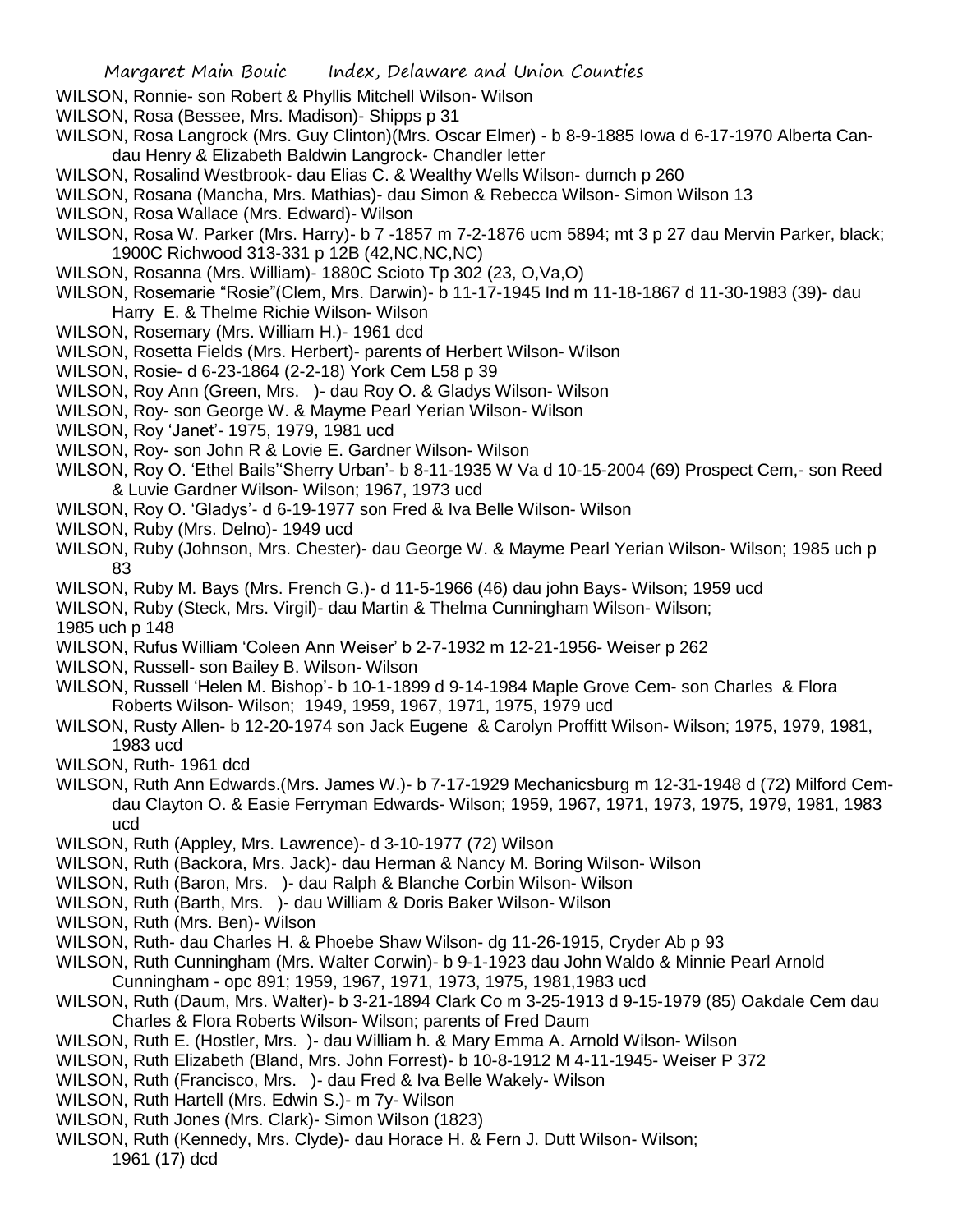WILSON, Ronnie- son Robert & Phyllis Mitchell Wilson- Wilson

WILSON, Rosa (Bessee, Mrs. Madison)- Shipps p 31

WILSON, Rosa Langrock (Mrs. Guy Clinton)(Mrs. Oscar Elmer) - b 8-9-1885 Iowa d 6-17-1970 Alberta Can- dau Henry & Elizabeth Baldwin Langrock- Chandler letter

WILSON, Rosalind Westbrook- dau Elias C. & Wealthy Wells Wilson- dumch p 260

WILSON, Rosana (Mancha, Mrs. Mathias)- dau Simon & Rebecca Wilson- Simon Wilson 13

WILSON, Rosa Wallace (Mrs. Edward)- Wilson

WILSON, Rosa W. Parker (Mrs. Harry)- b 7 -1857 m 7-2-1876 ucm 5894; mt 3 p 27 dau Mervin Parker, black; 1900C Richwood 313-331 p 12B (42,NC,NC,NC)

WILSON, Rosanna (Mrs. William)- 1880C Scioto Tp 302 (23, O,Va,O)

WILSON, Rosemarie "Rosie"(Clem, Mrs. Darwin)- b 11-17-1945 Ind m 11-18-1867 d 11-30-1983 (39)- dau Harry E. & Thelme Richie Wilson- Wilson

WILSON, Rosemary (Mrs. William H.)- 1961 dcd

WILSON, Rosetta Fields (Mrs. Herbert)- parents of Herbert Wilson- Wilson

WILSON, Rosie- d 6-23-1864 (2-2-18) York Cem L58 p 39

WILSON, Roy Ann (Green, Mrs. )- dau Roy O. & Gladys Wilson- Wilson

WILSON, Roy- son George W. & Mayme Pearl Yerian Wilson- Wilson

WILSON, Roy 'Janet'- 1975, 1979, 1981 ucd

WILSON, Roy- son John R & Lovie E. Gardner Wilson- Wilson

WILSON, Roy O. 'Ethel Bails''Sherry Urban'- b 8-11-1935 W Va d 10-15-2004 (69) Prospect Cem,- son Reed & Luvie Gardner Wilson- Wilson; 1967, 1973 ucd

WILSON, Roy O. 'Gladys'- d 6-19-1977 son Fred & Iva Belle Wilson- Wilson

WILSON, Ruby (Mrs. Delno)- 1949 ucd

WILSON, Ruby (Johnson, Mrs. Chester)- dau George W. & Mayme Pearl Yerian Wilson- Wilson; 1985 uch p 83

WILSON, Ruby M. Bays (Mrs. French G.)- d 11-5-1966 (46) dau john Bays- Wilson; 1959 ucd

WILSON, Ruby (Steck, Mrs. Virgil)- dau Martin & Thelma Cunningham Wilson- Wilson; 1985 uch p 148

WILSON, Rufus William 'Coleen Ann Weiser' b 2-7-1932 m 12-21-1956- Weiser p 262

WILSON, Russell- son Bailey B. Wilson- Wilson

WILSON, Russell 'Helen M. Bishop'- b 10-1-1899 d 9-14-1984 Maple Grove Cem- son Charles & Flora Roberts Wilson- Wilson; 1949, 1959, 1967, 1971, 1975, 1979 ucd

WILSON, Rusty Allen- b 12-20-1974 son Jack Eugene & Carolyn Proffitt Wilson- Wilson; 1975, 1979, 1981, 1983 ucd

WILSON, Ruth- 1961 dcd

WILSON, Ruth Ann Edwards.(Mrs. James W.)- b 7-17-1929 Mechanicsburg m 12-31-1948 d (72) Milford Cem- dau Clayton O. & Easie Ferryman Edwards- Wilson; 1959, 1967, 1971, 1973, 1975, 1979, 1981, 1983 ucd

WILSON, Ruth (Appley, Mrs. Lawrence)- d 3-10-1977 (72) Wilson

WILSON, Ruth (Backora, Mrs. Jack)- dau Herman & Nancy M. Boring Wilson- Wilson

WILSON, Ruth (Baron, Mrs. )- dau Ralph & Blanche Corbin Wilson- Wilson

WILSON, Ruth (Barth, Mrs. )- dau William & Doris Baker Wilson- Wilson

WILSON, Ruth (Mrs. Ben)- Wilson

WILSON, Ruth- dau Charles H. & Phoebe Shaw Wilson- dg 11-26-1915, Cryder Ab p 93

WILSON, Ruth Cunningham (Mrs. Walter Corwin)- b 9-1-1923 dau John Waldo & Minnie Pearl Arnold Cunningham - opc 891; 1959, 1967, 1971, 1973, 1975, 1981,1983 ucd

WILSON, Ruth (Daum, Mrs. Walter)- b 3-21-1894 Clark Co m 3-25-1913 d 9-15-1979 (85) Oakdale Cem dau Charles & Flora Roberts Wilson- Wilson; parents of Fred Daum

WILSON, Ruth E. (Hostler, Mrs. )- dau William h. & Mary Emma A. Arnold Wilson- Wilson

WILSON, Ruth Elizabeth (Bland, Mrs. John Forrest)- b 10-8-1912 M 4-11-1945- Weiser P 372

WILSON, Ruth (Francisco, Mrs. )- dau Fred & Iva Belle Wakely- Wilson

WILSON, Ruth Hartell (Mrs. Edwin S.)- m 7y- Wilson

WILSON, Ruth Jones (Mrs. Clark)- Simon Wilson (1823)

WILSON, Ruth (Kennedy, Mrs. Clyde)- dau Horace H. & Fern J. Dutt Wilson- Wilson; 1961 (17) dcd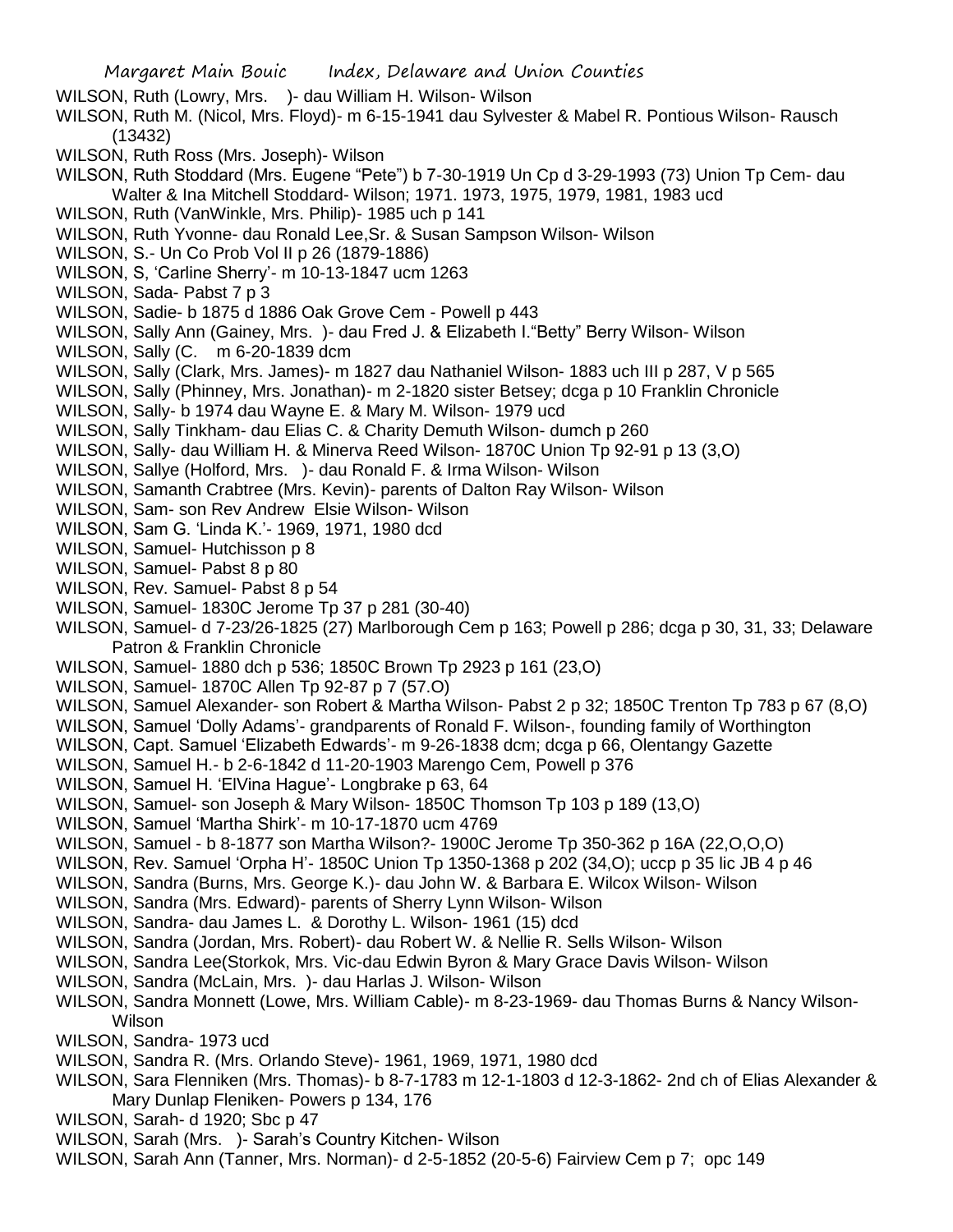WILSON, Ruth (Lowry, Mrs. )- dau William H. Wilson- Wilson

WILSON, Ruth M. (Nicol, Mrs. Floyd)- m 6-15-1941 dau Sylvester & Mabel R. Pontious Wilson- Rausch (13432)

WILSON, Ruth Ross (Mrs. Joseph)- Wilson

WILSON, Ruth Stoddard (Mrs. Eugene "Pete") b 7-30-1919 Un Cp d 3-29-1993 (73) Union Tp Cem- dau Walter & Ina Mitchell Stoddard- Wilson; 1971. 1973, 1975, 1979, 1981, 1983 ucd

WILSON, Ruth (VanWinkle, Mrs. Philip)- 1985 uch p 141

WILSON, Ruth Yvonne- dau Ronald Lee,Sr. & Susan Sampson Wilson- Wilson

WILSON, S.- Un Co Prob Vol II p 26 (1879-1886)

WILSON, S, 'Carline Sherry'- m 10-13-1847 ucm 1263

WILSON, Sada- Pabst 7 p 3

WILSON, Sadie- b 1875 d 1886 Oak Grove Cem - Powell p 443

WILSON, Sally Ann (Gainey, Mrs. )- dau Fred J. & Elizabeth I."Betty" Berry Wilson- Wilson

WILSON, Sally (C. m 6-20-1839 dcm

WILSON, Sally (Clark, Mrs. James)- m 1827 dau Nathaniel Wilson- 1883 uch III p 287, V p 565

WILSON, Sally (Phinney, Mrs. Jonathan)- m 2-1820 sister Betsey; dcga p 10 Franklin Chronicle

WILSON, Sally- b 1974 dau Wayne E. & Mary M. Wilson- 1979 ucd

WILSON, Sally Tinkham- dau Elias C. & Charity Demuth Wilson- dumch p 260

WILSON, Sally- dau William H. & Minerva Reed Wilson- 1870C Union Tp 92-91 p 13 (3,O)

WILSON, Sallye (Holford, Mrs. )- dau Ronald F. & Irma Wilson- Wilson

WILSON, Samanth Crabtree (Mrs. Kevin)- parents of Dalton Ray Wilson- Wilson

WILSON, Sam- son Rev Andrew Elsie Wilson- Wilson

WILSON, Sam G. 'Linda K.'- 1969, 1971, 1980 dcd

WILSON, Samuel- Hutchisson p 8

WILSON, Samuel- Pabst 8 p 80

WILSON, Rev. Samuel- Pabst 8 p 54

WILSON, Samuel- 1830C Jerome Tp 37 p 281 (30-40)

WILSON, Samuel- d 7-23/26-1825 (27) Marlborough Cem p 163; Powell p 286; dcga p 30, 31, 33; Delaware Patron & Franklin Chronicle

WILSON, Samuel- 1880 dch p 536; 1850C Brown Tp 2923 p 161 (23,O)

WILSON, Samuel- 1870C Allen Tp 92-87 p 7 (57.O)

WILSON, Samuel Alexander- son Robert & Martha Wilson- Pabst 2 p 32; 1850C Trenton Tp 783 p 67 (8,O)

WILSON, Samuel 'Dolly Adams'- grandparents of Ronald F. Wilson-, founding family of Worthington

WILSON, Capt. Samuel 'Elizabeth Edwards'- m 9-26-1838 dcm; dcga p 66, Olentangy Gazette

WILSON, Samuel H.- b 2-6-1842 d 11-20-1903 Marengo Cem, Powell p 376

WILSON, Samuel H. 'ElVina Hague'- Longbrake p 63, 64

WILSON, Samuel- son Joseph & Mary Wilson- 1850C Thomson Tp 103 p 189 (13,O)

WILSON, Samuel 'Martha Shirk'- m 10-17-1870 ucm 4769

WILSON, Samuel - b 8-1877 son Martha Wilson?- 1900C Jerome Tp 350-362 p 16A (22,O,O,O)

WILSON, Rev. Samuel 'Orpha H'- 1850C Union Tp 1350-1368 p 202 (34,O); uccp p 35 lic JB 4 p 46

WILSON, Sandra (Burns, Mrs. George K.)- dau John W. & Barbara E. Wilcox Wilson- Wilson

WILSON, Sandra (Mrs. Edward)- parents of Sherry Lynn Wilson- Wilson

WILSON, Sandra- dau James L. & Dorothy L. Wilson- 1961 (15) dcd

WILSON, Sandra (Jordan, Mrs. Robert)- dau Robert W. & Nellie R. Sells Wilson- Wilson

WILSON, Sandra Lee(Storkok, Mrs. Vic-dau Edwin Byron & Mary Grace Davis Wilson- Wilson

WILSON, Sandra (McLain, Mrs. )- dau Harlas J. Wilson- Wilson

WILSON, Sandra Monnett (Lowe, Mrs. William Cable)- m 8-23-1969- dau Thomas Burns & Nancy Wilson- Wilson

WILSON, Sandra- 1973 ucd

WILSON, Sandra R. (Mrs. Orlando Steve)- 1961, 1969, 1971, 1980 dcd

WILSON, Sara Flenniken (Mrs. Thomas)- b 8-7-1783 m 12-1-1803 d 12-3-1862- 2nd ch of Elias Alexander & Mary Dunlap Fleniken- Powers p 134, 176

WILSON, Sarah- d 1920; Sbc p 47

WILSON, Sarah (Mrs. )- Sarah's Country Kitchen- Wilson

WILSON, Sarah Ann (Tanner, Mrs. Norman)- d 2-5-1852 (20-5-6) Fairview Cem p 7; opc 149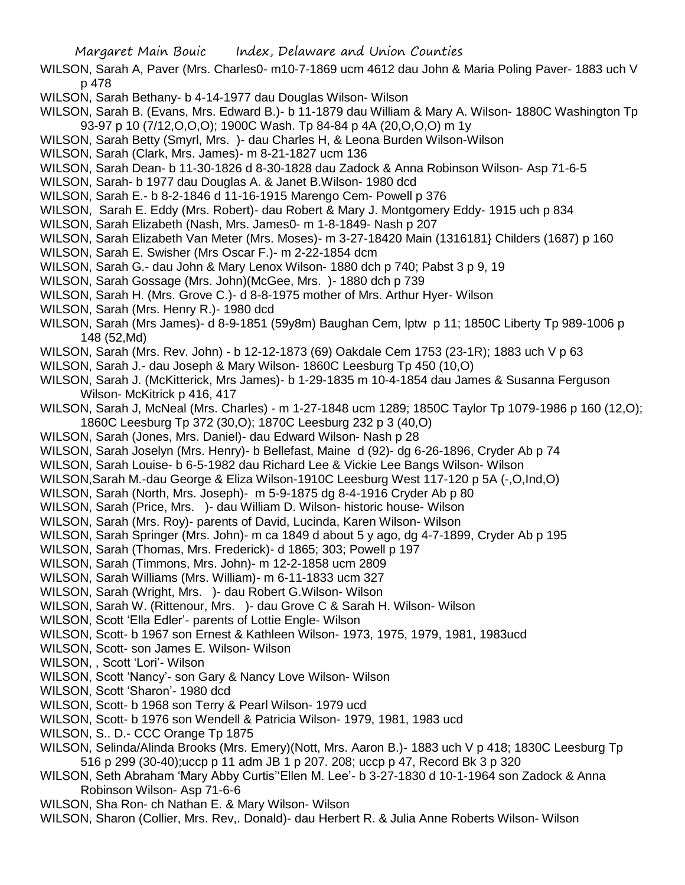WILSON, Sarah A, Paver (Mrs. Charles0- m10-7-1869 ucm 4612 dau John & Maria Poling Paver- 1883 uch V p 478

WILSON, Sarah Bethany- b 4-14-1977 dau Douglas Wilson- Wilson

WILSON, Sarah B. (Evans, Mrs. Edward B.)- b 11-1879 dau William & Mary A. Wilson- 1880C Washington Tp 93-97 p 10 (7/12,O,O,O); 1900C Wash. Tp 84-84 p 4A (20,O,O,O) m 1y

WILSON, Sarah Betty (Smyrl, Mrs. )- dau Charles H, & Leona Burden Wilson-Wilson

WILSON, Sarah (Clark, Mrs. James)- m 8-21-1827 ucm 136

WILSON, Sarah Dean- b 11-30-1826 d 8-30-1828 dau Zadock & Anna Robinson Wilson- Asp 71-6-5

WILSON, Sarah- b 1977 dau Douglas A. & Janet B.Wilson- 1980 dcd

WILSON, Sarah E.- b 8-2-1846 d 11-16-1915 Marengo Cem- Powell p 376

WILSON, Sarah E. Eddy (Mrs. Robert)- dau Robert & Mary J. Montgomery Eddy- 1915 uch p 834

WILSON, Sarah Elizabeth (Nash, Mrs. James0- m 1-8-1849- Nash p 207

WILSON, Sarah Elizabeth Van Meter (Mrs. Moses)- m 3-27-18420 Main (1316181} Childers (1687) p 160

WILSON, Sarah E. Swisher (Mrs Oscar F.)- m 2-22-1854 dcm

WILSON, Sarah G.- dau John & Mary Lenox Wilson- 1880 dch p 740; Pabst 3 p 9, 19

WILSON, Sarah Gossage (Mrs. John)(McGee, Mrs. )- 1880 dch p 739

WILSON, Sarah H. (Mrs. Grove C.)- d 8-8-1975 mother of Mrs. Arthur Hyer- Wilson

WILSON, Sarah (Mrs. Henry R.)- 1980 dcd

WILSON, Sarah (Mrs James)- d 8-9-1851 (59y8m) Baughan Cem, lptw p 11; 1850C Liberty Tp 989-1006 p 148 (52,Md)

WILSON, Sarah (Mrs. Rev. John) - b 12-12-1873 (69) Oakdale Cem 1753 (23-1R); 1883 uch V p 63

WILSON, Sarah J.- dau Joseph & Mary Wilson- 1860C Leesburg Tp 450 (10,O)

WILSON, Sarah J. (McKitterick, Mrs James)- b 1-29-1835 m 10-4-1854 dau James & Susanna Ferguson Wilson- McKitrick p 416, 417

WILSON, Sarah J, McNeal (Mrs. Charles) - m 1-27-1848 ucm 1289; 1850C Taylor Tp 1079-1986 p 160 (12,O); 1860C Leesburg Tp 372 (30,O); 1870C Leesburg 232 p 3 (40,O)

WILSON, Sarah (Jones, Mrs. Daniel)- dau Edward Wilson- Nash p 28

WILSON, Sarah Joselyn (Mrs. Henry)- b Bellefast, Maine d (92)- dg 6-26-1896, Cryder Ab p 74

WILSON, Sarah Louise- b 6-5-1982 dau Richard Lee & Vickie Lee Bangs Wilson- Wilson

WILSON,Sarah M.-dau George & Eliza Wilson-1910C Leesburg West 117-120 p 5A (-,O,Ind,O)

WILSON, Sarah (North, Mrs. Joseph)- m 5-9-1875 dg 8-4-1916 Cryder Ab p 80

WILSON, Sarah (Price, Mrs. )- dau William D. Wilson- historic house- Wilson

WILSON, Sarah (Mrs. Roy)- parents of David, Lucinda, Karen Wilson- Wilson

WILSON, Sarah Springer (Mrs. John)- m ca 1849 d about 5 y ago, dg 4-7-1899, Cryder Ab p 195

WILSON, Sarah (Thomas, Mrs. Frederick)- d 1865; 303; Powell p 197

WILSON, Sarah (Timmons, Mrs. John)- m 12-2-1858 ucm 2809

WILSON, Sarah Williams (Mrs. William)- m 6-11-1833 ucm 327

WILSON, Sarah (Wright, Mrs. )- dau Robert G.Wilson- Wilson

WILSON, Sarah W. (Rittenour, Mrs. )- dau Grove C & Sarah H. Wilson- Wilson

WILSON, Scott 'Ella Edler'- parents of Lottie Engle- Wilson

WILSON, Scott- b 1967 son Ernest & Kathleen Wilson- 1973, 1975, 1979, 1981, 1983ucd

WILSON, Scott- son James E. Wilson- Wilson

WILSON, , Scott 'Lori'- Wilson

WILSON, Scott 'Nancy'- son Gary & Nancy Love Wilson- Wilson

WILSON, Scott 'Sharon'- 1980 dcd

WILSON, Scott- b 1968 son Terry & Pearl Wilson- 1979 ucd

WILSON, Scott- b 1976 son Wendell & Patricia Wilson- 1979, 1981, 1983 ucd

WILSON, S.. D.- CCC Orange Tp 1875

WILSON, Selinda/Alinda Brooks (Mrs. Emery)(Nott, Mrs. Aaron B.)- 1883 uch V p 418; 1830C Leesburg Tp 516 p 299 (30-40);uccp p 11 adm JB 1 p 207. 208; uccp p 47, Record Bk 3 p 320

WILSON, Seth Abraham 'Mary Abby Curtis''Ellen M. Lee'- b 3-27-1830 d 10-1-1964 son Zadock & Anna Robinson Wilson- Asp 71-6-6

WILSON, Sha Ron- ch Nathan E. & Mary Wilson- Wilson

WILSON, Sharon (Collier, Mrs. Rev,. Donald)- dau Herbert R. & Julia Anne Roberts Wilson- Wilson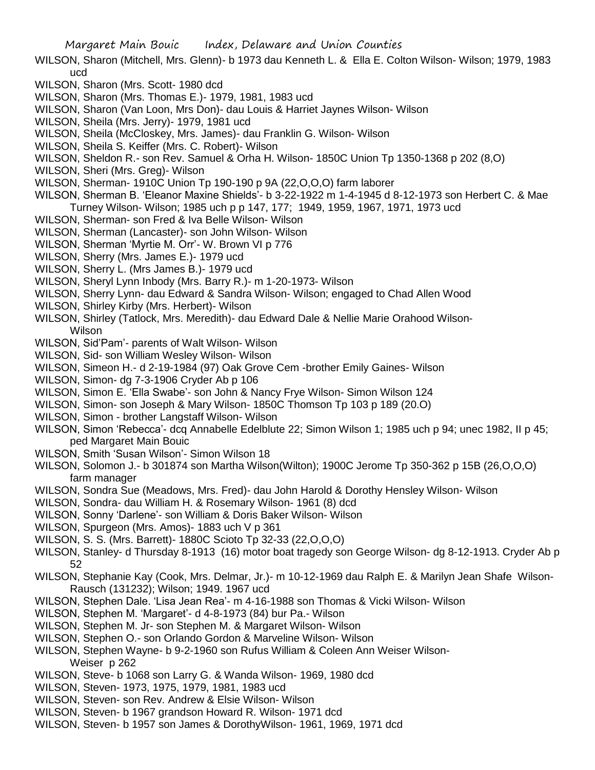WILSON, Sharon (Mitchell, Mrs. Glenn)- b 1973 dau Kenneth L. & Ella E. Colton Wilson- Wilson; 1979, 1983 ucd

WILSON, Sharon (Mrs. Scott- 1980 dcd

WILSON, Sharon (Mrs. Thomas E.)- 1979, 1981, 1983 ucd

WILSON, Sharon (Van Loon, Mrs Don)- dau Louis & Harriet Jaynes Wilson- Wilson

WILSON, Sheila (Mrs. Jerry)- 1979, 1981 ucd

WILSON, Sheila (McCloskey, Mrs. James)- dau Franklin G. Wilson- Wilson

WILSON, Sheila S. Keiffer (Mrs. C. Robert)- Wilson

WILSON, Sheldon R.- son Rev. Samuel & Orha H. Wilson- 1850C Union Tp 1350-1368 p 202 (8,O)

WILSON, Sheri (Mrs. Greg)- Wilson

WILSON, Sherman- 1910C Union Tp 190-190 p 9A (22,O,O,O) farm laborer

WILSON, Sherman B. 'Eleanor Maxine Shields'- b 3-22-1922 m 1-4-1945 d 8-12-1973 son Herbert C. & Mae Turney Wilson- Wilson; 1985 uch p p 147, 177; 1949, 1959, 1967, 1971, 1973 ucd

WILSON, Sherman- son Fred & Iva Belle Wilson- Wilson

WILSON, Sherman (Lancaster)- son John Wilson- Wilson

WILSON, Sherman 'Myrtie M. Orr'- W. Brown VI p 776

WILSON, Sherry (Mrs. James E.)- 1979 ucd

WILSON, Sherry L. (Mrs James B.)- 1979 ucd

WILSON, Sheryl Lynn Inbody (Mrs. Barry R.)- m 1-20-1973- Wilson

WILSON, Sherry Lynn- dau Edward & Sandra Wilson- Wilson; engaged to Chad Allen Wood

WILSON, Shirley Kirby (Mrs. Herbert)- Wilson

WILSON, Shirley (Tatlock, Mrs. Meredith)- dau Edward Dale & Nellie Marie Orahood Wilson- Wilson

WILSON, Sid'Pam'- parents of Walt Wilson- Wilson

WILSON, Sid- son William Wesley Wilson- Wilson

WILSON, Simeon H.- d 2-19-1984 (97) Oak Grove Cem -brother Emily Gaines- Wilson

WILSON, Simon- dg 7-3-1906 Cryder Ab p 106

WILSON, Simon E. 'Ella Swabe'- son John & Nancy Frye Wilson- Simon Wilson 124

WILSON, Simon- son Joseph & Mary Wilson- 1850C Thomson Tp 103 p 189 (20.O)

WILSON, Simon - brother Langstaff Wilson- Wilson

WILSON, Simon 'Rebecca'- dcq Annabelle Edelblute 22; Simon Wilson 1; 1985 uch p 94; unec 1982, II p 45; ped Margaret Main Bouic

WILSON, Smith 'Susan Wilson'- Simon Wilson 18

WILSON, Solomon J.- b 301874 son Martha Wilson(Wilton); 1900C Jerome Tp 350-362 p 15B (26,O,O,O) farm manager

WILSON, Sondra Sue (Meadows, Mrs. Fred)- dau John Harold & Dorothy Hensley Wilson- Wilson

WILSON, Sondra- dau William H. & Rosemary Wilson- 1961 (8) dcd

WILSON, Sonny 'Darlene'- son William & Doris Baker Wilson- Wilson

WILSON, Spurgeon (Mrs. Amos)- 1883 uch V p 361

WILSON, S. S. (Mrs. Barrett)- 1880C Scioto Tp 32-33 (22,O,O,O)

WILSON, Stanley- d Thursday 8-1913 (16) motor boat tragedy son George Wilson- dg 8-12-1913. Cryder Ab p 52

WILSON, Stephanie Kay (Cook, Mrs. Delmar, Jr.)- m 10-12-1969 dau Ralph E. & Marilyn Jean Shafe Wilson- Rausch (131232); Wilson; 1949. 1967 ucd

WILSON, Stephen Dale. 'Lisa Jean Rea'- m 4-16-1988 son Thomas & Vicki Wilson- Wilson

WILSON, Stephen M. 'Margaret'- d 4-8-1973 (84) bur Pa.- Wilson

WILSON, Stephen M. Jr- son Stephen M. & Margaret Wilson- Wilson

WILSON, Stephen O.- son Orlando Gordon & Marveline Wilson- Wilson

WILSON, Stephen Wayne- b 9-2-1960 son Rufus William & Coleen Ann Weiser Wilson- Weiser p 262

WILSON, Steve- b 1068 son Larry G. & Wanda Wilson- 1969, 1980 dcd

WILSON, Steven- 1973, 1975, 1979, 1981, 1983 ucd

WILSON, Steven- son Rev. Andrew & Elsie Wilson- Wilson

WILSON, Steven- b 1967 grandson Howard R. Wilson- 1971 dcd

WILSON, Steven- b 1957 son James & DorothyWilson- 1961, 1969, 1971 dcd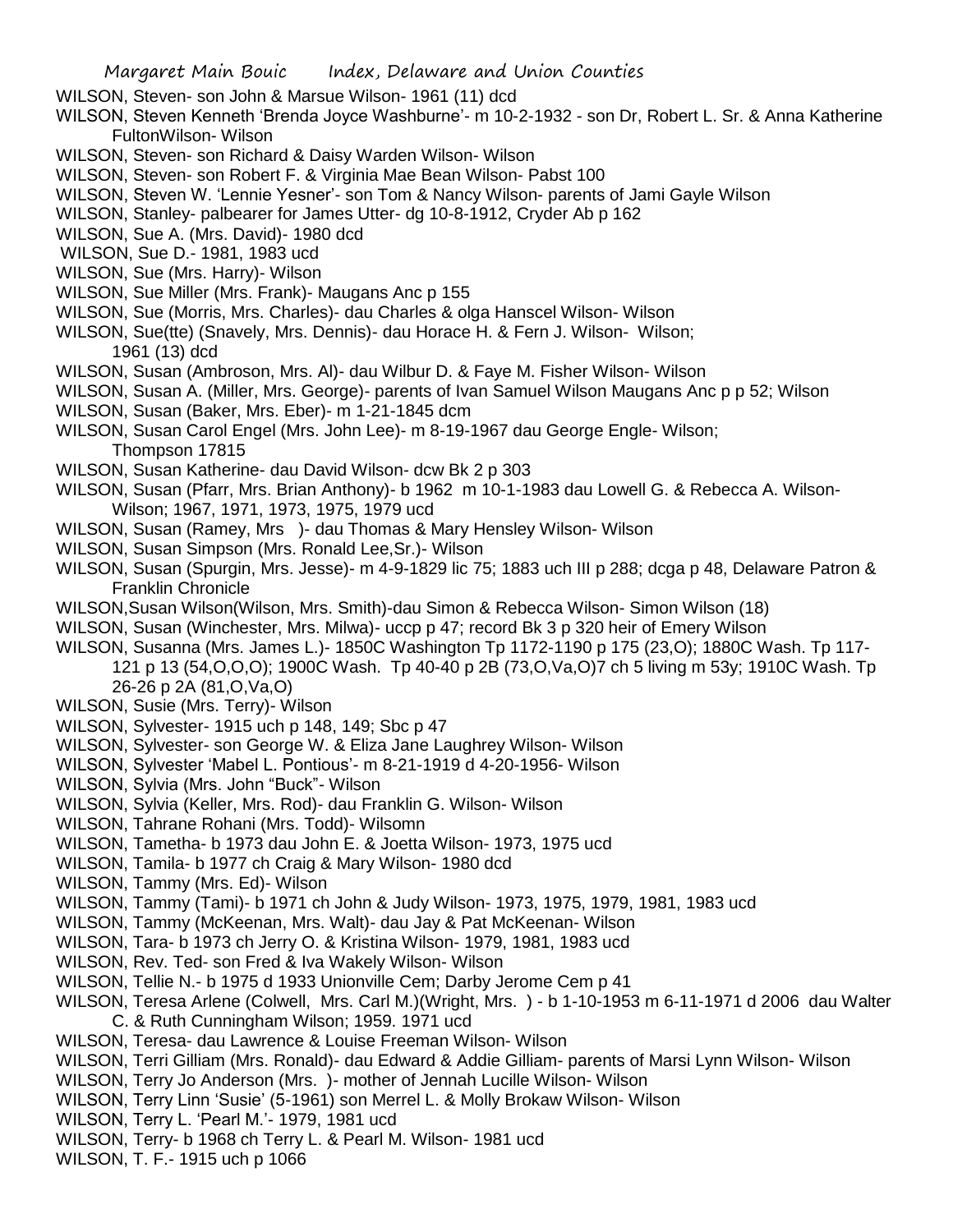WILSON, Steven- son John & Marsue Wilson- 1961 (11) dcd

WILSON, Steven Kenneth 'Brenda Joyce Washburne'- m 10-2-1932 - son Dr, Robert L. Sr. & Anna Katherine FultonWilson- Wilson

WILSON, Steven- son Richard & Daisy Warden Wilson- Wilson

WILSON, Steven- son Robert F. & Virginia Mae Bean Wilson- Pabst 100

WILSON, Steven W. 'Lennie Yesner'- son Tom & Nancy Wilson- parents of Jami Gayle Wilson

WILSON, Stanley- palbearer for James Utter- dg 10-8-1912, Cryder Ab p 162

WILSON, Sue A. (Mrs. David)- 1980 dcd

WILSON, Sue D.- 1981, 1983 ucd

WILSON, Sue (Mrs. Harry)- Wilson

WILSON, Sue Miller (Mrs. Frank)- Maugans Anc p 155

WILSON, Sue (Morris, Mrs. Charles)- dau Charles & olga Hanscel Wilson- Wilson

WILSON, Sue(tte) (Snavely, Mrs. Dennis)- dau Horace H. & Fern J. Wilson- Wilson; 1961 (13) dcd

WILSON, Susan (Ambroson, Mrs. Al)- dau Wilbur D. & Faye M. Fisher Wilson- Wilson

WILSON, Susan A. (Miller, Mrs. George)- parents of Ivan Samuel Wilson Maugans Anc p p 52; Wilson

WILSON, Susan (Baker, Mrs. Eber)- m 1-21-1845 dcm

WILSON, Susan Carol Engel (Mrs. John Lee)- m 8-19-1967 dau George Engle- Wilson; Thompson 17815

WILSON, Susan Katherine- dau David Wilson- dcw Bk 2 p 303

WILSON, Susan (Pfarr, Mrs. Brian Anthony)- b 1962 m 10-1-1983 dau Lowell G. & Rebecca A. Wilson- Wilson; 1967, 1971, 1973, 1975, 1979 ucd

WILSON, Susan (Ramey, Mrs )- dau Thomas & Mary Hensley Wilson- Wilson

WILSON, Susan Simpson (Mrs. Ronald Lee,Sr.)- Wilson

WILSON, Susan (Spurgin, Mrs. Jesse)- m 4-9-1829 lic 75; 1883 uch III p 288; dcga p 48, Delaware Patron & Franklin Chronicle

WILSON,Susan Wilson(Wilson, Mrs. Smith)-dau Simon & Rebecca Wilson- Simon Wilson (18)

WILSON, Susan (Winchester, Mrs. Milwa)- uccp p 47; record Bk 3 p 320 heir of Emery Wilson

WILSON, Susanna (Mrs. James L.)- 1850C Washington Tp 1172-1190 p 175 (23,O); 1880C Wash. Tp 117-121 p 13 (54,O,O,O); 1900C Wash. Tp 40-40 p 2B (73,O,Va,O)7 ch 5 living m 53y; 1910C Wash. Tp 26-26 p 2A (81,O,Va,O)

WILSON, Susie (Mrs. Terry)- Wilson

WILSON, Sylvester- 1915 uch p 148, 149; Sbc p 47

WILSON, Sylvester- son George W. & Eliza Jane Laughrey Wilson- Wilson

WILSON, Sylvester 'Mabel L. Pontious'- m 8-21-1919 d 4-20-1956- Wilson

WILSON, Sylvia (Mrs. John "Buck"- Wilson

WILSON, Sylvia (Keller, Mrs. Rod)- dau Franklin G. Wilson- Wilson

WILSON, Tahrane Rohani (Mrs. Todd)- Wilsomn

WILSON, Tametha- b 1973 dau John E. & Joetta Wilson- 1973, 1975 ucd

WILSON, Tamila- b 1977 ch Craig & Mary Wilson- 1980 dcd

WILSON, Tammy (Mrs. Ed)- Wilson

WILSON, Tammy (Tami)- b 1971 ch John & Judy Wilson- 1973, 1975, 1979, 1981, 1983 ucd

WILSON, Tammy (McKeenan, Mrs. Walt)- dau Jay & Pat McKeenan- Wilson

WILSON, Tara- b 1973 ch Jerry O. & Kristina Wilson- 1979, 1981, 1983 ucd

WILSON, Rev. Ted- son Fred & Iva Wakely Wilson- Wilson

WILSON, Tellie N.- b 1975 d 1933 Unionville Cem; Darby Jerome Cem p 41

WILSON, Teresa Arlene (Colwell, Mrs. Carl M.)(Wright, Mrs. ) - b 1-10-1953 m 6-11-1971 d 2006 dau Walter C. & Ruth Cunningham Wilson; 1959. 1971 ucd

WILSON, Teresa- dau Lawrence & Louise Freeman Wilson- Wilson

WILSON, Terri Gilliam (Mrs. Ronald)- dau Edward & Addie Gilliam- parents of Marsi Lynn Wilson- Wilson

WILSON, Terry Jo Anderson (Mrs. )- mother of Jennah Lucille Wilson- Wilson

WILSON, Terry Linn 'Susie' (5-1961) son Merrel L. & Molly Brokaw Wilson- Wilson

WILSON, Terry L. 'Pearl M.'- 1979, 1981 ucd

WILSON, Terry- b 1968 ch Terry L. & Pearl M. Wilson- 1981 ucd

WILSON, T. F.- 1915 uch p 1066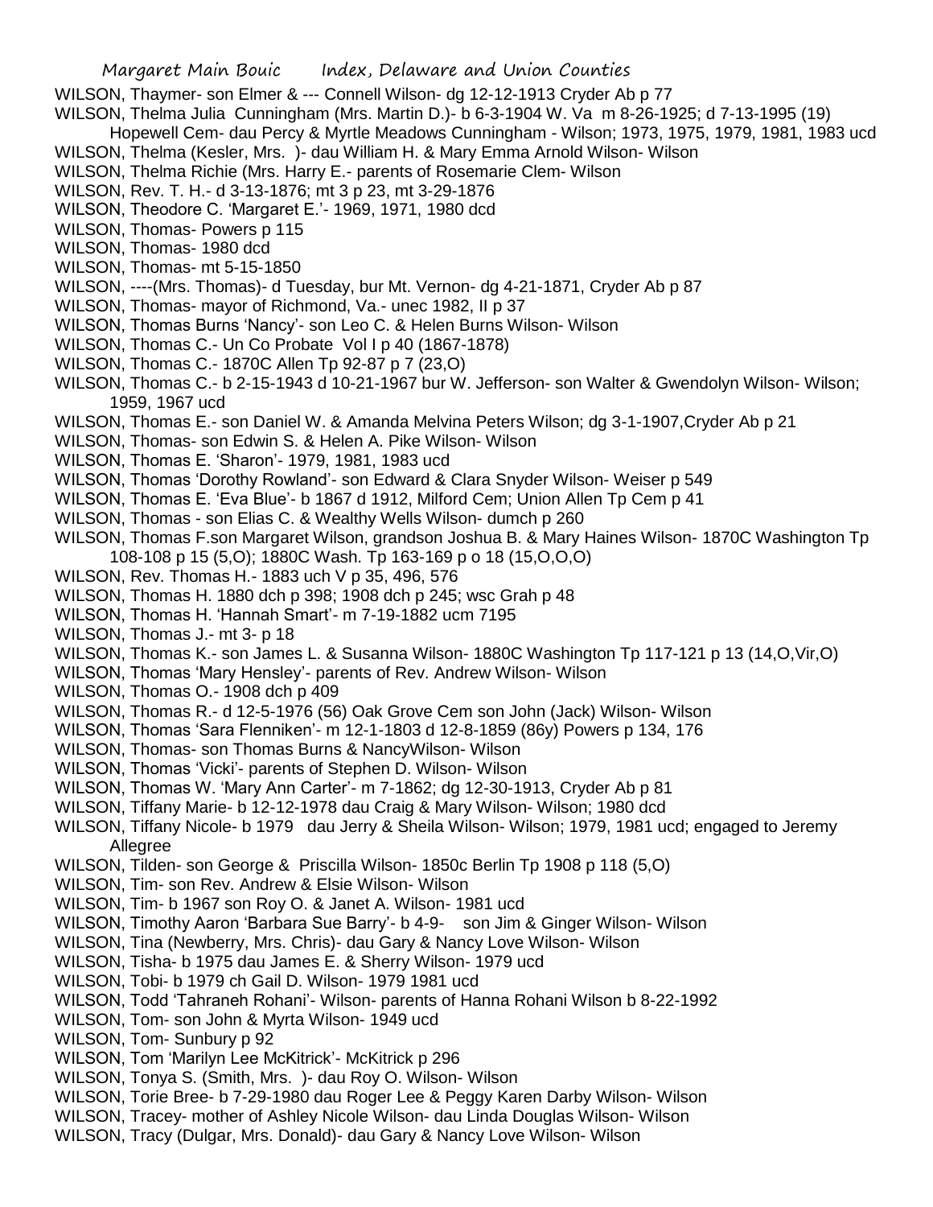WILSON, Thaymer- son Elmer & --- Connell Wilson- dg 12-12-1913 Cryder Ab p 77

WILSON, Thelma Julia Cunningham (Mrs. Martin D.)- b 6-3-1904 W. Va m 8-26-1925; d 7-13-1995 (19) Hopewell Cem- dau Percy & Myrtle Meadows Cunningham - Wilson; 1973, 1975, 1979, 1981, 1983 ucd

WILSON, Thelma (Kesler, Mrs. )- dau William H. & Mary Emma Arnold Wilson- Wilson

WILSON, Thelma Richie (Mrs. Harry E.- parents of Rosemarie Clem- Wilson

WILSON, Rev. T. H.- d 3-13-1876; mt 3 p 23, mt 3-29-1876

WILSON, Theodore C. 'Margaret E.'- 1969, 1971, 1980 dcd

WILSON, Thomas- Powers p 115

WILSON, Thomas- 1980 dcd

WILSON, Thomas- mt 5-15-1850

WILSON, ----(Mrs. Thomas)- d Tuesday, bur Mt. Vernon- dg 4-21-1871, Cryder Ab p 87

WILSON, Thomas- mayor of Richmond, Va.- unec 1982, II p 37

WILSON, Thomas Burns 'Nancy'- son Leo C. & Helen Burns Wilson- Wilson

WILSON, Thomas C.- Un Co Probate Vol I p 40 (1867-1878)

WILSON, Thomas C.- 1870C Allen Tp 92-87 p 7 (23,O)

WILSON, Thomas C.- b 2-15-1943 d 10-21-1967 bur W. Jefferson- son Walter & Gwendolyn Wilson- Wilson; 1959, 1967 ucd

WILSON, Thomas E.- son Daniel W. & Amanda Melvina Peters Wilson; dg 3-1-1907,Cryder Ab p 21

WILSON, Thomas- son Edwin S. & Helen A. Pike Wilson- Wilson

WILSON, Thomas E. 'Sharon'- 1979, 1981, 1983 ucd

WILSON, Thomas 'Dorothy Rowland'- son Edward & Clara Snyder Wilson- Weiser p 549

WILSON, Thomas E. 'Eva Blue'- b 1867 d 1912, Milford Cem; Union Allen Tp Cem p 41

WILSON, Thomas - son Elias C. & Wealthy Wells Wilson- dumch p 260

WILSON, Thomas F.son Margaret Wilson, grandson Joshua B. & Mary Haines Wilson- 1870C Washington Tp 108-108 p 15 (5,O); 1880C Wash. Tp 163-169 p o 18 (15,O,O,O)

WILSON, Rev. Thomas H.- 1883 uch V p 35, 496, 576

WILSON, Thomas H. 1880 dch p 398; 1908 dch p 245; wsc Grah p 48

WILSON, Thomas H. 'Hannah Smart'- m 7-19-1882 ucm 7195

WILSON, Thomas J.- mt 3- p 18

WILSON, Thomas K.- son James L. & Susanna Wilson- 1880C Washington Tp 117-121 p 13 (14,O,Vir,O)

WILSON, Thomas 'Mary Hensley'- parents of Rev. Andrew Wilson- Wilson

WILSON, Thomas O.- 1908 dch p 409

WILSON, Thomas R.- d 12-5-1976 (56) Oak Grove Cem son John (Jack) Wilson- Wilson

WILSON, Thomas 'Sara Flenniken'- m 12-1-1803 d 12-8-1859 (86y) Powers p 134, 176

WILSON, Thomas- son Thomas Burns & NancyWilson- Wilson

WILSON, Thomas 'Vicki'- parents of Stephen D. Wilson- Wilson

WILSON, Thomas W. 'Mary Ann Carter'- m 7-1862; dg 12-30-1913, Cryder Ab p 81

WILSON, Tiffany Marie- b 12-12-1978 dau Craig & Mary Wilson- Wilson; 1980 dcd

WILSON, Tiffany Nicole- b 1979 dau Jerry & Sheila Wilson- Wilson; 1979, 1981 ucd; engaged to Jeremy Allegree

WILSON, Tilden- son George & Priscilla Wilson- 1850c Berlin Tp 1908 p 118 (5,O)

WILSON, Tim- son Rev. Andrew & Elsie Wilson- Wilson

WILSON, Tim- b 1967 son Roy O. & Janet A. Wilson- 1981 ucd

WILSON, Timothy Aaron 'Barbara Sue Barry'- b 4-9- son Jim & Ginger Wilson- Wilson

WILSON, Tina (Newberry, Mrs. Chris)- dau Gary & Nancy Love Wilson- Wilson

WILSON, Tisha- b 1975 dau James E. & Sherry Wilson- 1979 ucd

WILSON, Tobi- b 1979 ch Gail D. Wilson- 1979 1981 ucd

WILSON, Todd 'Tahraneh Rohani'- Wilson- parents of Hanna Rohani Wilson b 8-22-1992

WILSON, Tom- son John & Myrta Wilson- 1949 ucd

WILSON, Tom- Sunbury p 92

WILSON, Tom 'Marilyn Lee McKitrick'- McKitrick p 296

WILSON, Tonya S. (Smith, Mrs. )- dau Roy O. Wilson- Wilson

WILSON, Torie Bree- b 7-29-1980 dau Roger Lee & Peggy Karen Darby Wilson- Wilson

WILSON, Tracey- mother of Ashley Nicole Wilson- dau Linda Douglas Wilson- Wilson

WILSON, Tracy (Dulgar, Mrs. Donald)- dau Gary & Nancy Love Wilson- Wilson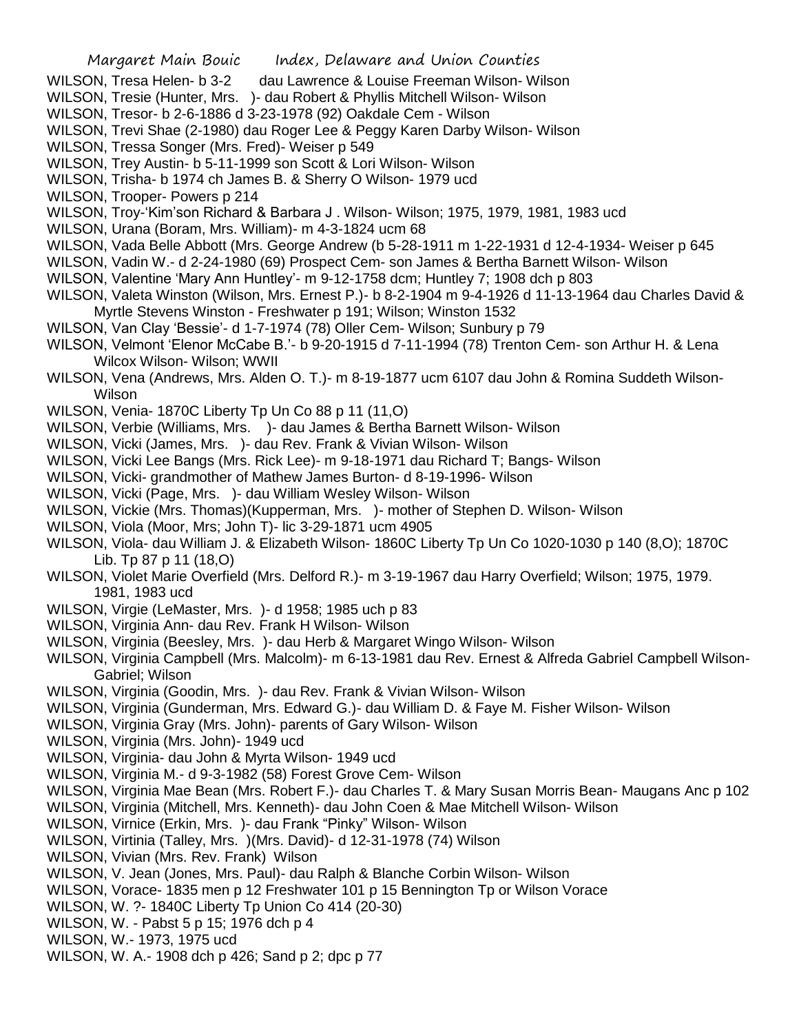WILSON, Tresa Helen- b 3-2 dau Lawrence & Louise Freeman Wilson- Wilson

WILSON, Tresie (Hunter, Mrs. )- dau Robert & Phyllis Mitchell Wilson- Wilson

WILSON, Tresor- b 2-6-1886 d 3-23-1978 (92) Oakdale Cem - Wilson

WILSON, Trevi Shae (2-1980) dau Roger Lee & Peggy Karen Darby Wilson- Wilson

WILSON, Tressa Songer (Mrs. Fred)- Weiser p 549

WILSON, Trey Austin- b 5-11-1999 son Scott & Lori Wilson- Wilson

WILSON, Trisha- b 1974 ch James B. & Sherry O Wilson- 1979 ucd

WILSON, Trooper- Powers p 214

WILSON, Troy-'Kim'son Richard & Barbara J . Wilson- Wilson; 1975, 1979, 1981, 1983 ucd

WILSON, Urana (Boram, Mrs. William)- m 4-3-1824 ucm 68

WILSON, Vada Belle Abbott (Mrs. George Andrew (b 5-28-1911 m 1-22-1931 d 12-4-1934- Weiser p 645

WILSON, Vadin W.- d 2-24-1980 (69) Prospect Cem- son James & Bertha Barnett Wilson- Wilson

WILSON, Valentine 'Mary Ann Huntley'- m 9-12-1758 dcm; Huntley 7; 1908 dch p 803

WILSON, Valeta Winston (Wilson, Mrs. Ernest P.)- b 8-2-1904 m 9-4-1926 d 11-13-1964 dau Charles David & Myrtle Stevens Winston - Freshwater p 191; Wilson; Winston 1532

WILSON, Van Clay 'Bessie'- d 1-7-1974 (78) Oller Cem- Wilson; Sunbury p 79

WILSON, Velmont 'Elenor McCabe B.'- b 9-20-1915 d 7-11-1994 (78) Trenton Cem- son Arthur H. & Lena Wilcox Wilson- Wilson; WWII

WILSON, Vena (Andrews, Mrs. Alden O. T.)- m 8-19-1877 ucm 6107 dau John & Romina Suddeth Wilson- Wilson

WILSON, Venia- 1870C Liberty Tp Un Co 88 p 11 (11,O)

WILSON, Verbie (Williams, Mrs. )- dau James & Bertha Barnett Wilson- Wilson

WILSON, Vicki (James, Mrs. )- dau Rev. Frank & Vivian Wilson- Wilson

WILSON, Vicki Lee Bangs (Mrs. Rick Lee)- m 9-18-1971 dau Richard T; Bangs- Wilson

WILSON, Vicki- grandmother of Mathew James Burton- d 8-19-1996- Wilson

WILSON, Vicki (Page, Mrs. )- dau William Wesley Wilson- Wilson

WILSON, Vickie (Mrs. Thomas)(Kupperman, Mrs. )- mother of Stephen D. Wilson- Wilson

WILSON, Viola (Moor, Mrs; John T)- lic 3-29-1871 ucm 4905

WILSON, Viola- dau William J. & Elizabeth Wilson- 1860C Liberty Tp Un Co 1020-1030 p 140 (8,O); 1870C Lib. Tp 87 p 11 (18,O)

WILSON, Violet Marie Overfield (Mrs. Delford R.)- m 3-19-1967 dau Harry Overfield; Wilson; 1975, 1979. 1981, 1983 ucd

WILSON, Virgie (LeMaster, Mrs. )- d 1958; 1985 uch p 83

WILSON, Virginia Ann- dau Rev. Frank H Wilson- Wilson

WILSON, Virginia (Beesley, Mrs. )- dau Herb & Margaret Wingo Wilson- Wilson

WILSON, Virginia Campbell (Mrs. Malcolm)- m 6-13-1981 dau Rev. Ernest & Alfreda Gabriel Campbell Wilson- Gabriel; Wilson

WILSON, Virginia (Goodin, Mrs. )- dau Rev. Frank & Vivian Wilson- Wilson

WILSON, Virginia (Gunderman, Mrs. Edward G.)- dau William D. & Faye M. Fisher Wilson- Wilson

WILSON, Virginia Gray (Mrs. John)- parents of Gary Wilson- Wilson

WILSON, Virginia (Mrs. John)- 1949 ucd

WILSON, Virginia- dau John & Myrta Wilson- 1949 ucd

WILSON, Virginia M.- d 9-3-1982 (58) Forest Grove Cem- Wilson

WILSON, Virginia Mae Bean (Mrs. Robert F.)- dau Charles T. & Mary Susan Morris Bean- Maugans Anc p 102

WILSON, Virginia (Mitchell, Mrs. Kenneth)- dau John Coen & Mae Mitchell Wilson- Wilson

WILSON, Virnice (Erkin, Mrs. )- dau Frank "Pinky" Wilson- Wilson

WILSON, Virtinia (Talley, Mrs. )(Mrs. David)- d 12-31-1978 (74) Wilson

WILSON, Vivian (Mrs. Rev. Frank) Wilson

WILSON, V. Jean (Jones, Mrs. Paul)- dau Ralph & Blanche Corbin Wilson- Wilson

WILSON, Vorace- 1835 men p 12 Freshwater 101 p 15 Bennington Tp or Wilson Vorace

WILSON, W. ?- 1840C Liberty Tp Union Co 414 (20-30)

WILSON, W. - Pabst 5 p 15; 1976 dch p 4

WILSON, W.- 1973, 1975 ucd

WILSON, W. A.- 1908 dch p 426; Sand p 2; dpc p 77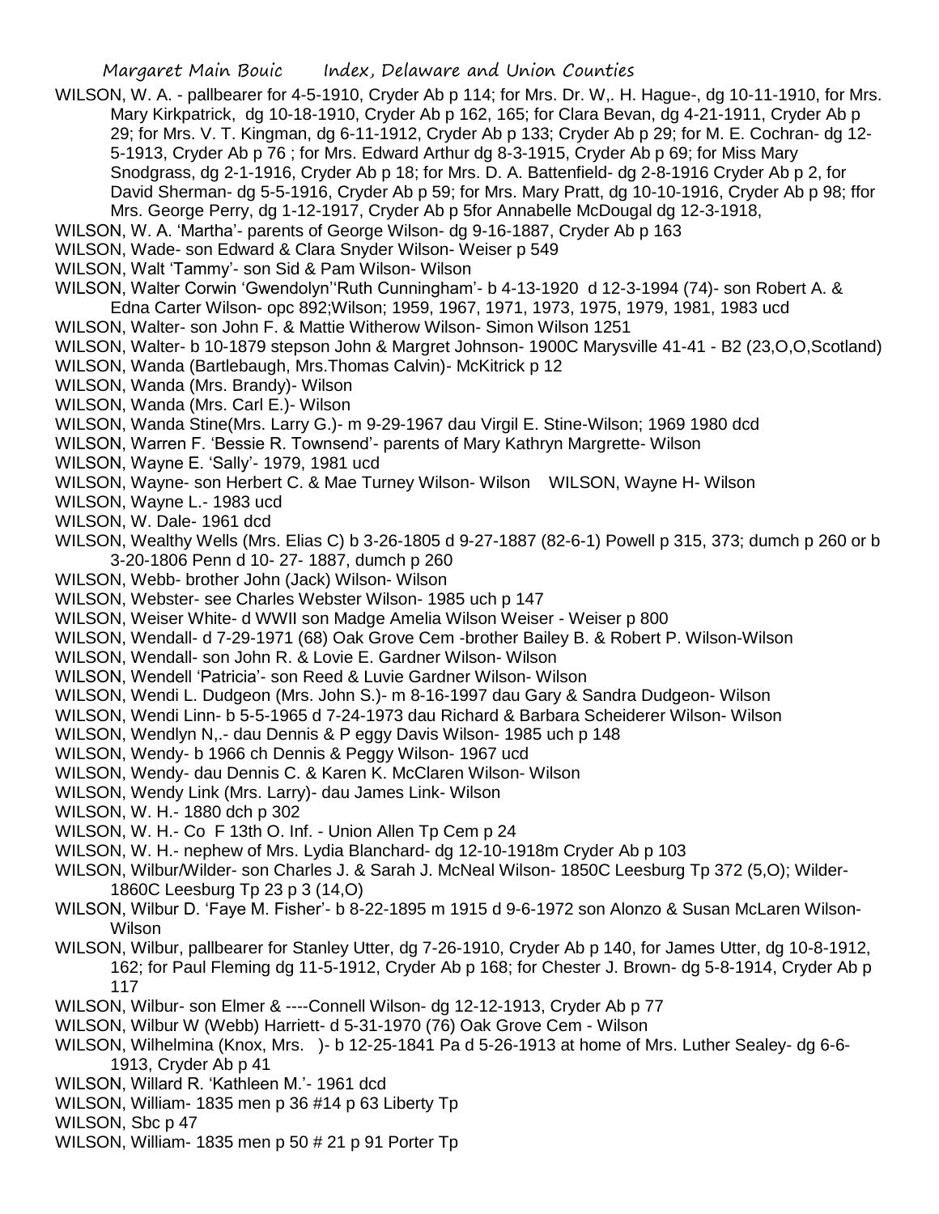WILSON, W. A. - pallbearer for 4-5-1910, Cryder Ab p 114; for Mrs. Dr. W,. H. Hague-, dg 10-11-1910, for Mrs. Mary Kirkpatrick, dg 10-18-1910, Cryder Ab p 162, 165; for Clara Bevan, dg 4-21-1911, Cryder Ab p 29; for Mrs. V. T. Kingman, dg 6-11-1912, Cryder Ab p 133; Cryder Ab p 29; for M. E. Cochran- dg 12-5-1913, Cryder Ab p 76 ; for Mrs. Edward Arthur dg 8-3-1915, Cryder Ab p 69; for Miss Mary Snodgrass, dg 2-1-1916, Cryder Ab p 18; for Mrs. D. A. Battenfield- dg 2-8-1916 Cryder Ab p 2, for David Sherman- dg 5-5-1916, Cryder Ab p 59; for Mrs. Mary Pratt, dg 10-10-1916, Cryder Ab p 98; ffor Mrs. George Perry, dg 1-12-1917, Cryder Ab p 5for Annabelle McDougal dg 12-3-1918,

WILSON, W. A. 'Martha'- parents of George Wilson- dg 9-16-1887, Cryder Ab p 163

WILSON, Wade- son Edward & Clara Snyder Wilson- Weiser p 549

WILSON, Walt 'Tammy'- son Sid & Pam Wilson- Wilson

WILSON, Walter Corwin 'Gwendolyn''Ruth Cunningham'- b 4-13-1920 d 12-3-1994 (74)- son Robert A. & Edna Carter Wilson- opc 892;Wilson; 1959, 1967, 1971, 1973, 1975, 1979, 1981, 1983 ucd

WILSON, Walter- son John F. & Mattie Witherow Wilson- Simon Wilson 1251

WILSON, Walter- b 10-1879 stepson John & Margret Johnson- 1900C Marysville 41-41 - B2 (23,O,O,Scotland)

WILSON, Wanda (Bartlebaugh, Mrs.Thomas Calvin)- McKitrick p 12

WILSON, Wanda (Mrs. Brandy)- Wilson

WILSON, Wanda (Mrs. Carl E.)- Wilson

WILSON, Wanda Stine(Mrs. Larry G.)- m 9-29-1967 dau Virgil E. Stine-Wilson; 1969 1980 dcd

WILSON, Warren F. 'Bessie R. Townsend'- parents of Mary Kathryn Margrette- Wilson

WILSON, Wayne E. 'Sally'- 1979, 1981 ucd

WILSON, Wayne- son Herbert C. & Mae Turney Wilson- Wilson    WILSON, Wayne H- Wilson

WILSON, Wayne L.- 1983 ucd

WILSON, W. Dale- 1961 dcd

WILSON, Wealthy Wells (Mrs. Elias C) b 3-26-1805 d 9-27-1887 (82-6-1) Powell p 315, 373; dumch p 260 or b 3-20-1806 Penn d 10- 27- 1887, dumch p 260

WILSON, Webb- brother John (Jack) Wilson- Wilson

WILSON, Webster- see Charles Webster Wilson- 1985 uch p 147

WILSON, Weiser White- d WWII son Madge Amelia Wilson Weiser - Weiser p 800

WILSON, Wendall- d 7-29-1971 (68) Oak Grove Cem -brother Bailey B. & Robert P. Wilson-Wilson

WILSON, Wendall- son John R. & Lovie E. Gardner Wilson- Wilson

WILSON, Wendell 'Patricia'- son Reed & Luvie Gardner Wilson- Wilson

WILSON, Wendi L. Dudgeon (Mrs. John S.)- m 8-16-1997 dau Gary & Sandra Dudgeon- Wilson

WILSON, Wendi Linn- b 5-5-1965 d 7-24-1973 dau Richard & Barbara Scheiderer Wilson- Wilson

WILSON, Wendlyn N,.- dau Dennis & P eggy Davis Wilson- 1985 uch p 148

WILSON, Wendy- b 1966 ch Dennis & Peggy Wilson- 1967 ucd

WILSON, Wendy- dau Dennis C. & Karen K. McClaren Wilson- Wilson

WILSON, Wendy Link (Mrs. Larry)- dau James Link- Wilson

WILSON, W. H.- 1880 dch p 302

WILSON, W. H.- Co F 13th O. Inf. - Union Allen Tp Cem p 24

WILSON, W. H.- nephew of Mrs. Lydia Blanchard- dg 12-10-1918m Cryder Ab p 103

WILSON, Wilbur/Wilder- son Charles J. & Sarah J. McNeal Wilson- 1850C Leesburg Tp 372 (5,O); Wilder-1860C Leesburg Tp 23 p 3 (14,O)

WILSON, Wilbur D. 'Faye M. Fisher'- b 8-22-1895 m 1915 d 9-6-1972 son Alonzo & Susan McLaren Wilson-Wilson

WILSON, Wilbur, pallbearer for Stanley Utter, dg 7-26-1910, Cryder Ab p 140, for James Utter, dg 10-8-1912, 162; for Paul Fleming dg 11-5-1912, Cryder Ab p 168; for Chester J. Brown- dg 5-8-1914, Cryder Ab p 117

WILSON, Wilbur- son Elmer & ----Connell Wilson- dg 12-12-1913, Cryder Ab p 77

WILSON, Wilbur W (Webb) Harriett- d 5-31-1970 (76) Oak Grove Cem - Wilson

WILSON, Wilhelmina (Knox, Mrs. )- b 12-25-1841 Pa d 5-26-1913 at home of Mrs. Luther Sealey- dg 6-6-1913, Cryder Ab p 41

WILSON, Willard R. 'Kathleen M.'- 1961 dcd

WILSON, William- 1835 men p 36 #14 p 63 Liberty Tp

WILSON, Sbc p 47

WILSON, William- 1835 men p 50 # 21 p 91 Porter Tp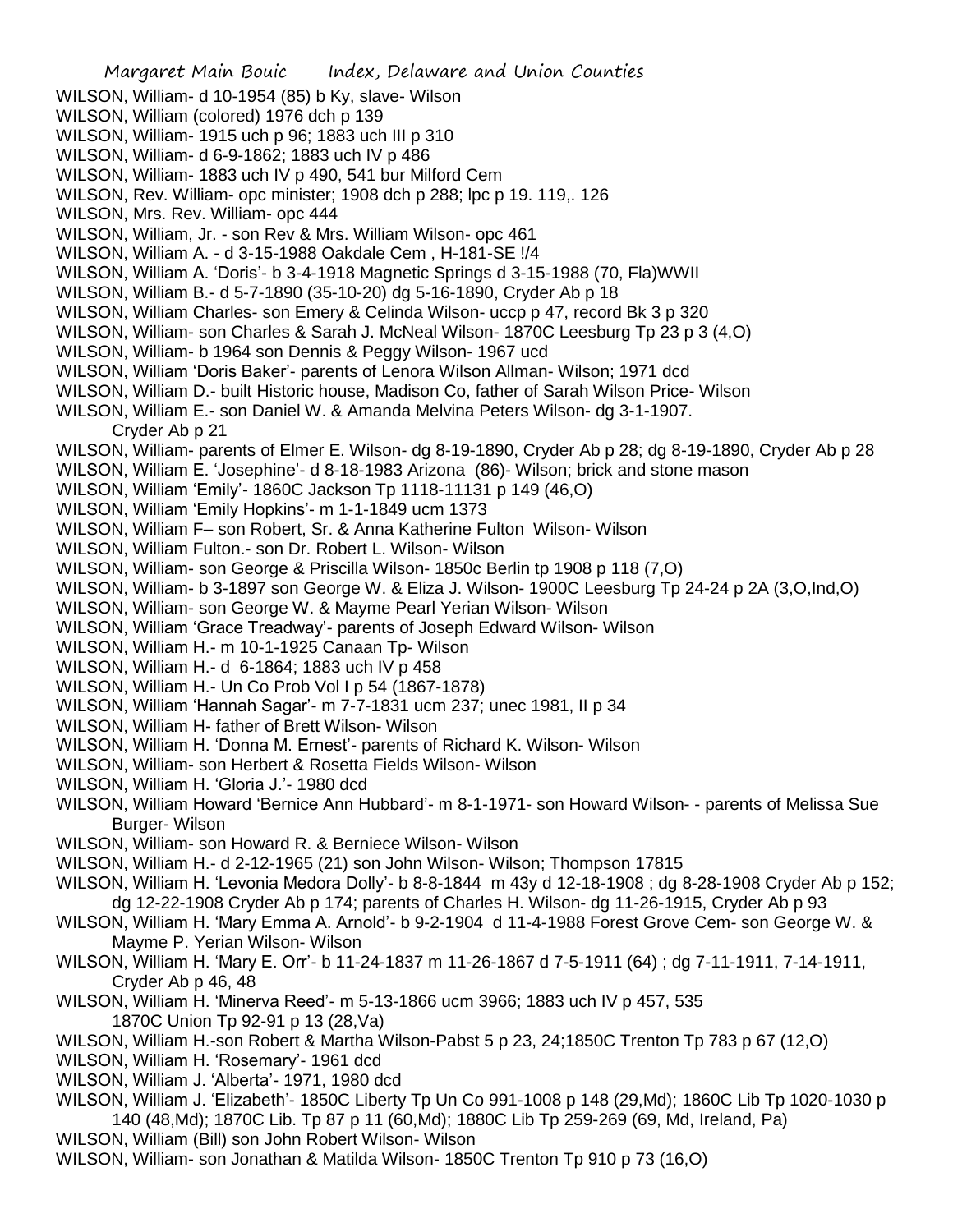WILSON, William- d 10-1954 (85) b Ky, slave- Wilson
WILSON, William (colored) 1976 dch p 139
WILSON, William- 1915 uch p 96; 1883 uch III p 310
WILSON, William- d 6-9-1862; 1883 uch IV p 486
WILSON, William- 1883 uch IV p 490, 541 bur Milford Cem
WILSON, Rev. William- opc minister; 1908 dch p 288; lpc p 19. 119,. 126
WILSON, Mrs. Rev. William- opc 444
WILSON, William, Jr. - son Rev & Mrs. William Wilson- opc 461
WILSON, William A. - d 3-15-1988 Oakdale Cem , H-181-SE !/4
WILSON, William A. 'Doris'- b 3-4-1918 Magnetic Springs d 3-15-1988 (70, Fla)WWII
WILSON, William B.- d 5-7-1890 (35-10-20) dg 5-16-1890, Cryder Ab p 18
WILSON, William Charles- son Emery & Celinda Wilson- uccp p 47, record Bk 3 p 320
WILSON, William- son Charles & Sarah J. McNeal Wilson- 1870C Leesburg Tp 23 p 3 (4,O)
WILSON, William- b 1964 son Dennis & Peggy Wilson- 1967 ucd
WILSON, William 'Doris Baker'- parents of Lenora Wilson Allman- Wilson; 1971 dcd
WILSON, William D.- built Historic house, Madison Co, father of Sarah Wilson Price- Wilson
WILSON, William E.- son Daniel W. & Amanda Melvina Peters Wilson- dg 3-1-1907. Cryder Ab p 21
WILSON, William- parents of Elmer E. Wilson- dg 8-19-1890, Cryder Ab p 28; dg 8-19-1890, Cryder Ab p 28
WILSON, William E. 'Josephine'- d 8-18-1983 Arizona (86)- Wilson; brick and stone mason
WILSON, William 'Emily'- 1860C Jackson Tp 1118-11131 p 149 (46,O)
WILSON, William 'Emily Hopkins'- m 1-1-1849 ucm 1373
WILSON, William F– son Robert, Sr. & Anna Katherine Fulton Wilson- Wilson
WILSON, William Fulton.- son Dr. Robert L. Wilson- Wilson
WILSON, William- son George & Priscilla Wilson- 1850c Berlin tp 1908 p 118 (7,O)
WILSON, William- b 3-1897 son George W. & Eliza J. Wilson- 1900C Leesburg Tp 24-24 p 2A (3,O,Ind,O)
WILSON, William- son George W. & Mayme Pearl Yerian Wilson- Wilson
WILSON, William 'Grace Treadway'- parents of Joseph Edward Wilson- Wilson
WILSON, William H.- m 10-1-1925 Canaan Tp- Wilson
WILSON, William H.- d 6-1864; 1883 uch IV p 458
WILSON, William H.- Un Co Prob Vol I p 54 (1867-1878)
WILSON, William 'Hannah Sagar'- m 7-7-1831 ucm 237; unec 1981, II p 34
WILSON, William H- father of Brett Wilson- Wilson
WILSON, William H. 'Donna M. Ernest'- parents of Richard K. Wilson- Wilson
WILSON, William- son Herbert & Rosetta Fields Wilson- Wilson
WILSON, William H. 'Gloria J.'- 1980 dcd
WILSON, William Howard 'Bernice Ann Hubbard'- m 8-1-1971- son Howard Wilson- - parents of Melissa Sue Burger- Wilson
WILSON, William- son Howard R. & Berniece Wilson- Wilson
WILSON, William H.- d 2-12-1965 (21) son John Wilson- Wilson; Thompson 17815
WILSON, William H. 'Levonia Medora Dolly'- b 8-8-1844 m 43y d 12-18-1908 ; dg 8-28-1908 Cryder Ab p 152; dg 12-22-1908 Cryder Ab p 174; parents of Charles H. Wilson- dg 11-26-1915, Cryder Ab p 93
WILSON, William H. 'Mary Emma A. Arnold'- b 9-2-1904 d 11-4-1988 Forest Grove Cem- son George W. & Mayme P. Yerian Wilson- Wilson
WILSON, William H. 'Mary E. Orr'- b 11-24-1837 m 11-26-1867 d 7-5-1911 (64) ; dg 7-11-1911, 7-14-1911, Cryder Ab p 46, 48
WILSON, William H. 'Minerva Reed'- m 5-13-1866 ucm 3966; 1883 uch IV p 457, 535 1870C Union Tp 92-91 p 13 (28,Va)
WILSON, William H.-son Robert & Martha Wilson-Pabst 5 p 23, 24;1850C Trenton Tp 783 p 67 (12,O)
WILSON, William H. 'Rosemary'- 1961 dcd
WILSON, William J. 'Alberta'- 1971, 1980 dcd
WILSON, William J. 'Elizabeth'- 1850C Liberty Tp Un Co 991-1008 p 148 (29,Md); 1860C Lib Tp 1020-1030 p 140 (48,Md); 1870C Lib. Tp 87 p 11 (60,Md); 1880C Lib Tp 259-269 (69, Md, Ireland, Pa)
WILSON, William (Bill) son John Robert Wilson- Wilson
WILSON, William- son Jonathan & Matilda Wilson- 1850C Trenton Tp 910 p 73 (16,O)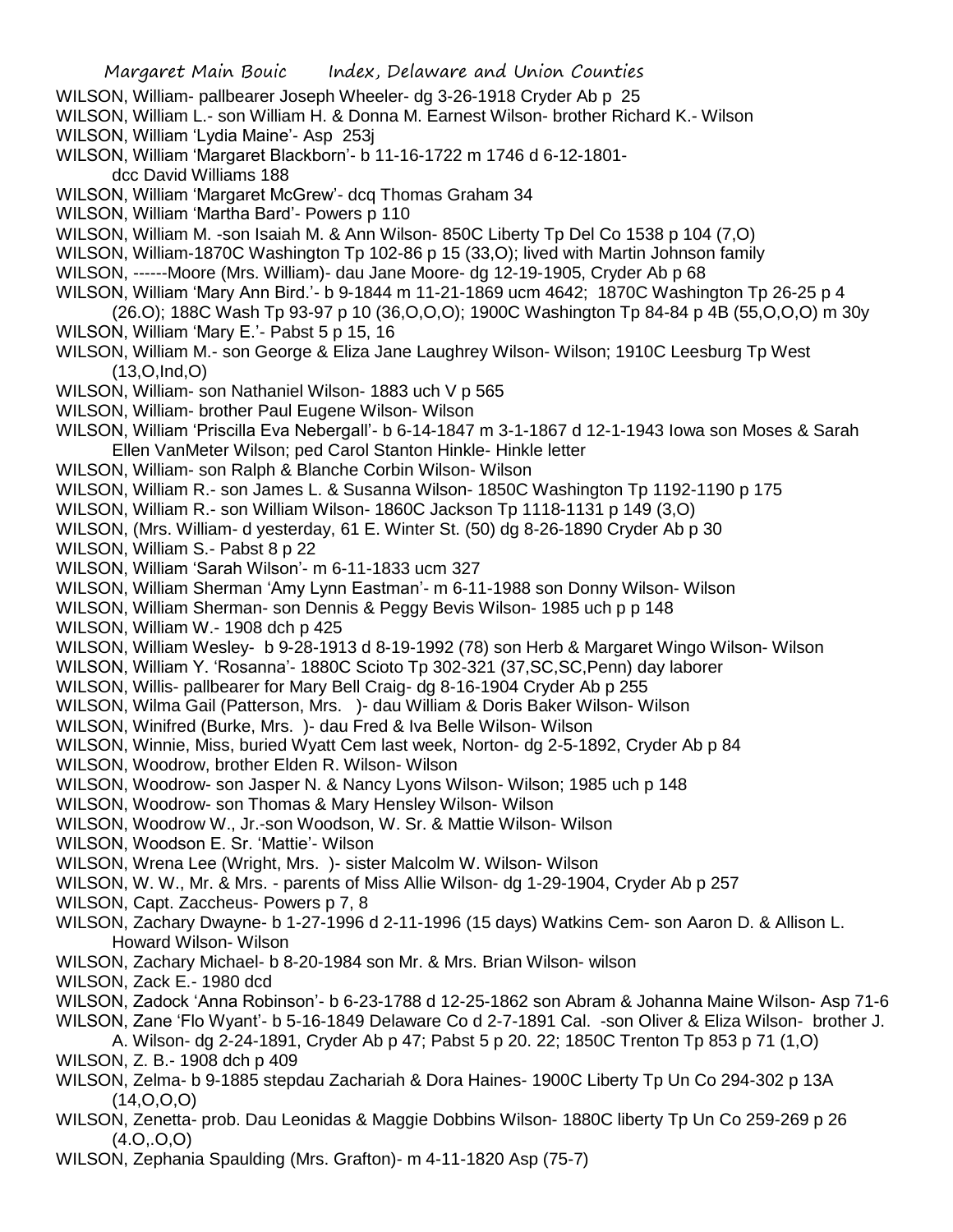WILSON, William- pallbearer Joseph Wheeler- dg 3-26-1918 Cryder Ab p 25

WILSON, William L.- son William H. & Donna M. Earnest Wilson- brother Richard K.- Wilson

WILSON, William 'Lydia Maine'- Asp 253j

WILSON, William 'Margaret Blackborn'- b 11-16-1722 m 1746 d 6-12-1801- dcc David Williams 188

WILSON, William 'Margaret McGrew'- dcq Thomas Graham 34

WILSON, William 'Martha Bard'- Powers p 110

WILSON, William M. -son Isaiah M. & Ann Wilson- 850C Liberty Tp Del Co 1538 p 104 (7,O)

WILSON, William-1870C Washington Tp 102-86 p 15 (33,O); lived with Martin Johnson family

WILSON, ------Moore (Mrs. William)- dau Jane Moore- dg 12-19-1905, Cryder Ab p 68

WILSON, William 'Mary Ann Bird.'- b 9-1844 m 11-21-1869 ucm 4642; 1870C Washington Tp 26-25 p 4 (26.O); 188C Wash Tp 93-97 p 10 (36,O,O,O); 1900C Washington Tp 84-84 p 4B (55,O,O,O) m 30y

WILSON, William 'Mary E.'- Pabst 5 p 15, 16

WILSON, William M.- son George & Eliza Jane Laughrey Wilson- Wilson; 1910C Leesburg Tp West (13,O,Ind,O)

WILSON, William- son Nathaniel Wilson- 1883 uch V p 565

WILSON, William- brother Paul Eugene Wilson- Wilson

WILSON, William 'Priscilla Eva Nebergall'- b 6-14-1847 m 3-1-1867 d 12-1-1943 Iowa son Moses & Sarah Ellen VanMeter Wilson; ped Carol Stanton Hinkle- Hinkle letter

WILSON, William- son Ralph & Blanche Corbin Wilson- Wilson

WILSON, William R.- son James L. & Susanna Wilson- 1850C Washington Tp 1192-1190 p 175

WILSON, William R.- son William Wilson- 1860C Jackson Tp 1118-1131 p 149 (3,O)

WILSON, (Mrs. William- d yesterday, 61 E. Winter St. (50) dg 8-26-1890 Cryder Ab p 30

WILSON, William S.- Pabst 8 p 22

WILSON, William 'Sarah Wilson'- m 6-11-1833 ucm 327

WILSON, William Sherman 'Amy Lynn Eastman'- m 6-11-1988 son Donny Wilson- Wilson

WILSON, William Sherman- son Dennis & Peggy Bevis Wilson- 1985 uch p p 148

WILSON, William W.- 1908 dch p 425

WILSON, William Wesley- b 9-28-1913 d 8-19-1992 (78) son Herb & Margaret Wingo Wilson- Wilson

WILSON, William Y. 'Rosanna'- 1880C Scioto Tp 302-321 (37,SC,SC,Penn) day laborer

WILSON, Willis- pallbearer for Mary Bell Craig- dg 8-16-1904 Cryder Ab p 255

WILSON, Wilma Gail (Patterson, Mrs. )- dau William & Doris Baker Wilson- Wilson

WILSON, Winifred (Burke, Mrs. )- dau Fred & Iva Belle Wilson- Wilson

WILSON, Winnie, Miss, buried Wyatt Cem last week, Norton- dg 2-5-1892, Cryder Ab p 84

WILSON, Woodrow, brother Elden R. Wilson- Wilson

WILSON, Woodrow- son Jasper N. & Nancy Lyons Wilson- Wilson; 1985 uch p 148

WILSON, Woodrow- son Thomas & Mary Hensley Wilson- Wilson

WILSON, Woodrow W., Jr.-son Woodson, W. Sr. & Mattie Wilson- Wilson

WILSON, Woodson E. Sr. 'Mattie'- Wilson

WILSON, Wrena Lee (Wright, Mrs. )- sister Malcolm W. Wilson- Wilson

WILSON, W. W., Mr. & Mrs. - parents of Miss Allie Wilson- dg 1-29-1904, Cryder Ab p 257

WILSON, Capt. Zaccheus- Powers p 7, 8

WILSON, Zachary Dwayne- b 1-27-1996 d 2-11-1996 (15 days) Watkins Cem- son Aaron D. & Allison L. Howard Wilson- Wilson

WILSON, Zachary Michael- b 8-20-1984 son Mr. & Mrs. Brian Wilson- wilson

WILSON, Zack E.- 1980 dcd

WILSON, Zadock 'Anna Robinson'- b 6-23-1788 d 12-25-1862 son Abram & Johanna Maine Wilson- Asp 71-6

WILSON, Zane 'Flo Wyant'- b 5-16-1849 Delaware Co d 2-7-1891 Cal. -son Oliver & Eliza Wilson- brother J. A. Wilson- dg 2-24-1891, Cryder Ab p 47; Pabst 5 p 20. 22; 1850C Trenton Tp 853 p 71 (1,O)

WILSON, Z. B.- 1908 dch p 409

WILSON, Zelma- b 9-1885 stepdau Zachariah & Dora Haines- 1900C Liberty Tp Un Co 294-302 p 13A (14,O,O,O)

WILSON, Zenetta- prob. Dau Leonidas & Maggie Dobbins Wilson- 1880C liberty Tp Un Co 259-269 p 26 (4.O,.O,O)

WILSON, Zephania Spaulding (Mrs. Grafton)- m 4-11-1820 Asp (75-7)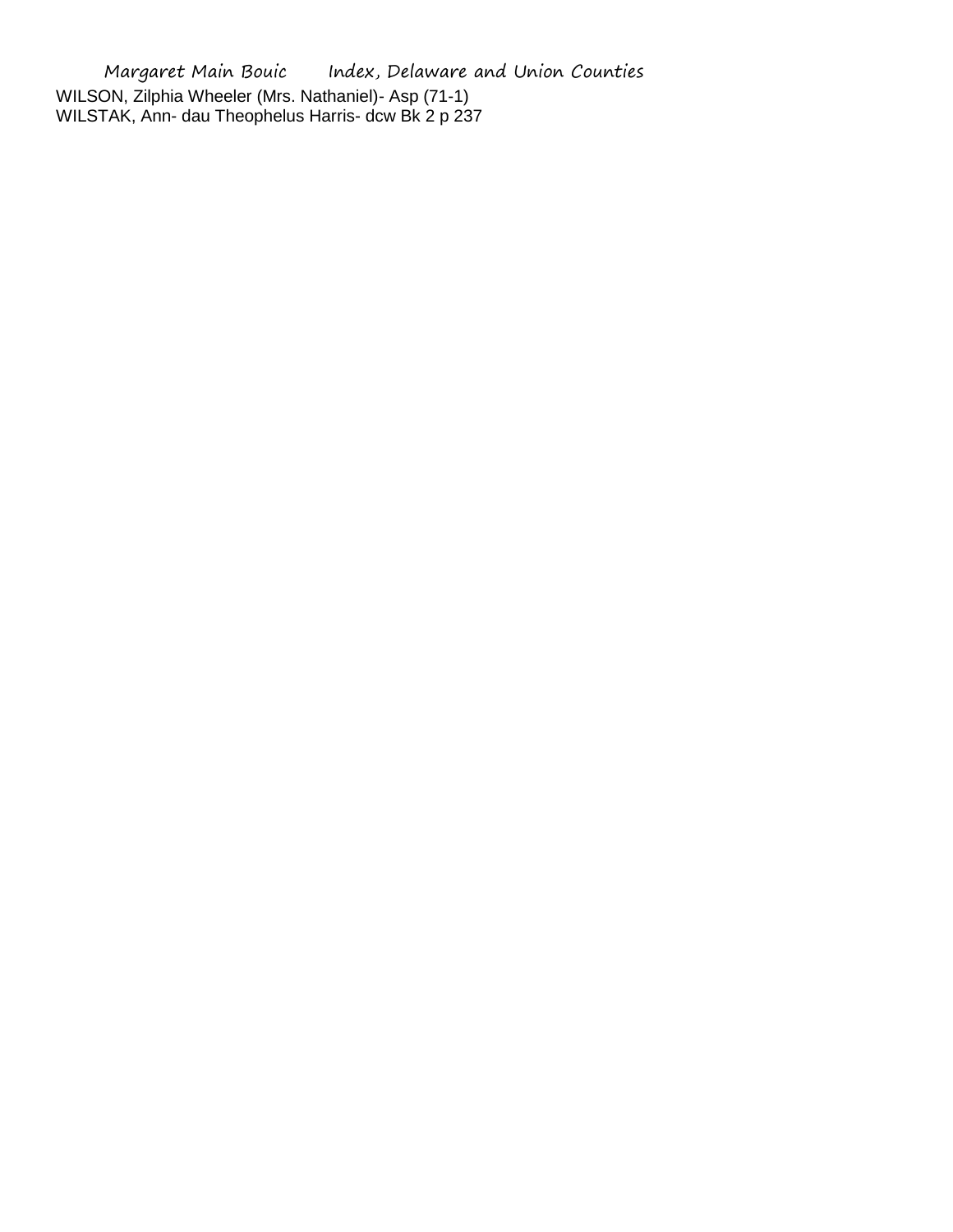WILSON, Zilphia Wheeler (Mrs. Nathaniel)- Asp (71-1)
WILSTAK, Ann- dau Theophelus Harris- dcw Bk 2 p 237